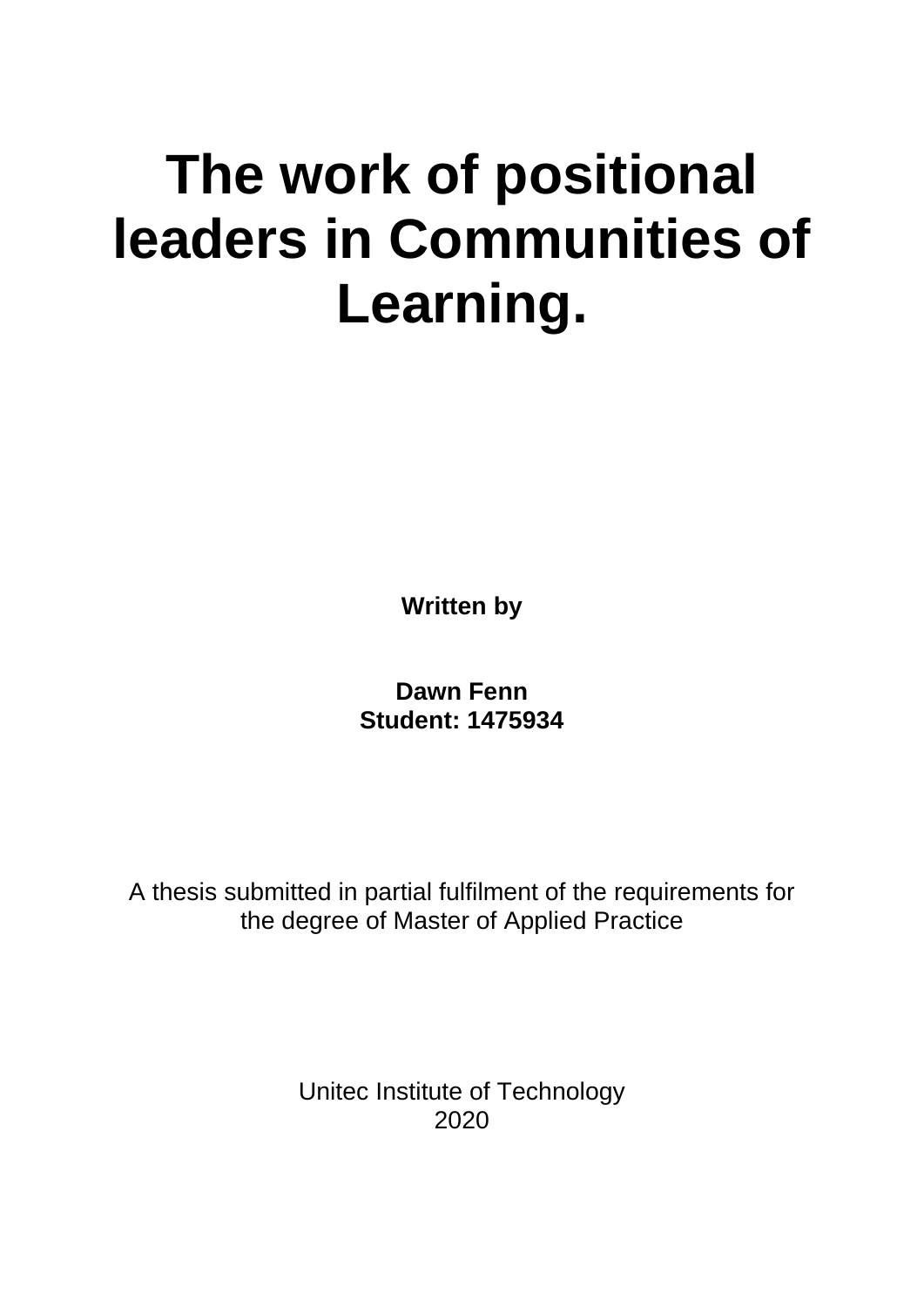# The work of positional leaders in Communities of Learning.

**Written by**

**Dawn Fenn**
**Student: 1475934**

A thesis submitted in partial fulfilment of the requirements for the degree of Master of Applied Practice

Unitec Institute of Technology
2020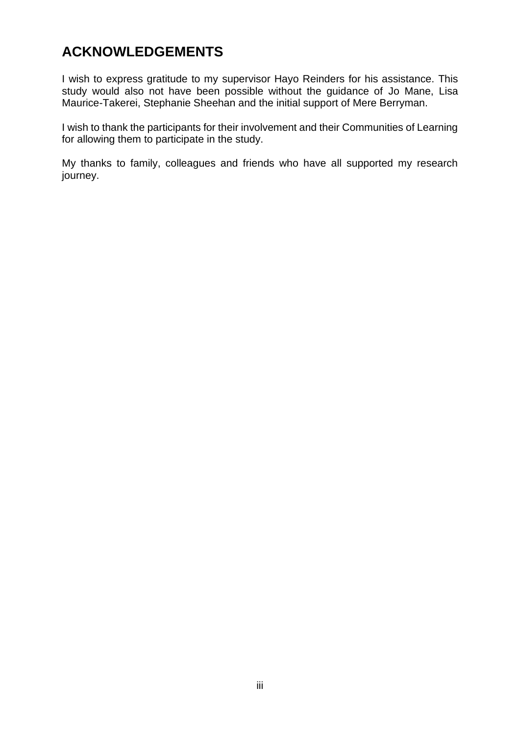# ACKNOWLEDGEMENTS

I wish to express gratitude to my supervisor Hayo Reinders for his assistance. This study would also not have been possible without the guidance of Jo Mane, Lisa Maurice-Takerei, Stephanie Sheehan and the initial support of Mere Berryman.

I wish to thank the participants for their involvement and their Communities of Learning for allowing them to participate in the study.

My thanks to family, colleagues and friends who have all supported my research journey.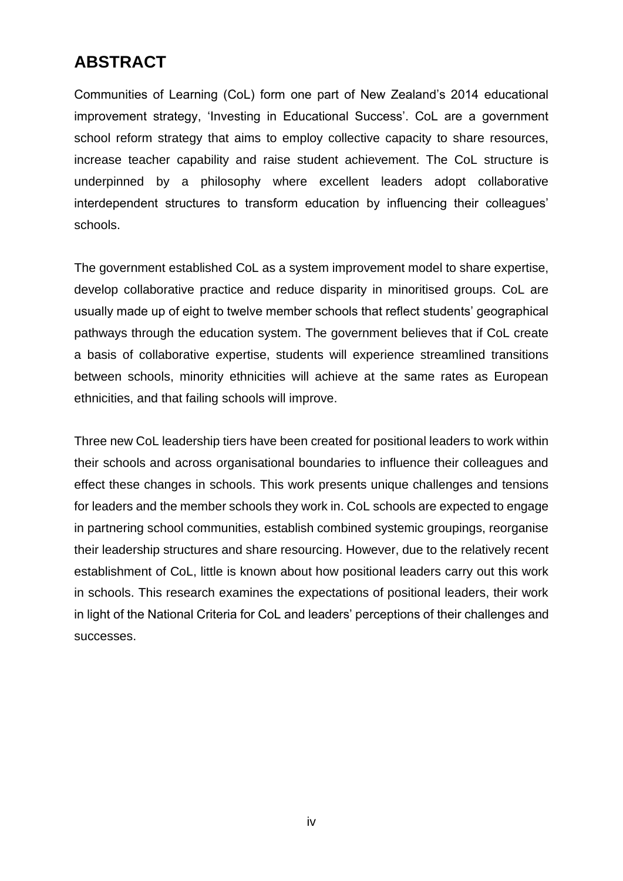## ABSTRACT

Communities of Learning (CoL) form one part of New Zealand's 2014 educational improvement strategy, 'Investing in Educational Success'. CoL are a government school reform strategy that aims to employ collective capacity to share resources, increase teacher capability and raise student achievement. The CoL structure is underpinned by a philosophy where excellent leaders adopt collaborative interdependent structures to transform education by influencing their colleagues' schools.

The government established CoL as a system improvement model to share expertise, develop collaborative practice and reduce disparity in minoritised groups. CoL are usually made up of eight to twelve member schools that reflect students' geographical pathways through the education system. The government believes that if CoL create a basis of collaborative expertise, students will experience streamlined transitions between schools, minority ethnicities will achieve at the same rates as European ethnicities, and that failing schools will improve.

Three new CoL leadership tiers have been created for positional leaders to work within their schools and across organisational boundaries to influence their colleagues and effect these changes in schools. This work presents unique challenges and tensions for leaders and the member schools they work in. CoL schools are expected to engage in partnering school communities, establish combined systemic groupings, reorganise their leadership structures and share resourcing. However, due to the relatively recent establishment of CoL, little is known about how positional leaders carry out this work in schools. This research examines the expectations of positional leaders, their work in light of the National Criteria for CoL and leaders' perceptions of their challenges and successes.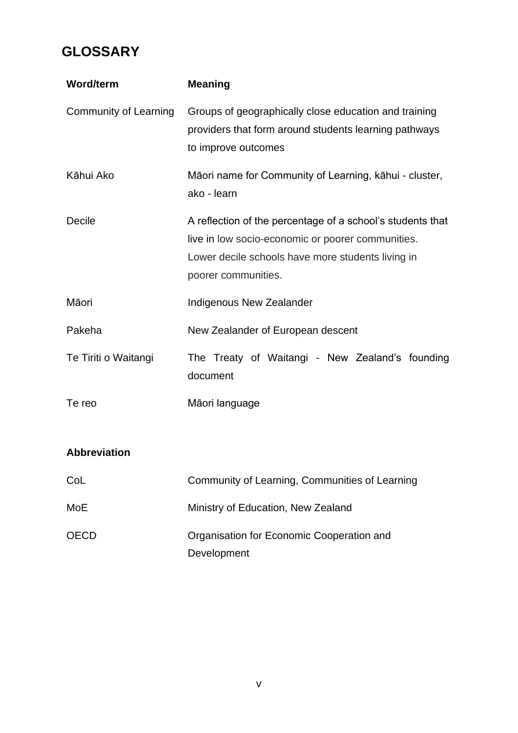# GLOSSARY

| **Word/term** | **Meaning** |
| --- | --- |
| Community of Learning | Groups of geographically close education and training providers that form around students learning pathways to improve outcomes |
| Kāhui Ako | Māori name for Community of Learning, kāhui - cluster, ako - learn |
| Decile | A reflection of the percentage of a school's students that live in low socio-economic or poorer communities. Lower decile schools have more students living in poorer communities. |
| Māori | Indigenous New Zealander |
| Pakeha | New Zealander of European descent |
| Te Tiriti o Waitangi | The Treaty of Waitangi - New Zealand's founding document |
| Te reo | Māori language |

| **Abbreviation** | |
| --- | --- |
| CoL | Community of Learning, Communities of Learning |
| MoE | Ministry of Education, New Zealand |
| OECD | Organisation for Economic Cooperation and Development |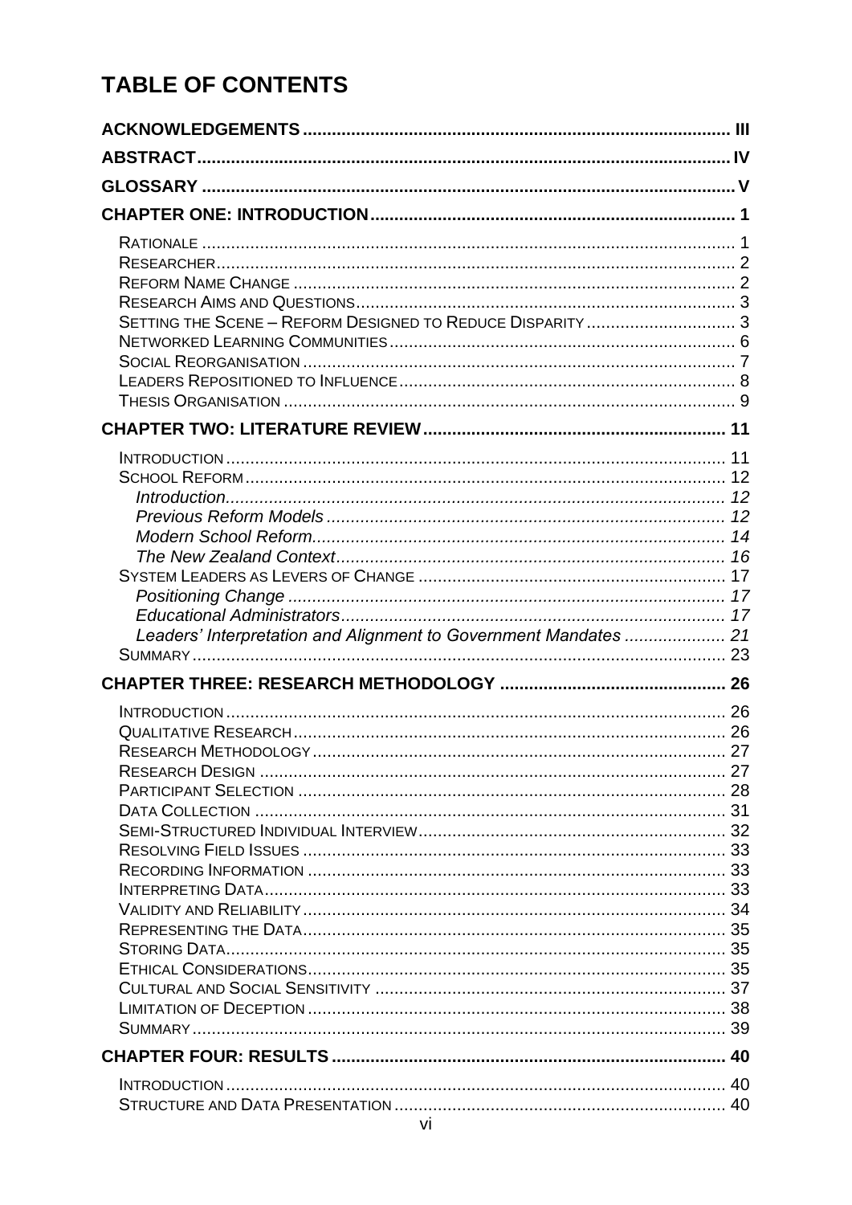# TABLE OF CONTENTS

**ACKNOWLEDGEMENTS** ........ III

**ABSTRACT** ........ IV

**GLOSSARY** ........ V

**CHAPTER ONE: INTRODUCTION** ........ 1

- Rationale ........ 1
- Researcher ........ 2
- Reform Name Change ........ 2
- Research Aims and Questions ........ 3
- Setting the Scene – Reform Designed to Reduce Disparity ........ 3
- Networked Learning Communities ........ 6
- Social Reorganisation ........ 7
- Leaders Repositioned to Influence ........ 8
- Thesis Organisation ........ 9

**CHAPTER TWO: LITERATURE REVIEW** ........ 11

- Introduction ........ 11
- School Reform ........ 12
  - *Introduction* ........ 12
  - *Previous Reform Models* ........ 12
  - *Modern School Reform* ........ 14
  - *The New Zealand Context* ........ 16
- System Leaders as Levers of Change ........ 17
  - *Positioning Change* ........ 17
  - *Educational Administrators* ........ 17
  - *Leaders' Interpretation and Alignment to Government Mandates* ........ 21
- Summary ........ 23

**CHAPTER THREE: RESEARCH METHODOLOGY** ........ 26

- Introduction ........ 26
- Qualitative Research ........ 26
- Research Methodology ........ 27
- Research Design ........ 27
- Participant Selection ........ 28
- Data Collection ........ 31
- Semi-Structured Individual Interview ........ 32
- Resolving Field Issues ........ 33
- Recording Information ........ 33
- Interpreting Data ........ 33
- Validity and Reliability ........ 34
- Representing the Data ........ 35
- Storing Data ........ 35
- Ethical Considerations ........ 35
- Cultural and Social Sensitivity ........ 37
- Limitation of Deception ........ 38
- Summary ........ 39

**CHAPTER FOUR: RESULTS** ........ 40

- Introduction ........ 40
- Structure and Data Presentation ........ 40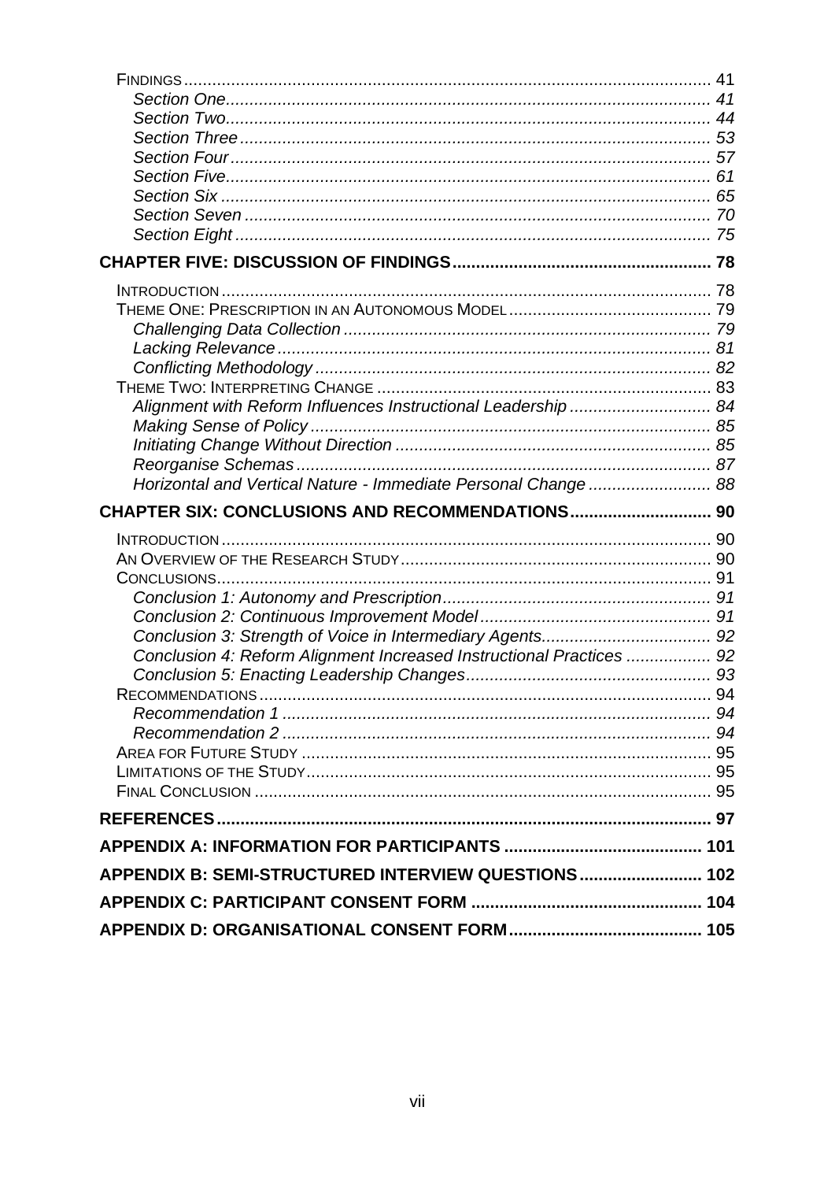Findings ................................................................................................ 41
*Section One* ...................................................................................... 41
*Section Two* ...................................................................................... 44
*Section Three* .................................................................................... 53
*Section Four* ..................................................................................... 57
*Section Five* ...................................................................................... 61
*Section Six* ....................................................................................... 65
*Section Seven* ................................................................................... 70
*Section Eight* .................................................................................... 75

**CHAPTER FIVE: DISCUSSION OF FINDINGS ...................................................... 78**

Introduction ........................................................................................ 78
Theme One: Prescription in an Autonomous Model .......................................... 79
*Challenging Data Collection* ............................................................. 79
*Lacking Relevance* ........................................................................... 81
*Conflicting Methodology* .................................................................... 82
Theme Two: Interpreting Change ...................................................................... 83
*Alignment with Reform Influences Instructional Leadership* ............................. 84
*Making Sense of Policy* .................................................................... 85
*Initiating Change Without Direction* .................................................... 85
*Reorganise Schemas* ........................................................................ 87
*Horizontal and Vertical Nature - Immediate Personal Change* ......................... 88

**CHAPTER SIX: CONCLUSIONS AND RECOMMENDATIONS ............................. 90**

Introduction ........................................................................................ 90
An Overview of the Research Study ................................................................. 90
Conclusions ......................................................................................... 91
*Conclusion 1: Autonomy and Prescription* ............................................ 91
*Conclusion 2: Continuous Improvement Model* ....................................... 91
*Conclusion 3: Strength of Voice in Intermediary Agents* ............................... 92
*Conclusion 4: Reform Alignment Increased Instructional Practices* .................. 92
*Conclusion 5: Enacting Leadership Changes* ........................................... 93
Recommendations .................................................................................. 94
*Recommendation 1* .......................................................................... 94
*Recommendation 2* .......................................................................... 94
Area for Future Study ............................................................................. 95
Limitations of the Study ........................................................................... 95
Final Conclusion ................................................................................... 95

**REFERENCES ........................................................................................ 97**

**APPENDIX A: INFORMATION FOR PARTICIPANTS .......................................... 101**

**APPENDIX B: SEMI-STRUCTURED INTERVIEW QUESTIONS .......................... 102**

**APPENDIX C: PARTICIPANT CONSENT FORM ................................................. 104**

**APPENDIX D: ORGANISATIONAL CONSENT FORM ......................................... 105**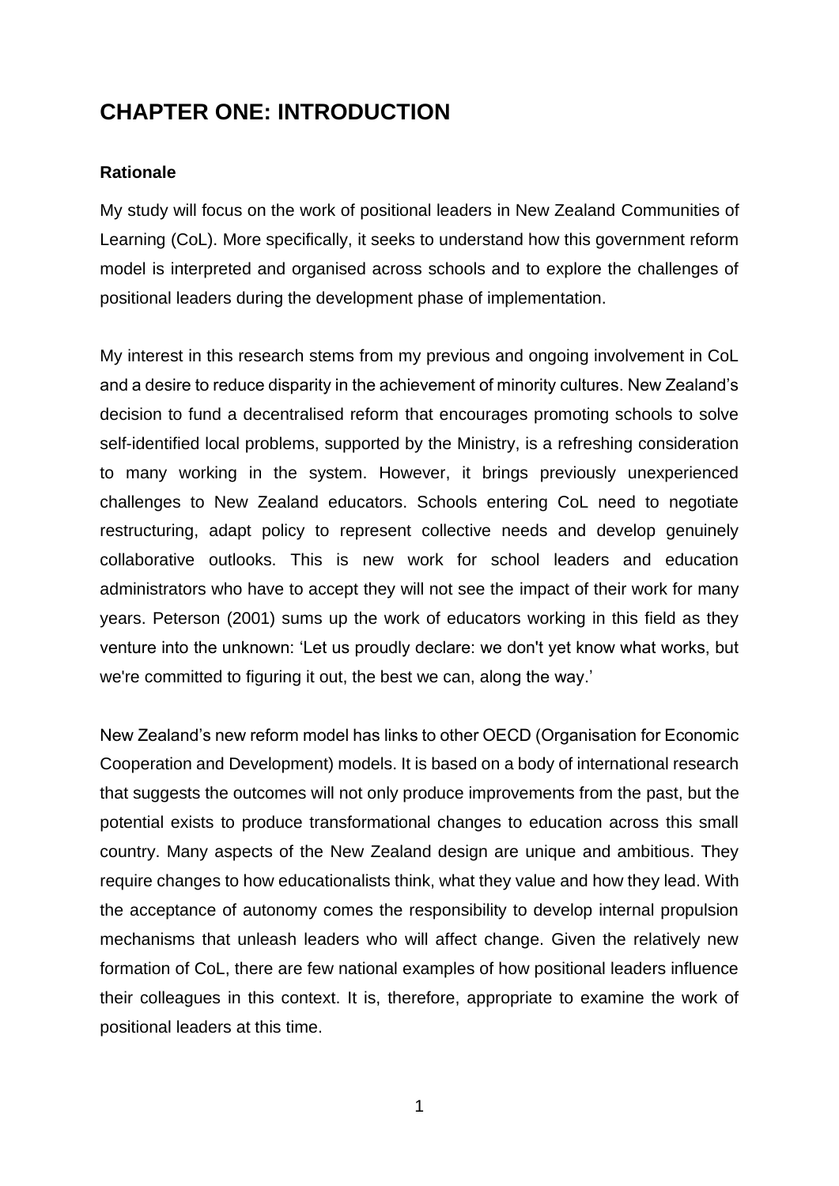# CHAPTER ONE: INTRODUCTION

### Rationale

My study will focus on the work of positional leaders in New Zealand Communities of Learning (CoL). More specifically, it seeks to understand how this government reform model is interpreted and organised across schools and to explore the challenges of positional leaders during the development phase of implementation.

My interest in this research stems from my previous and ongoing involvement in CoL and a desire to reduce disparity in the achievement of minority cultures. New Zealand's decision to fund a decentralised reform that encourages promoting schools to solve self-identified local problems, supported by the Ministry, is a refreshing consideration to many working in the system. However, it brings previously unexperienced challenges to New Zealand educators. Schools entering CoL need to negotiate restructuring, adapt policy to represent collective needs and develop genuinely collaborative outlooks. This is new work for school leaders and education administrators who have to accept they will not see the impact of their work for many years. Peterson (2001) sums up the work of educators working in this field as they venture into the unknown: 'Let us proudly declare: we don't yet know what works, but we're committed to figuring it out, the best we can, along the way.'

New Zealand's new reform model has links to other OECD (Organisation for Economic Cooperation and Development) models. It is based on a body of international research that suggests the outcomes will not only produce improvements from the past, but the potential exists to produce transformational changes to education across this small country. Many aspects of the New Zealand design are unique and ambitious. They require changes to how educationalists think, what they value and how they lead. With the acceptance of autonomy comes the responsibility to develop internal propulsion mechanisms that unleash leaders who will affect change. Given the relatively new formation of CoL, there are few national examples of how positional leaders influence their colleagues in this context. It is, therefore, appropriate to examine the work of positional leaders at this time.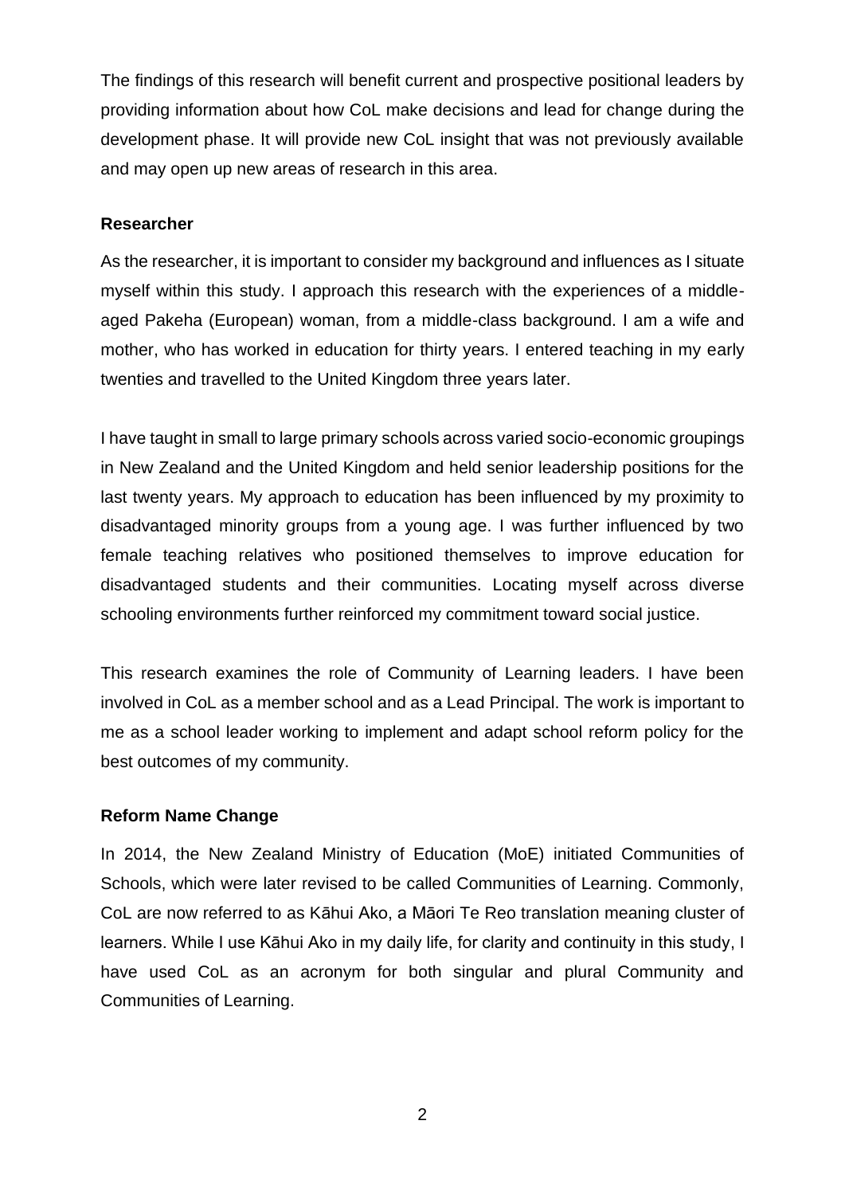The findings of this research will benefit current and prospective positional leaders by providing information about how CoL make decisions and lead for change during the development phase. It will provide new CoL insight that was not previously available and may open up new areas of research in this area.

**Researcher**

As the researcher, it is important to consider my background and influences as I situate myself within this study. I approach this research with the experiences of a middle-aged Pakeha (European) woman, from a middle-class background. I am a wife and mother, who has worked in education for thirty years. I entered teaching in my early twenties and travelled to the United Kingdom three years later.

I have taught in small to large primary schools across varied socio-economic groupings in New Zealand and the United Kingdom and held senior leadership positions for the last twenty years. My approach to education has been influenced by my proximity to disadvantaged minority groups from a young age. I was further influenced by two female teaching relatives who positioned themselves to improve education for disadvantaged students and their communities. Locating myself across diverse schooling environments further reinforced my commitment toward social justice.

This research examines the role of Community of Learning leaders. I have been involved in CoL as a member school and as a Lead Principal. The work is important to me as a school leader working to implement and adapt school reform policy for the best outcomes of my community.

**Reform Name Change**

In 2014, the New Zealand Ministry of Education (MoE) initiated Communities of Schools, which were later revised to be called Communities of Learning. Commonly, CoL are now referred to as Kāhui Ako, a Māori Te Reo translation meaning cluster of learners. While I use Kāhui Ako in my daily life, for clarity and continuity in this study, I have used CoL as an acronym for both singular and plural Community and Communities of Learning.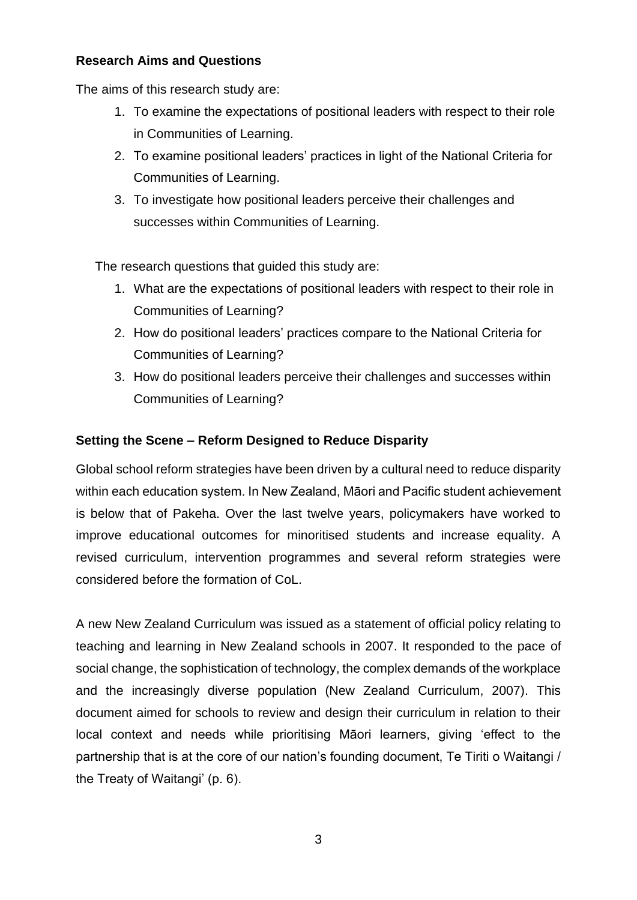## Research Aims and Questions

The aims of this research study are:

1. To examine the expectations of positional leaders with respect to their role in Communities of Learning.
2. To examine positional leaders' practices in light of the National Criteria for Communities of Learning.
3. To investigate how positional leaders perceive their challenges and successes within Communities of Learning.

The research questions that guided this study are:

1. What are the expectations of positional leaders with respect to their role in Communities of Learning?
2. How do positional leaders' practices compare to the National Criteria for Communities of Learning?
3. How do positional leaders perceive their challenges and successes within Communities of Learning?

## Setting the Scene – Reform Designed to Reduce Disparity

Global school reform strategies have been driven by a cultural need to reduce disparity within each education system. In New Zealand, Māori and Pacific student achievement is below that of Pakeha. Over the last twelve years, policymakers have worked to improve educational outcomes for minoritised students and increase equality. A revised curriculum, intervention programmes and several reform strategies were considered before the formation of CoL.

A new New Zealand Curriculum was issued as a statement of official policy relating to teaching and learning in New Zealand schools in 2007. It responded to the pace of social change, the sophistication of technology, the complex demands of the workplace and the increasingly diverse population (New Zealand Curriculum, 2007). This document aimed for schools to review and design their curriculum in relation to their local context and needs while prioritising Māori learners, giving 'effect to the partnership that is at the core of our nation's founding document, Te Tiriti o Waitangi / the Treaty of Waitangi' (p. 6).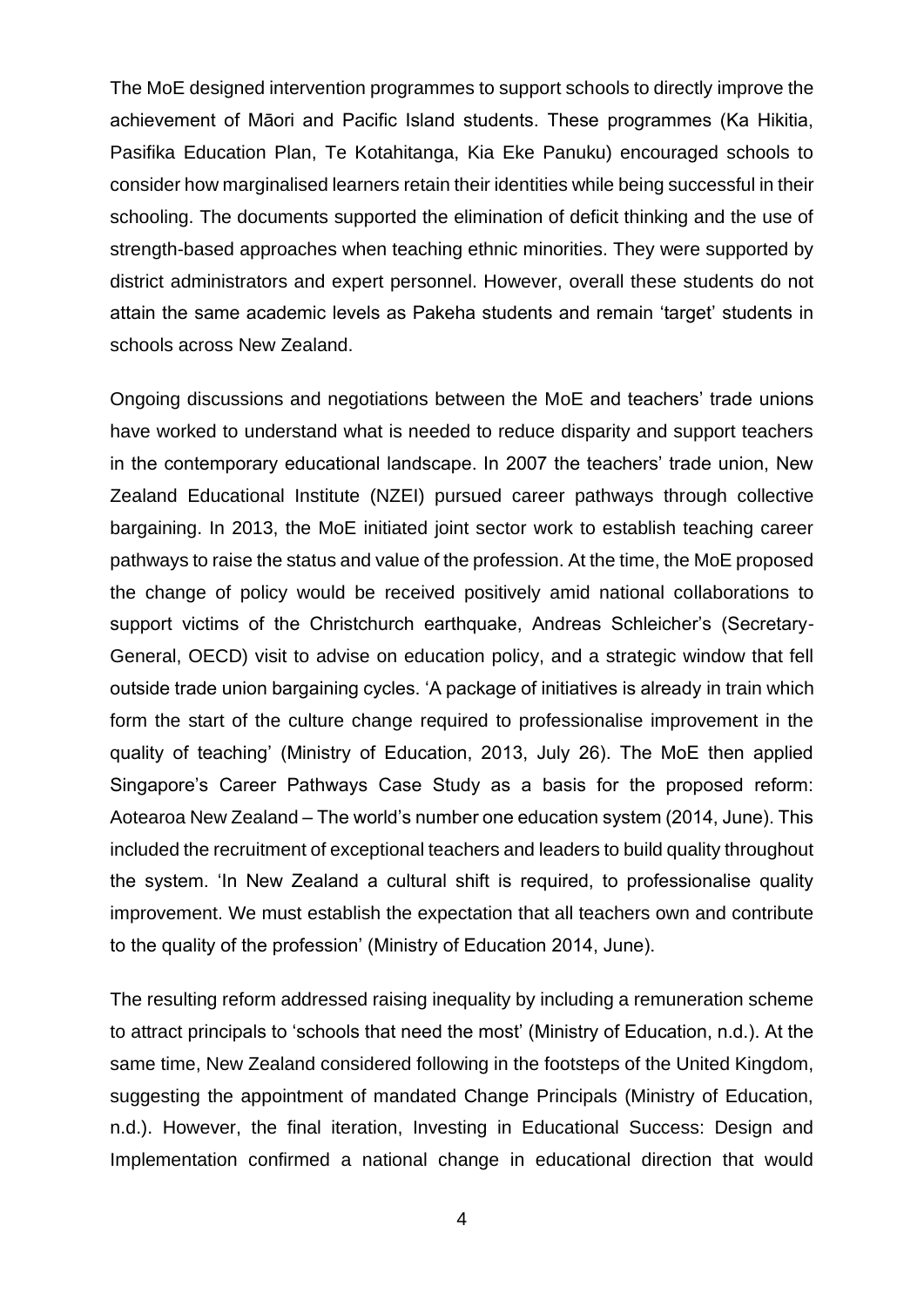The MoE designed intervention programmes to support schools to directly improve the achievement of Māori and Pacific Island students. These programmes (Ka Hikitia, Pasifika Education Plan, Te Kotahitanga, Kia Eke Panuku) encouraged schools to consider how marginalised learners retain their identities while being successful in their schooling. The documents supported the elimination of deficit thinking and the use of strength-based approaches when teaching ethnic minorities. They were supported by district administrators and expert personnel. However, overall these students do not attain the same academic levels as Pakeha students and remain 'target' students in schools across New Zealand.

Ongoing discussions and negotiations between the MoE and teachers' trade unions have worked to understand what is needed to reduce disparity and support teachers in the contemporary educational landscape. In 2007 the teachers' trade union, New Zealand Educational Institute (NZEI) pursued career pathways through collective bargaining. In 2013, the MoE initiated joint sector work to establish teaching career pathways to raise the status and value of the profession. At the time, the MoE proposed the change of policy would be received positively amid national collaborations to support victims of the Christchurch earthquake, Andreas Schleicher's (Secretary-General, OECD) visit to advise on education policy, and a strategic window that fell outside trade union bargaining cycles. 'A package of initiatives is already in train which form the start of the culture change required to professionalise improvement in the quality of teaching' (Ministry of Education, 2013, July 26). The MoE then applied Singapore's Career Pathways Case Study as a basis for the proposed reform: Aotearoa New Zealand – The world's number one education system (2014, June). This included the recruitment of exceptional teachers and leaders to build quality throughout the system. 'In New Zealand a cultural shift is required, to professionalise quality improvement. We must establish the expectation that all teachers own and contribute to the quality of the profession' (Ministry of Education 2014, June).

The resulting reform addressed raising inequality by including a remuneration scheme to attract principals to 'schools that need the most' (Ministry of Education, n.d.). At the same time, New Zealand considered following in the footsteps of the United Kingdom, suggesting the appointment of mandated Change Principals (Ministry of Education, n.d.). However, the final iteration, Investing in Educational Success: Design and Implementation confirmed a national change in educational direction that would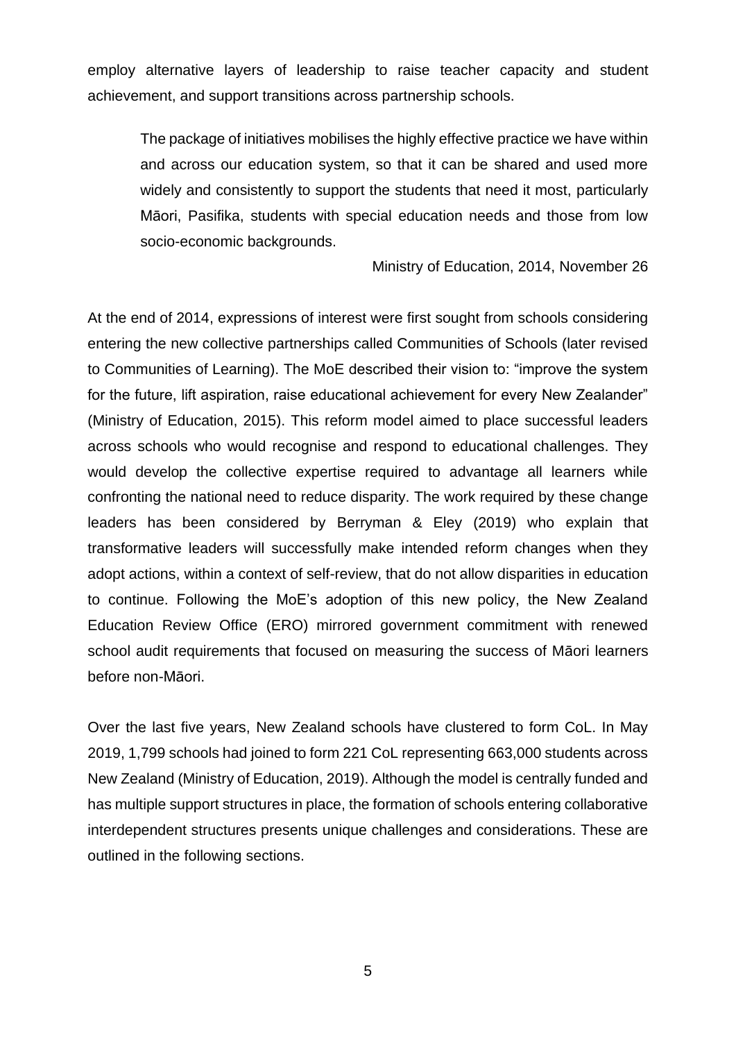employ alternative layers of leadership to raise teacher capacity and student achievement, and support transitions across partnership schools.

> The package of initiatives mobilises the highly effective practice we have within and across our education system, so that it can be shared and used more widely and consistently to support the students that need it most, particularly Māori, Pasifika, students with special education needs and those from low socio-economic backgrounds.
>
> Ministry of Education, 2014, November 26

At the end of 2014, expressions of interest were first sought from schools considering entering the new collective partnerships called Communities of Schools (later revised to Communities of Learning). The MoE described their vision to: "improve the system for the future, lift aspiration, raise educational achievement for every New Zealander" (Ministry of Education, 2015). This reform model aimed to place successful leaders across schools who would recognise and respond to educational challenges. They would develop the collective expertise required to advantage all learners while confronting the national need to reduce disparity. The work required by these change leaders has been considered by Berryman & Eley (2019) who explain that transformative leaders will successfully make intended reform changes when they adopt actions, within a context of self-review, that do not allow disparities in education to continue. Following the MoE's adoption of this new policy, the New Zealand Education Review Office (ERO) mirrored government commitment with renewed school audit requirements that focused on measuring the success of Māori learners before non-Māori.

Over the last five years, New Zealand schools have clustered to form CoL. In May 2019, 1,799 schools had joined to form 221 CoL representing 663,000 students across New Zealand (Ministry of Education, 2019). Although the model is centrally funded and has multiple support structures in place, the formation of schools entering collaborative interdependent structures presents unique challenges and considerations. These are outlined in the following sections.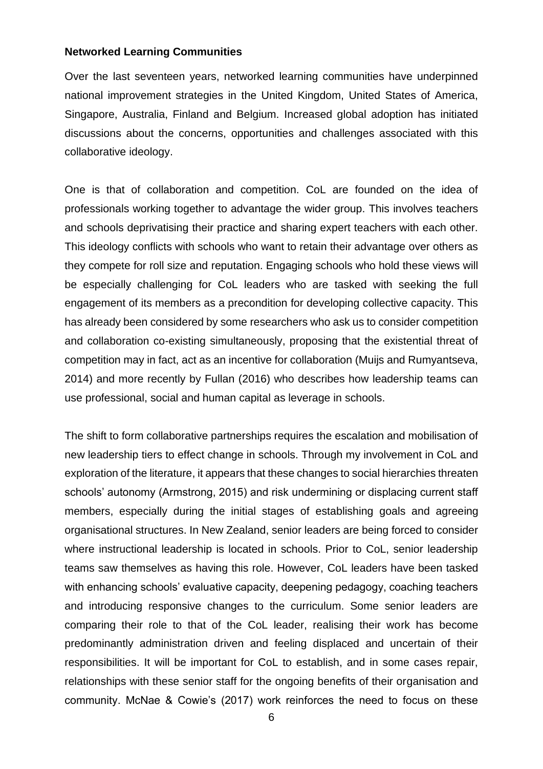**Networked Learning Communities**

Over the last seventeen years, networked learning communities have underpinned national improvement strategies in the United Kingdom, United States of America, Singapore, Australia, Finland and Belgium. Increased global adoption has initiated discussions about the concerns, opportunities and challenges associated with this collaborative ideology.

One is that of collaboration and competition. CoL are founded on the idea of professionals working together to advantage the wider group. This involves teachers and schools deprivatising their practice and sharing expert teachers with each other. This ideology conflicts with schools who want to retain their advantage over others as they compete for roll size and reputation. Engaging schools who hold these views will be especially challenging for CoL leaders who are tasked with seeking the full engagement of its members as a precondition for developing collective capacity. This has already been considered by some researchers who ask us to consider competition and collaboration co-existing simultaneously, proposing that the existential threat of competition may in fact, act as an incentive for collaboration (Muijs and Rumyantseva, 2014) and more recently by Fullan (2016) who describes how leadership teams can use professional, social and human capital as leverage in schools.

The shift to form collaborative partnerships requires the escalation and mobilisation of new leadership tiers to effect change in schools. Through my involvement in CoL and exploration of the literature, it appears that these changes to social hierarchies threaten schools' autonomy (Armstrong, 2015) and risk undermining or displacing current staff members, especially during the initial stages of establishing goals and agreeing organisational structures. In New Zealand, senior leaders are being forced to consider where instructional leadership is located in schools. Prior to CoL, senior leadership teams saw themselves as having this role. However, CoL leaders have been tasked with enhancing schools' evaluative capacity, deepening pedagogy, coaching teachers and introducing responsive changes to the curriculum. Some senior leaders are comparing their role to that of the CoL leader, realising their work has become predominantly administration driven and feeling displaced and uncertain of their responsibilities. It will be important for CoL to establish, and in some cases repair, relationships with these senior staff for the ongoing benefits of their organisation and community. McNae & Cowie's (2017) work reinforces the need to focus on these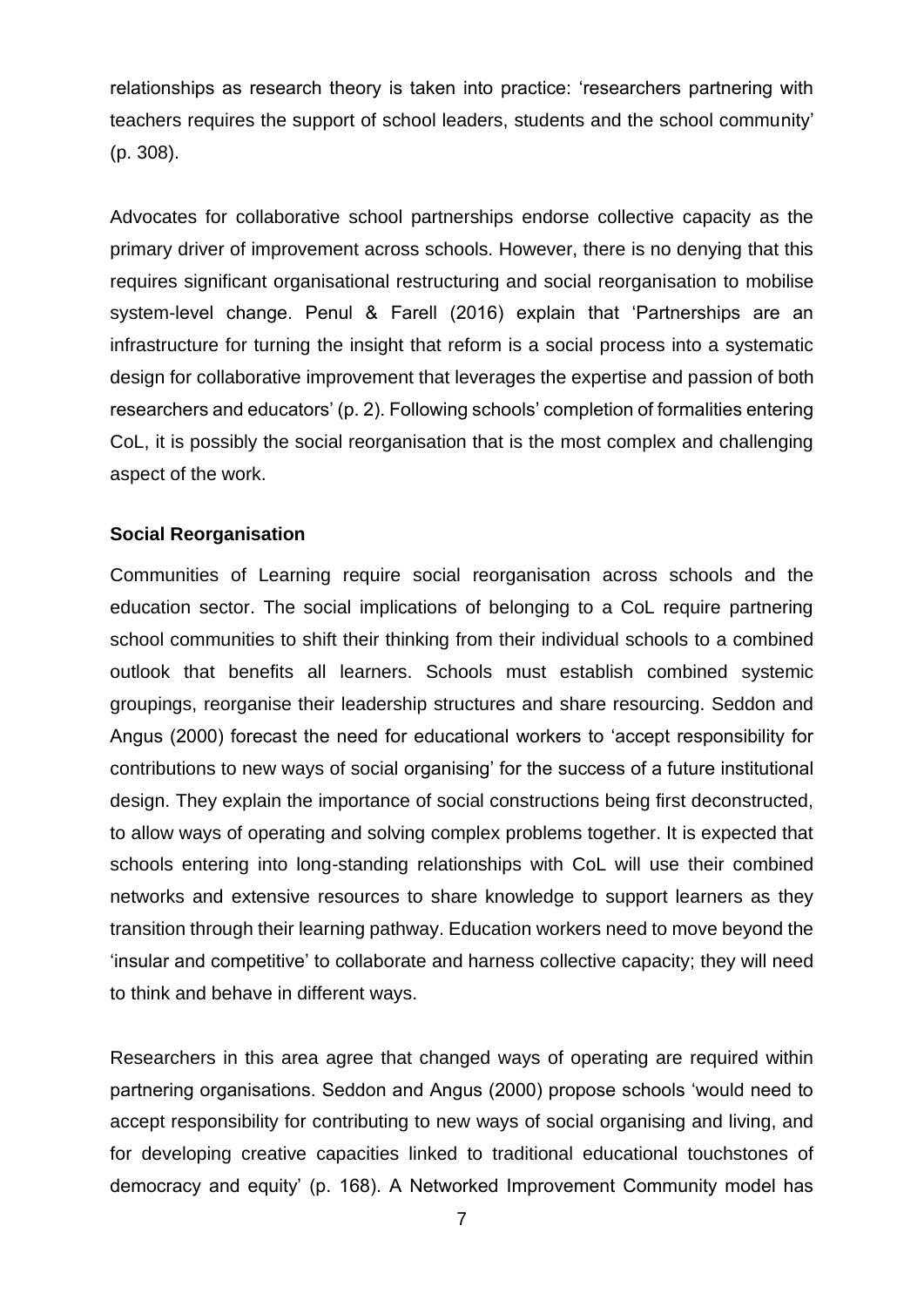relationships as research theory is taken into practice: 'researchers partnering with teachers requires the support of school leaders, students and the school community' (p. 308).

Advocates for collaborative school partnerships endorse collective capacity as the primary driver of improvement across schools. However, there is no denying that this requires significant organisational restructuring and social reorganisation to mobilise system-level change. Penul & Farell (2016) explain that 'Partnerships are an infrastructure for turning the insight that reform is a social process into a systematic design for collaborative improvement that leverages the expertise and passion of both researchers and educators' (p. 2). Following schools' completion of formalities entering CoL, it is possibly the social reorganisation that is the most complex and challenging aspect of the work.

**Social Reorganisation**

Communities of Learning require social reorganisation across schools and the education sector. The social implications of belonging to a CoL require partnering school communities to shift their thinking from their individual schools to a combined outlook that benefits all learners. Schools must establish combined systemic groupings, reorganise their leadership structures and share resourcing. Seddon and Angus (2000) forecast the need for educational workers to 'accept responsibility for contributions to new ways of social organising' for the success of a future institutional design. They explain the importance of social constructions being first deconstructed, to allow ways of operating and solving complex problems together. It is expected that schools entering into long-standing relationships with CoL will use their combined networks and extensive resources to share knowledge to support learners as they transition through their learning pathway. Education workers need to move beyond the 'insular and competitive' to collaborate and harness collective capacity; they will need to think and behave in different ways.

Researchers in this area agree that changed ways of operating are required within partnering organisations. Seddon and Angus (2000) propose schools 'would need to accept responsibility for contributing to new ways of social organising and living, and for developing creative capacities linked to traditional educational touchstones of democracy and equity' (p. 168). A Networked Improvement Community model has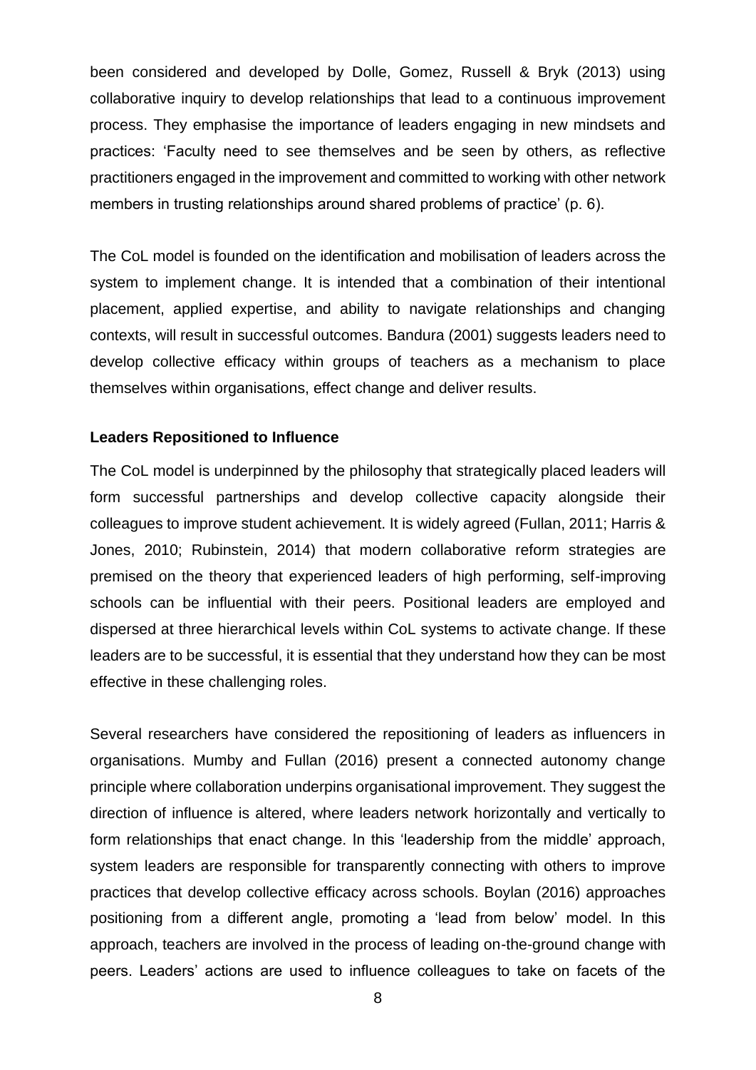been considered and developed by Dolle, Gomez, Russell & Bryk (2013) using collaborative inquiry to develop relationships that lead to a continuous improvement process. They emphasise the importance of leaders engaging in new mindsets and practices: 'Faculty need to see themselves and be seen by others, as reflective practitioners engaged in the improvement and committed to working with other network members in trusting relationships around shared problems of practice' (p. 6).

The CoL model is founded on the identification and mobilisation of leaders across the system to implement change. It is intended that a combination of their intentional placement, applied expertise, and ability to navigate relationships and changing contexts, will result in successful outcomes. Bandura (2001) suggests leaders need to develop collective efficacy within groups of teachers as a mechanism to place themselves within organisations, effect change and deliver results.

### Leaders Repositioned to Influence

The CoL model is underpinned by the philosophy that strategically placed leaders will form successful partnerships and develop collective capacity alongside their colleagues to improve student achievement. It is widely agreed (Fullan, 2011; Harris & Jones, 2010; Rubinstein, 2014) that modern collaborative reform strategies are premised on the theory that experienced leaders of high performing, self-improving schools can be influential with their peers. Positional leaders are employed and dispersed at three hierarchical levels within CoL systems to activate change. If these leaders are to be successful, it is essential that they understand how they can be most effective in these challenging roles.

Several researchers have considered the repositioning of leaders as influencers in organisations. Mumby and Fullan (2016) present a connected autonomy change principle where collaboration underpins organisational improvement. They suggest the direction of influence is altered, where leaders network horizontally and vertically to form relationships that enact change. In this 'leadership from the middle' approach, system leaders are responsible for transparently connecting with others to improve practices that develop collective efficacy across schools. Boylan (2016) approaches positioning from a different angle, promoting a 'lead from below' model. In this approach, teachers are involved in the process of leading on-the-ground change with peers. Leaders' actions are used to influence colleagues to take on facets of the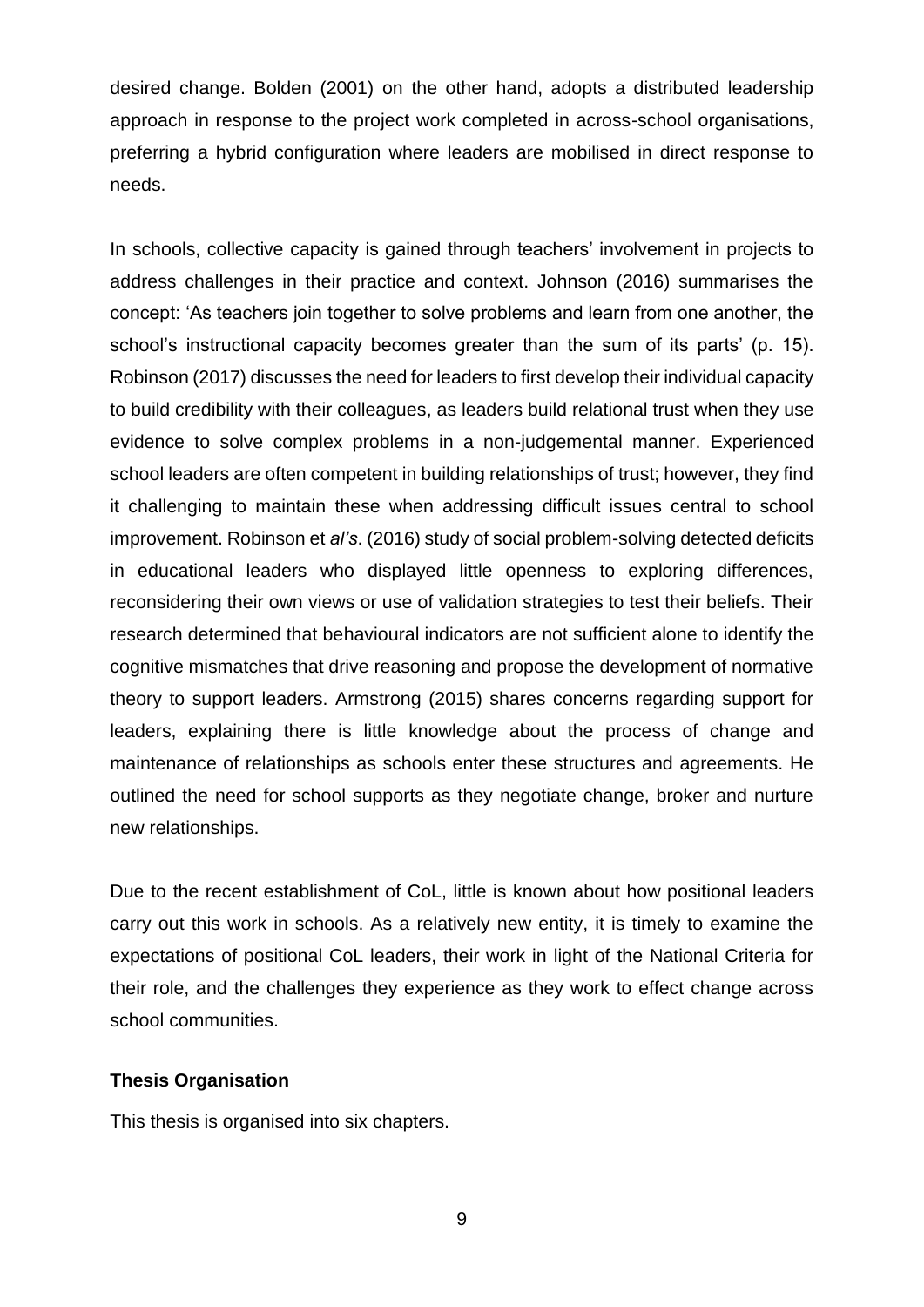desired change. Bolden (2001) on the other hand, adopts a distributed leadership approach in response to the project work completed in across-school organisations, preferring a hybrid configuration where leaders are mobilised in direct response to needs.

In schools, collective capacity is gained through teachers' involvement in projects to address challenges in their practice and context. Johnson (2016) summarises the concept: 'As teachers join together to solve problems and learn from one another, the school's instructional capacity becomes greater than the sum of its parts' (p. 15). Robinson (2017) discusses the need for leaders to first develop their individual capacity to build credibility with their colleagues, as leaders build relational trust when they use evidence to solve complex problems in a non-judgemental manner. Experienced school leaders are often competent in building relationships of trust; however, they find it challenging to maintain these when addressing difficult issues central to school improvement. Robinson et *al's*. (2016) study of social problem-solving detected deficits in educational leaders who displayed little openness to exploring differences, reconsidering their own views or use of validation strategies to test their beliefs. Their research determined that behavioural indicators are not sufficient alone to identify the cognitive mismatches that drive reasoning and propose the development of normative theory to support leaders. Armstrong (2015) shares concerns regarding support for leaders, explaining there is little knowledge about the process of change and maintenance of relationships as schools enter these structures and agreements. He outlined the need for school supports as they negotiate change, broker and nurture new relationships.

Due to the recent establishment of CoL, little is known about how positional leaders carry out this work in schools. As a relatively new entity, it is timely to examine the expectations of positional CoL leaders, their work in light of the National Criteria for their role, and the challenges they experience as they work to effect change across school communities.

**Thesis Organisation**

This thesis is organised into six chapters.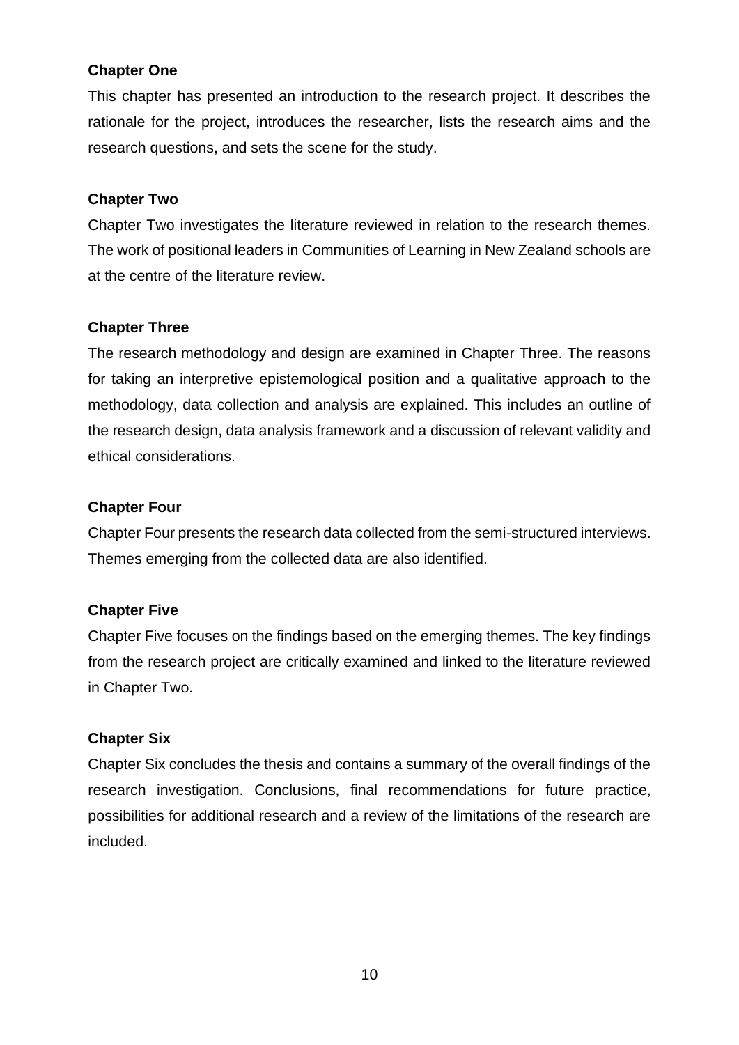**Chapter One**

This chapter has presented an introduction to the research project. It describes the rationale for the project, introduces the researcher, lists the research aims and the research questions, and sets the scene for the study.

**Chapter Two**

Chapter Two investigates the literature reviewed in relation to the research themes. The work of positional leaders in Communities of Learning in New Zealand schools are at the centre of the literature review.

**Chapter Three**

The research methodology and design are examined in Chapter Three. The reasons for taking an interpretive epistemological position and a qualitative approach to the methodology, data collection and analysis are explained. This includes an outline of the research design, data analysis framework and a discussion of relevant validity and ethical considerations.

**Chapter Four**

Chapter Four presents the research data collected from the semi-structured interviews. Themes emerging from the collected data are also identified.

**Chapter Five**

Chapter Five focuses on the findings based on the emerging themes. The key findings from the research project are critically examined and linked to the literature reviewed in Chapter Two.

**Chapter Six**

Chapter Six concludes the thesis and contains a summary of the overall findings of the research investigation. Conclusions, final recommendations for future practice, possibilities for additional research and a review of the limitations of the research are included.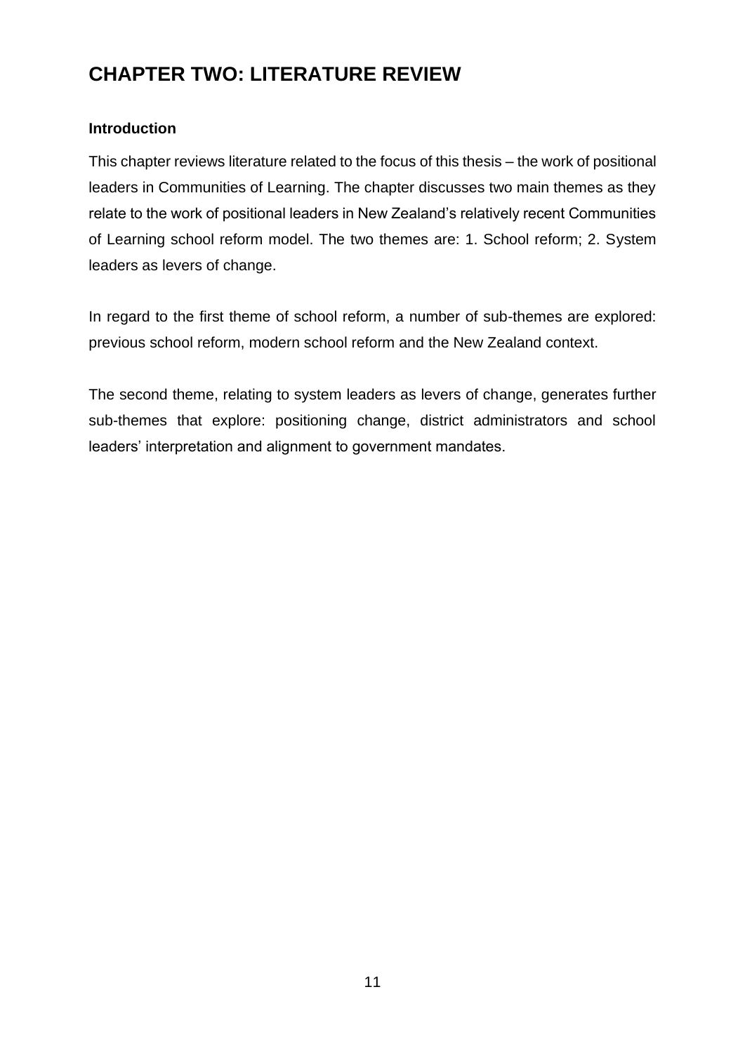# CHAPTER TWO: LITERATURE REVIEW

**Introduction**

This chapter reviews literature related to the focus of this thesis – the work of positional leaders in Communities of Learning. The chapter discusses two main themes as they relate to the work of positional leaders in New Zealand's relatively recent Communities of Learning school reform model. The two themes are: 1. School reform; 2. System leaders as levers of change.

In regard to the first theme of school reform, a number of sub-themes are explored: previous school reform, modern school reform and the New Zealand context.

The second theme, relating to system leaders as levers of change, generates further sub-themes that explore: positioning change, district administrators and school leaders' interpretation and alignment to government mandates.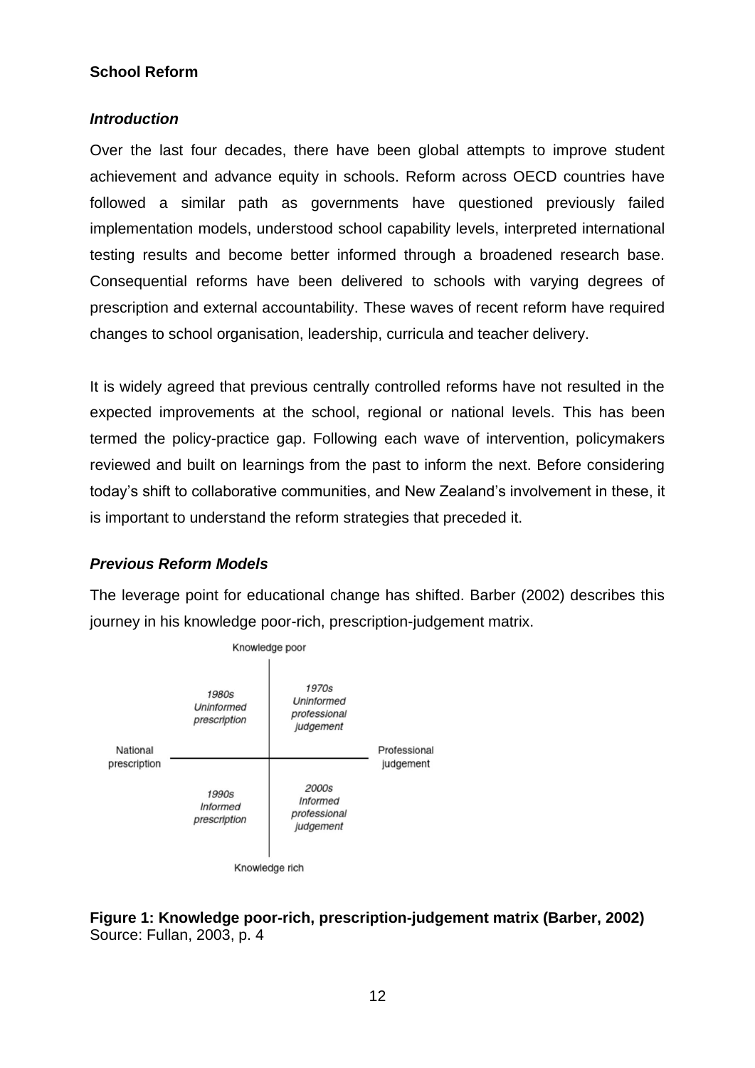**School Reform**

***Introduction***

Over the last four decades, there have been global attempts to improve student achievement and advance equity in schools. Reform across OECD countries have followed a similar path as governments have questioned previously failed implementation models, understood school capability levels, interpreted international testing results and become better informed through a broadened research base. Consequential reforms have been delivered to schools with varying degrees of prescription and external accountability. These waves of recent reform have required changes to school organisation, leadership, curricula and teacher delivery.

It is widely agreed that previous centrally controlled reforms have not resulted in the expected improvements at the school, regional or national levels. This has been termed the policy-practice gap. Following each wave of intervention, policymakers reviewed and built on learnings from the past to inform the next. Before considering today's shift to collaborative communities, and New Zealand's involvement in these, it is important to understand the reform strategies that preceded it.

***Previous Reform Models***

The leverage point for educational change has shifted. Barber (2002) describes this journey in his knowledge poor-rich, prescription-judgement matrix.

| | National prescription | Professional judgement |
|---|---|---|
| **Knowledge poor** | *1980s Uninformed prescription* | *1970s Uninformed professional judgement* |
| **Knowledge rich** | *1990s Informed prescription* | *2000s Informed professional judgement* |

**Figure 1: Knowledge poor-rich, prescription-judgement matrix (Barber, 2002)**
Source: Fullan, 2003, p. 4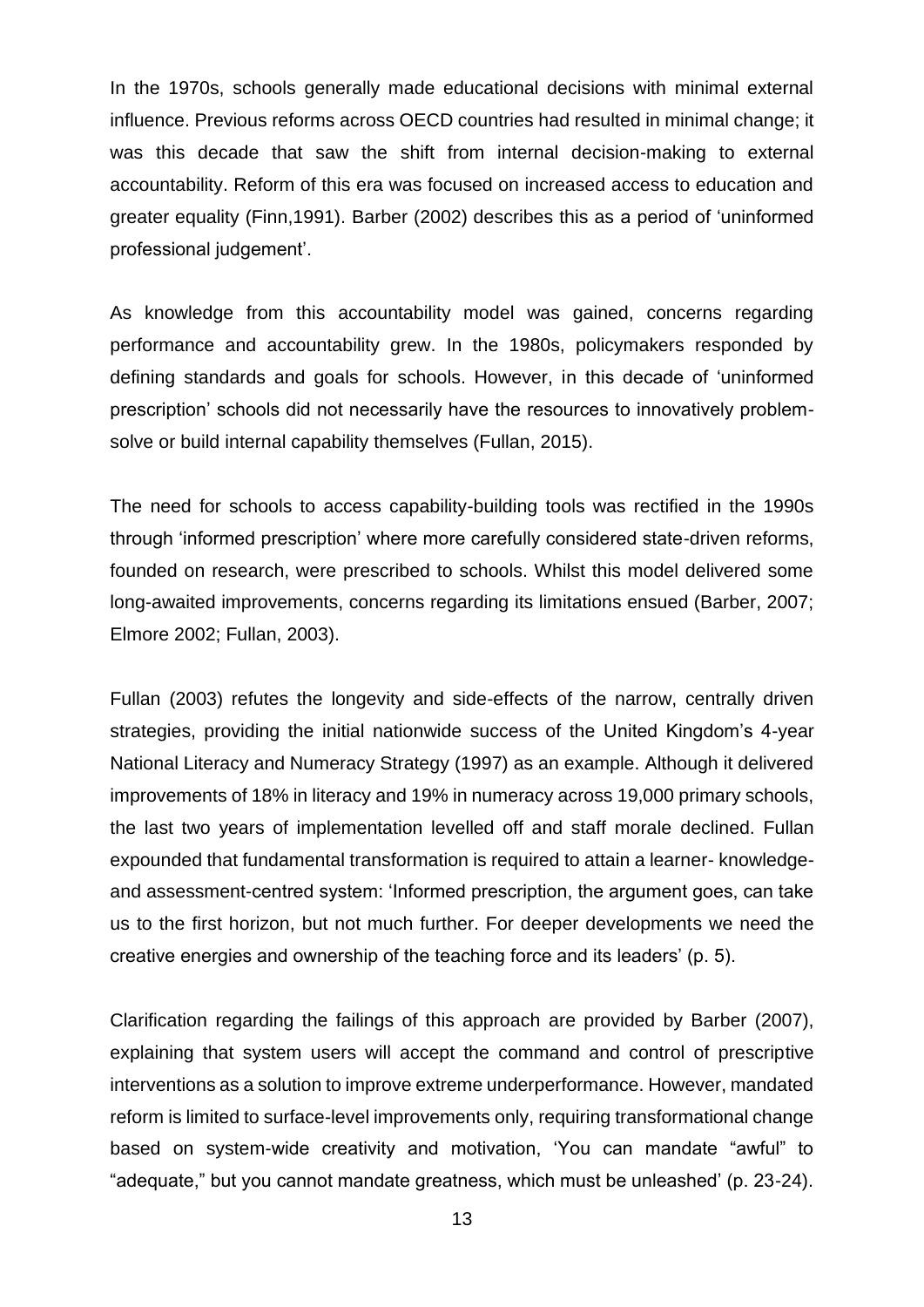In the 1970s, schools generally made educational decisions with minimal external influence. Previous reforms across OECD countries had resulted in minimal change; it was this decade that saw the shift from internal decision-making to external accountability. Reform of this era was focused on increased access to education and greater equality (Finn,1991). Barber (2002) describes this as a period of 'uninformed professional judgement'.

As knowledge from this accountability model was gained, concerns regarding performance and accountability grew. In the 1980s, policymakers responded by defining standards and goals for schools. However, in this decade of 'uninformed prescription' schools did not necessarily have the resources to innovatively problem-solve or build internal capability themselves (Fullan, 2015).

The need for schools to access capability-building tools was rectified in the 1990s through 'informed prescription' where more carefully considered state-driven reforms, founded on research, were prescribed to schools. Whilst this model delivered some long-awaited improvements, concerns regarding its limitations ensued (Barber, 2007; Elmore 2002; Fullan, 2003).

Fullan (2003) refutes the longevity and side-effects of the narrow, centrally driven strategies, providing the initial nationwide success of the United Kingdom's 4-year National Literacy and Numeracy Strategy (1997) as an example. Although it delivered improvements of 18% in literacy and 19% in numeracy across 19,000 primary schools, the last two years of implementation levelled off and staff morale declined. Fullan expounded that fundamental transformation is required to attain a learner- knowledge- and assessment-centred system: 'Informed prescription, the argument goes, can take us to the first horizon, but not much further. For deeper developments we need the creative energies and ownership of the teaching force and its leaders' (p. 5).

Clarification regarding the failings of this approach are provided by Barber (2007), explaining that system users will accept the command and control of prescriptive interventions as a solution to improve extreme underperformance. However, mandated reform is limited to surface-level improvements only, requiring transformational change based on system-wide creativity and motivation, 'You can mandate "awful" to "adequate," but you cannot mandate greatness, which must be unleashed' (p. 23-24).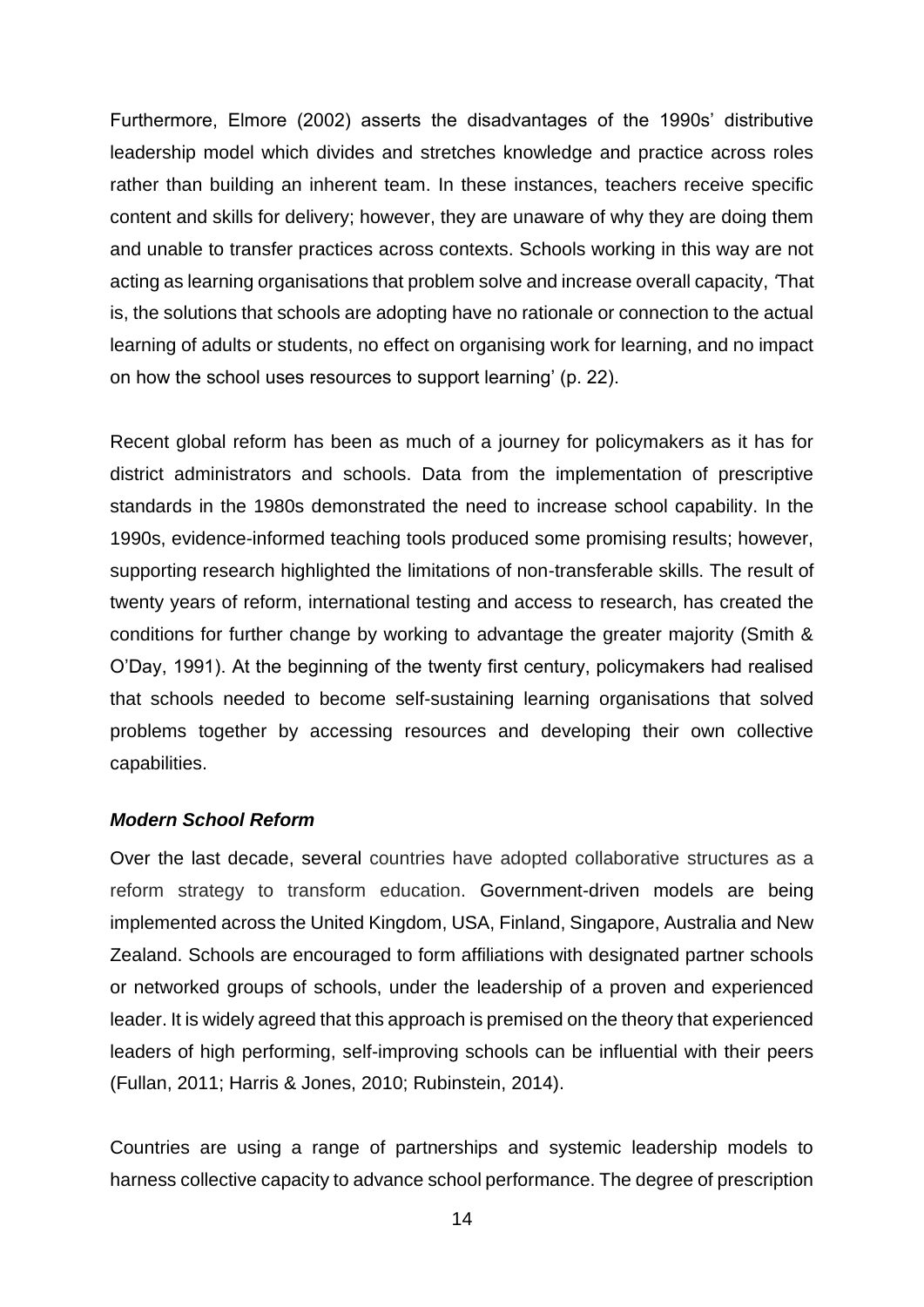Furthermore, Elmore (2002) asserts the disadvantages of the 1990s' distributive leadership model which divides and stretches knowledge and practice across roles rather than building an inherent team. In these instances, teachers receive specific content and skills for delivery; however, they are unaware of why they are doing them and unable to transfer practices across contexts. Schools working in this way are not acting as learning organisations that problem solve and increase overall capacity, 'That is, the solutions that schools are adopting have no rationale or connection to the actual learning of adults or students, no effect on organising work for learning, and no impact on how the school uses resources to support learning' (p. 22).

Recent global reform has been as much of a journey for policymakers as it has for district administrators and schools. Data from the implementation of prescriptive standards in the 1980s demonstrated the need to increase school capability. In the 1990s, evidence-informed teaching tools produced some promising results; however, supporting research highlighted the limitations of non-transferable skills. The result of twenty years of reform, international testing and access to research, has created the conditions for further change by working to advantage the greater majority (Smith & O'Day, 1991). At the beginning of the twenty first century, policymakers had realised that schools needed to become self-sustaining learning organisations that solved problems together by accessing resources and developing their own collective capabilities.

### *Modern School Reform*

Over the last decade, several countries have adopted collaborative structures as a reform strategy to transform education. Government-driven models are being implemented across the United Kingdom, USA, Finland, Singapore, Australia and New Zealand. Schools are encouraged to form affiliations with designated partner schools or networked groups of schools, under the leadership of a proven and experienced leader. It is widely agreed that this approach is premised on the theory that experienced leaders of high performing, self-improving schools can be influential with their peers (Fullan, 2011; Harris & Jones, 2010; Rubinstein, 2014).

Countries are using a range of partnerships and systemic leadership models to harness collective capacity to advance school performance. The degree of prescription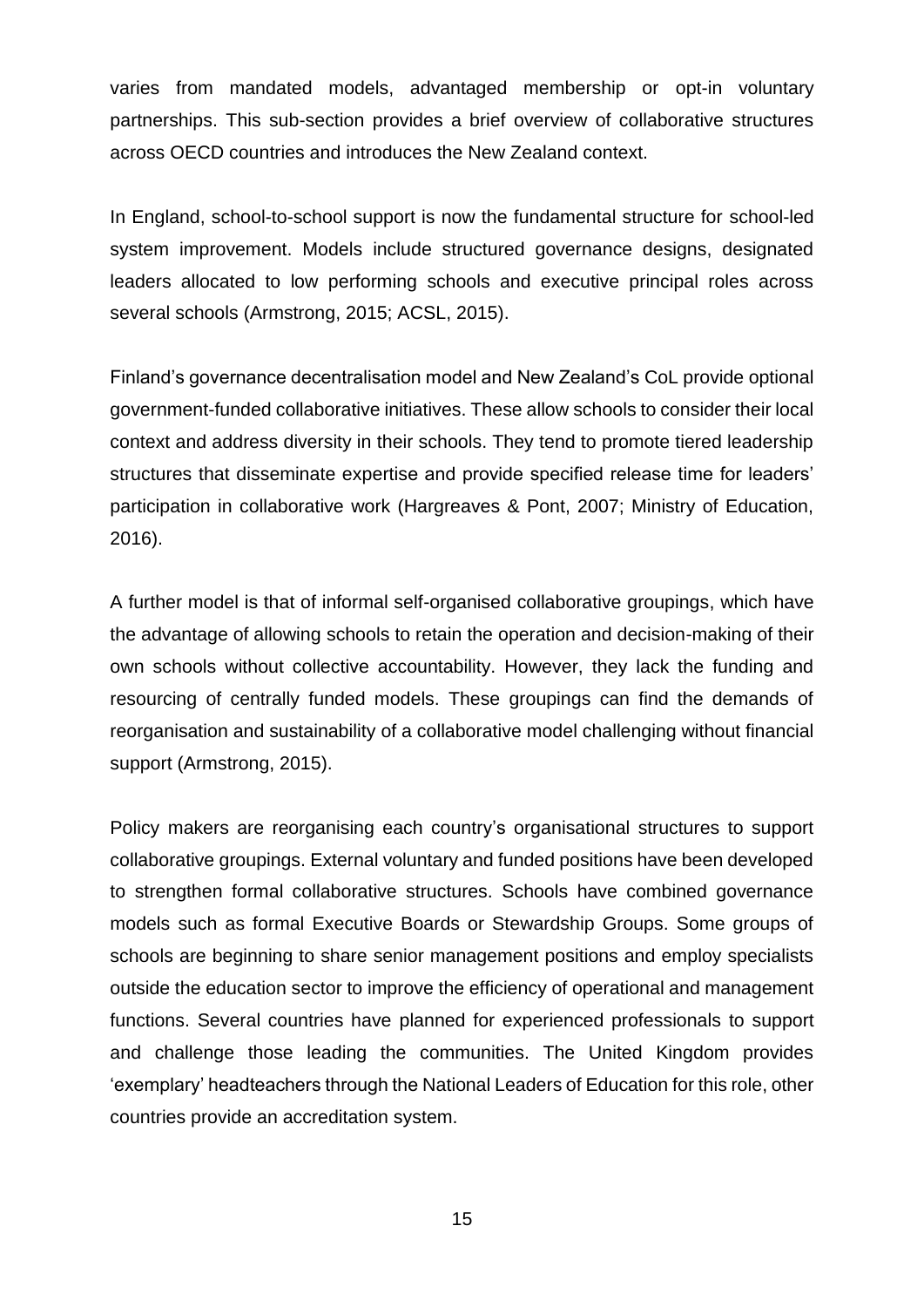varies from mandated models, advantaged membership or opt-in voluntary partnerships. This sub-section provides a brief overview of collaborative structures across OECD countries and introduces the New Zealand context.

In England, school-to-school support is now the fundamental structure for school-led system improvement. Models include structured governance designs, designated leaders allocated to low performing schools and executive principal roles across several schools (Armstrong, 2015; ACSL, 2015).

Finland's governance decentralisation model and New Zealand's CoL provide optional government-funded collaborative initiatives. These allow schools to consider their local context and address diversity in their schools. They tend to promote tiered leadership structures that disseminate expertise and provide specified release time for leaders' participation in collaborative work (Hargreaves & Pont, 2007; Ministry of Education, 2016).

A further model is that of informal self-organised collaborative groupings, which have the advantage of allowing schools to retain the operation and decision-making of their own schools without collective accountability. However, they lack the funding and resourcing of centrally funded models. These groupings can find the demands of reorganisation and sustainability of a collaborative model challenging without financial support (Armstrong, 2015).

Policy makers are reorganising each country's organisational structures to support collaborative groupings. External voluntary and funded positions have been developed to strengthen formal collaborative structures. Schools have combined governance models such as formal Executive Boards or Stewardship Groups. Some groups of schools are beginning to share senior management positions and employ specialists outside the education sector to improve the efficiency of operational and management functions. Several countries have planned for experienced professionals to support and challenge those leading the communities. The United Kingdom provides 'exemplary' headteachers through the National Leaders of Education for this role, other countries provide an accreditation system.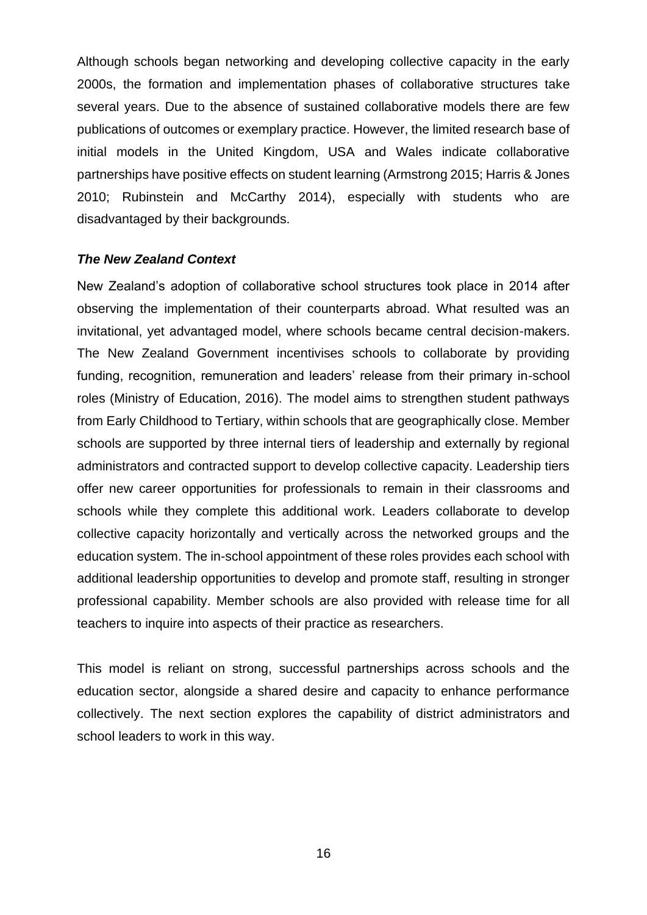Although schools began networking and developing collective capacity in the early 2000s, the formation and implementation phases of collaborative structures take several years. Due to the absence of sustained collaborative models there are few publications of outcomes or exemplary practice. However, the limited research base of initial models in the United Kingdom, USA and Wales indicate collaborative partnerships have positive effects on student learning (Armstrong 2015; Harris & Jones 2010; Rubinstein and McCarthy 2014), especially with students who are disadvantaged by their backgrounds.

***The New Zealand Context***

New Zealand's adoption of collaborative school structures took place in 2014 after observing the implementation of their counterparts abroad. What resulted was an invitational, yet advantaged model, where schools became central decision-makers. The New Zealand Government incentivises schools to collaborate by providing funding, recognition, remuneration and leaders' release from their primary in-school roles (Ministry of Education, 2016). The model aims to strengthen student pathways from Early Childhood to Tertiary, within schools that are geographically close. Member schools are supported by three internal tiers of leadership and externally by regional administrators and contracted support to develop collective capacity. Leadership tiers offer new career opportunities for professionals to remain in their classrooms and schools while they complete this additional work. Leaders collaborate to develop collective capacity horizontally and vertically across the networked groups and the education system. The in-school appointment of these roles provides each school with additional leadership opportunities to develop and promote staff, resulting in stronger professional capability. Member schools are also provided with release time for all teachers to inquire into aspects of their practice as researchers.

This model is reliant on strong, successful partnerships across schools and the education sector, alongside a shared desire and capacity to enhance performance collectively. The next section explores the capability of district administrators and school leaders to work in this way.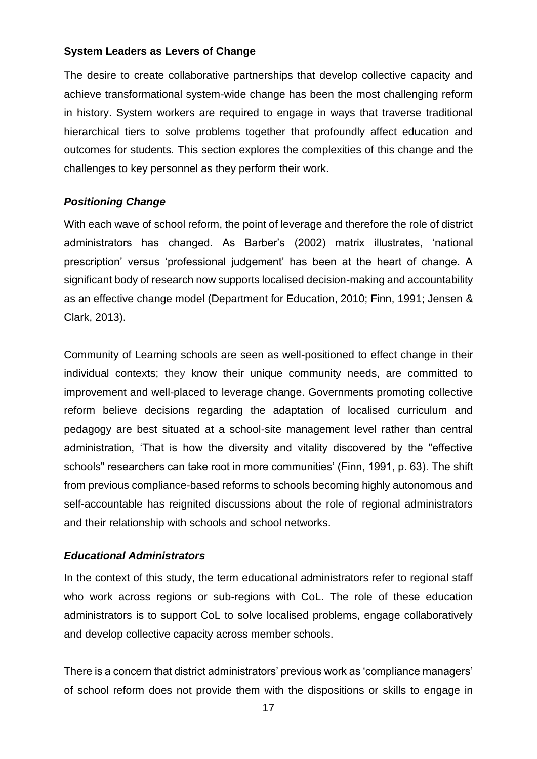### System Leaders as Levers of Change

The desire to create collaborative partnerships that develop collective capacity and achieve transformational system-wide change has been the most challenging reform in history. System workers are required to engage in ways that traverse traditional hierarchical tiers to solve problems together that profoundly affect education and outcomes for students. This section explores the complexities of this change and the challenges to key personnel as they perform their work.

#### *Positioning Change*

With each wave of school reform, the point of leverage and therefore the role of district administrators has changed. As Barber's (2002) matrix illustrates, 'national prescription' versus 'professional judgement' has been at the heart of change. A significant body of research now supports localised decision-making and accountability as an effective change model (Department for Education, 2010; Finn, 1991; Jensen & Clark, 2013).

Community of Learning schools are seen as well-positioned to effect change in their individual contexts; they know their unique community needs, are committed to improvement and well-placed to leverage change. Governments promoting collective reform believe decisions regarding the adaptation of localised curriculum and pedagogy are best situated at a school-site management level rather than central administration, 'That is how the diversity and vitality discovered by the "effective schools" researchers can take root in more communities' (Finn, 1991, p. 63). The shift from previous compliance-based reforms to schools becoming highly autonomous and self-accountable has reignited discussions about the role of regional administrators and their relationship with schools and school networks.

#### *Educational Administrators*

In the context of this study, the term educational administrators refer to regional staff who work across regions or sub-regions with CoL. The role of these education administrators is to support CoL to solve localised problems, engage collaboratively and develop collective capacity across member schools.

There is a concern that district administrators' previous work as 'compliance managers' of school reform does not provide them with the dispositions or skills to engage in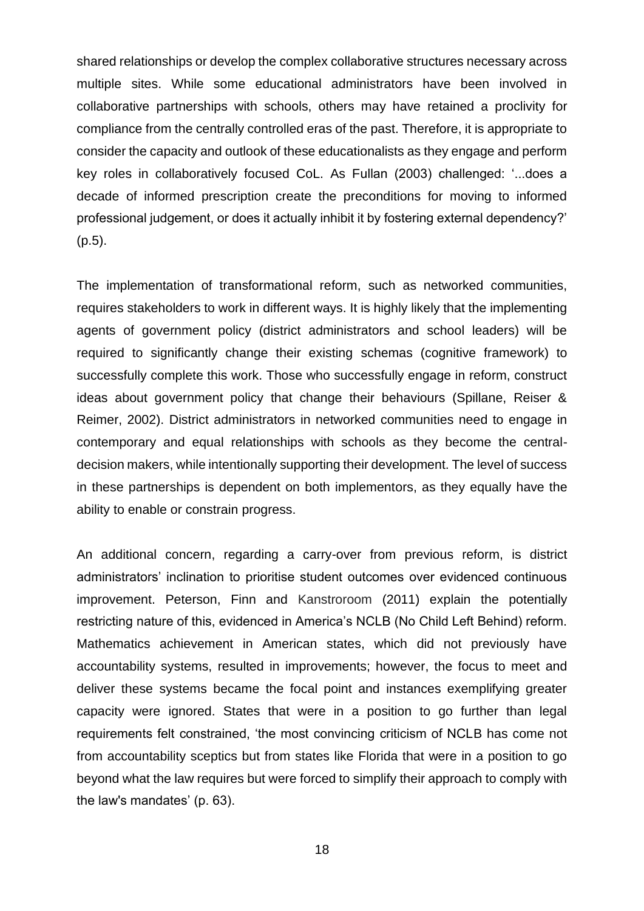shared relationships or develop the complex collaborative structures necessary across multiple sites. While some educational administrators have been involved in collaborative partnerships with schools, others may have retained a proclivity for compliance from the centrally controlled eras of the past. Therefore, it is appropriate to consider the capacity and outlook of these educationalists as they engage and perform key roles in collaboratively focused CoL. As Fullan (2003) challenged: '...does a decade of informed prescription create the preconditions for moving to informed professional judgement, or does it actually inhibit it by fostering external dependency?' (p.5).

The implementation of transformational reform, such as networked communities, requires stakeholders to work in different ways. It is highly likely that the implementing agents of government policy (district administrators and school leaders) will be required to significantly change their existing schemas (cognitive framework) to successfully complete this work. Those who successfully engage in reform, construct ideas about government policy that change their behaviours (Spillane, Reiser & Reimer, 2002). District administrators in networked communities need to engage in contemporary and equal relationships with schools as they become the central-decision makers, while intentionally supporting their development. The level of success in these partnerships is dependent on both implementors, as they equally have the ability to enable or constrain progress.

An additional concern, regarding a carry-over from previous reform, is district administrators' inclination to prioritise student outcomes over evidenced continuous improvement. Peterson, Finn and Kanstroroom (2011) explain the potentially restricting nature of this, evidenced in America's NCLB (No Child Left Behind) reform. Mathematics achievement in American states, which did not previously have accountability systems, resulted in improvements; however, the focus to meet and deliver these systems became the focal point and instances exemplifying greater capacity were ignored. States that were in a position to go further than legal requirements felt constrained, 'the most convincing criticism of NCLB has come not from accountability sceptics but from states like Florida that were in a position to go beyond what the law requires but were forced to simplify their approach to comply with the law's mandates' (p. 63).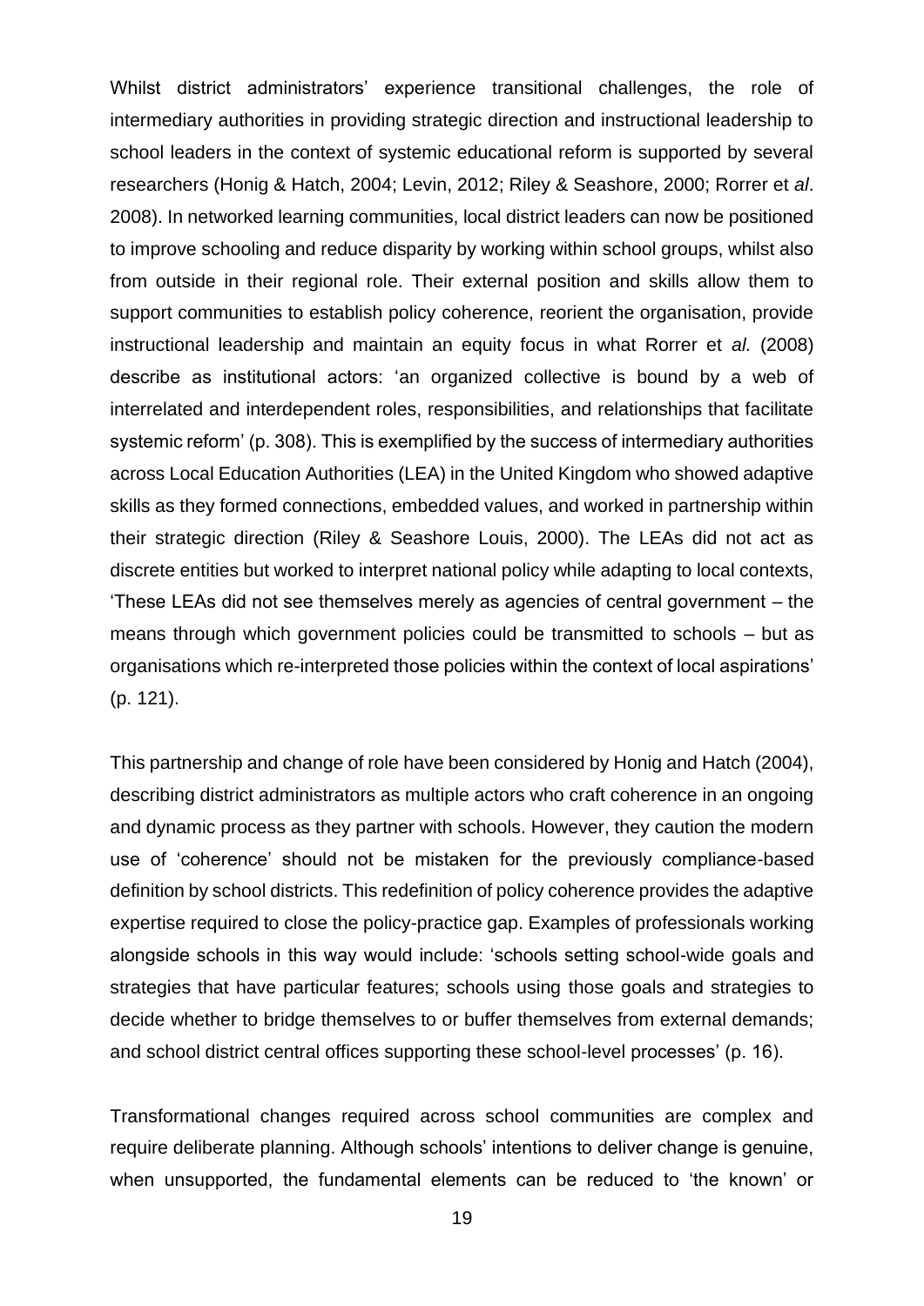Whilst district administrators' experience transitional challenges, the role of intermediary authorities in providing strategic direction and instructional leadership to school leaders in the context of systemic educational reform is supported by several researchers (Honig & Hatch, 2004; Levin, 2012; Riley & Seashore, 2000; Rorrer et *al*. 2008). In networked learning communities, local district leaders can now be positioned to improve schooling and reduce disparity by working within school groups, whilst also from outside in their regional role. Their external position and skills allow them to support communities to establish policy coherence, reorient the organisation, provide instructional leadership and maintain an equity focus in what Rorrer et *al.* (2008) describe as institutional actors: 'an organized collective is bound by a web of interrelated and interdependent roles, responsibilities, and relationships that facilitate systemic reform' (p. 308). This is exemplified by the success of intermediary authorities across Local Education Authorities (LEA) in the United Kingdom who showed adaptive skills as they formed connections, embedded values, and worked in partnership within their strategic direction (Riley & Seashore Louis, 2000). The LEAs did not act as discrete entities but worked to interpret national policy while adapting to local contexts, 'These LEAs did not see themselves merely as agencies of central government – the means through which government policies could be transmitted to schools – but as organisations which re-interpreted those policies within the context of local aspirations' (p. 121).

This partnership and change of role have been considered by Honig and Hatch (2004), describing district administrators as multiple actors who craft coherence in an ongoing and dynamic process as they partner with schools. However, they caution the modern use of 'coherence' should not be mistaken for the previously compliance-based definition by school districts. This redefinition of policy coherence provides the adaptive expertise required to close the policy-practice gap. Examples of professionals working alongside schools in this way would include: 'schools setting school-wide goals and strategies that have particular features; schools using those goals and strategies to decide whether to bridge themselves to or buffer themselves from external demands; and school district central offices supporting these school-level processes' (p. 16).

Transformational changes required across school communities are complex and require deliberate planning. Although schools' intentions to deliver change is genuine, when unsupported, the fundamental elements can be reduced to 'the known' or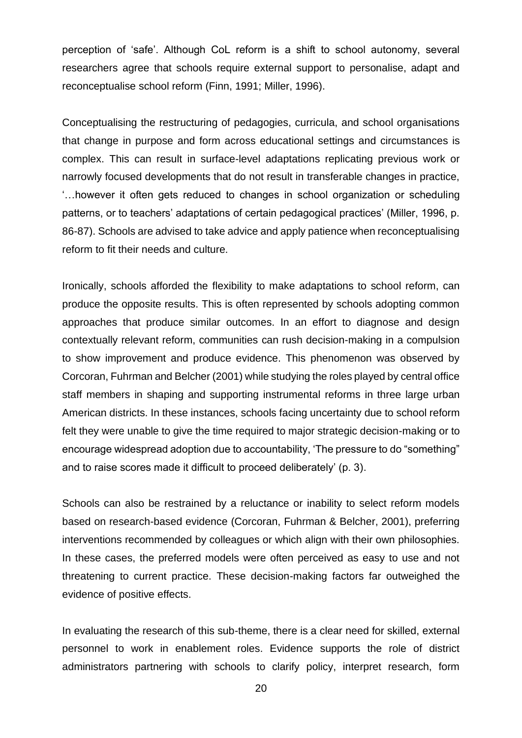perception of 'safe'. Although CoL reform is a shift to school autonomy, several researchers agree that schools require external support to personalise, adapt and reconceptualise school reform (Finn, 1991; Miller, 1996).

Conceptualising the restructuring of pedagogies, curricula, and school organisations that change in purpose and form across educational settings and circumstances is complex. This can result in surface-level adaptations replicating previous work or narrowly focused developments that do not result in transferable changes in practice, '…however it often gets reduced to changes in school organization or scheduling patterns, or to teachers' adaptations of certain pedagogical practices' (Miller, 1996, p. 86-87). Schools are advised to take advice and apply patience when reconceptualising reform to fit their needs and culture.

Ironically, schools afforded the flexibility to make adaptations to school reform, can produce the opposite results. This is often represented by schools adopting common approaches that produce similar outcomes. In an effort to diagnose and design contextually relevant reform, communities can rush decision-making in a compulsion to show improvement and produce evidence. This phenomenon was observed by Corcoran, Fuhrman and Belcher (2001) while studying the roles played by central office staff members in shaping and supporting instrumental reforms in three large urban American districts. In these instances, schools facing uncertainty due to school reform felt they were unable to give the time required to major strategic decision-making or to encourage widespread adoption due to accountability, 'The pressure to do "something" and to raise scores made it difficult to proceed deliberately' (p. 3).

Schools can also be restrained by a reluctance or inability to select reform models based on research-based evidence (Corcoran, Fuhrman & Belcher, 2001), preferring interventions recommended by colleagues or which align with their own philosophies. In these cases, the preferred models were often perceived as easy to use and not threatening to current practice. These decision-making factors far outweighed the evidence of positive effects.

In evaluating the research of this sub-theme, there is a clear need for skilled, external personnel to work in enablement roles. Evidence supports the role of district administrators partnering with schools to clarify policy, interpret research, form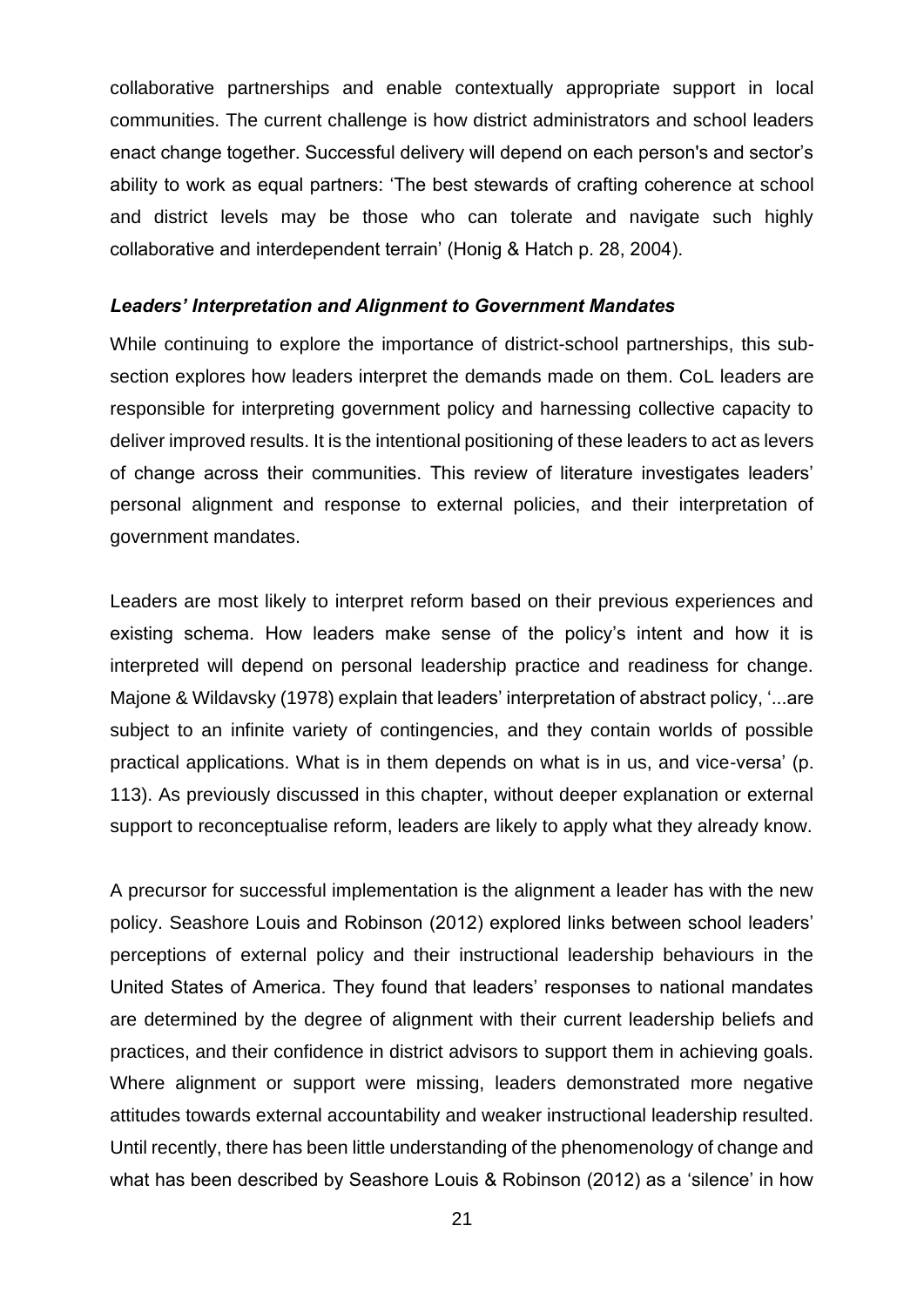collaborative partnerships and enable contextually appropriate support in local communities. The current challenge is how district administrators and school leaders enact change together. Successful delivery will depend on each person's and sector's ability to work as equal partners: 'The best stewards of crafting coherence at school and district levels may be those who can tolerate and navigate such highly collaborative and interdependent terrain' (Honig & Hatch p. 28, 2004).

### *Leaders' Interpretation and Alignment to Government Mandates*

While continuing to explore the importance of district-school partnerships, this sub-section explores how leaders interpret the demands made on them. CoL leaders are responsible for interpreting government policy and harnessing collective capacity to deliver improved results. It is the intentional positioning of these leaders to act as levers of change across their communities. This review of literature investigates leaders' personal alignment and response to external policies, and their interpretation of government mandates.

Leaders are most likely to interpret reform based on their previous experiences and existing schema. How leaders make sense of the policy's intent and how it is interpreted will depend on personal leadership practice and readiness for change. Majone & Wildavsky (1978) explain that leaders' interpretation of abstract policy, '...are subject to an infinite variety of contingencies, and they contain worlds of possible practical applications. What is in them depends on what is in us, and vice-versa' (p. 113). As previously discussed in this chapter, without deeper explanation or external support to reconceptualise reform, leaders are likely to apply what they already know.

A precursor for successful implementation is the alignment a leader has with the new policy. Seashore Louis and Robinson (2012) explored links between school leaders' perceptions of external policy and their instructional leadership behaviours in the United States of America. They found that leaders' responses to national mandates are determined by the degree of alignment with their current leadership beliefs and practices, and their confidence in district advisors to support them in achieving goals. Where alignment or support were missing, leaders demonstrated more negative attitudes towards external accountability and weaker instructional leadership resulted. Until recently, there has been little understanding of the phenomenology of change and what has been described by Seashore Louis & Robinson (2012) as a 'silence' in how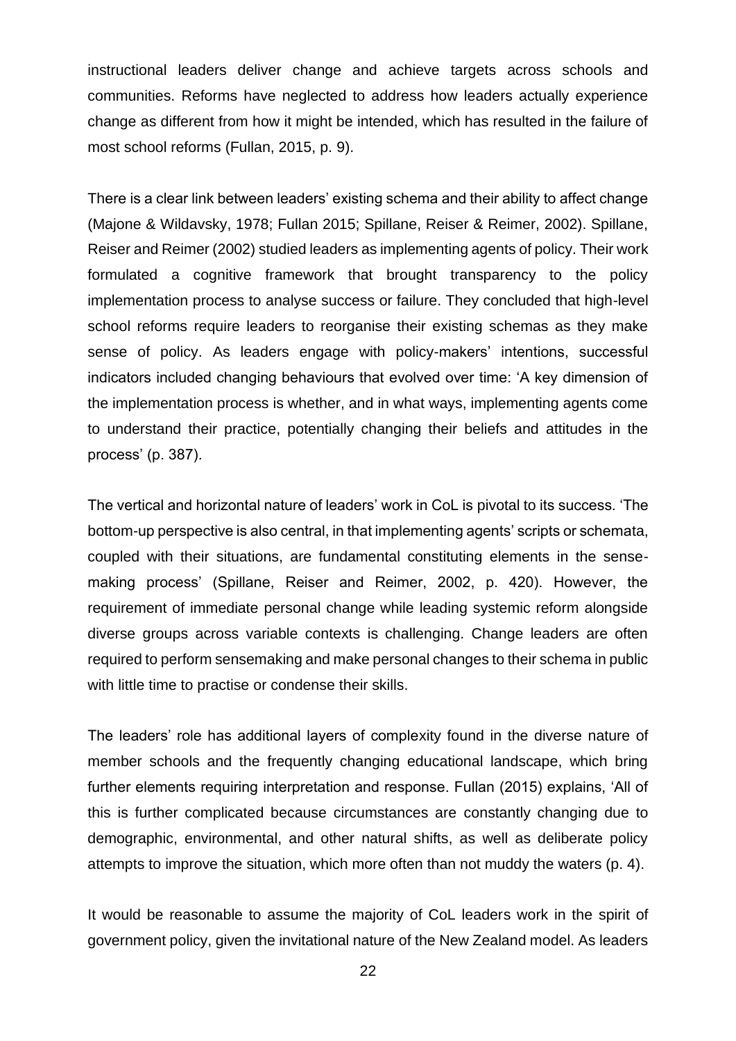instructional leaders deliver change and achieve targets across schools and communities. Reforms have neglected to address how leaders actually experience change as different from how it might be intended, which has resulted in the failure of most school reforms (Fullan, 2015, p. 9).

There is a clear link between leaders' existing schema and their ability to affect change (Majone & Wildavsky, 1978; Fullan 2015; Spillane, Reiser & Reimer, 2002). Spillane, Reiser and Reimer (2002) studied leaders as implementing agents of policy. Their work formulated a cognitive framework that brought transparency to the policy implementation process to analyse success or failure. They concluded that high-level school reforms require leaders to reorganise their existing schemas as they make sense of policy. As leaders engage with policy-makers' intentions, successful indicators included changing behaviours that evolved over time: 'A key dimension of the implementation process is whether, and in what ways, implementing agents come to understand their practice, potentially changing their beliefs and attitudes in the process' (p. 387).

The vertical and horizontal nature of leaders' work in CoL is pivotal to its success. 'The bottom-up perspective is also central, in that implementing agents' scripts or schemata, coupled with their situations, are fundamental constituting elements in the sense-making process' (Spillane, Reiser and Reimer, 2002, p. 420). However, the requirement of immediate personal change while leading systemic reform alongside diverse groups across variable contexts is challenging. Change leaders are often required to perform sensemaking and make personal changes to their schema in public with little time to practise or condense their skills.

The leaders' role has additional layers of complexity found in the diverse nature of member schools and the frequently changing educational landscape, which bring further elements requiring interpretation and response. Fullan (2015) explains, 'All of this is further complicated because circumstances are constantly changing due to demographic, environmental, and other natural shifts, as well as deliberate policy attempts to improve the situation, which more often than not muddy the waters (p. 4).

It would be reasonable to assume the majority of CoL leaders work in the spirit of government policy, given the invitational nature of the New Zealand model. As leaders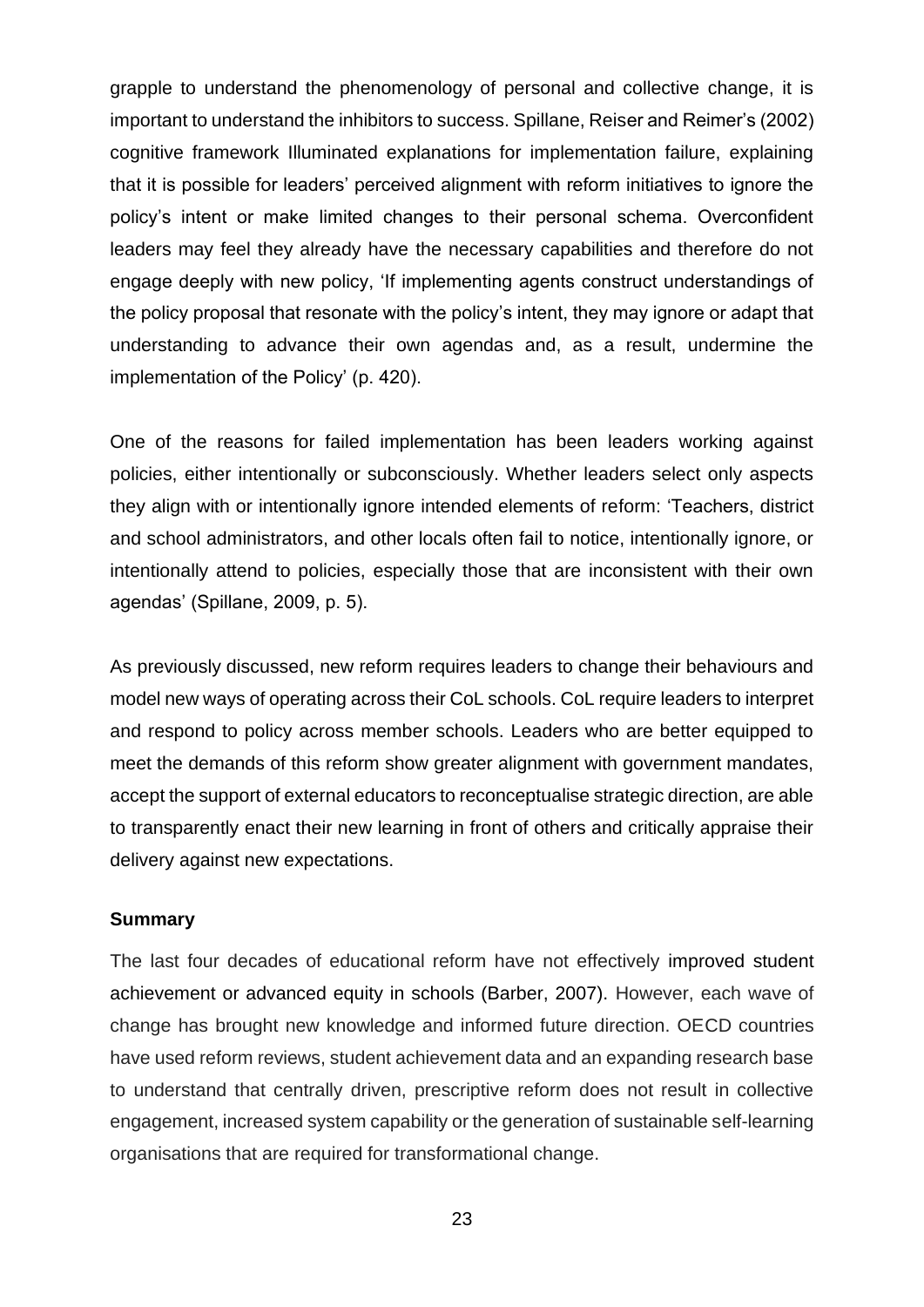grapple to understand the phenomenology of personal and collective change, it is important to understand the inhibitors to success. Spillane, Reiser and Reimer's (2002) cognitive framework Illuminated explanations for implementation failure, explaining that it is possible for leaders' perceived alignment with reform initiatives to ignore the policy's intent or make limited changes to their personal schema. Overconfident leaders may feel they already have the necessary capabilities and therefore do not engage deeply with new policy, 'If implementing agents construct understandings of the policy proposal that resonate with the policy's intent, they may ignore or adapt that understanding to advance their own agendas and, as a result, undermine the implementation of the Policy' (p. 420).

One of the reasons for failed implementation has been leaders working against policies, either intentionally or subconsciously. Whether leaders select only aspects they align with or intentionally ignore intended elements of reform: 'Teachers, district and school administrators, and other locals often fail to notice, intentionally ignore, or intentionally attend to policies, especially those that are inconsistent with their own agendas' (Spillane, 2009, p. 5).

As previously discussed, new reform requires leaders to change their behaviours and model new ways of operating across their CoL schools. CoL require leaders to interpret and respond to policy across member schools. Leaders who are better equipped to meet the demands of this reform show greater alignment with government mandates, accept the support of external educators to reconceptualise strategic direction, are able to transparently enact their new learning in front of others and critically appraise their delivery against new expectations.

**Summary**

The last four decades of educational reform have not effectively improved student achievement or advanced equity in schools (Barber, 2007). However, each wave of change has brought new knowledge and informed future direction. OECD countries have used reform reviews, student achievement data and an expanding research base to understand that centrally driven, prescriptive reform does not result in collective engagement, increased system capability or the generation of sustainable self-learning organisations that are required for transformational change.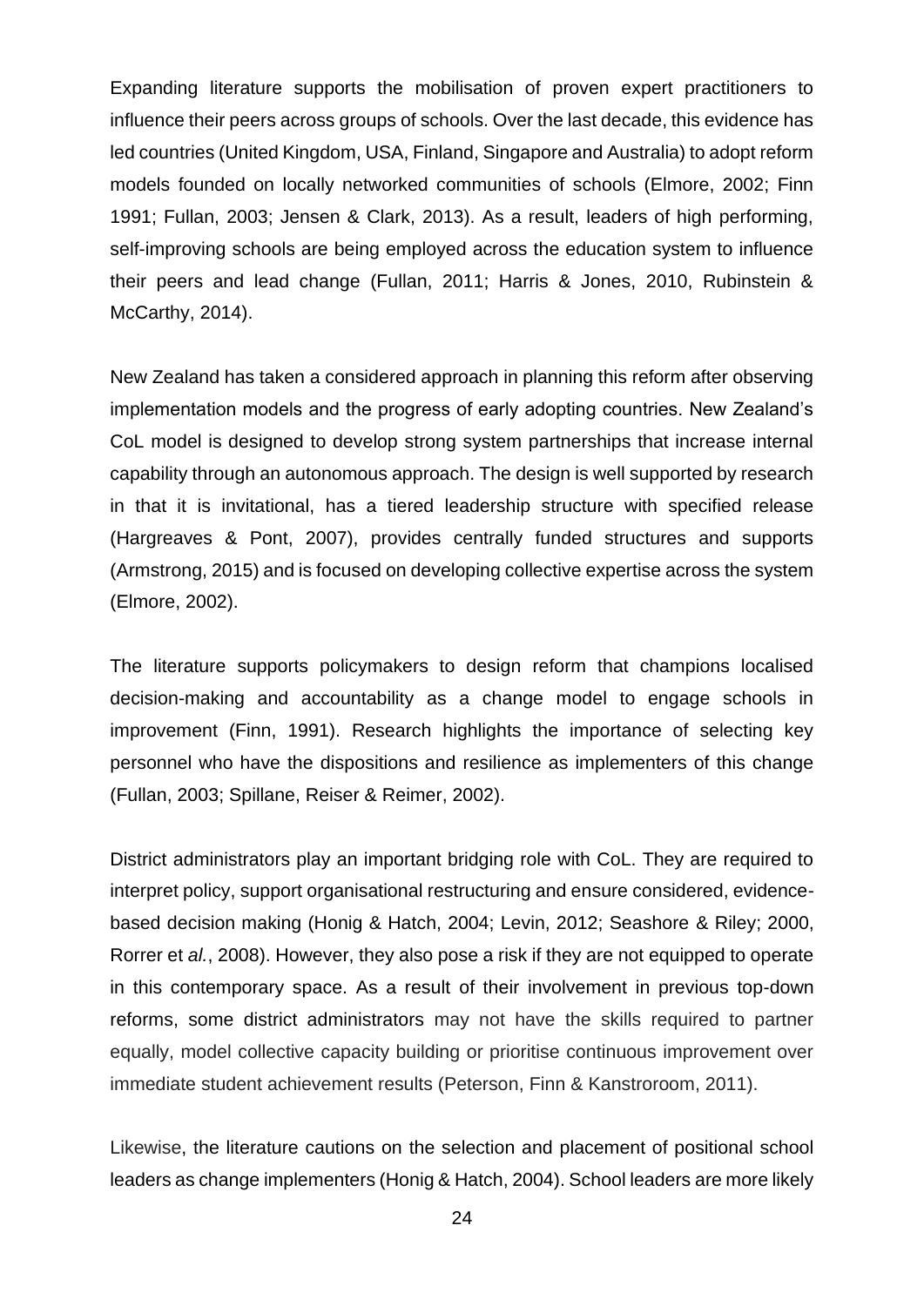Expanding literature supports the mobilisation of proven expert practitioners to influence their peers across groups of schools. Over the last decade, this evidence has led countries (United Kingdom, USA, Finland, Singapore and Australia) to adopt reform models founded on locally networked communities of schools (Elmore, 2002; Finn 1991; Fullan, 2003; Jensen & Clark, 2013). As a result, leaders of high performing, self-improving schools are being employed across the education system to influence their peers and lead change (Fullan, 2011; Harris & Jones, 2010, Rubinstein & McCarthy, 2014).

New Zealand has taken a considered approach in planning this reform after observing implementation models and the progress of early adopting countries. New Zealand's CoL model is designed to develop strong system partnerships that increase internal capability through an autonomous approach. The design is well supported by research in that it is invitational, has a tiered leadership structure with specified release (Hargreaves & Pont, 2007), provides centrally funded structures and supports (Armstrong, 2015) and is focused on developing collective expertise across the system (Elmore, 2002).

The literature supports policymakers to design reform that champions localised decision-making and accountability as a change model to engage schools in improvement (Finn, 1991). Research highlights the importance of selecting key personnel who have the dispositions and resilience as implementers of this change (Fullan, 2003; Spillane, Reiser & Reimer, 2002).

District administrators play an important bridging role with CoL. They are required to interpret policy, support organisational restructuring and ensure considered, evidence-based decision making (Honig & Hatch, 2004; Levin, 2012; Seashore & Riley; 2000, Rorrer et *al.*, 2008). However, they also pose a risk if they are not equipped to operate in this contemporary space. As a result of their involvement in previous top-down reforms, some district administrators may not have the skills required to partner equally, model collective capacity building or prioritise continuous improvement over immediate student achievement results (Peterson, Finn & Kanstroroom, 2011).

Likewise, the literature cautions on the selection and placement of positional school leaders as change implementers (Honig & Hatch, 2004). School leaders are more likely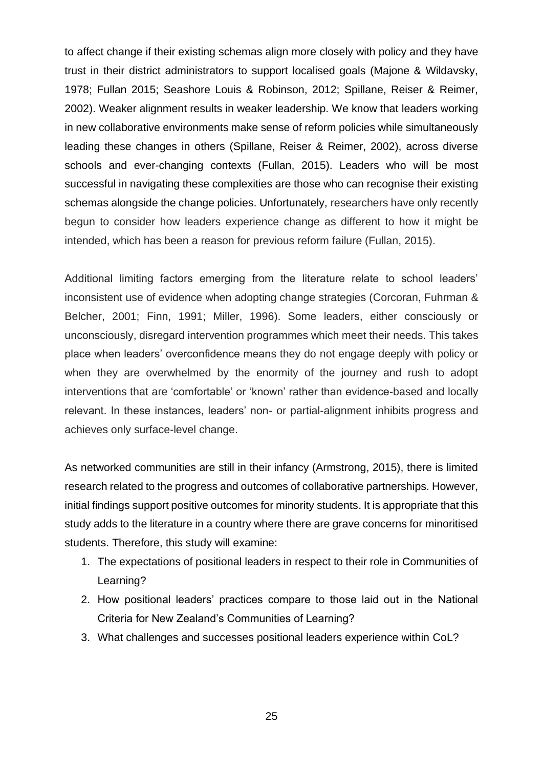to affect change if their existing schemas align more closely with policy and they have trust in their district administrators to support localised goals (Majone & Wildavsky, 1978; Fullan 2015; Seashore Louis & Robinson, 2012; Spillane, Reiser & Reimer, 2002). Weaker alignment results in weaker leadership. We know that leaders working in new collaborative environments make sense of reform policies while simultaneously leading these changes in others (Spillane, Reiser & Reimer, 2002), across diverse schools and ever-changing contexts (Fullan, 2015). Leaders who will be most successful in navigating these complexities are those who can recognise their existing schemas alongside the change policies. Unfortunately, researchers have only recently begun to consider how leaders experience change as different to how it might be intended, which has been a reason for previous reform failure (Fullan, 2015).

Additional limiting factors emerging from the literature relate to school leaders' inconsistent use of evidence when adopting change strategies (Corcoran, Fuhrman & Belcher, 2001; Finn, 1991; Miller, 1996). Some leaders, either consciously or unconsciously, disregard intervention programmes which meet their needs. This takes place when leaders' overconfidence means they do not engage deeply with policy or when they are overwhelmed by the enormity of the journey and rush to adopt interventions that are 'comfortable' or 'known' rather than evidence-based and locally relevant. In these instances, leaders' non- or partial-alignment inhibits progress and achieves only surface-level change.

As networked communities are still in their infancy (Armstrong, 2015), there is limited research related to the progress and outcomes of collaborative partnerships. However, initial findings support positive outcomes for minority students. It is appropriate that this study adds to the literature in a country where there are grave concerns for minoritised students. Therefore, this study will examine:

1. The expectations of positional leaders in respect to their role in Communities of Learning?
2. How positional leaders' practices compare to those laid out in the National Criteria for New Zealand's Communities of Learning?
3. What challenges and successes positional leaders experience within CoL?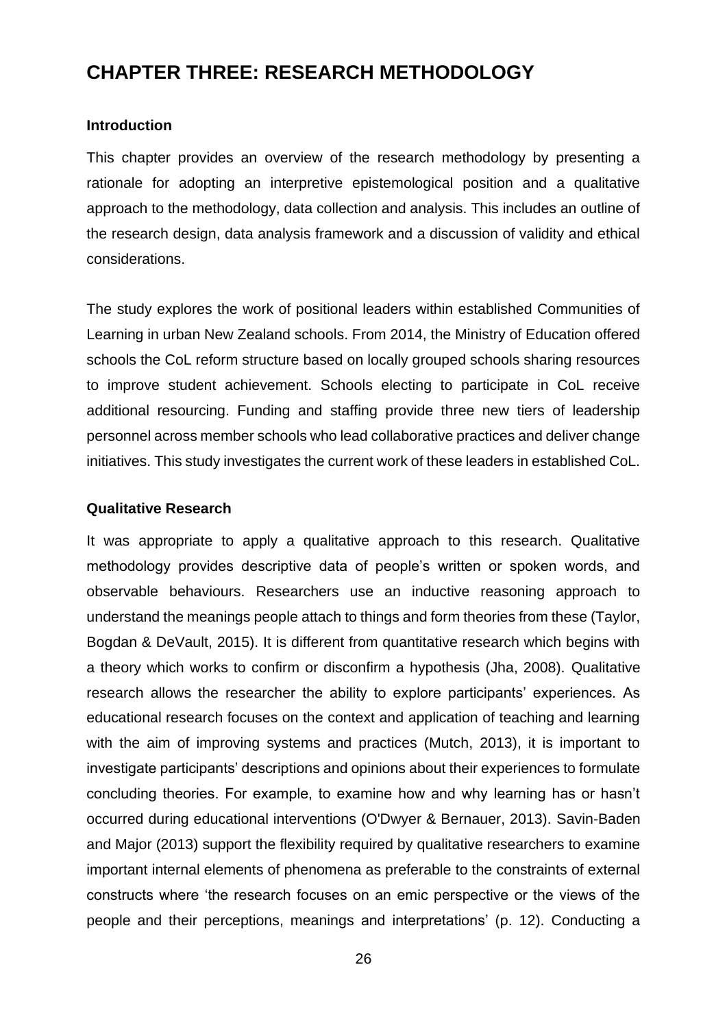# CHAPTER THREE: RESEARCH METHODOLOGY

### Introduction

This chapter provides an overview of the research methodology by presenting a rationale for adopting an interpretive epistemological position and a qualitative approach to the methodology, data collection and analysis. This includes an outline of the research design, data analysis framework and a discussion of validity and ethical considerations.

The study explores the work of positional leaders within established Communities of Learning in urban New Zealand schools. From 2014, the Ministry of Education offered schools the CoL reform structure based on locally grouped schools sharing resources to improve student achievement. Schools electing to participate in CoL receive additional resourcing. Funding and staffing provide three new tiers of leadership personnel across member schools who lead collaborative practices and deliver change initiatives. This study investigates the current work of these leaders in established CoL.

### Qualitative Research

It was appropriate to apply a qualitative approach to this research. Qualitative methodology provides descriptive data of people's written or spoken words, and observable behaviours. Researchers use an inductive reasoning approach to understand the meanings people attach to things and form theories from these (Taylor, Bogdan & DeVault, 2015). It is different from quantitative research which begins with a theory which works to confirm or disconfirm a hypothesis (Jha, 2008). Qualitative research allows the researcher the ability to explore participants' experiences. As educational research focuses on the context and application of teaching and learning with the aim of improving systems and practices (Mutch, 2013), it is important to investigate participants' descriptions and opinions about their experiences to formulate concluding theories. For example, to examine how and why learning has or hasn't occurred during educational interventions (O'Dwyer & Bernauer, 2013). Savin-Baden and Major (2013) support the flexibility required by qualitative researchers to examine important internal elements of phenomena as preferable to the constraints of external constructs where 'the research focuses on an emic perspective or the views of the people and their perceptions, meanings and interpretations' (p. 12). Conducting a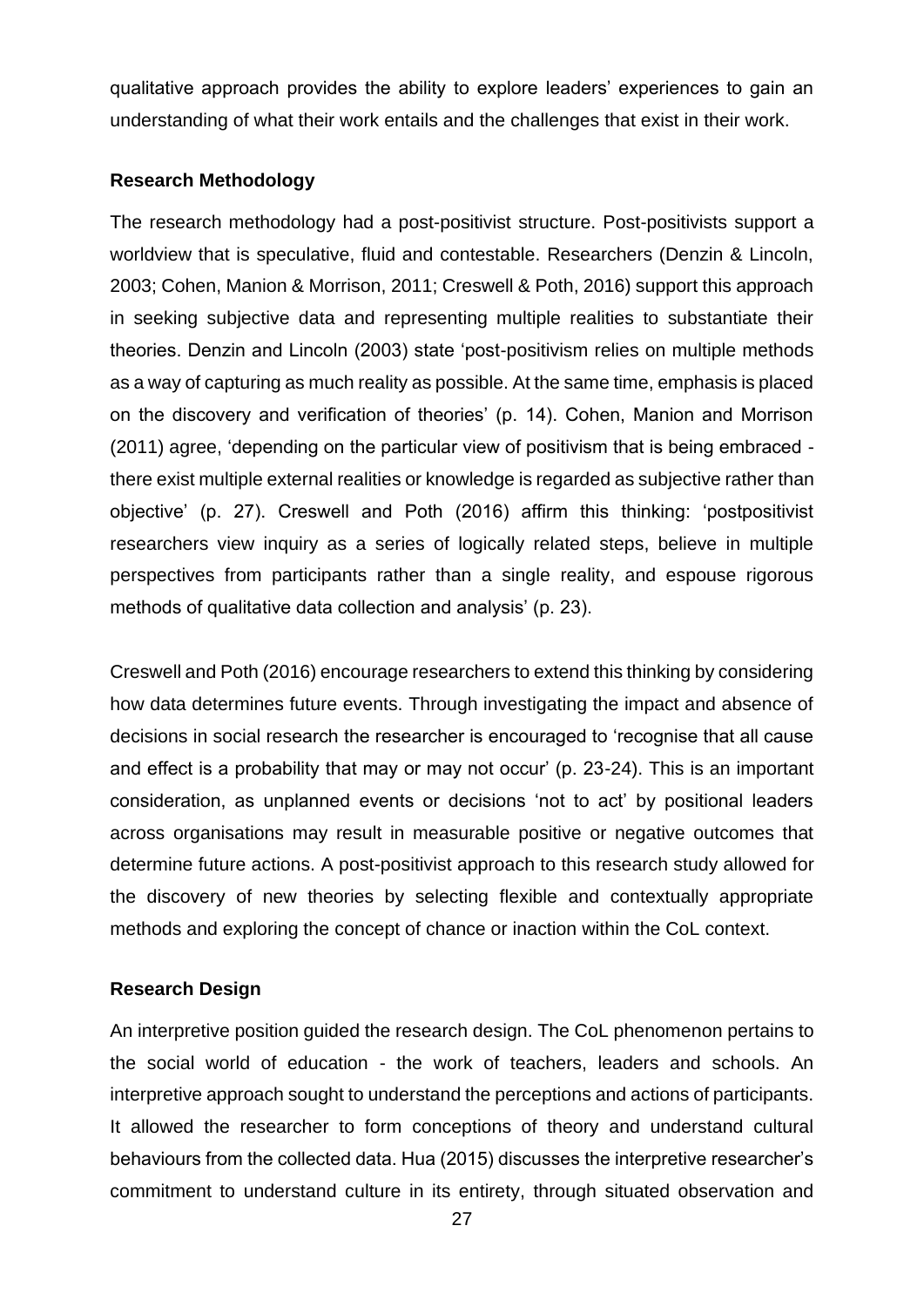qualitative approach provides the ability to explore leaders' experiences to gain an understanding of what their work entails and the challenges that exist in their work.

### Research Methodology

The research methodology had a post-positivist structure. Post-positivists support a worldview that is speculative, fluid and contestable. Researchers (Denzin & Lincoln, 2003; Cohen, Manion & Morrison, 2011; Creswell & Poth, 2016) support this approach in seeking subjective data and representing multiple realities to substantiate their theories. Denzin and Lincoln (2003) state 'post-positivism relies on multiple methods as a way of capturing as much reality as possible. At the same time, emphasis is placed on the discovery and verification of theories' (p. 14). Cohen, Manion and Morrison (2011) agree, 'depending on the particular view of positivism that is being embraced - there exist multiple external realities or knowledge is regarded as subjective rather than objective' (p. 27). Creswell and Poth (2016) affirm this thinking: 'postpositivist researchers view inquiry as a series of logically related steps, believe in multiple perspectives from participants rather than a single reality, and espouse rigorous methods of qualitative data collection and analysis' (p. 23).

Creswell and Poth (2016) encourage researchers to extend this thinking by considering how data determines future events. Through investigating the impact and absence of decisions in social research the researcher is encouraged to 'recognise that all cause and effect is a probability that may or may not occur' (p. 23-24). This is an important consideration, as unplanned events or decisions 'not to act' by positional leaders across organisations may result in measurable positive or negative outcomes that determine future actions. A post-positivist approach to this research study allowed for the discovery of new theories by selecting flexible and contextually appropriate methods and exploring the concept of chance or inaction within the CoL context.

### Research Design

An interpretive position guided the research design. The CoL phenomenon pertains to the social world of education - the work of teachers, leaders and schools. An interpretive approach sought to understand the perceptions and actions of participants. It allowed the researcher to form conceptions of theory and understand cultural behaviours from the collected data. Hua (2015) discusses the interpretive researcher's commitment to understand culture in its entirety, through situated observation and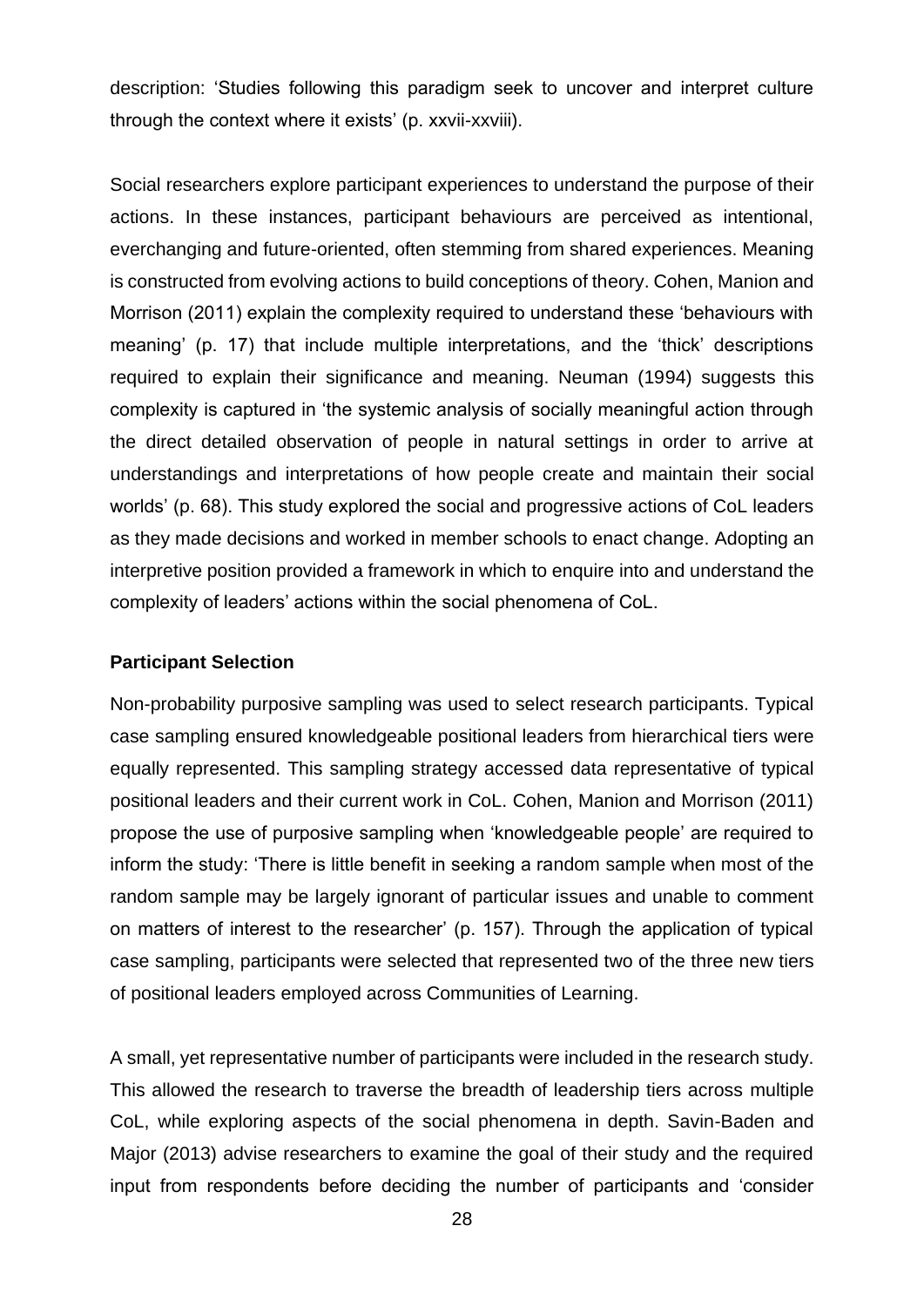description: 'Studies following this paradigm seek to uncover and interpret culture through the context where it exists' (p. xxvii-xxviii).

Social researchers explore participant experiences to understand the purpose of their actions. In these instances, participant behaviours are perceived as intentional, everchanging and future-oriented, often stemming from shared experiences. Meaning is constructed from evolving actions to build conceptions of theory. Cohen, Manion and Morrison (2011) explain the complexity required to understand these 'behaviours with meaning' (p. 17) that include multiple interpretations, and the 'thick' descriptions required to explain their significance and meaning. Neuman (1994) suggests this complexity is captured in 'the systemic analysis of socially meaningful action through the direct detailed observation of people in natural settings in order to arrive at understandings and interpretations of how people create and maintain their social worlds' (p. 68). This study explored the social and progressive actions of CoL leaders as they made decisions and worked in member schools to enact change. Adopting an interpretive position provided a framework in which to enquire into and understand the complexity of leaders' actions within the social phenomena of CoL.

**Participant Selection**

Non-probability purposive sampling was used to select research participants. Typical case sampling ensured knowledgeable positional leaders from hierarchical tiers were equally represented. This sampling strategy accessed data representative of typical positional leaders and their current work in CoL. Cohen, Manion and Morrison (2011) propose the use of purposive sampling when 'knowledgeable people' are required to inform the study: 'There is little benefit in seeking a random sample when most of the random sample may be largely ignorant of particular issues and unable to comment on matters of interest to the researcher' (p. 157). Through the application of typical case sampling, participants were selected that represented two of the three new tiers of positional leaders employed across Communities of Learning.

A small, yet representative number of participants were included in the research study. This allowed the research to traverse the breadth of leadership tiers across multiple CoL, while exploring aspects of the social phenomena in depth. Savin-Baden and Major (2013) advise researchers to examine the goal of their study and the required input from respondents before deciding the number of participants and 'consider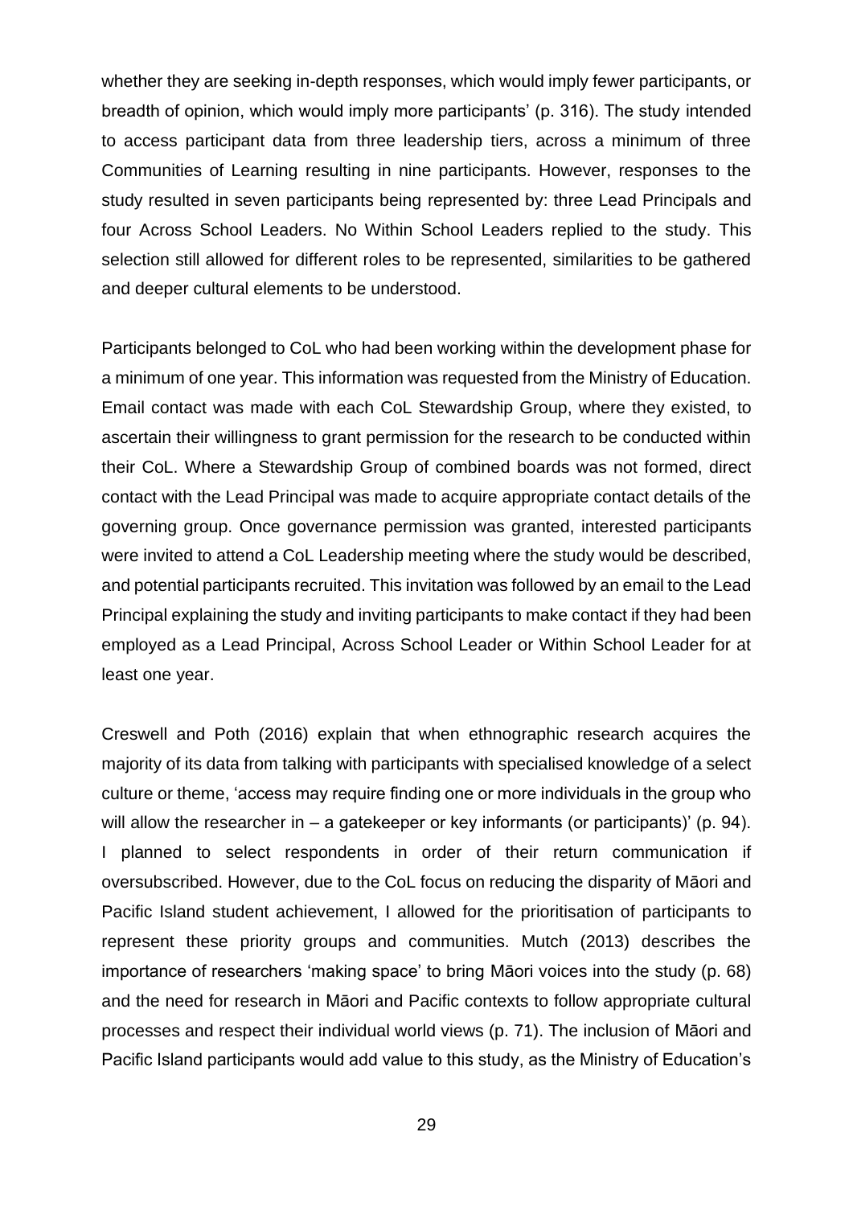whether they are seeking in-depth responses, which would imply fewer participants, or breadth of opinion, which would imply more participants' (p. 316). The study intended to access participant data from three leadership tiers, across a minimum of three Communities of Learning resulting in nine participants. However, responses to the study resulted in seven participants being represented by: three Lead Principals and four Across School Leaders. No Within School Leaders replied to the study. This selection still allowed for different roles to be represented, similarities to be gathered and deeper cultural elements to be understood.

Participants belonged to CoL who had been working within the development phase for a minimum of one year. This information was requested from the Ministry of Education. Email contact was made with each CoL Stewardship Group, where they existed, to ascertain their willingness to grant permission for the research to be conducted within their CoL. Where a Stewardship Group of combined boards was not formed, direct contact with the Lead Principal was made to acquire appropriate contact details of the governing group. Once governance permission was granted, interested participants were invited to attend a CoL Leadership meeting where the study would be described, and potential participants recruited. This invitation was followed by an email to the Lead Principal explaining the study and inviting participants to make contact if they had been employed as a Lead Principal, Across School Leader or Within School Leader for at least one year.

Creswell and Poth (2016) explain that when ethnographic research acquires the majority of its data from talking with participants with specialised knowledge of a select culture or theme, 'access may require finding one or more individuals in the group who will allow the researcher in – a gatekeeper or key informants (or participants)' (p. 94). I planned to select respondents in order of their return communication if oversubscribed. However, due to the CoL focus on reducing the disparity of Māori and Pacific Island student achievement, I allowed for the prioritisation of participants to represent these priority groups and communities. Mutch (2013) describes the importance of researchers 'making space' to bring Māori voices into the study (p. 68) and the need for research in Māori and Pacific contexts to follow appropriate cultural processes and respect their individual world views (p. 71). The inclusion of Māori and Pacific Island participants would add value to this study, as the Ministry of Education's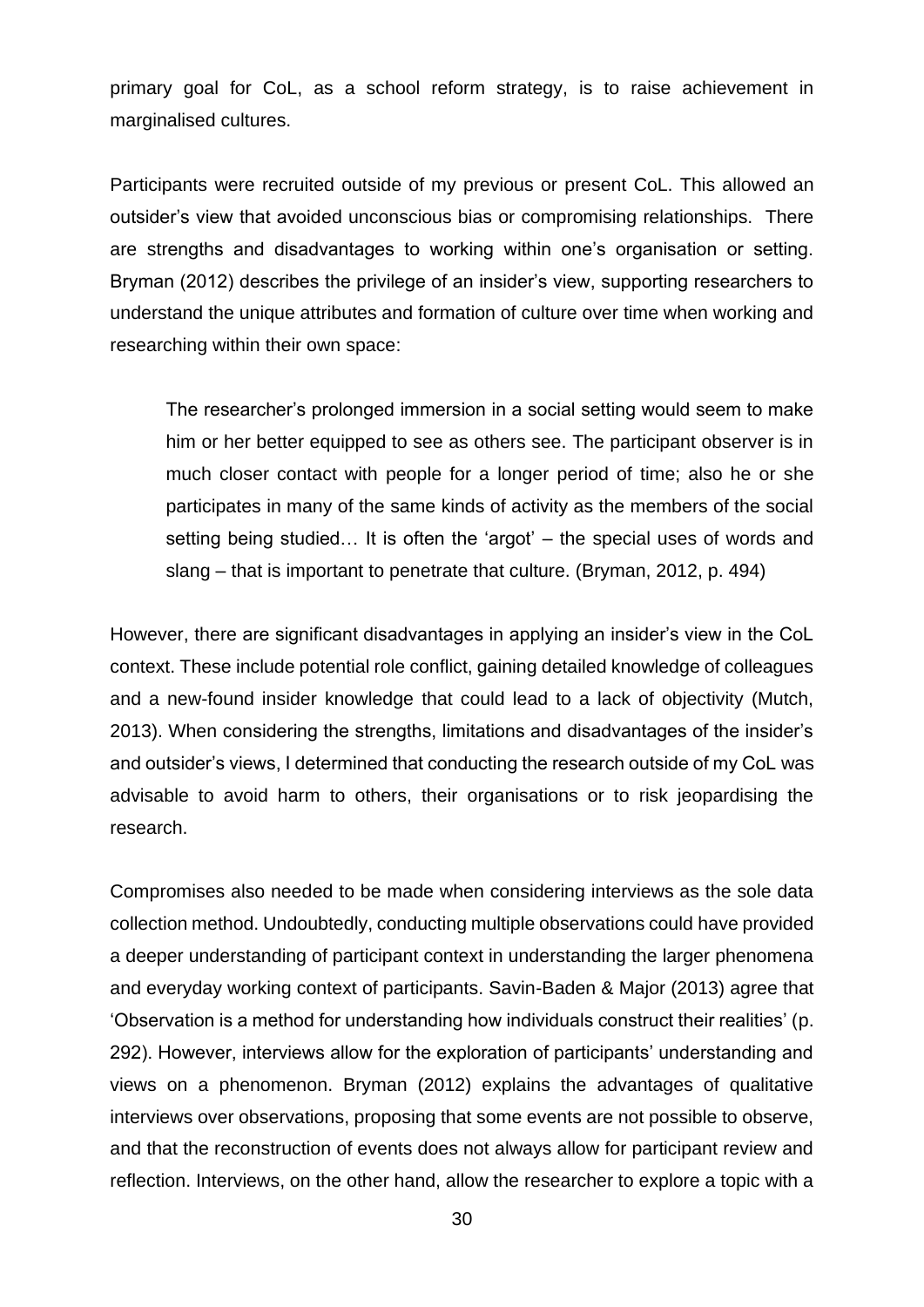primary goal for CoL, as a school reform strategy, is to raise achievement in marginalised cultures.

Participants were recruited outside of my previous or present CoL. This allowed an outsider's view that avoided unconscious bias or compromising relationships. There are strengths and disadvantages to working within one's organisation or setting. Bryman (2012) describes the privilege of an insider's view, supporting researchers to understand the unique attributes and formation of culture over time when working and researching within their own space:

> The researcher's prolonged immersion in a social setting would seem to make him or her better equipped to see as others see. The participant observer is in much closer contact with people for a longer period of time; also he or she participates in many of the same kinds of activity as the members of the social setting being studied… It is often the 'argot' – the special uses of words and slang – that is important to penetrate that culture. (Bryman, 2012, p. 494)

However, there are significant disadvantages in applying an insider's view in the CoL context. These include potential role conflict, gaining detailed knowledge of colleagues and a new-found insider knowledge that could lead to a lack of objectivity (Mutch, 2013). When considering the strengths, limitations and disadvantages of the insider's and outsider's views, I determined that conducting the research outside of my CoL was advisable to avoid harm to others, their organisations or to risk jeopardising the research.

Compromises also needed to be made when considering interviews as the sole data collection method. Undoubtedly, conducting multiple observations could have provided a deeper understanding of participant context in understanding the larger phenomena and everyday working context of participants. Savin-Baden & Major (2013) agree that 'Observation is a method for understanding how individuals construct their realities' (p. 292). However, interviews allow for the exploration of participants' understanding and views on a phenomenon. Bryman (2012) explains the advantages of qualitative interviews over observations, proposing that some events are not possible to observe, and that the reconstruction of events does not always allow for participant review and reflection. Interviews, on the other hand, allow the researcher to explore a topic with a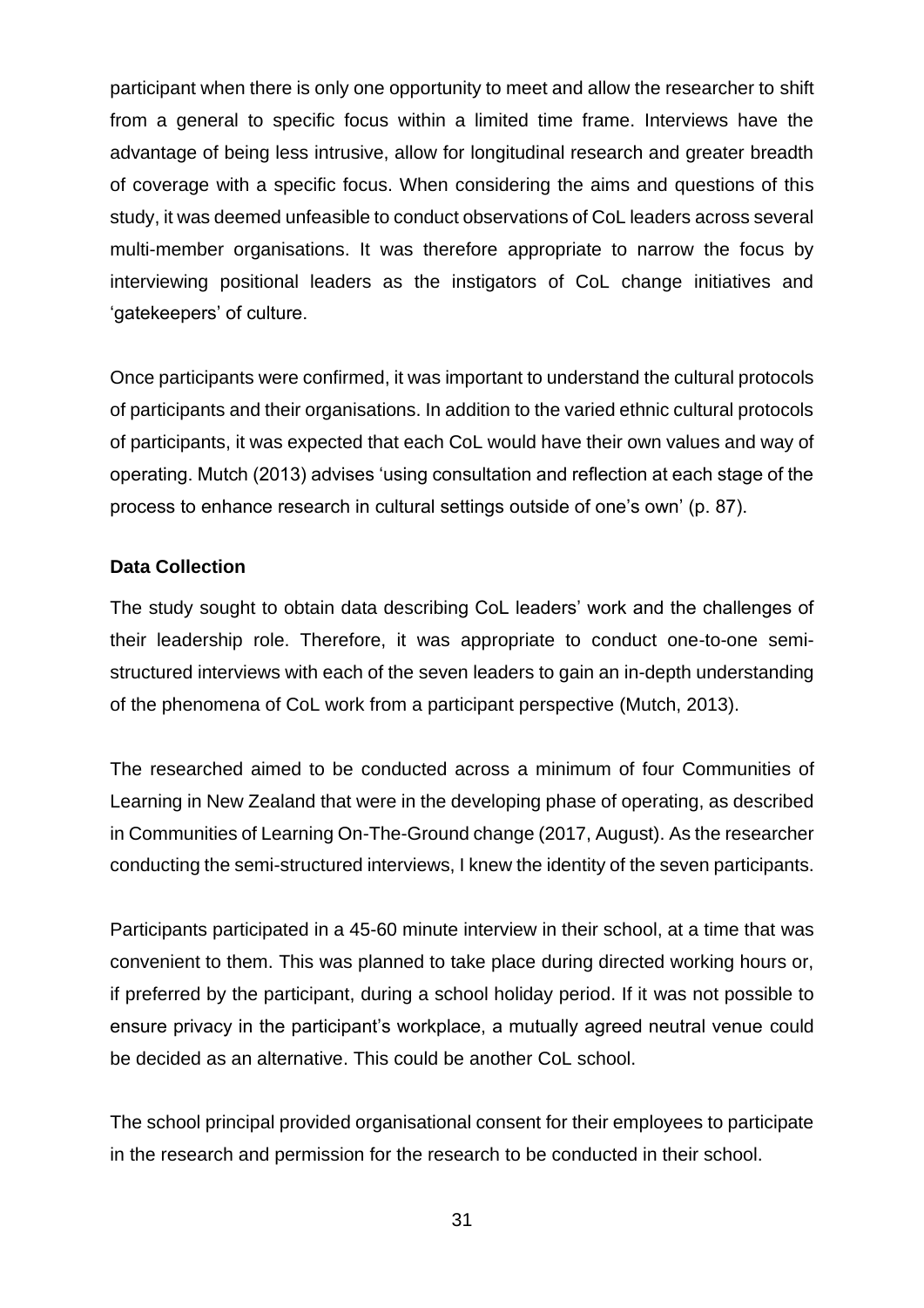participant when there is only one opportunity to meet and allow the researcher to shift from a general to specific focus within a limited time frame. Interviews have the advantage of being less intrusive, allow for longitudinal research and greater breadth of coverage with a specific focus. When considering the aims and questions of this study, it was deemed unfeasible to conduct observations of CoL leaders across several multi-member organisations. It was therefore appropriate to narrow the focus by interviewing positional leaders as the instigators of CoL change initiatives and 'gatekeepers' of culture.

Once participants were confirmed, it was important to understand the cultural protocols of participants and their organisations. In addition to the varied ethnic cultural protocols of participants, it was expected that each CoL would have their own values and way of operating. Mutch (2013) advises 'using consultation and reflection at each stage of the process to enhance research in cultural settings outside of one's own' (p. 87).

**Data Collection**

The study sought to obtain data describing CoL leaders' work and the challenges of their leadership role. Therefore, it was appropriate to conduct one-to-one semi-structured interviews with each of the seven leaders to gain an in-depth understanding of the phenomena of CoL work from a participant perspective (Mutch, 2013).

The researched aimed to be conducted across a minimum of four Communities of Learning in New Zealand that were in the developing phase of operating, as described in Communities of Learning On-The-Ground change (2017, August). As the researcher conducting the semi-structured interviews, I knew the identity of the seven participants.

Participants participated in a 45-60 minute interview in their school, at a time that was convenient to them. This was planned to take place during directed working hours or, if preferred by the participant, during a school holiday period. If it was not possible to ensure privacy in the participant's workplace, a mutually agreed neutral venue could be decided as an alternative. This could be another CoL school.

The school principal provided organisational consent for their employees to participate in the research and permission for the research to be conducted in their school.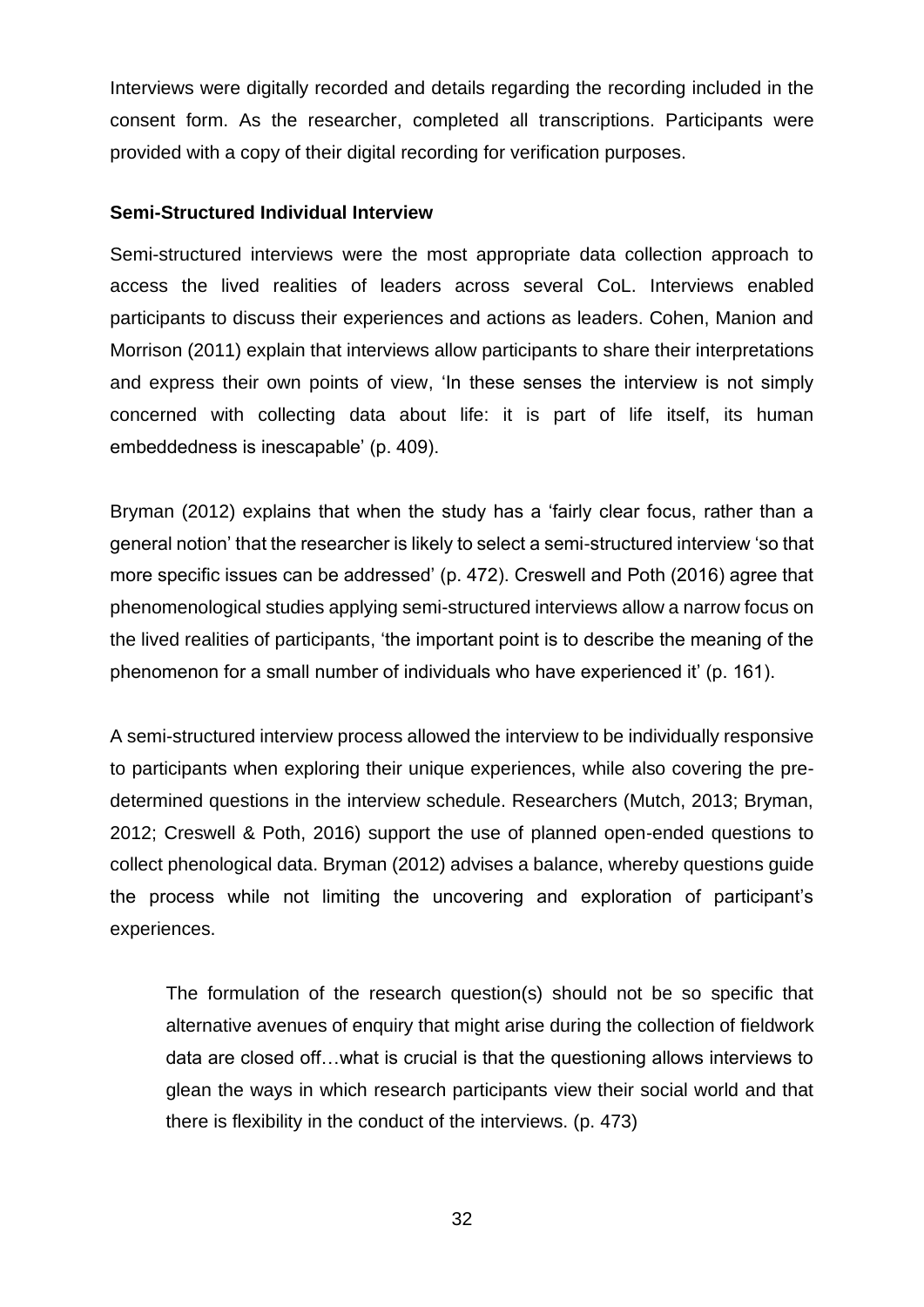Interviews were digitally recorded and details regarding the recording included in the consent form. As the researcher, completed all transcriptions. Participants were provided with a copy of their digital recording for verification purposes.

### Semi-Structured Individual Interview

Semi-structured interviews were the most appropriate data collection approach to access the lived realities of leaders across several CoL. Interviews enabled participants to discuss their experiences and actions as leaders. Cohen, Manion and Morrison (2011) explain that interviews allow participants to share their interpretations and express their own points of view, 'In these senses the interview is not simply concerned with collecting data about life: it is part of life itself, its human embeddedness is inescapable' (p. 409).

Bryman (2012) explains that when the study has a 'fairly clear focus, rather than a general notion' that the researcher is likely to select a semi-structured interview 'so that more specific issues can be addressed' (p. 472). Creswell and Poth (2016) agree that phenomenological studies applying semi-structured interviews allow a narrow focus on the lived realities of participants, 'the important point is to describe the meaning of the phenomenon for a small number of individuals who have experienced it' (p. 161).

A semi-structured interview process allowed the interview to be individually responsive to participants when exploring their unique experiences, while also covering the pre-determined questions in the interview schedule. Researchers (Mutch, 2013; Bryman, 2012; Creswell & Poth, 2016) support the use of planned open-ended questions to collect phenological data. Bryman (2012) advises a balance, whereby questions guide the process while not limiting the uncovering and exploration of participant's experiences.

> The formulation of the research question(s) should not be so specific that alternative avenues of enquiry that might arise during the collection of fieldwork data are closed off…what is crucial is that the questioning allows interviews to glean the ways in which research participants view their social world and that there is flexibility in the conduct of the interviews. (p. 473)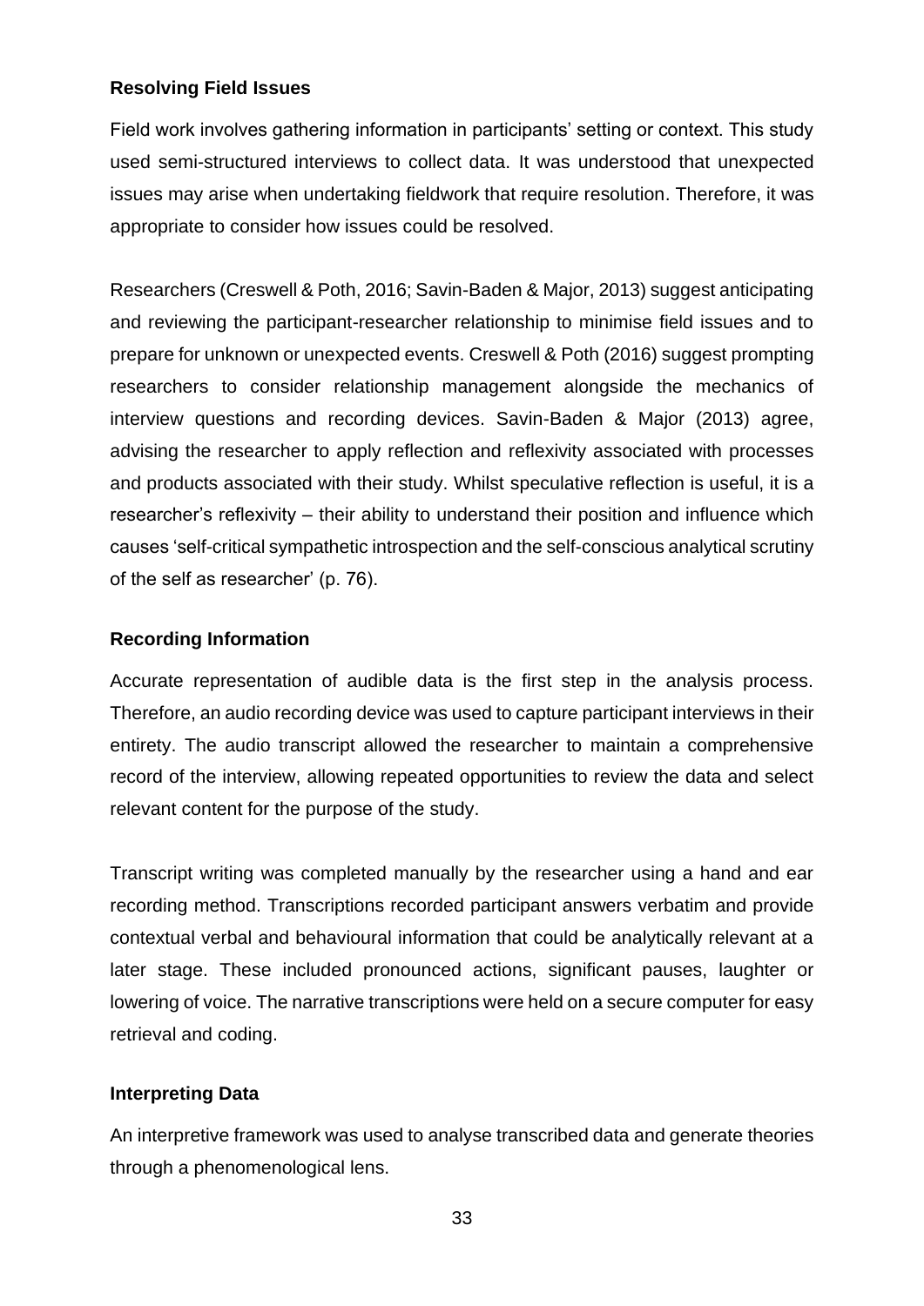**Resolving Field Issues**

Field work involves gathering information in participants' setting or context. This study used semi-structured interviews to collect data. It was understood that unexpected issues may arise when undertaking fieldwork that require resolution. Therefore, it was appropriate to consider how issues could be resolved.

Researchers (Creswell & Poth, 2016; Savin-Baden & Major, 2013) suggest anticipating and reviewing the participant-researcher relationship to minimise field issues and to prepare for unknown or unexpected events. Creswell & Poth (2016) suggest prompting researchers to consider relationship management alongside the mechanics of interview questions and recording devices. Savin-Baden & Major (2013) agree, advising the researcher to apply reflection and reflexivity associated with processes and products associated with their study. Whilst speculative reflection is useful, it is a researcher's reflexivity – their ability to understand their position and influence which causes 'self-critical sympathetic introspection and the self-conscious analytical scrutiny of the self as researcher' (p. 76).

**Recording Information**

Accurate representation of audible data is the first step in the analysis process. Therefore, an audio recording device was used to capture participant interviews in their entirety. The audio transcript allowed the researcher to maintain a comprehensive record of the interview, allowing repeated opportunities to review the data and select relevant content for the purpose of the study.

Transcript writing was completed manually by the researcher using a hand and ear recording method. Transcriptions recorded participant answers verbatim and provide contextual verbal and behavioural information that could be analytically relevant at a later stage. These included pronounced actions, significant pauses, laughter or lowering of voice. The narrative transcriptions were held on a secure computer for easy retrieval and coding.

**Interpreting Data**

An interpretive framework was used to analyse transcribed data and generate theories through a phenomenological lens.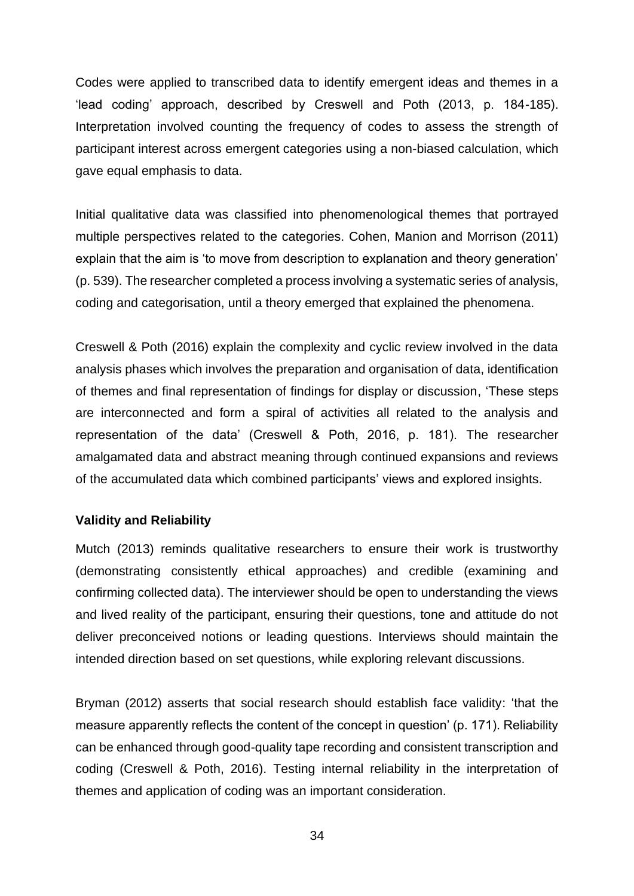Codes were applied to transcribed data to identify emergent ideas and themes in a 'lead coding' approach, described by Creswell and Poth (2013, p. 184-185). Interpretation involved counting the frequency of codes to assess the strength of participant interest across emergent categories using a non-biased calculation, which gave equal emphasis to data.

Initial qualitative data was classified into phenomenological themes that portrayed multiple perspectives related to the categories. Cohen, Manion and Morrison (2011) explain that the aim is 'to move from description to explanation and theory generation' (p. 539). The researcher completed a process involving a systematic series of analysis, coding and categorisation, until a theory emerged that explained the phenomena.

Creswell & Poth (2016) explain the complexity and cyclic review involved in the data analysis phases which involves the preparation and organisation of data, identification of themes and final representation of findings for display or discussion, 'These steps are interconnected and form a spiral of activities all related to the analysis and representation of the data' (Creswell & Poth, 2016, p. 181). The researcher amalgamated data and abstract meaning through continued expansions and reviews of the accumulated data which combined participants' views and explored insights.

**Validity and Reliability**

Mutch (2013) reminds qualitative researchers to ensure their work is trustworthy (demonstrating consistently ethical approaches) and credible (examining and confirming collected data). The interviewer should be open to understanding the views and lived reality of the participant, ensuring their questions, tone and attitude do not deliver preconceived notions or leading questions. Interviews should maintain the intended direction based on set questions, while exploring relevant discussions.

Bryman (2012) asserts that social research should establish face validity: 'that the measure apparently reflects the content of the concept in question' (p. 171). Reliability can be enhanced through good-quality tape recording and consistent transcription and coding (Creswell & Poth, 2016). Testing internal reliability in the interpretation of themes and application of coding was an important consideration.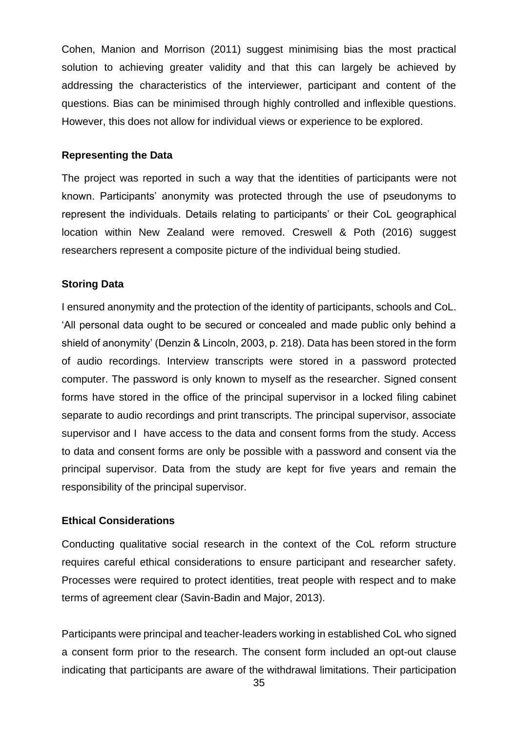Cohen, Manion and Morrison (2011) suggest minimising bias the most practical solution to achieving greater validity and that this can largely be achieved by addressing the characteristics of the interviewer, participant and content of the questions. Bias can be minimised through highly controlled and inflexible questions. However, this does not allow for individual views or experience to be explored.

**Representing the Data**

The project was reported in such a way that the identities of participants were not known. Participants' anonymity was protected through the use of pseudonyms to represent the individuals. Details relating to participants' or their CoL geographical location within New Zealand were removed. Creswell & Poth (2016) suggest researchers represent a composite picture of the individual being studied.

**Storing Data**

I ensured anonymity and the protection of the identity of participants, schools and CoL. 'All personal data ought to be secured or concealed and made public only behind a shield of anonymity' (Denzin & Lincoln, 2003, p. 218). Data has been stored in the form of audio recordings. Interview transcripts were stored in a password protected computer. The password is only known to myself as the researcher. Signed consent forms have stored in the office of the principal supervisor in a locked filing cabinet separate to audio recordings and print transcripts. The principal supervisor, associate supervisor and I have access to the data and consent forms from the study. Access to data and consent forms are only be possible with a password and consent via the principal supervisor. Data from the study are kept for five years and remain the responsibility of the principal supervisor.

**Ethical Considerations**

Conducting qualitative social research in the context of the CoL reform structure requires careful ethical considerations to ensure participant and researcher safety. Processes were required to protect identities, treat people with respect and to make terms of agreement clear (Savin-Badin and Major, 2013).

Participants were principal and teacher-leaders working in established CoL who signed a consent form prior to the research. The consent form included an opt-out clause indicating that participants are aware of the withdrawal limitations. Their participation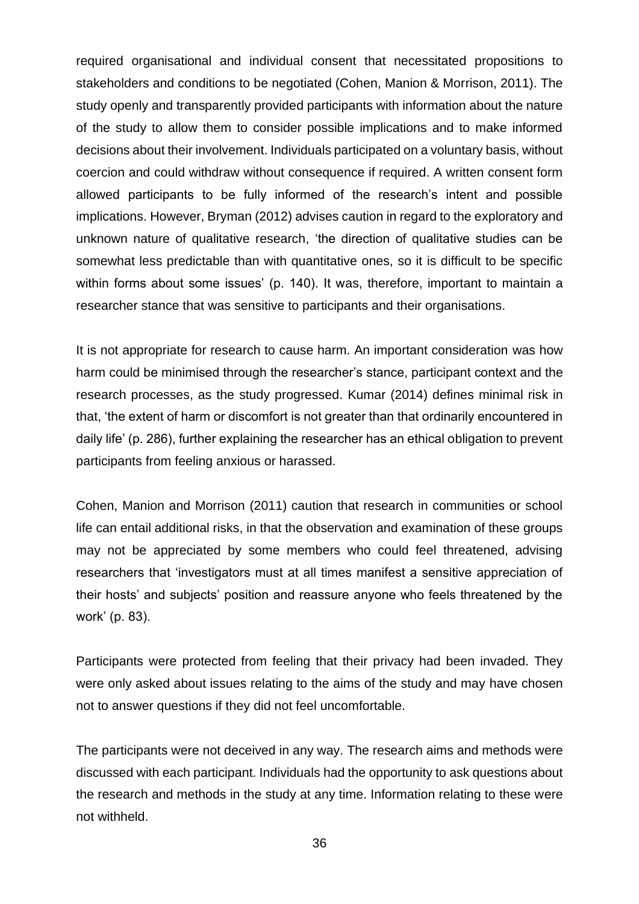required organisational and individual consent that necessitated propositions to stakeholders and conditions to be negotiated (Cohen, Manion & Morrison, 2011). The study openly and transparently provided participants with information about the nature of the study to allow them to consider possible implications and to make informed decisions about their involvement. Individuals participated on a voluntary basis, without coercion and could withdraw without consequence if required. A written consent form allowed participants to be fully informed of the research's intent and possible implications. However, Bryman (2012) advises caution in regard to the exploratory and unknown nature of qualitative research, 'the direction of qualitative studies can be somewhat less predictable than with quantitative ones, so it is difficult to be specific within forms about some issues' (p. 140). It was, therefore, important to maintain a researcher stance that was sensitive to participants and their organisations.

It is not appropriate for research to cause harm. An important consideration was how harm could be minimised through the researcher's stance, participant context and the research processes, as the study progressed. Kumar (2014) defines minimal risk in that, 'the extent of harm or discomfort is not greater than that ordinarily encountered in daily life' (p. 286), further explaining the researcher has an ethical obligation to prevent participants from feeling anxious or harassed.

Cohen, Manion and Morrison (2011) caution that research in communities or school life can entail additional risks, in that the observation and examination of these groups may not be appreciated by some members who could feel threatened, advising researchers that 'investigators must at all times manifest a sensitive appreciation of their hosts' and subjects' position and reassure anyone who feels threatened by the work' (p. 83).

Participants were protected from feeling that their privacy had been invaded. They were only asked about issues relating to the aims of the study and may have chosen not to answer questions if they did not feel uncomfortable.

The participants were not deceived in any way. The research aims and methods were discussed with each participant. Individuals had the opportunity to ask questions about the research and methods in the study at any time. Information relating to these were not withheld.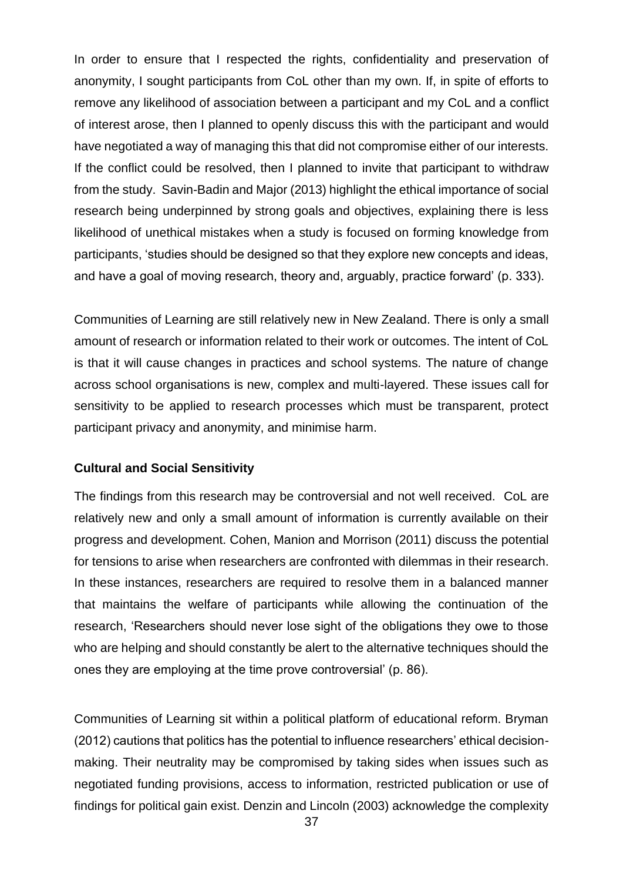In order to ensure that I respected the rights, confidentiality and preservation of anonymity, I sought participants from CoL other than my own. If, in spite of efforts to remove any likelihood of association between a participant and my CoL and a conflict of interest arose, then I planned to openly discuss this with the participant and would have negotiated a way of managing this that did not compromise either of our interests. If the conflict could be resolved, then I planned to invite that participant to withdraw from the study. Savin-Badin and Major (2013) highlight the ethical importance of social research being underpinned by strong goals and objectives, explaining there is less likelihood of unethical mistakes when a study is focused on forming knowledge from participants, 'studies should be designed so that they explore new concepts and ideas, and have a goal of moving research, theory and, arguably, practice forward' (p. 333).

Communities of Learning are still relatively new in New Zealand. There is only a small amount of research or information related to their work or outcomes. The intent of CoL is that it will cause changes in practices and school systems. The nature of change across school organisations is new, complex and multi-layered. These issues call for sensitivity to be applied to research processes which must be transparent, protect participant privacy and anonymity, and minimise harm.

### Cultural and Social Sensitivity

The findings from this research may be controversial and not well received. CoL are relatively new and only a small amount of information is currently available on their progress and development. Cohen, Manion and Morrison (2011) discuss the potential for tensions to arise when researchers are confronted with dilemmas in their research. In these instances, researchers are required to resolve them in a balanced manner that maintains the welfare of participants while allowing the continuation of the research, 'Researchers should never lose sight of the obligations they owe to those who are helping and should constantly be alert to the alternative techniques should the ones they are employing at the time prove controversial' (p. 86).

Communities of Learning sit within a political platform of educational reform. Bryman (2012) cautions that politics has the potential to influence researchers' ethical decision-making. Their neutrality may be compromised by taking sides when issues such as negotiated funding provisions, access to information, restricted publication or use of findings for political gain exist. Denzin and Lincoln (2003) acknowledge the complexity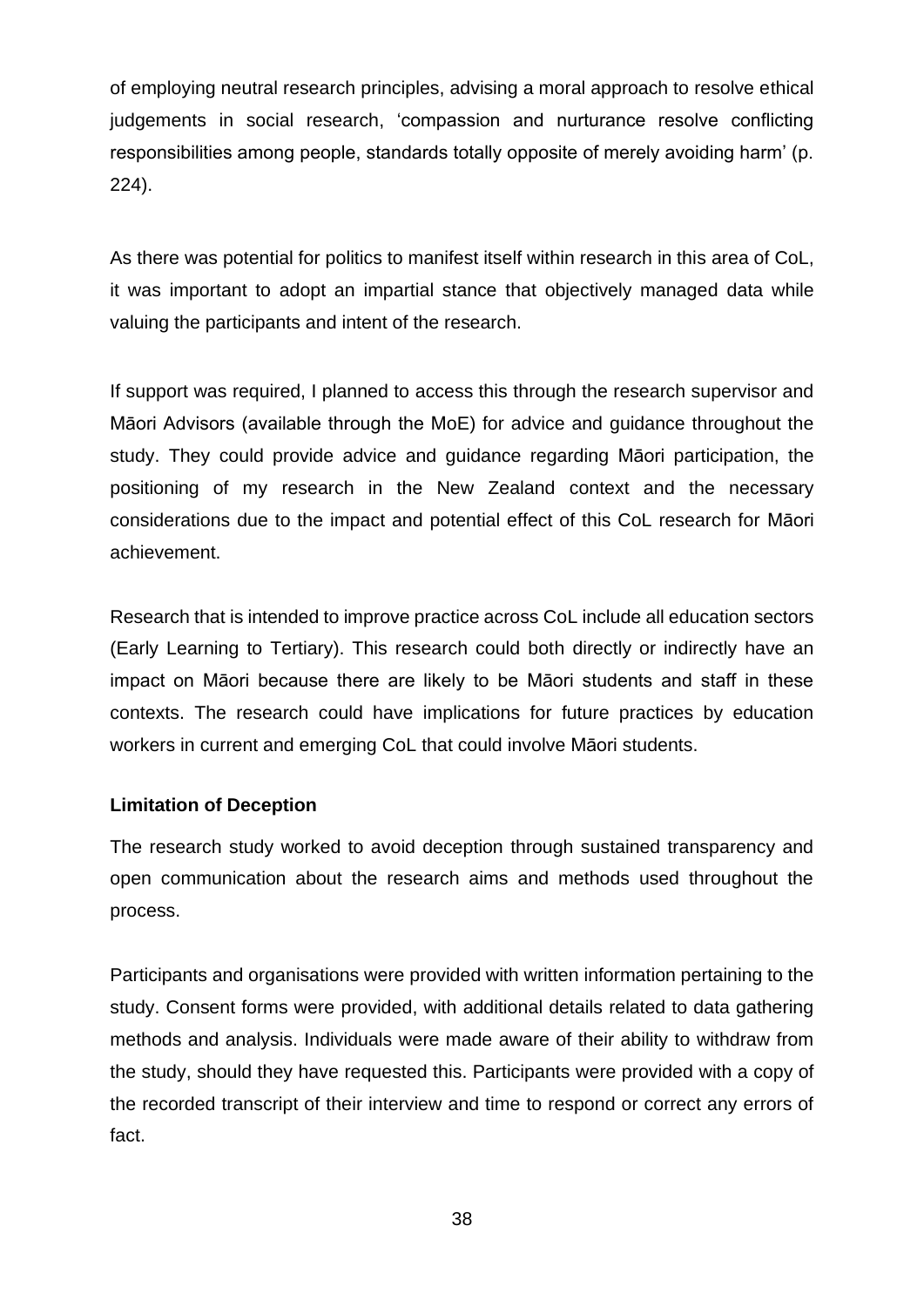of employing neutral research principles, advising a moral approach to resolve ethical judgements in social research, 'compassion and nurturance resolve conflicting responsibilities among people, standards totally opposite of merely avoiding harm' (p. 224).

As there was potential for politics to manifest itself within research in this area of CoL, it was important to adopt an impartial stance that objectively managed data while valuing the participants and intent of the research.

If support was required, I planned to access this through the research supervisor and Māori Advisors (available through the MoE) for advice and guidance throughout the study. They could provide advice and guidance regarding Māori participation, the positioning of my research in the New Zealand context and the necessary considerations due to the impact and potential effect of this CoL research for Māori achievement.

Research that is intended to improve practice across CoL include all education sectors (Early Learning to Tertiary). This research could both directly or indirectly have an impact on Māori because there are likely to be Māori students and staff in these contexts. The research could have implications for future practices by education workers in current and emerging CoL that could involve Māori students.

**Limitation of Deception**

The research study worked to avoid deception through sustained transparency and open communication about the research aims and methods used throughout the process.

Participants and organisations were provided with written information pertaining to the study. Consent forms were provided, with additional details related to data gathering methods and analysis. Individuals were made aware of their ability to withdraw from the study, should they have requested this. Participants were provided with a copy of the recorded transcript of their interview and time to respond or correct any errors of fact.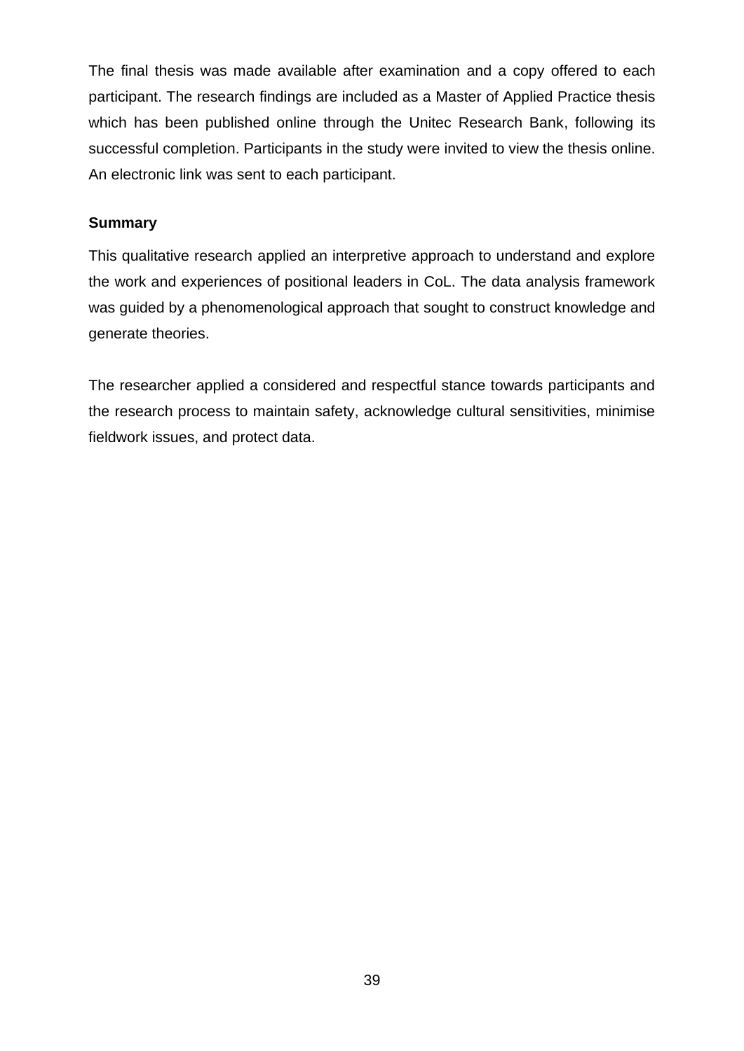The final thesis was made available after examination and a copy offered to each participant. The research findings are included as a Master of Applied Practice thesis which has been published online through the Unitec Research Bank, following its successful completion. Participants in the study were invited to view the thesis online. An electronic link was sent to each participant.

**Summary**

This qualitative research applied an interpretive approach to understand and explore the work and experiences of positional leaders in CoL. The data analysis framework was guided by a phenomenological approach that sought to construct knowledge and generate theories.

The researcher applied a considered and respectful stance towards participants and the research process to maintain safety, acknowledge cultural sensitivities, minimise fieldwork issues, and protect data.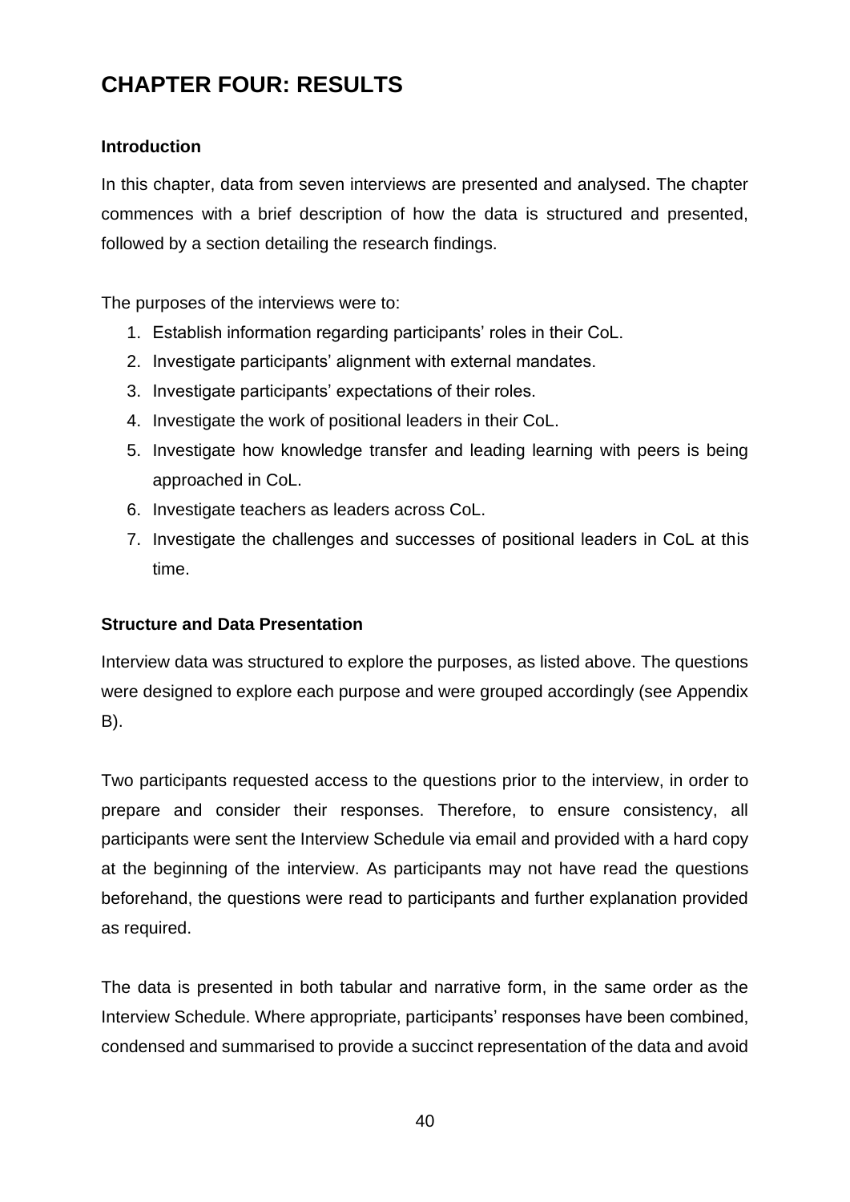# CHAPTER FOUR: RESULTS

### Introduction

In this chapter, data from seven interviews are presented and analysed. The chapter commences with a brief description of how the data is structured and presented, followed by a section detailing the research findings.

The purposes of the interviews were to:

1. Establish information regarding participants' roles in their CoL.
2. Investigate participants' alignment with external mandates.
3. Investigate participants' expectations of their roles.
4. Investigate the work of positional leaders in their CoL.
5. Investigate how knowledge transfer and leading learning with peers is being approached in CoL.
6. Investigate teachers as leaders across CoL.
7. Investigate the challenges and successes of positional leaders in CoL at this time.

### Structure and Data Presentation

Interview data was structured to explore the purposes, as listed above. The questions were designed to explore each purpose and were grouped accordingly (see Appendix B).

Two participants requested access to the questions prior to the interview, in order to prepare and consider their responses. Therefore, to ensure consistency, all participants were sent the Interview Schedule via email and provided with a hard copy at the beginning of the interview. As participants may not have read the questions beforehand, the questions were read to participants and further explanation provided as required.

The data is presented in both tabular and narrative form, in the same order as the Interview Schedule. Where appropriate, participants' responses have been combined, condensed and summarised to provide a succinct representation of the data and avoid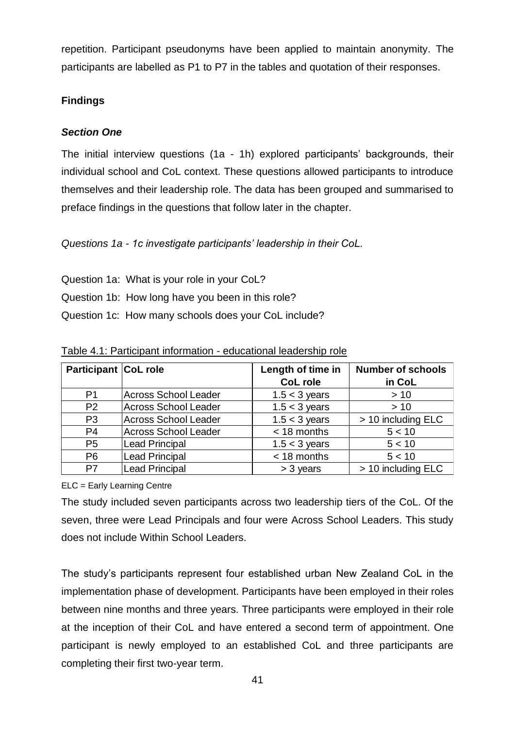repetition. Participant pseudonyms have been applied to maintain anonymity. The participants are labelled as P1 to P7 in the tables and quotation of their responses.

## Findings

### *Section One*

The initial interview questions (1a - 1h) explored participants' backgrounds, their individual school and CoL context. These questions allowed participants to introduce themselves and their leadership role. The data has been grouped and summarised to preface findings in the questions that follow later in the chapter.

*Questions 1a - 1c investigate participants' leadership in their CoL.*

Question 1a: What is your role in your CoL?

Question 1b: How long have you been in this role?

Question 1c: How many schools does your CoL include?

Table 4.1: Participant information - educational leadership role

| Participant | CoL role | Length of time in CoL role | Number of schools in CoL |
|---|---|---|---|
| P1 | Across School Leader | 1.5 < 3 years | > 10 |
| P2 | Across School Leader | 1.5 < 3 years | > 10 |
| P3 | Across School Leader | 1.5 < 3 years | > 10 including ELC |
| P4 | Across School Leader | < 18 months | 5 < 10 |
| P5 | Lead Principal | 1.5 < 3 years | 5 < 10 |
| P6 | Lead Principal | < 18 months | 5 < 10 |
| P7 | Lead Principal | > 3 years | > 10 including ELC |

ELC = Early Learning Centre

The study included seven participants across two leadership tiers of the CoL. Of the seven, three were Lead Principals and four were Across School Leaders. This study does not include Within School Leaders.

The study's participants represent four established urban New Zealand CoL in the implementation phase of development. Participants have been employed in their roles between nine months and three years. Three participants were employed in their role at the inception of their CoL and have entered a second term of appointment. One participant is newly employed to an established CoL and three participants are completing their first two-year term.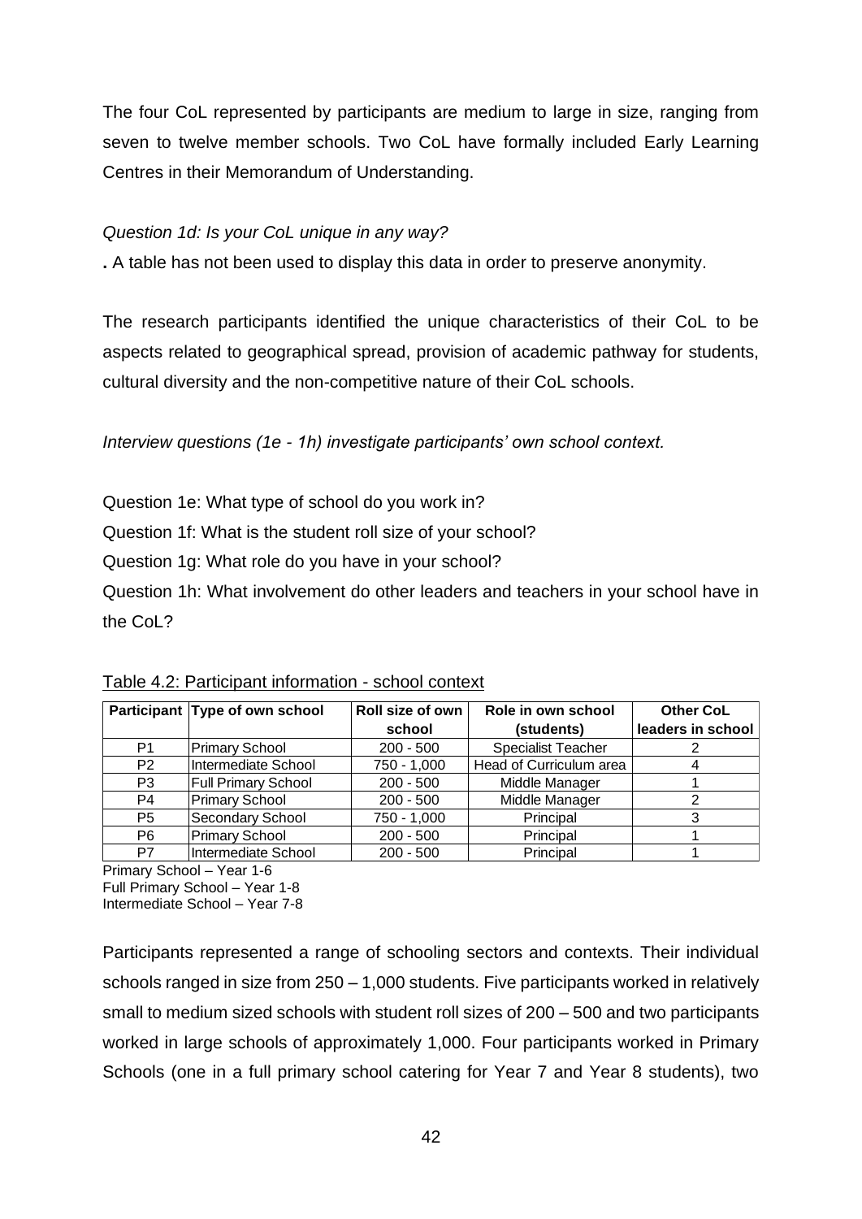The four CoL represented by participants are medium to large in size, ranging from seven to twelve member schools. Two CoL have formally included Early Learning Centres in their Memorandum of Understanding.

*Question 1d: Is your CoL unique in any way?*

**.** A table has not been used to display this data in order to preserve anonymity.

The research participants identified the unique characteristics of their CoL to be aspects related to geographical spread, provision of academic pathway for students, cultural diversity and the non-competitive nature of their CoL schools.

*Interview questions (1e - 1h) investigate participants' own school context.*

Question 1e: What type of school do you work in?

Question 1f: What is the student roll size of your school?

Question 1g: What role do you have in your school?

Question 1h: What involvement do other leaders and teachers in your school have in the CoL?

Table 4.2: Participant information - school context

| Participant | Type of own school | Roll size of own school | Role in own school (students) | Other CoL leaders in school |
|---|---|---|---|---|
| P1 | Primary School | 200 - 500 | Specialist Teacher | 2 |
| P2 | Intermediate School | 750 - 1,000 | Head of Curriculum area | 4 |
| P3 | Full Primary School | 200 - 500 | Middle Manager | 1 |
| P4 | Primary School | 200 - 500 | Middle Manager | 2 |
| P5 | Secondary School | 750 - 1,000 | Principal | 3 |
| P6 | Primary School | 200 - 500 | Principal | 1 |
| P7 | Intermediate School | 200 - 500 | Principal | 1 |

Primary School – Year 1-6
Full Primary School – Year 1-8
Intermediate School – Year 7-8

Participants represented a range of schooling sectors and contexts. Their individual schools ranged in size from 250 – 1,000 students. Five participants worked in relatively small to medium sized schools with student roll sizes of 200 – 500 and two participants worked in large schools of approximately 1,000. Four participants worked in Primary Schools (one in a full primary school catering for Year 7 and Year 8 students), two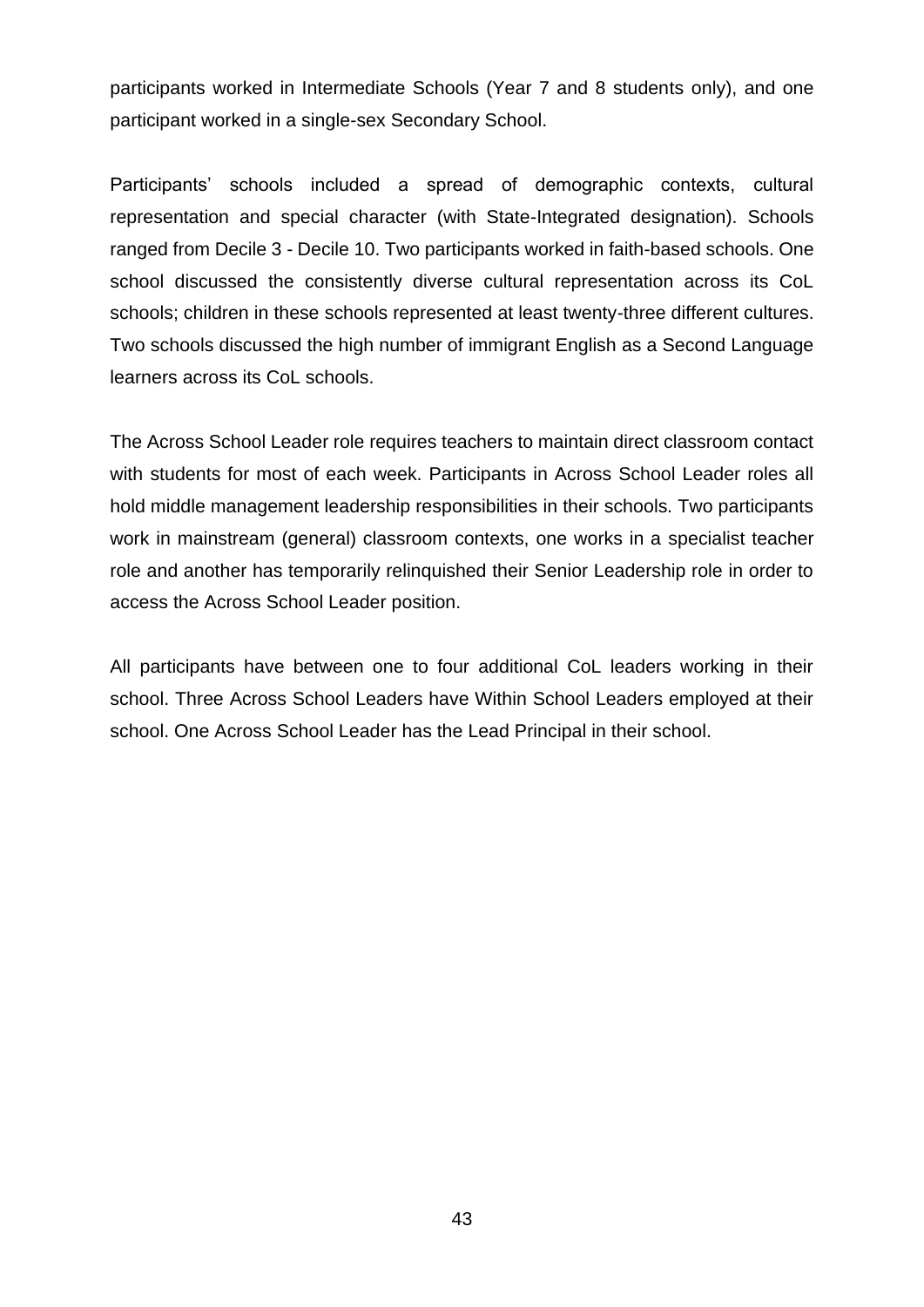participants worked in Intermediate Schools (Year 7 and 8 students only), and one participant worked in a single-sex Secondary School.

Participants' schools included a spread of demographic contexts, cultural representation and special character (with State-Integrated designation). Schools ranged from Decile 3 - Decile 10. Two participants worked in faith-based schools. One school discussed the consistently diverse cultural representation across its CoL schools; children in these schools represented at least twenty-three different cultures. Two schools discussed the high number of immigrant English as a Second Language learners across its CoL schools.

The Across School Leader role requires teachers to maintain direct classroom contact with students for most of each week. Participants in Across School Leader roles all hold middle management leadership responsibilities in their schools. Two participants work in mainstream (general) classroom contexts, one works in a specialist teacher role and another has temporarily relinquished their Senior Leadership role in order to access the Across School Leader position.

All participants have between one to four additional CoL leaders working in their school. Three Across School Leaders have Within School Leaders employed at their school. One Across School Leader has the Lead Principal in their school.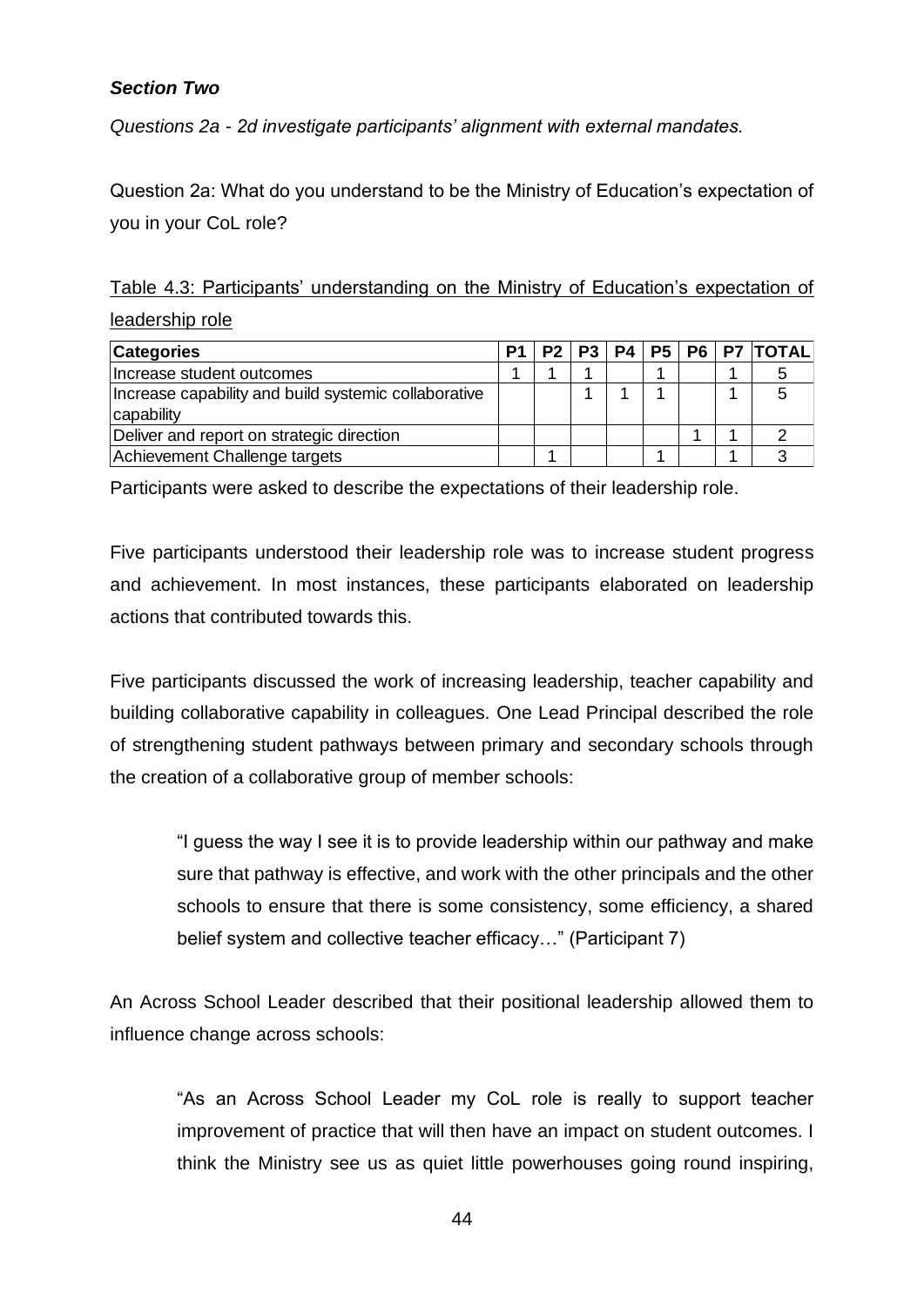***Section Two***

*Questions 2a - 2d investigate participants' alignment with external mandates.*

Question 2a: What do you understand to be the Ministry of Education's expectation of you in your CoL role?

Table 4.3: Participants' understanding on the Ministry of Education's expectation of leadership role

| Categories | P1 | P2 | P3 | P4 | P5 | P6 | P7 | TOTAL |
|---|---|---|---|---|---|---|---|---|
| Increase student outcomes | 1 | 1 | 1 | | 1 | | 1 | 5 |
| Increase capability and build systemic collaborative capability | | | 1 | 1 | 1 | | 1 | 5 |
| Deliver and report on strategic direction | | | | | | 1 | 1 | 2 |
| Achievement Challenge targets | | 1 | | | 1 | | 1 | 3 |

Participants were asked to describe the expectations of their leadership role.

Five participants understood their leadership role was to increase student progress and achievement. In most instances, these participants elaborated on leadership actions that contributed towards this.

Five participants discussed the work of increasing leadership, teacher capability and building collaborative capability in colleagues. One Lead Principal described the role of strengthening student pathways between primary and secondary schools through the creation of a collaborative group of member schools:

> "I guess the way I see it is to provide leadership within our pathway and make sure that pathway is effective, and work with the other principals and the other schools to ensure that there is some consistency, some efficiency, a shared belief system and collective teacher efficacy…" (Participant 7)

An Across School Leader described that their positional leadership allowed them to influence change across schools:

> "As an Across School Leader my CoL role is really to support teacher improvement of practice that will then have an impact on student outcomes. I think the Ministry see us as quiet little powerhouses going round inspiring,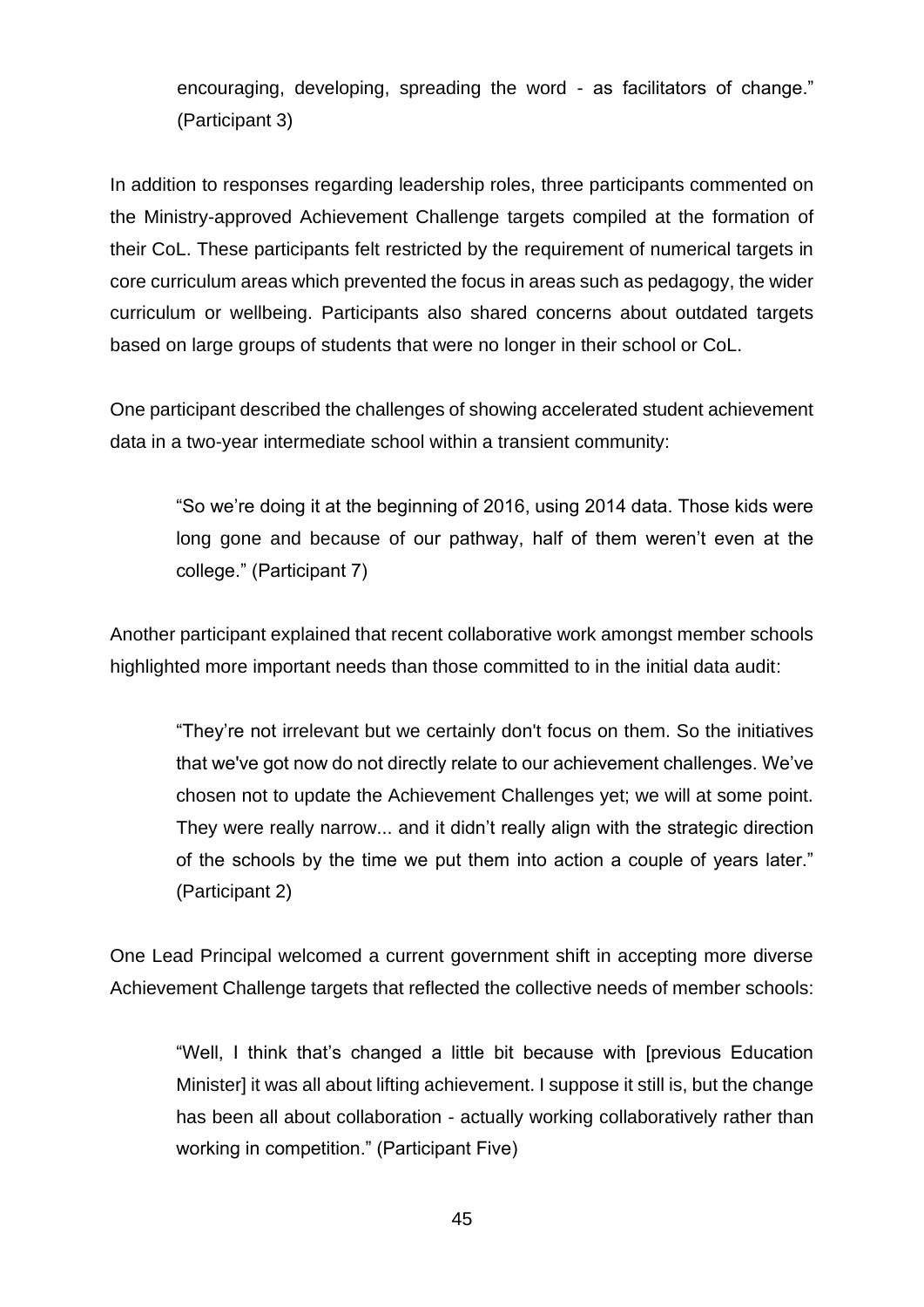> encouraging, developing, spreading the word - as facilitators of change." (Participant 3)

In addition to responses regarding leadership roles, three participants commented on the Ministry-approved Achievement Challenge targets compiled at the formation of their CoL. These participants felt restricted by the requirement of numerical targets in core curriculum areas which prevented the focus in areas such as pedagogy, the wider curriculum or wellbeing. Participants also shared concerns about outdated targets based on large groups of students that were no longer in their school or CoL.

One participant described the challenges of showing accelerated student achievement data in a two-year intermediate school within a transient community:

> "So we're doing it at the beginning of 2016, using 2014 data. Those kids were long gone and because of our pathway, half of them weren't even at the college." (Participant 7)

Another participant explained that recent collaborative work amongst member schools highlighted more important needs than those committed to in the initial data audit:

> "They're not irrelevant but we certainly don't focus on them. So the initiatives that we've got now do not directly relate to our achievement challenges. We've chosen not to update the Achievement Challenges yet; we will at some point. They were really narrow... and it didn't really align with the strategic direction of the schools by the time we put them into action a couple of years later." (Participant 2)

One Lead Principal welcomed a current government shift in accepting more diverse Achievement Challenge targets that reflected the collective needs of member schools:

> "Well, I think that's changed a little bit because with [previous Education Minister] it was all about lifting achievement. I suppose it still is, but the change has been all about collaboration - actually working collaboratively rather than working in competition." (Participant Five)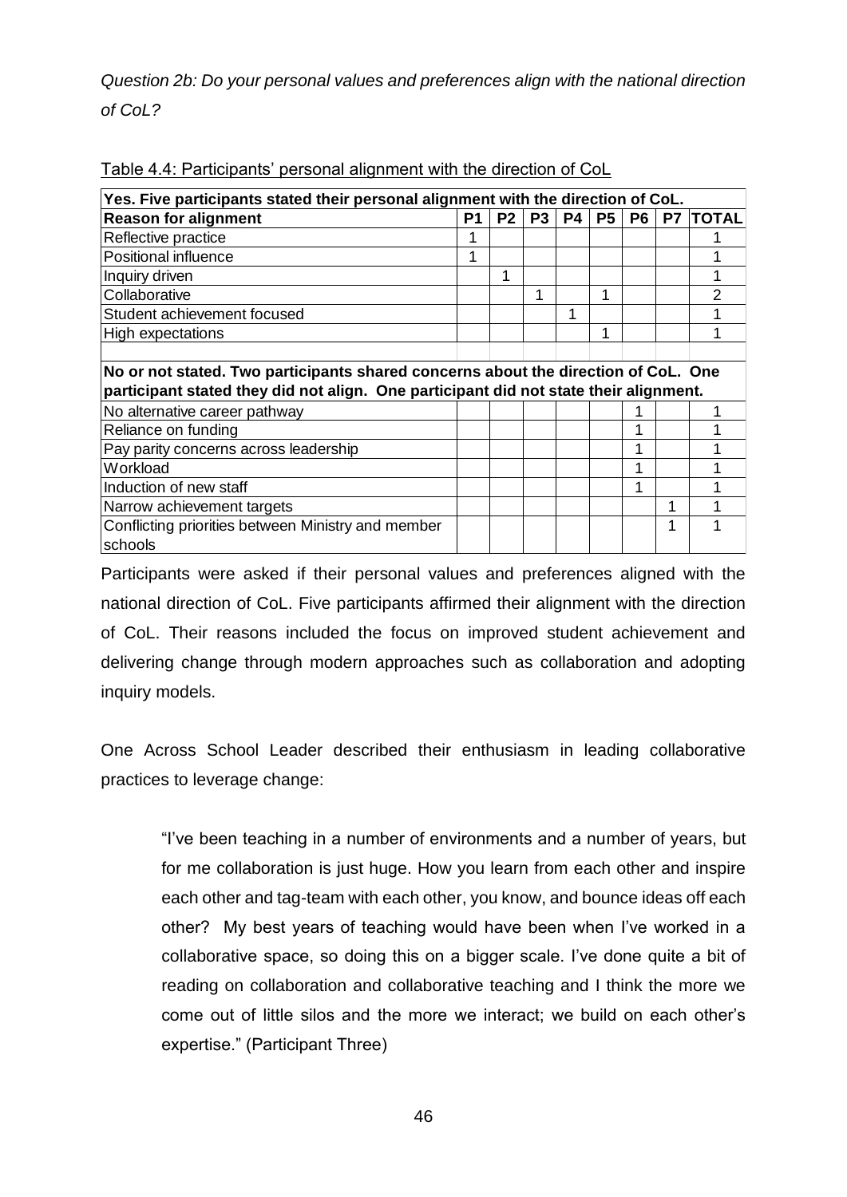*Question 2b: Do your personal values and preferences align with the national direction of CoL?*

Table 4.4: Participants' personal alignment with the direction of CoL

| **Yes. Five participants stated their personal alignment with the direction of CoL.** | | | | | | | | |
|---|---|---|---|---|---|---|---|---|
| **Reason for alignment** | **P1** | **P2** | **P3** | **P4** | **P5** | **P6** | **P7** | **TOTAL** |
| Reflective practice | 1 | | | | | | | 1 |
| Positional influence | 1 | | | | | | | 1 |
| Inquiry driven | | 1 | | | | | | 1 |
| Collaborative | | | 1 | | 1 | | | 2 |
| Student achievement focused | | | | 1 | | | | 1 |
| High expectations | | | | | 1 | | | 1 |
| | | | | | | | | |
| **No or not stated. Two participants shared concerns about the direction of CoL. One participant stated they did not align. One participant did not state their alignment.** | | | | | | | | |
| No alternative career pathway | | | | | | 1 | | 1 |
| Reliance on funding | | | | | | 1 | | 1 |
| Pay parity concerns across leadership | | | | | | 1 | | 1 |
| Workload | | | | | | 1 | | 1 |
| Induction of new staff | | | | | | 1 | | 1 |
| Narrow achievement targets | | | | | | | 1 | 1 |
| Conflicting priorities between Ministry and member schools | | | | | | | 1 | 1 |

Participants were asked if their personal values and preferences aligned with the national direction of CoL. Five participants affirmed their alignment with the direction of CoL. Their reasons included the focus on improved student achievement and delivering change through modern approaches such as collaboration and adopting inquiry models.

One Across School Leader described their enthusiasm in leading collaborative practices to leverage change:

> "I've been teaching in a number of environments and a number of years, but for me collaboration is just huge. How you learn from each other and inspire each other and tag-team with each other, you know, and bounce ideas off each other? My best years of teaching would have been when I've worked in a collaborative space, so doing this on a bigger scale. I've done quite a bit of reading on collaboration and collaborative teaching and I think the more we come out of little silos and the more we interact; we build on each other's expertise." (Participant Three)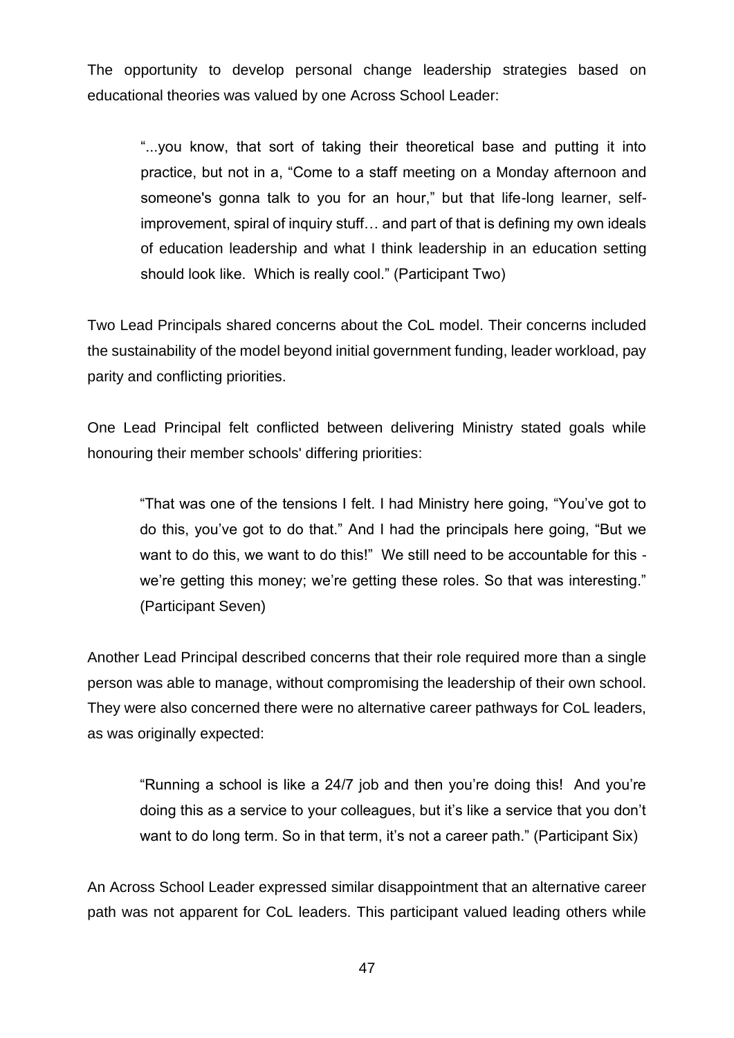The opportunity to develop personal change leadership strategies based on educational theories was valued by one Across School Leader:

> "...you know, that sort of taking their theoretical base and putting it into practice, but not in a, "Come to a staff meeting on a Monday afternoon and someone's gonna talk to you for an hour," but that life-long learner, self-improvement, spiral of inquiry stuff… and part of that is defining my own ideals of education leadership and what I think leadership in an education setting should look like. Which is really cool." (Participant Two)

Two Lead Principals shared concerns about the CoL model. Their concerns included the sustainability of the model beyond initial government funding, leader workload, pay parity and conflicting priorities.

One Lead Principal felt conflicted between delivering Ministry stated goals while honouring their member schools' differing priorities:

> "That was one of the tensions I felt. I had Ministry here going, "You've got to do this, you've got to do that." And I had the principals here going, "But we want to do this, we want to do this!" We still need to be accountable for this - we're getting this money; we're getting these roles. So that was interesting." (Participant Seven)

Another Lead Principal described concerns that their role required more than a single person was able to manage, without compromising the leadership of their own school. They were also concerned there were no alternative career pathways for CoL leaders, as was originally expected:

> "Running a school is like a 24/7 job and then you're doing this! And you're doing this as a service to your colleagues, but it's like a service that you don't want to do long term. So in that term, it's not a career path." (Participant Six)

An Across School Leader expressed similar disappointment that an alternative career path was not apparent for CoL leaders. This participant valued leading others while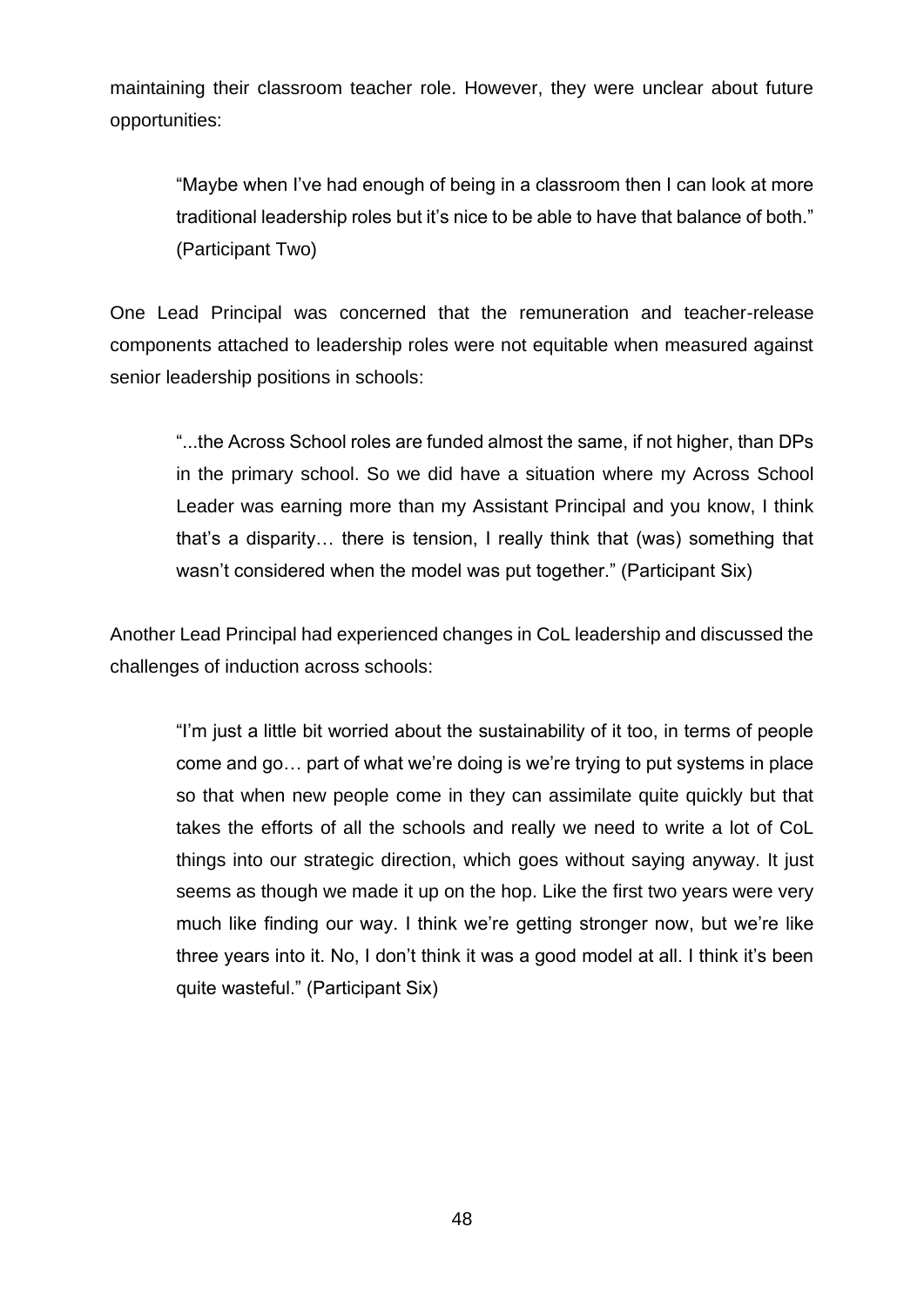maintaining their classroom teacher role. However, they were unclear about future opportunities:

> "Maybe when I've had enough of being in a classroom then I can look at more traditional leadership roles but it's nice to be able to have that balance of both." (Participant Two)

One Lead Principal was concerned that the remuneration and teacher-release components attached to leadership roles were not equitable when measured against senior leadership positions in schools:

> "...the Across School roles are funded almost the same, if not higher, than DPs in the primary school. So we did have a situation where my Across School Leader was earning more than my Assistant Principal and you know, I think that's a disparity… there is tension, I really think that (was) something that wasn't considered when the model was put together." (Participant Six)

Another Lead Principal had experienced changes in CoL leadership and discussed the challenges of induction across schools:

> "I'm just a little bit worried about the sustainability of it too, in terms of people come and go… part of what we're doing is we're trying to put systems in place so that when new people come in they can assimilate quite quickly but that takes the efforts of all the schools and really we need to write a lot of CoL things into our strategic direction, which goes without saying anyway. It just seems as though we made it up on the hop. Like the first two years were very much like finding our way. I think we're getting stronger now, but we're like three years into it. No, I don't think it was a good model at all. I think it's been quite wasteful." (Participant Six)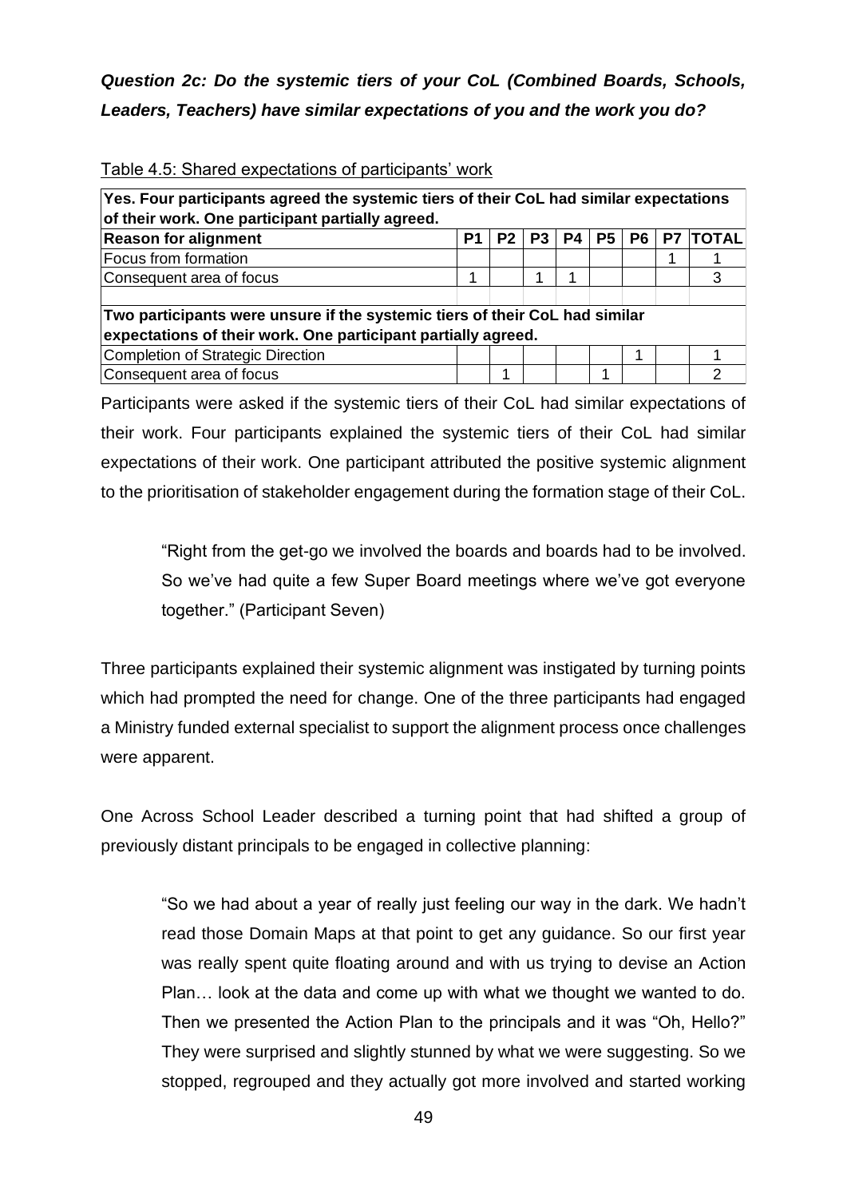***Question 2c: Do the systemic tiers of your CoL (Combined Boards, Schools, Leaders, Teachers) have similar expectations of you and the work you do?***

Table 4.5: Shared expectations of participants' work

| **Yes. Four participants agreed the systemic tiers of their CoL had similar expectations of their work. One participant partially agreed.** | | | | | | | | |
|---|---|---|---|---|---|---|---|---|
| **Reason for alignment** | **P1** | **P2** | **P3** | **P4** | **P5** | **P6** | **P7** | **TOTAL** |
| Focus from formation | | | | | | | 1 | 1 |
| Consequent area of focus | 1 | | 1 | 1 | | | | 3 |
| | | | | | | | | |
| **Two participants were unsure if the systemic tiers of their CoL had similar expectations of their work. One participant partially agreed.** | | | | | | | | |
| Completion of Strategic Direction | | | | | | 1 | | 1 |
| Consequent area of focus | | 1 | | | 1 | | | 2 |

Participants were asked if the systemic tiers of their CoL had similar expectations of their work. Four participants explained the systemic tiers of their CoL had similar expectations of their work. One participant attributed the positive systemic alignment to the prioritisation of stakeholder engagement during the formation stage of their CoL.

> "Right from the get-go we involved the boards and boards had to be involved. So we've had quite a few Super Board meetings where we've got everyone together." (Participant Seven)

Three participants explained their systemic alignment was instigated by turning points which had prompted the need for change. One of the three participants had engaged a Ministry funded external specialist to support the alignment process once challenges were apparent.

One Across School Leader described a turning point that had shifted a group of previously distant principals to be engaged in collective planning:

> "So we had about a year of really just feeling our way in the dark. We hadn't read those Domain Maps at that point to get any guidance. So our first year was really spent quite floating around and with us trying to devise an Action Plan… look at the data and come up with what we thought we wanted to do. Then we presented the Action Plan to the principals and it was "Oh, Hello?" They were surprised and slightly stunned by what we were suggesting. So we stopped, regrouped and they actually got more involved and started working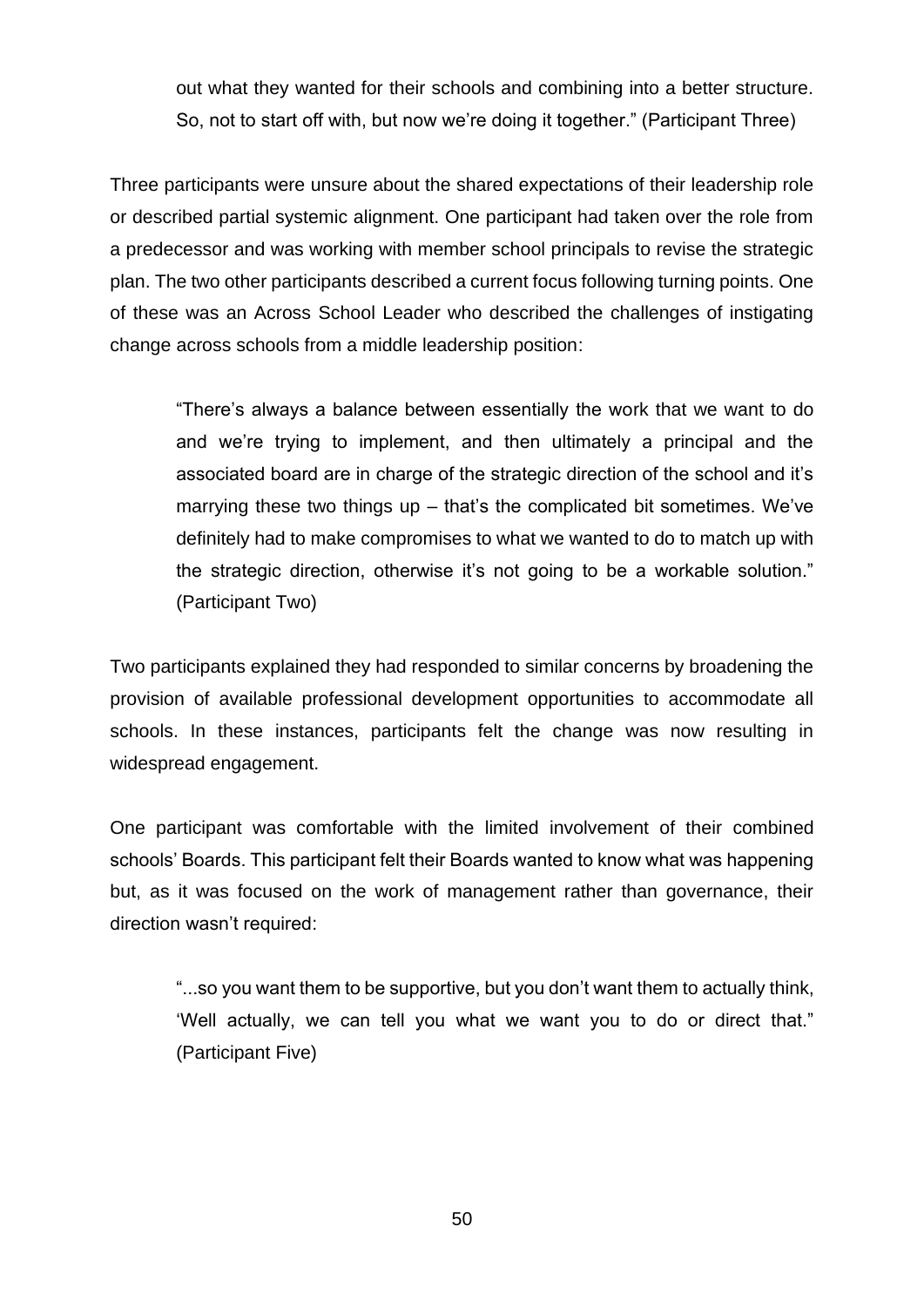> out what they wanted for their schools and combining into a better structure. So, not to start off with, but now we're doing it together." (Participant Three)

Three participants were unsure about the shared expectations of their leadership role or described partial systemic alignment. One participant had taken over the role from a predecessor and was working with member school principals to revise the strategic plan. The two other participants described a current focus following turning points. One of these was an Across School Leader who described the challenges of instigating change across schools from a middle leadership position:

> "There's always a balance between essentially the work that we want to do and we're trying to implement, and then ultimately a principal and the associated board are in charge of the strategic direction of the school and it's marrying these two things up – that's the complicated bit sometimes. We've definitely had to make compromises to what we wanted to do to match up with the strategic direction, otherwise it's not going to be a workable solution." (Participant Two)

Two participants explained they had responded to similar concerns by broadening the provision of available professional development opportunities to accommodate all schools. In these instances, participants felt the change was now resulting in widespread engagement.

One participant was comfortable with the limited involvement of their combined schools' Boards. This participant felt their Boards wanted to know what was happening but, as it was focused on the work of management rather than governance, their direction wasn't required:

> "...so you want them to be supportive, but you don't want them to actually think, 'Well actually, we can tell you what we want you to do or direct that." (Participant Five)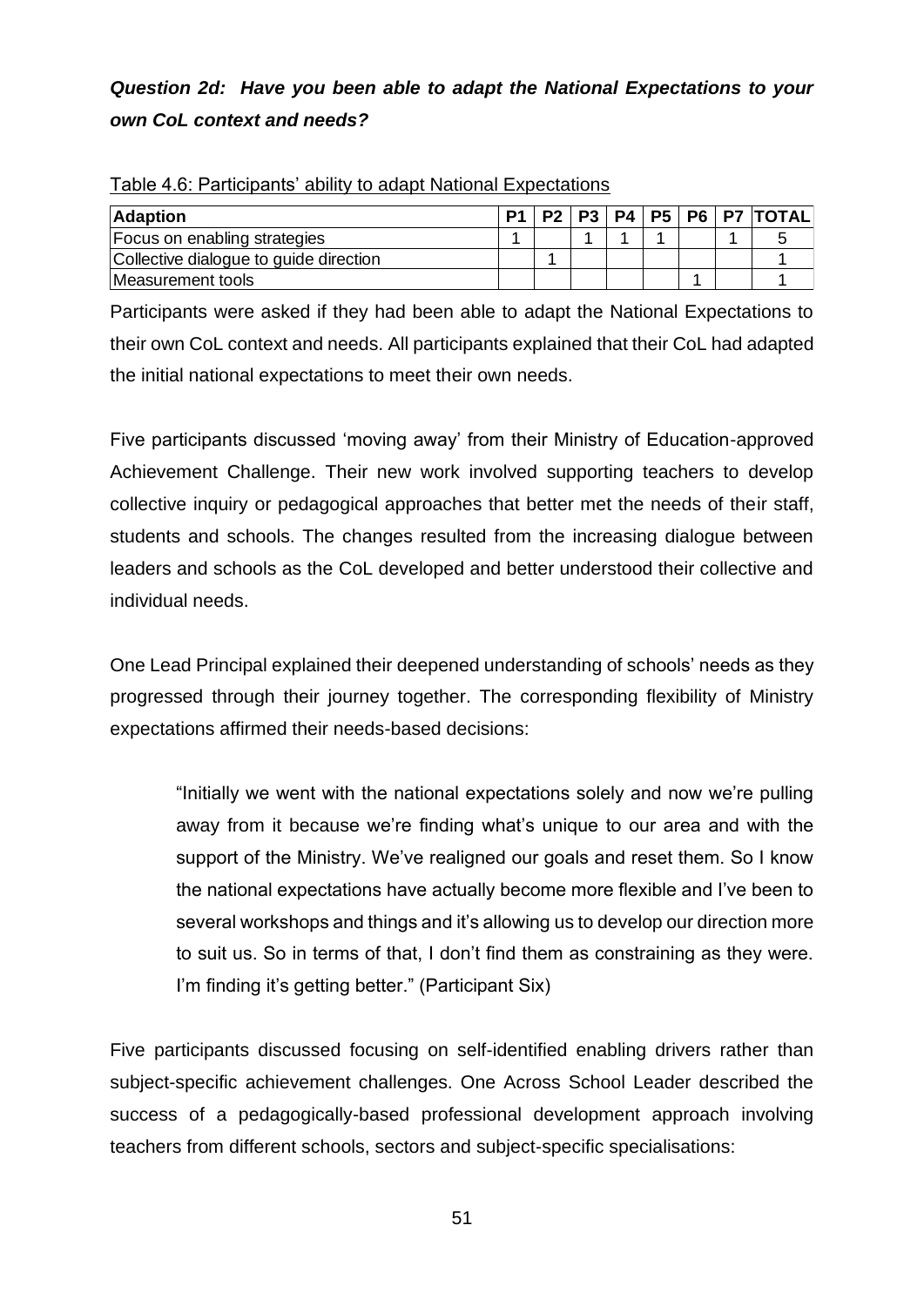***Question 2d: Have you been able to adapt the National Expectations to your own CoL context and needs?***

Table 4.6: Participants' ability to adapt National Expectations

| Adaption | P1 | P2 | P3 | P4 | P5 | P6 | P7 | TOTAL |
|---|---|---|---|---|---|---|---|---|
| Focus on enabling strategies | 1 | | 1 | 1 | 1 | | 1 | 5 |
| Collective dialogue to guide direction | | 1 | | | | | | 1 |
| Measurement tools | | | | | | 1 | | 1 |

Participants were asked if they had been able to adapt the National Expectations to their own CoL context and needs. All participants explained that their CoL had adapted the initial national expectations to meet their own needs.

Five participants discussed 'moving away' from their Ministry of Education-approved Achievement Challenge. Their new work involved supporting teachers to develop collective inquiry or pedagogical approaches that better met the needs of their staff, students and schools. The changes resulted from the increasing dialogue between leaders and schools as the CoL developed and better understood their collective and individual needs.

One Lead Principal explained their deepened understanding of schools' needs as they progressed through their journey together. The corresponding flexibility of Ministry expectations affirmed their needs-based decisions:

> "Initially we went with the national expectations solely and now we're pulling away from it because we're finding what's unique to our area and with the support of the Ministry. We've realigned our goals and reset them. So I know the national expectations have actually become more flexible and I've been to several workshops and things and it's allowing us to develop our direction more to suit us. So in terms of that, I don't find them as constraining as they were. I'm finding it's getting better." (Participant Six)

Five participants discussed focusing on self-identified enabling drivers rather than subject-specific achievement challenges. One Across School Leader described the success of a pedagogically-based professional development approach involving teachers from different schools, sectors and subject-specific specialisations: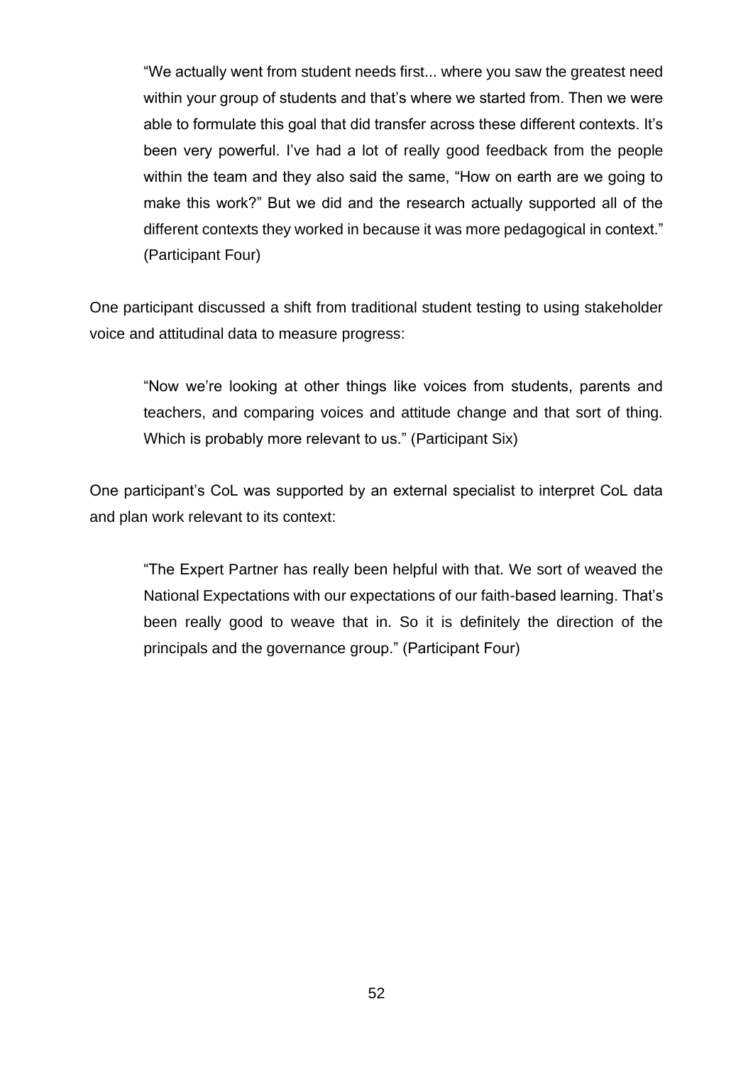> “We actually went from student needs first... where you saw the greatest need within your group of students and that’s where we started from. Then we were able to formulate this goal that did transfer across these different contexts. It’s been very powerful. I’ve had a lot of really good feedback from the people within the team and they also said the same, “How on earth are we going to make this work?” But we did and the research actually supported all of the different contexts they worked in because it was more pedagogical in context.” (Participant Four)

One participant discussed a shift from traditional student testing to using stakeholder voice and attitudinal data to measure progress:

> “Now we’re looking at other things like voices from students, parents and teachers, and comparing voices and attitude change and that sort of thing. Which is probably more relevant to us.” (Participant Six)

One participant’s CoL was supported by an external specialist to interpret CoL data and plan work relevant to its context:

> “The Expert Partner has really been helpful with that. We sort of weaved the National Expectations with our expectations of our faith-based learning. That’s been really good to weave that in. So it is definitely the direction of the principals and the governance group.” (Participant Four)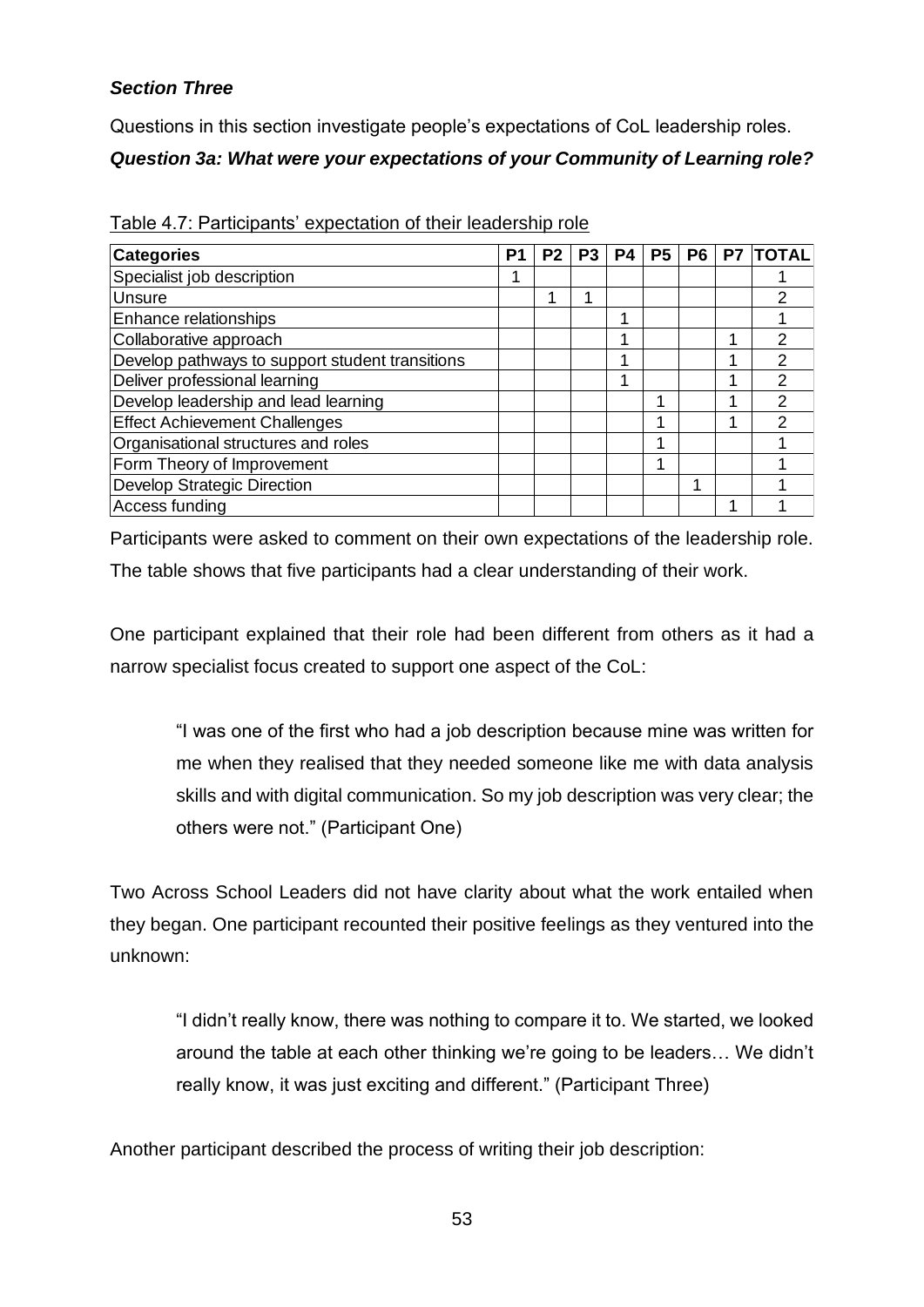***Section Three***

Questions in this section investigate people's expectations of CoL leadership roles.

***Question 3a: What were your expectations of your Community of Learning role?***

Table 4.7: Participants' expectation of their leadership role

| Categories | P1 | P2 | P3 | P4 | P5 | P6 | P7 | TOTAL |
|---|---|---|---|---|---|---|---|---|
| Specialist job description | 1 | | | | | | | 1 |
| Unsure | | 1 | 1 | | | | | 2 |
| Enhance relationships | | | | 1 | | | | 1 |
| Collaborative approach | | | | 1 | | | 1 | 2 |
| Develop pathways to support student transitions | | | | 1 | | | 1 | 2 |
| Deliver professional learning | | | | 1 | | | 1 | 2 |
| Develop leadership and lead learning | | | | | 1 | | 1 | 2 |
| Effect Achievement Challenges | | | | | 1 | | 1 | 2 |
| Organisational structures and roles | | | | | 1 | | | 1 |
| Form Theory of Improvement | | | | | 1 | | | 1 |
| Develop Strategic Direction | | | | | | 1 | | 1 |
| Access funding | | | | | | | 1 | 1 |

Participants were asked to comment on their own expectations of the leadership role. The table shows that five participants had a clear understanding of their work.

One participant explained that their role had been different from others as it had a narrow specialist focus created to support one aspect of the CoL:

> "I was one of the first who had a job description because mine was written for me when they realised that they needed someone like me with data analysis skills and with digital communication. So my job description was very clear; the others were not." (Participant One)

Two Across School Leaders did not have clarity about what the work entailed when they began. One participant recounted their positive feelings as they ventured into the unknown:

> "I didn't really know, there was nothing to compare it to. We started, we looked around the table at each other thinking we're going to be leaders… We didn't really know, it was just exciting and different." (Participant Three)

Another participant described the process of writing their job description: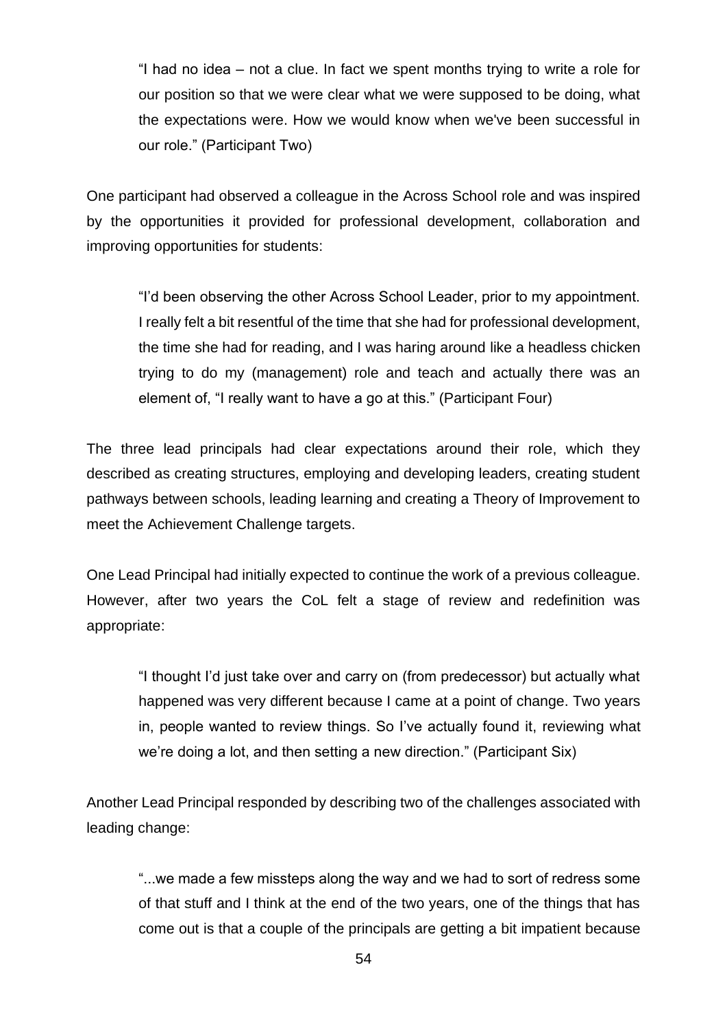> "I had no idea – not a clue. In fact we spent months trying to write a role for our position so that we were clear what we were supposed to be doing, what the expectations were. How we would know when we've been successful in our role." (Participant Two)

One participant had observed a colleague in the Across School role and was inspired by the opportunities it provided for professional development, collaboration and improving opportunities for students:

> "I'd been observing the other Across School Leader, prior to my appointment. I really felt a bit resentful of the time that she had for professional development, the time she had for reading, and I was haring around like a headless chicken trying to do my (management) role and teach and actually there was an element of, "I really want to have a go at this." (Participant Four)

The three lead principals had clear expectations around their role, which they described as creating structures, employing and developing leaders, creating student pathways between schools, leading learning and creating a Theory of Improvement to meet the Achievement Challenge targets.

One Lead Principal had initially expected to continue the work of a previous colleague. However, after two years the CoL felt a stage of review and redefinition was appropriate:

> "I thought I'd just take over and carry on (from predecessor) but actually what happened was very different because I came at a point of change. Two years in, people wanted to review things. So I've actually found it, reviewing what we're doing a lot, and then setting a new direction." (Participant Six)

Another Lead Principal responded by describing two of the challenges associated with leading change:

> "...we made a few missteps along the way and we had to sort of redress some of that stuff and I think at the end of the two years, one of the things that has come out is that a couple of the principals are getting a bit impatient because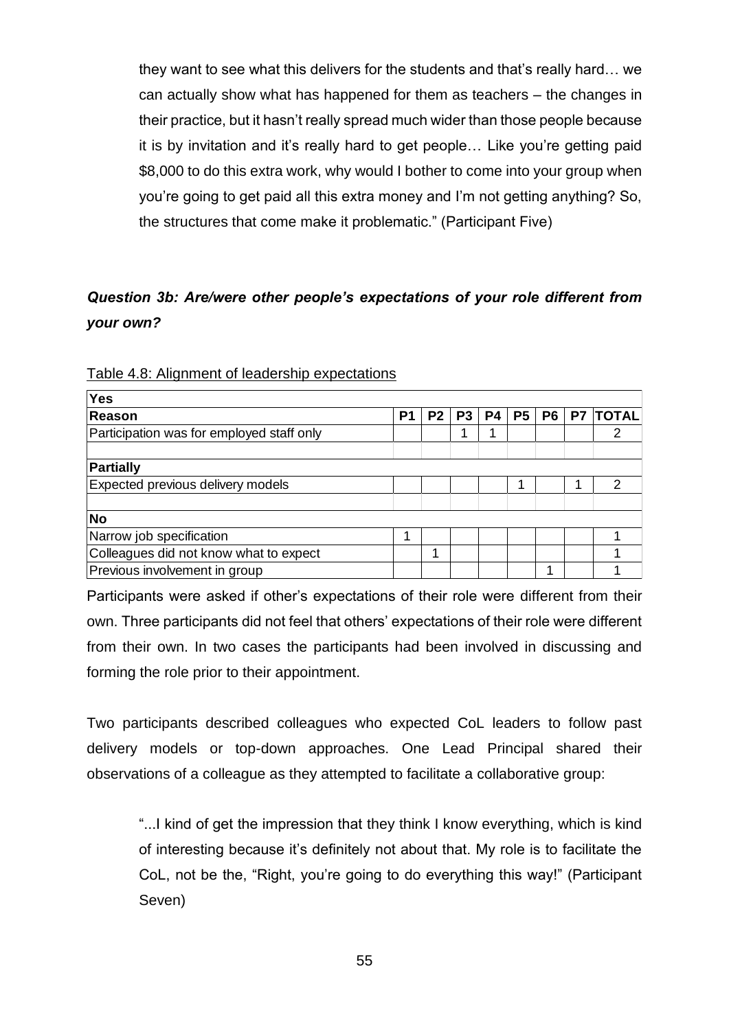they want to see what this delivers for the students and that's really hard… we can actually show what has happened for them as teachers – the changes in their practice, but it hasn't really spread much wider than those people because it is by invitation and it's really hard to get people… Like you're getting paid $8,000 to do this extra work, why would I bother to come into your group when you're going to get paid all this extra money and I'm not getting anything? So, the structures that come make it problematic." (Participant Five)

***Question 3b: Are/were other people's expectations of your role different from your own?***

Table 4.8: Alignment of leadership expectations

| **Yes** | | | | | | | | |
|---|---|---|---|---|---|---|---|---|
| **Reason** | **P1** | **P2** | **P3** | **P4** | **P5** | **P6** | **P7** | **TOTAL** |
| Participation was for employed staff only | | | 1 | 1 | | | | 2 |
| | | | | | | | | |
| **Partially** | | | | | | | | |
| Expected previous delivery models | | | | | 1 | | 1 | 2 |
| | | | | | | | | |
| **No** | | | | | | | | |
| Narrow job specification | 1 | | | | | | | 1 |
| Colleagues did not know what to expect | | 1 | | | | | | 1 |
| Previous involvement in group | | | | | | 1 | | 1 |

Participants were asked if other's expectations of their role were different from their own. Three participants did not feel that others' expectations of their role were different from their own. In two cases the participants had been involved in discussing and forming the role prior to their appointment.

Two participants described colleagues who expected CoL leaders to follow past delivery models or top-down approaches. One Lead Principal shared their observations of a colleague as they attempted to facilitate a collaborative group:

> "...I kind of get the impression that they think I know everything, which is kind of interesting because it's definitely not about that. My role is to facilitate the CoL, not be the, "Right, you're going to do everything this way!" (Participant Seven)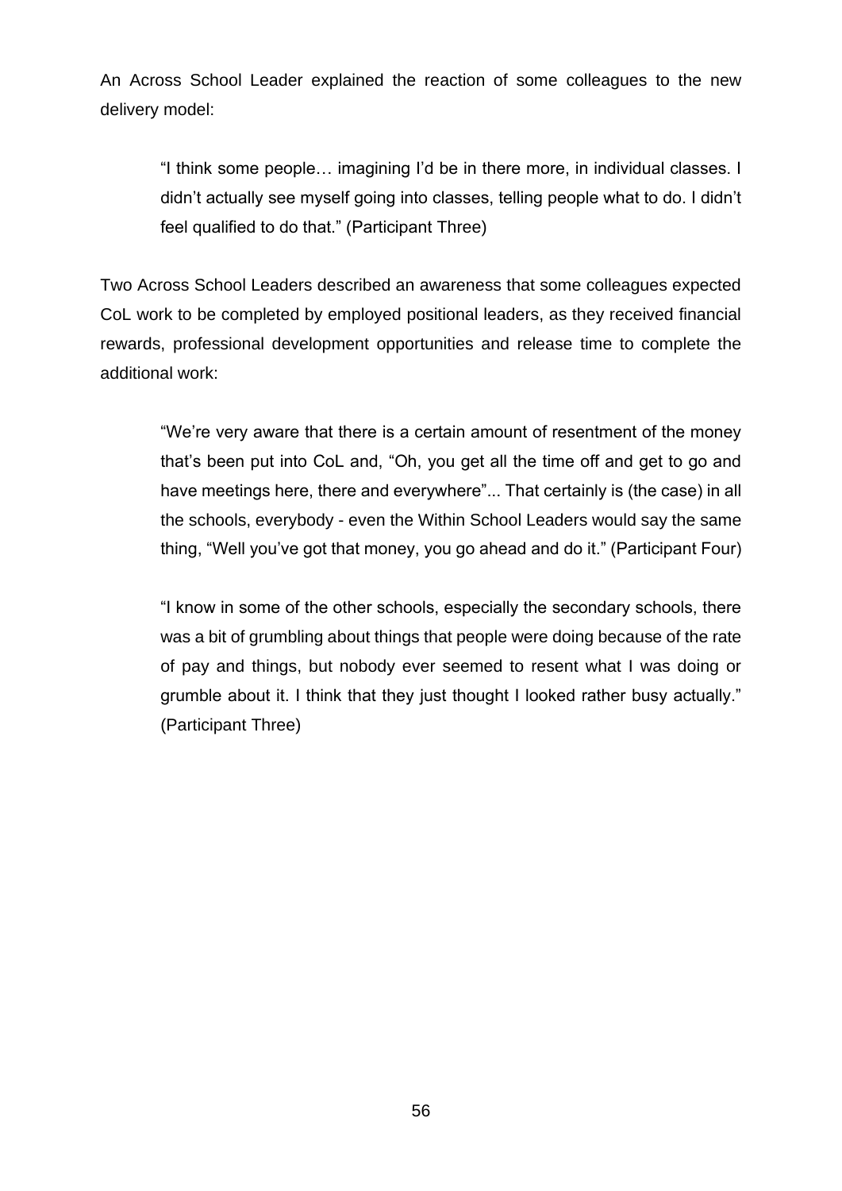An Across School Leader explained the reaction of some colleagues to the new delivery model:

> "I think some people… imagining I'd be in there more, in individual classes. I didn't actually see myself going into classes, telling people what to do. I didn't feel qualified to do that." (Participant Three)

Two Across School Leaders described an awareness that some colleagues expected CoL work to be completed by employed positional leaders, as they received financial rewards, professional development opportunities and release time to complete the additional work:

> "We're very aware that there is a certain amount of resentment of the money that's been put into CoL and, "Oh, you get all the time off and get to go and have meetings here, there and everywhere"... That certainly is (the case) in all the schools, everybody - even the Within School Leaders would say the same thing, "Well you've got that money, you go ahead and do it." (Participant Four)

> "I know in some of the other schools, especially the secondary schools, there was a bit of grumbling about things that people were doing because of the rate of pay and things, but nobody ever seemed to resent what I was doing or grumble about it. I think that they just thought I looked rather busy actually." (Participant Three)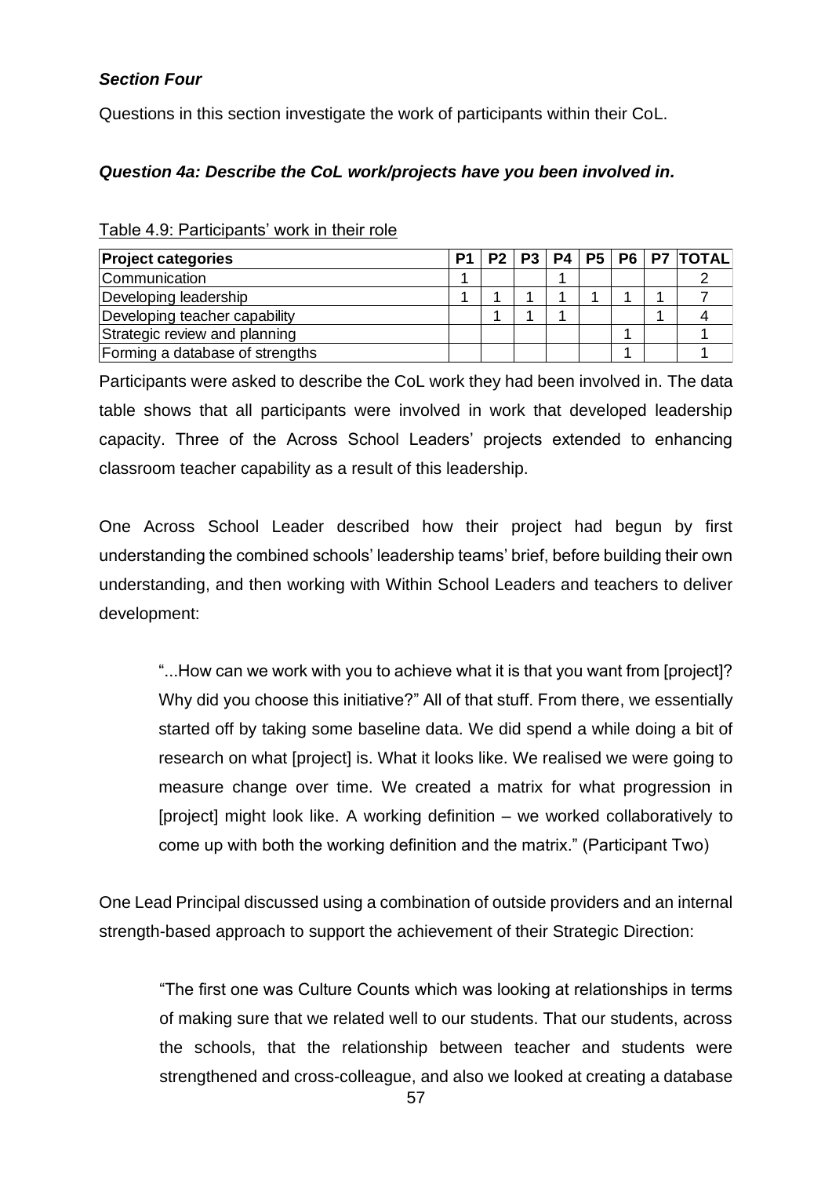***Section Four***

Questions in this section investigate the work of participants within their CoL.

***Question 4a: Describe the CoL work/projects have you been involved in.***

Table 4.9: Participants' work in their role

| Project categories | P1 | P2 | P3 | P4 | P5 | P6 | P7 | TOTAL |
|---|---|---|---|---|---|---|---|---|
| Communication | 1 | | | 1 | | | | 2 |
| Developing leadership | 1 | 1 | 1 | 1 | 1 | 1 | 1 | 7 |
| Developing teacher capability | | 1 | 1 | 1 | | | 1 | 4 |
| Strategic review and planning | | | | | | 1 | | 1 |
| Forming a database of strengths | | | | | | 1 | | 1 |

Participants were asked to describe the CoL work they had been involved in. The data table shows that all participants were involved in work that developed leadership capacity. Three of the Across School Leaders' projects extended to enhancing classroom teacher capability as a result of this leadership.

One Across School Leader described how their project had begun by first understanding the combined schools' leadership teams' brief, before building their own understanding, and then working with Within School Leaders and teachers to deliver development:

> "...How can we work with you to achieve what it is that you want from [project]? Why did you choose this initiative?" All of that stuff. From there, we essentially started off by taking some baseline data. We did spend a while doing a bit of research on what [project] is. What it looks like. We realised we were going to measure change over time. We created a matrix for what progression in [project] might look like. A working definition – we worked collaboratively to come up with both the working definition and the matrix." (Participant Two)

One Lead Principal discussed using a combination of outside providers and an internal strength-based approach to support the achievement of their Strategic Direction:

> "The first one was Culture Counts which was looking at relationships in terms of making sure that we related well to our students. That our students, across the schools, that the relationship between teacher and students were strengthened and cross-colleague, and also we looked at creating a database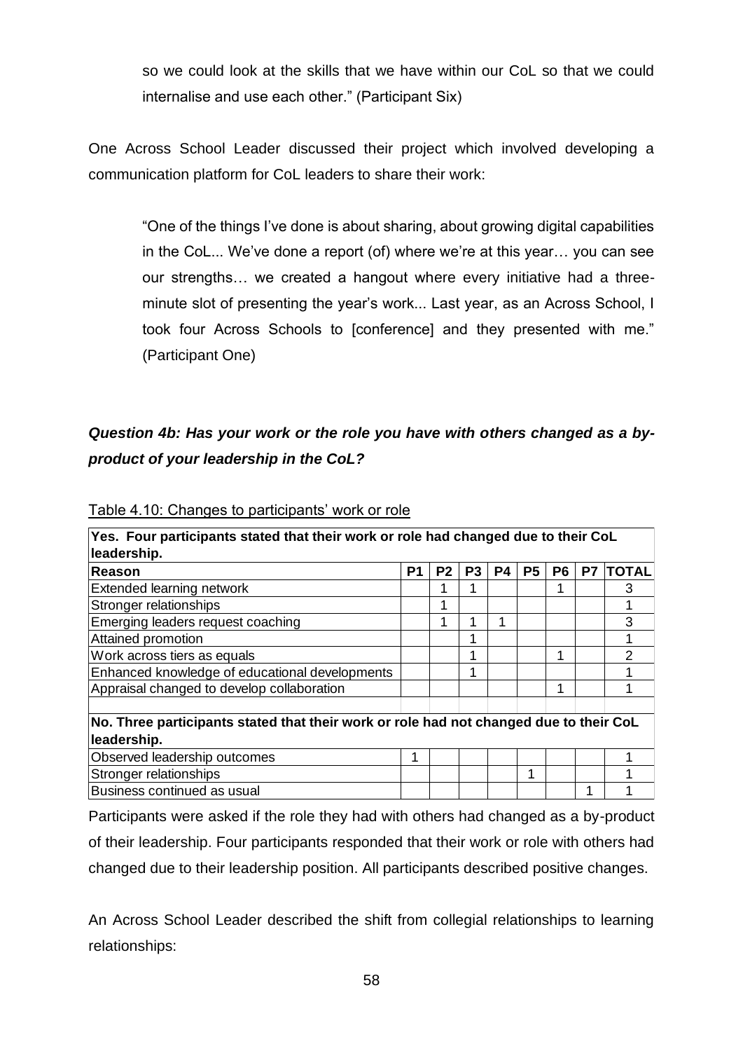so we could look at the skills that we have within our CoL so that we could internalise and use each other." (Participant Six)

One Across School Leader discussed their project which involved developing a communication platform for CoL leaders to share their work:

> "One of the things I've done is about sharing, about growing digital capabilities in the CoL... We've done a report (of) where we're at this year… you can see our strengths… we created a hangout where every initiative had a three-minute slot of presenting the year's work... Last year, as an Across School, I took four Across Schools to [conference] and they presented with me." (Participant One)

### *Question 4b: Has your work or the role you have with others changed as a by-product of your leadership in the CoL?*

Table 4.10: Changes to participants' work or role

| **Yes. Four participants stated that their work or role had changed due to their CoL leadership.** | | | | | | | | |
|---|---|---|---|---|---|---|---|---|
| **Reason** | **P1** | **P2** | **P3** | **P4** | **P5** | **P6** | **P7** | **TOTAL** |
| Extended learning network | | 1 | 1 | | | 1 | | 3 |
| Stronger relationships | | 1 | | | | | | 1 |
| Emerging leaders request coaching | | 1 | 1 | 1 | | | | 3 |
| Attained promotion | | | 1 | | | | | 1 |
| Work across tiers as equals | | | 1 | | | 1 | | 2 |
| Enhanced knowledge of educational developments | | | 1 | | | | | 1 |
| Appraisal changed to develop collaboration | | | | | | 1 | | 1 |
| | | | | | | | | |
| **No. Three participants stated that their work or role had not changed due to their CoL leadership.** | | | | | | | | |
| Observed leadership outcomes | 1 | | | | | | | 1 |
| Stronger relationships | | | | | 1 | | | 1 |
| Business continued as usual | | | | | | | 1 | 1 |

Participants were asked if the role they had with others had changed as a by-product of their leadership. Four participants responded that their work or role with others had changed due to their leadership position. All participants described positive changes.

An Across School Leader described the shift from collegial relationships to learning relationships: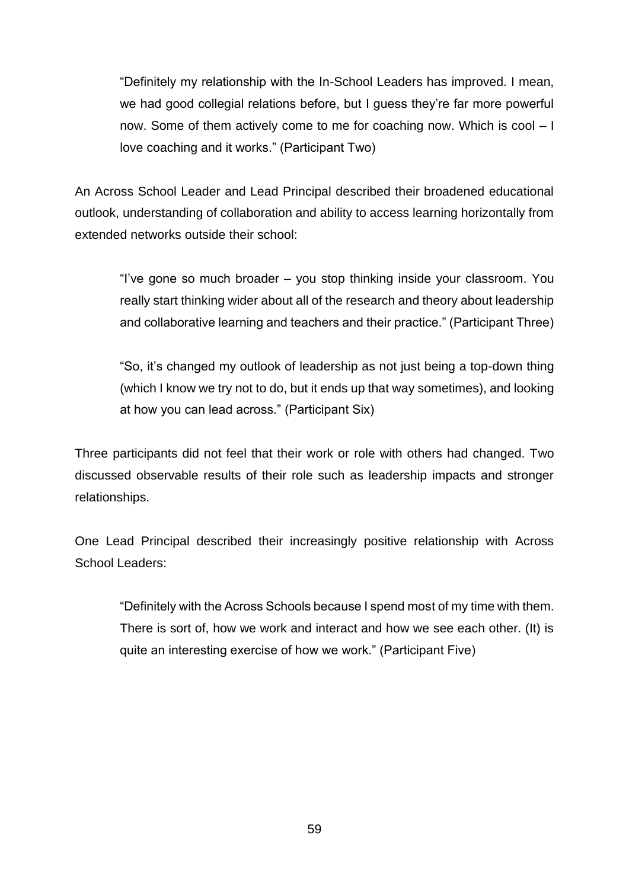> "Definitely my relationship with the In-School Leaders has improved. I mean, we had good collegial relations before, but I guess they're far more powerful now. Some of them actively come to me for coaching now. Which is cool – I love coaching and it works." (Participant Two)

An Across School Leader and Lead Principal described their broadened educational outlook, understanding of collaboration and ability to access learning horizontally from extended networks outside their school:

> "I've gone so much broader – you stop thinking inside your classroom. You really start thinking wider about all of the research and theory about leadership and collaborative learning and teachers and their practice." (Participant Three)

> "So, it's changed my outlook of leadership as not just being a top-down thing (which I know we try not to do, but it ends up that way sometimes), and looking at how you can lead across." (Participant Six)

Three participants did not feel that their work or role with others had changed. Two discussed observable results of their role such as leadership impacts and stronger relationships.

One Lead Principal described their increasingly positive relationship with Across School Leaders:

> "Definitely with the Across Schools because I spend most of my time with them. There is sort of, how we work and interact and how we see each other. (It) is quite an interesting exercise of how we work." (Participant Five)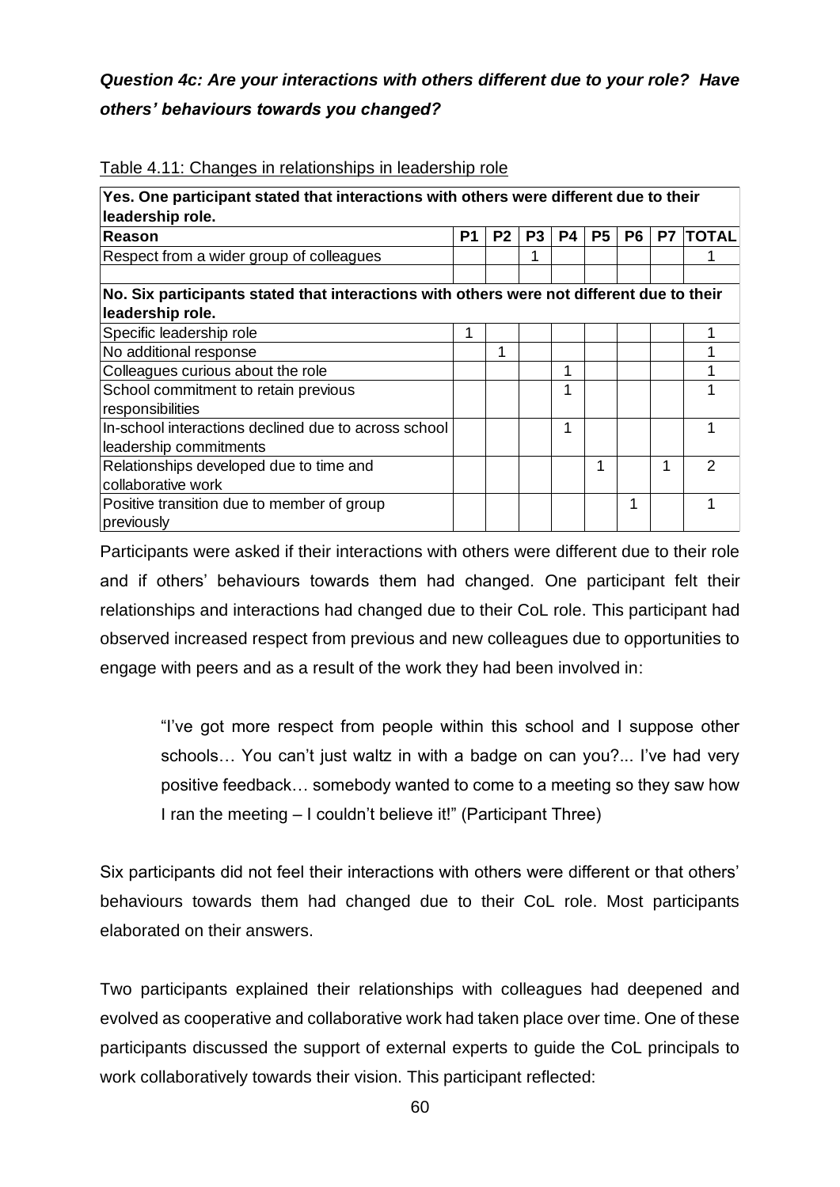***Question 4c: Are your interactions with others different due to your role? Have others' behaviours towards you changed?***

Table 4.11: Changes in relationships in leadership role

| **Yes. One participant stated that interactions with others were different due to their leadership role.** | | | | | | | | |
|---|---|---|---|---|---|---|---|---|
| **Reason** | **P1** | **P2** | **P3** | **P4** | **P5** | **P6** | **P7** | **TOTAL** |
| Respect from a wider group of colleagues | | | 1 | | | | | 1 |
| | | | | | | | | |
| **No. Six participants stated that interactions with others were not different due to their leadership role.** | | | | | | | | |
| Specific leadership role | 1 | | | | | | | 1 |
| No additional response | | 1 | | | | | | 1 |
| Colleagues curious about the role | | | | 1 | | | | 1 |
| School commitment to retain previous responsibilities | | | | 1 | | | | 1 |
| In-school interactions declined due to across school leadership commitments | | | | 1 | | | | 1 |
| Relationships developed due to time and collaborative work | | | | | 1 | | 1 | 2 |
| Positive transition due to member of group previously | | | | | | 1 | | 1 |

Participants were asked if their interactions with others were different due to their role and if others' behaviours towards them had changed. One participant felt their relationships and interactions had changed due to their CoL role. This participant had observed increased respect from previous and new colleagues due to opportunities to engage with peers and as a result of the work they had been involved in:

> "I've got more respect from people within this school and I suppose other schools… You can't just waltz in with a badge on can you?... I've had very positive feedback… somebody wanted to come to a meeting so they saw how I ran the meeting – I couldn't believe it!" (Participant Three)

Six participants did not feel their interactions with others were different or that others' behaviours towards them had changed due to their CoL role. Most participants elaborated on their answers.

Two participants explained their relationships with colleagues had deepened and evolved as cooperative and collaborative work had taken place over time. One of these participants discussed the support of external experts to guide the CoL principals to work collaboratively towards their vision. This participant reflected: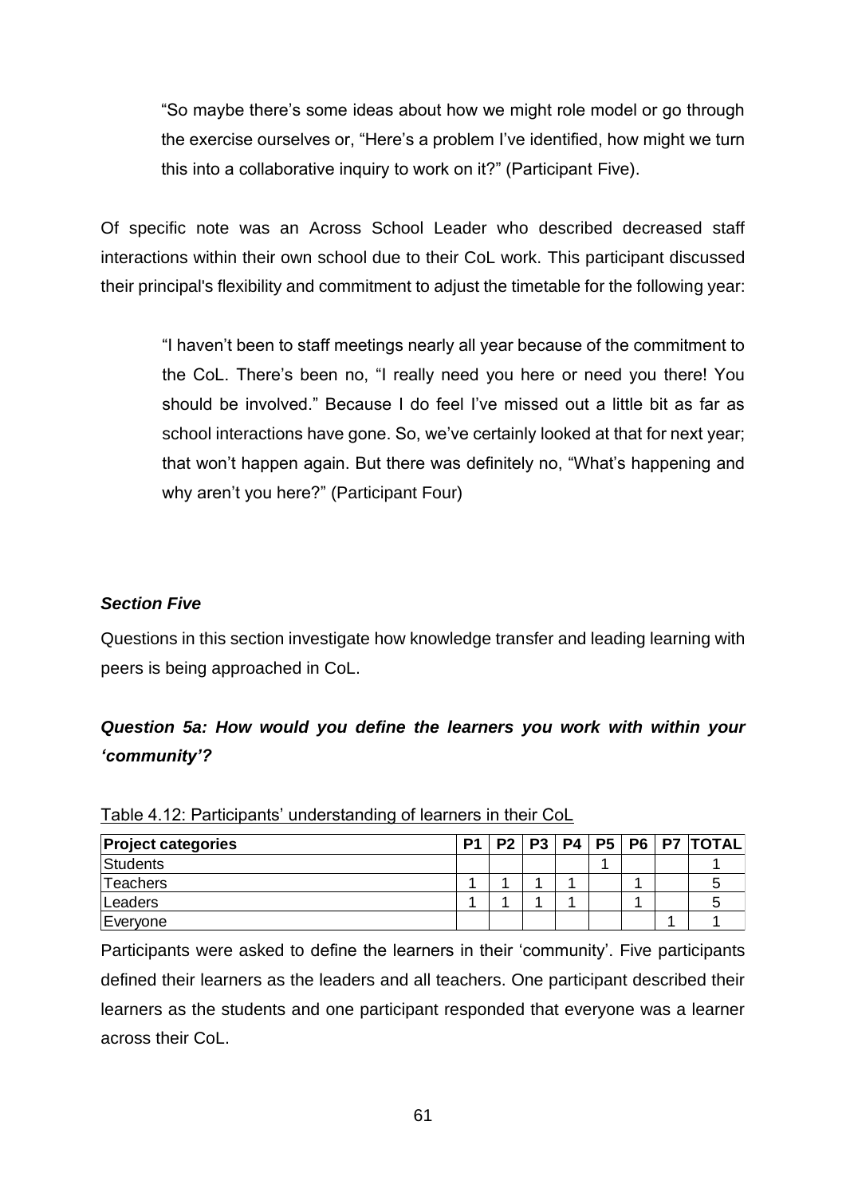> "So maybe there's some ideas about how we might role model or go through the exercise ourselves or, "Here's a problem I've identified, how might we turn this into a collaborative inquiry to work on it?" (Participant Five).

Of specific note was an Across School Leader who described decreased staff interactions within their own school due to their CoL work. This participant discussed their principal's flexibility and commitment to adjust the timetable for the following year:

> "I haven't been to staff meetings nearly all year because of the commitment to the CoL. There's been no, "I really need you here or need you there! You should be involved." Because I do feel I've missed out a little bit as far as school interactions have gone. So, we've certainly looked at that for next year; that won't happen again. But there was definitely no, "What's happening and why aren't you here?" (Participant Four)

***Section Five***

Questions in this section investigate how knowledge transfer and leading learning with peers is being approached in CoL.

***Question 5a: How would you define the learners you work with within your 'community'?***

Table 4.12: Participants' understanding of learners in their CoL

| Project categories | P1 | P2 | P3 | P4 | P5 | P6 | P7 | TOTAL |
|---|---|---|---|---|---|---|---|---|
| Students | | | | | 1 | | | 1 |
| Teachers | 1 | 1 | 1 | 1 | | 1 | | 5 |
| Leaders | 1 | 1 | 1 | 1 | | 1 | | 5 |
| Everyone | | | | | | | 1 | 1 |

Participants were asked to define the learners in their 'community'. Five participants defined their learners as the leaders and all teachers. One participant described their learners as the students and one participant responded that everyone was a learner across their CoL.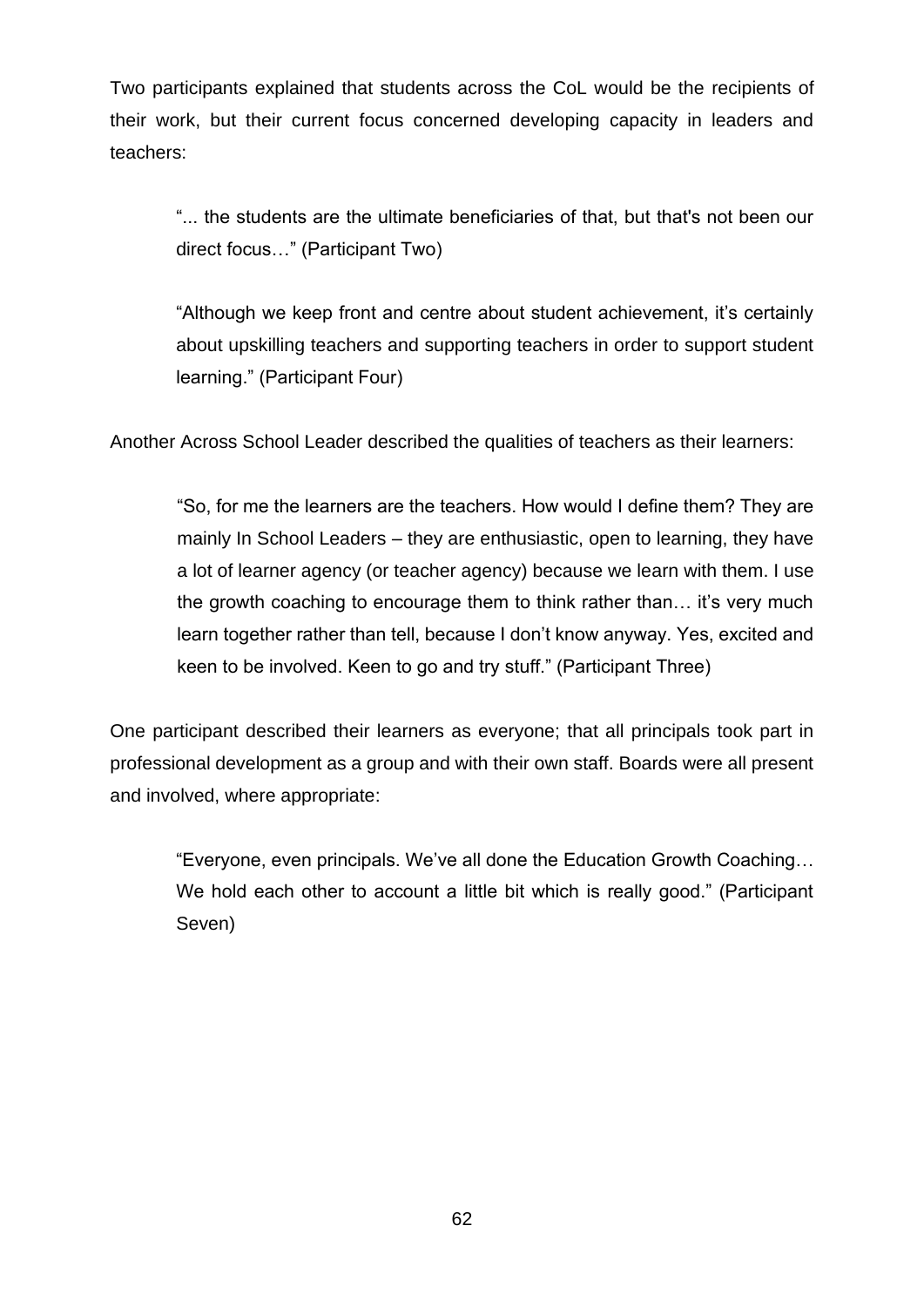Two participants explained that students across the CoL would be the recipients of their work, but their current focus concerned developing capacity in leaders and teachers:

> "... the students are the ultimate beneficiaries of that, but that's not been our direct focus…" (Participant Two)

> "Although we keep front and centre about student achievement, it's certainly about upskilling teachers and supporting teachers in order to support student learning." (Participant Four)

Another Across School Leader described the qualities of teachers as their learners:

> "So, for me the learners are the teachers. How would I define them? They are mainly In School Leaders – they are enthusiastic, open to learning, they have a lot of learner agency (or teacher agency) because we learn with them. I use the growth coaching to encourage them to think rather than… it's very much learn together rather than tell, because I don't know anyway. Yes, excited and keen to be involved. Keen to go and try stuff." (Participant Three)

One participant described their learners as everyone; that all principals took part in professional development as a group and with their own staff. Boards were all present and involved, where appropriate:

> "Everyone, even principals. We've all done the Education Growth Coaching… We hold each other to account a little bit which is really good." (Participant Seven)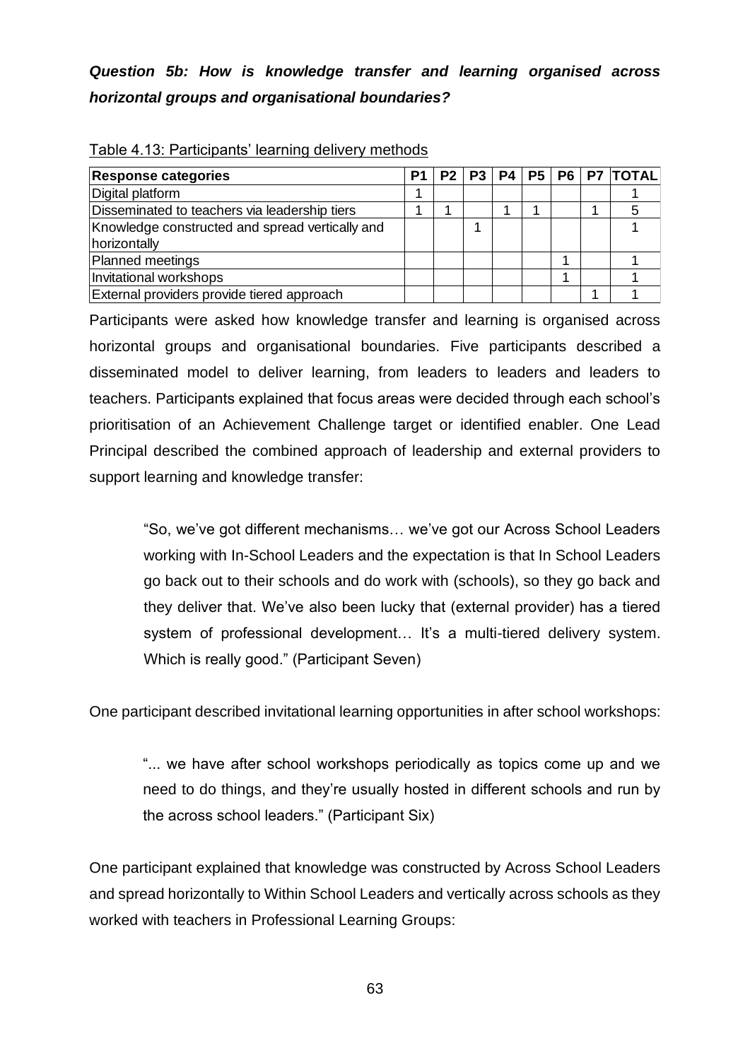***Question 5b: How is knowledge transfer and learning organised across horizontal groups and organisational boundaries?***

Table 4.13: Participants' learning delivery methods

| Response categories | P1 | P2 | P3 | P4 | P5 | P6 | P7 | TOTAL |
|---|---|---|---|---|---|---|---|---|
| Digital platform | 1 | | | | | | | 1 |
| Disseminated to teachers via leadership tiers | 1 | 1 | | 1 | 1 | | 1 | 5 |
| Knowledge constructed and spread vertically and horizontally | | | 1 | | | | | 1 |
| Planned meetings | | | | | | 1 | | 1 |
| Invitational workshops | | | | | | 1 | | 1 |
| External providers provide tiered approach | | | | | | | 1 | 1 |

Participants were asked how knowledge transfer and learning is organised across horizontal groups and organisational boundaries. Five participants described a disseminated model to deliver learning, from leaders to leaders and leaders to teachers. Participants explained that focus areas were decided through each school's prioritisation of an Achievement Challenge target or identified enabler. One Lead Principal described the combined approach of leadership and external providers to support learning and knowledge transfer:

> "So, we've got different mechanisms… we've got our Across School Leaders working with In-School Leaders and the expectation is that In School Leaders go back out to their schools and do work with (schools), so they go back and they deliver that. We've also been lucky that (external provider) has a tiered system of professional development… It's a multi-tiered delivery system. Which is really good." (Participant Seven)

One participant described invitational learning opportunities in after school workshops:

> "... we have after school workshops periodically as topics come up and we need to do things, and they're usually hosted in different schools and run by the across school leaders." (Participant Six)

One participant explained that knowledge was constructed by Across School Leaders and spread horizontally to Within School Leaders and vertically across schools as they worked with teachers in Professional Learning Groups: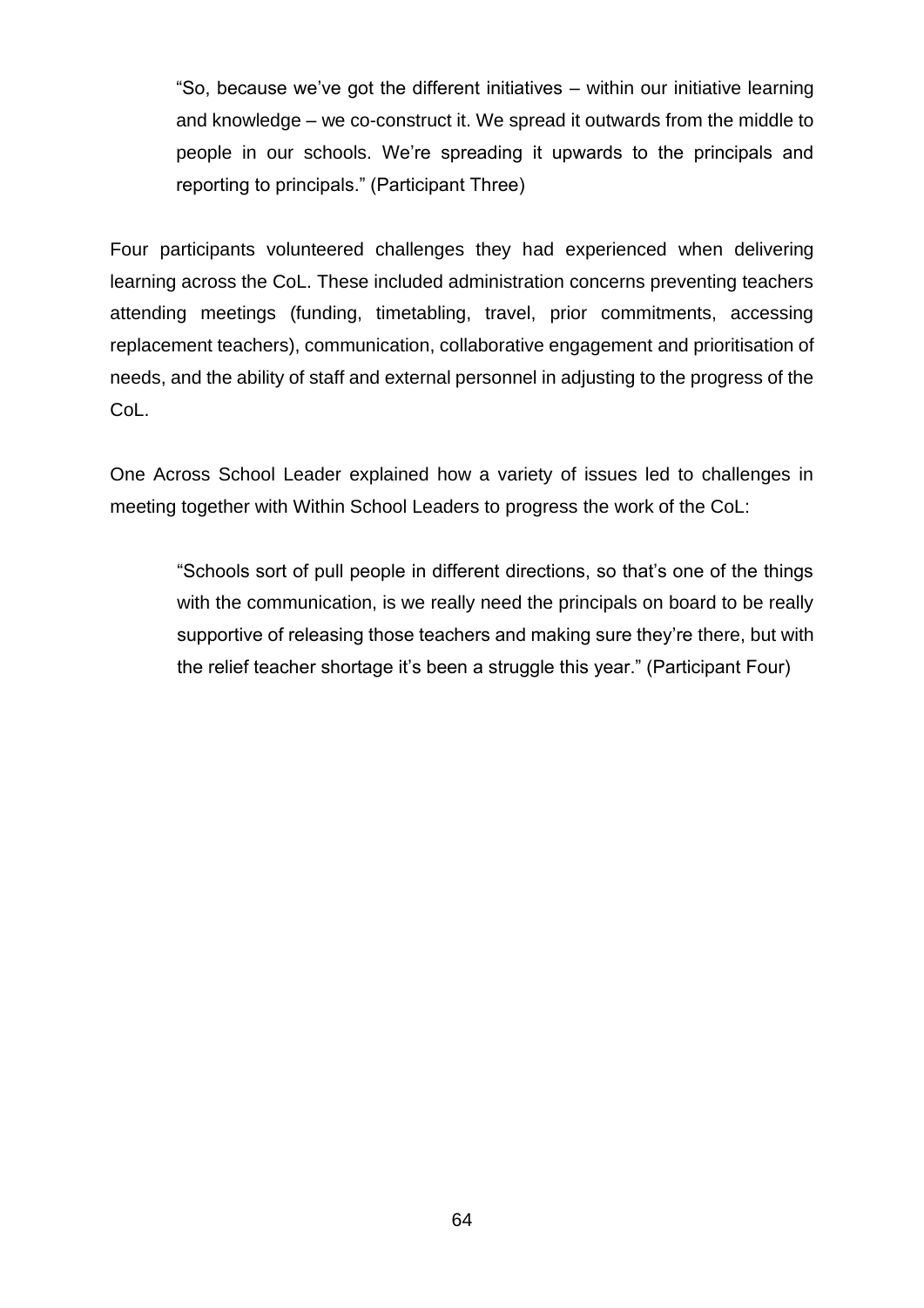> "So, because we've got the different initiatives – within our initiative learning and knowledge – we co-construct it. We spread it outwards from the middle to people in our schools. We're spreading it upwards to the principals and reporting to principals." (Participant Three)

Four participants volunteered challenges they had experienced when delivering learning across the CoL. These included administration concerns preventing teachers attending meetings (funding, timetabling, travel, prior commitments, accessing replacement teachers), communication, collaborative engagement and prioritisation of needs, and the ability of staff and external personnel in adjusting to the progress of the CoL.

One Across School Leader explained how a variety of issues led to challenges in meeting together with Within School Leaders to progress the work of the CoL:

> "Schools sort of pull people in different directions, so that's one of the things with the communication, is we really need the principals on board to be really supportive of releasing those teachers and making sure they're there, but with the relief teacher shortage it's been a struggle this year." (Participant Four)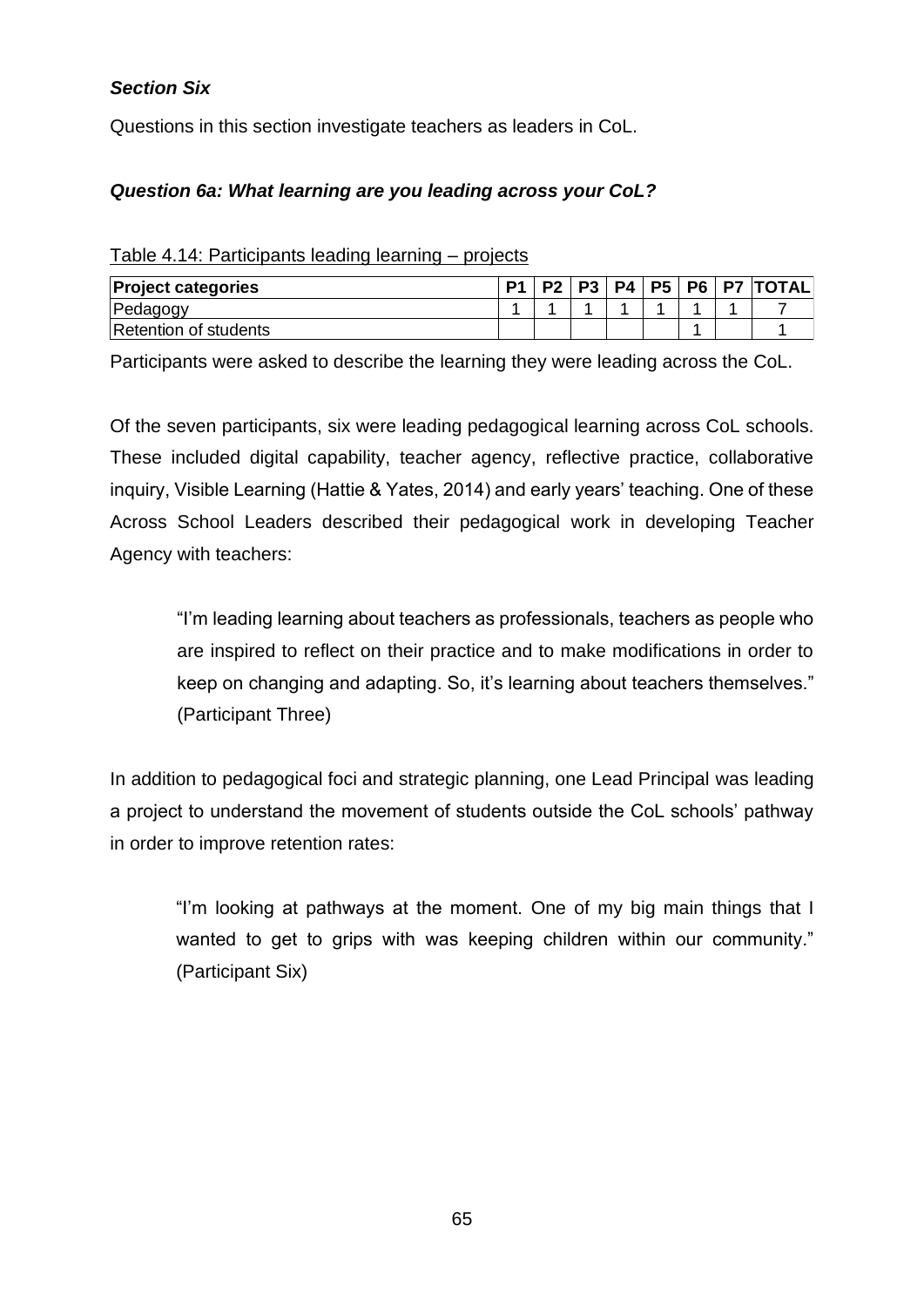***Section Six***

Questions in this section investigate teachers as leaders in CoL.

***Question 6a: What learning are you leading across your CoL?***

Table 4.14: Participants leading learning – projects

| Project categories | P1 | P2 | P3 | P4 | P5 | P6 | P7 | TOTAL |
|---|---|---|---|---|---|---|---|---|
| Pedagogy | 1 | 1 | 1 | 1 | 1 | 1 | 1 | 7 |
| Retention of students | | | | | | 1 | | 1 |

Participants were asked to describe the learning they were leading across the CoL.

Of the seven participants, six were leading pedagogical learning across CoL schools. These included digital capability, teacher agency, reflective practice, collaborative inquiry, Visible Learning (Hattie & Yates, 2014) and early years' teaching. One of these Across School Leaders described their pedagogical work in developing Teacher Agency with teachers:

> "I'm leading learning about teachers as professionals, teachers as people who are inspired to reflect on their practice and to make modifications in order to keep on changing and adapting. So, it's learning about teachers themselves." (Participant Three)

In addition to pedagogical foci and strategic planning, one Lead Principal was leading a project to understand the movement of students outside the CoL schools' pathway in order to improve retention rates:

> "I'm looking at pathways at the moment. One of my big main things that I wanted to get to grips with was keeping children within our community." (Participant Six)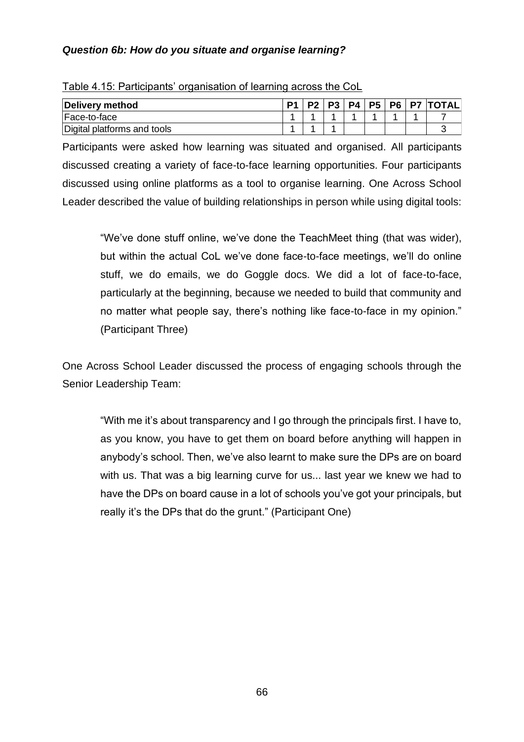***Question 6b: How do you situate and organise learning?***

Table 4.15: Participants' organisation of learning across the CoL

| Delivery method | P1 | P2 | P3 | P4 | P5 | P6 | P7 | TOTAL |
|---|---|---|---|---|---|---|---|---|
| Face-to-face | 1 | 1 | 1 | 1 | 1 | 1 | 1 | 7 |
| Digital platforms and tools | 1 | 1 | 1 | | | | | 3 |

Participants were asked how learning was situated and organised. All participants discussed creating a variety of face-to-face learning opportunities. Four participants discussed using online platforms as a tool to organise learning. One Across School Leader described the value of building relationships in person while using digital tools:

> "We've done stuff online, we've done the TeachMeet thing (that was wider), but within the actual CoL we've done face-to-face meetings, we'll do online stuff, we do emails, we do Goggle docs. We did a lot of face-to-face, particularly at the beginning, because we needed to build that community and no matter what people say, there's nothing like face-to-face in my opinion." (Participant Three)

One Across School Leader discussed the process of engaging schools through the Senior Leadership Team:

> "With me it's about transparency and I go through the principals first. I have to, as you know, you have to get them on board before anything will happen in anybody's school. Then, we've also learnt to make sure the DPs are on board with us. That was a big learning curve for us... last year we knew we had to have the DPs on board cause in a lot of schools you've got your principals, but really it's the DPs that do the grunt." (Participant One)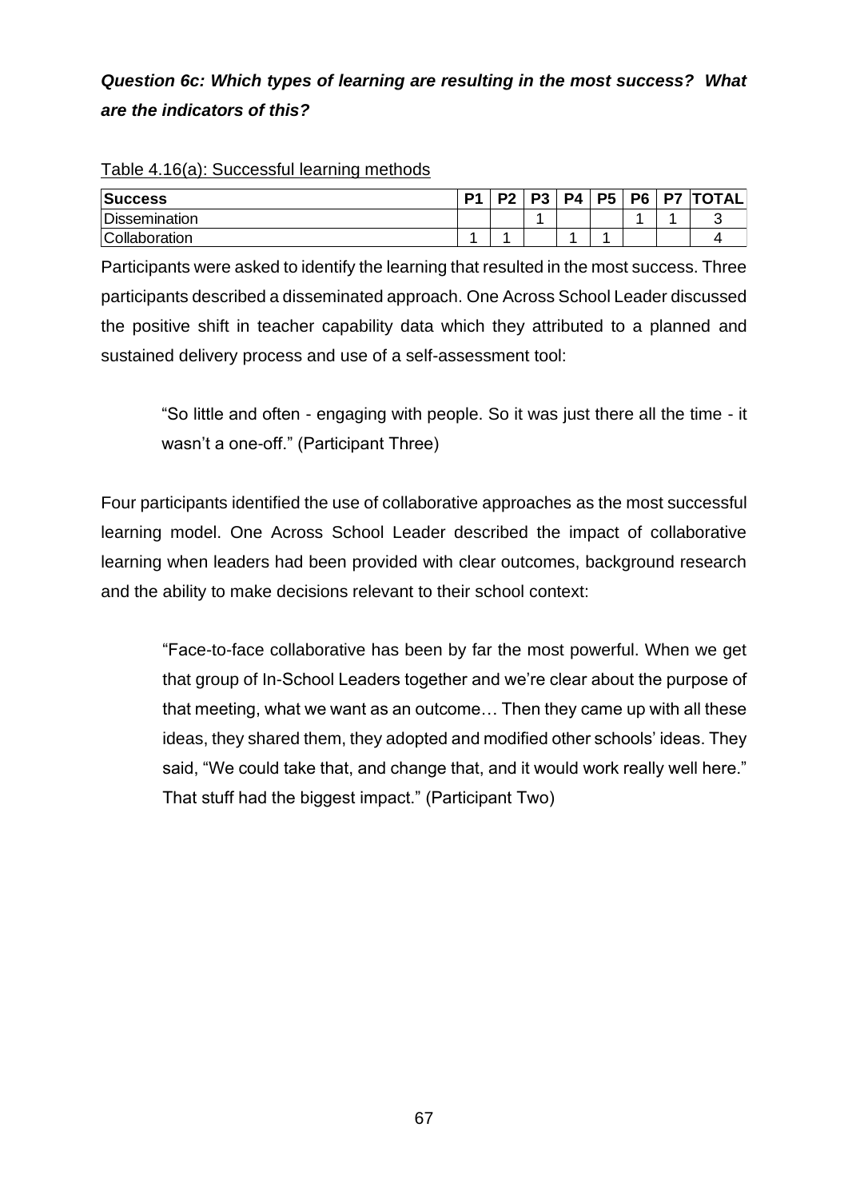***Question 6c: Which types of learning are resulting in the most success? What are the indicators of this?***

Table 4.16(a): Successful learning methods

| **Success** | **P1** | **P2** | **P3** | **P4** | **P5** | **P6** | **P7** | **TOTAL** |
|---|---|---|---|---|---|---|---|---|
| Dissemination | | | 1 | | | 1 | 1 | 3 |
| Collaboration | 1 | 1 | | 1 | 1 | | | 4 |

Participants were asked to identify the learning that resulted in the most success. Three participants described a disseminated approach. One Across School Leader discussed the positive shift in teacher capability data which they attributed to a planned and sustained delivery process and use of a self-assessment tool:

> "So little and often - engaging with people. So it was just there all the time - it wasn't a one-off." (Participant Three)

Four participants identified the use of collaborative approaches as the most successful learning model. One Across School Leader described the impact of collaborative learning when leaders had been provided with clear outcomes, background research and the ability to make decisions relevant to their school context:

> "Face-to-face collaborative has been by far the most powerful. When we get that group of In-School Leaders together and we're clear about the purpose of that meeting, what we want as an outcome… Then they came up with all these ideas, they shared them, they adopted and modified other schools' ideas. They said, "We could take that, and change that, and it would work really well here." That stuff had the biggest impact." (Participant Two)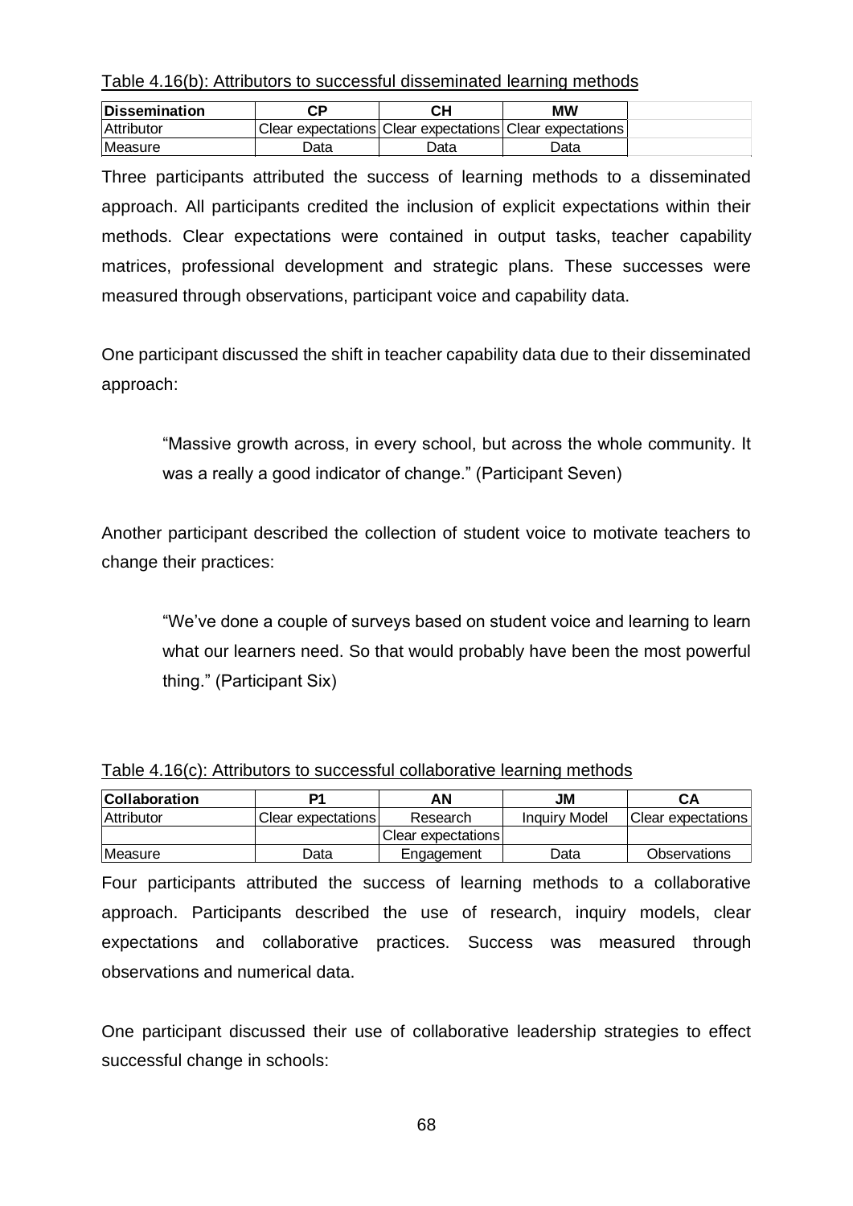Table 4.16(b): Attributors to successful disseminated learning methods

| Dissemination | CP | CH | MW |
|---|---|---|---|
| Attributor | Clear expectations | Clear expectations | Clear expectations |
| Measure | Data | Data | Data |

Three participants attributed the success of learning methods to a disseminated approach. All participants credited the inclusion of explicit expectations within their methods. Clear expectations were contained in output tasks, teacher capability matrices, professional development and strategic plans. These successes were measured through observations, participant voice and capability data.

One participant discussed the shift in teacher capability data due to their disseminated approach:

> "Massive growth across, in every school, but across the whole community. It was a really a good indicator of change." (Participant Seven)

Another participant described the collection of student voice to motivate teachers to change their practices:

> "We've done a couple of surveys based on student voice and learning to learn what our learners need. So that would probably have been the most powerful thing." (Participant Six)

Table 4.16(c): Attributors to successful collaborative learning methods

| Collaboration | P1 | AN | JM | CA |
|---|---|---|---|---|
| Attributor | Clear expectations | Research | Inquiry Model | Clear expectations |
| | | Clear expectations | | |
| Measure | Data | Engagement | Data | Observations |

Four participants attributed the success of learning methods to a collaborative approach. Participants described the use of research, inquiry models, clear expectations and collaborative practices. Success was measured through observations and numerical data.

One participant discussed their use of collaborative leadership strategies to effect successful change in schools: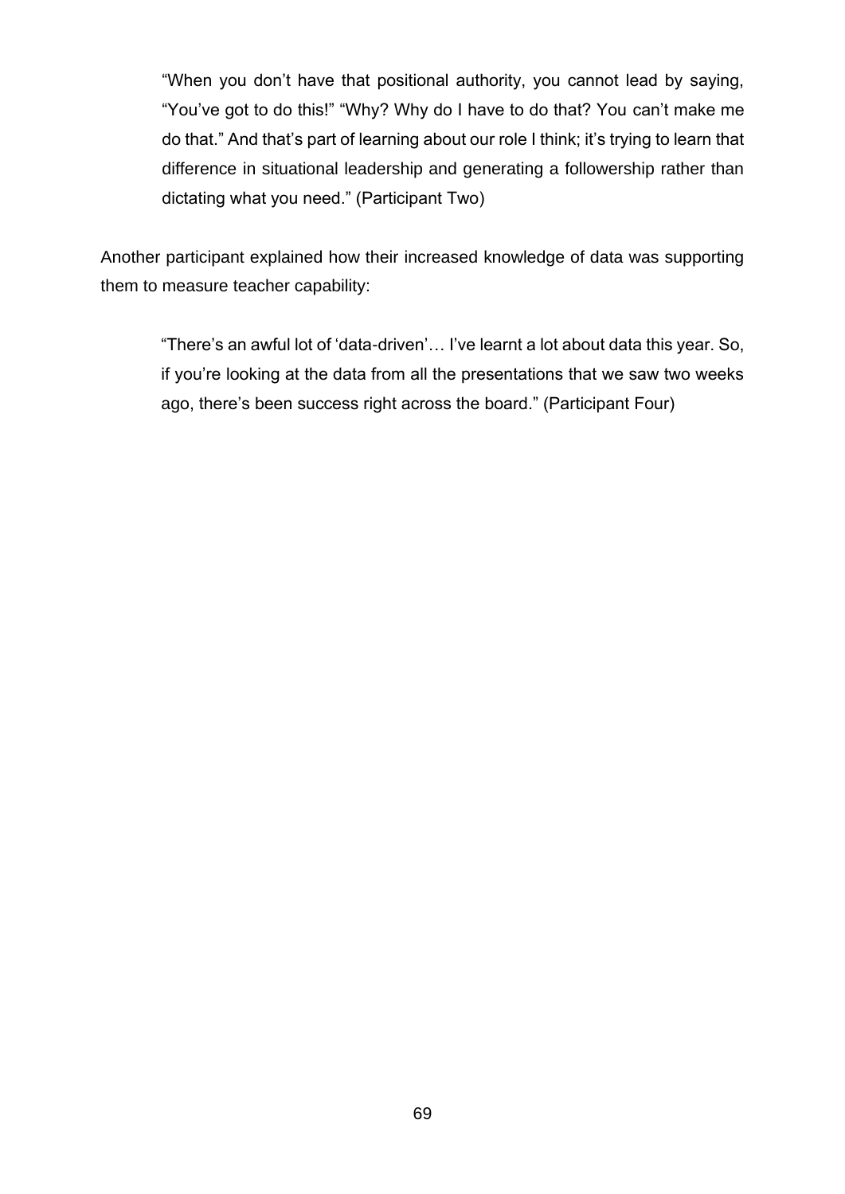> "When you don't have that positional authority, you cannot lead by saying, "You've got to do this!" "Why? Why do I have to do that? You can't make me do that." And that's part of learning about our role I think; it's trying to learn that difference in situational leadership and generating a followership rather than dictating what you need." (Participant Two)

Another participant explained how their increased knowledge of data was supporting them to measure teacher capability:

> "There's an awful lot of 'data-driven'… I've learnt a lot about data this year. So, if you're looking at the data from all the presentations that we saw two weeks ago, there's been success right across the board." (Participant Four)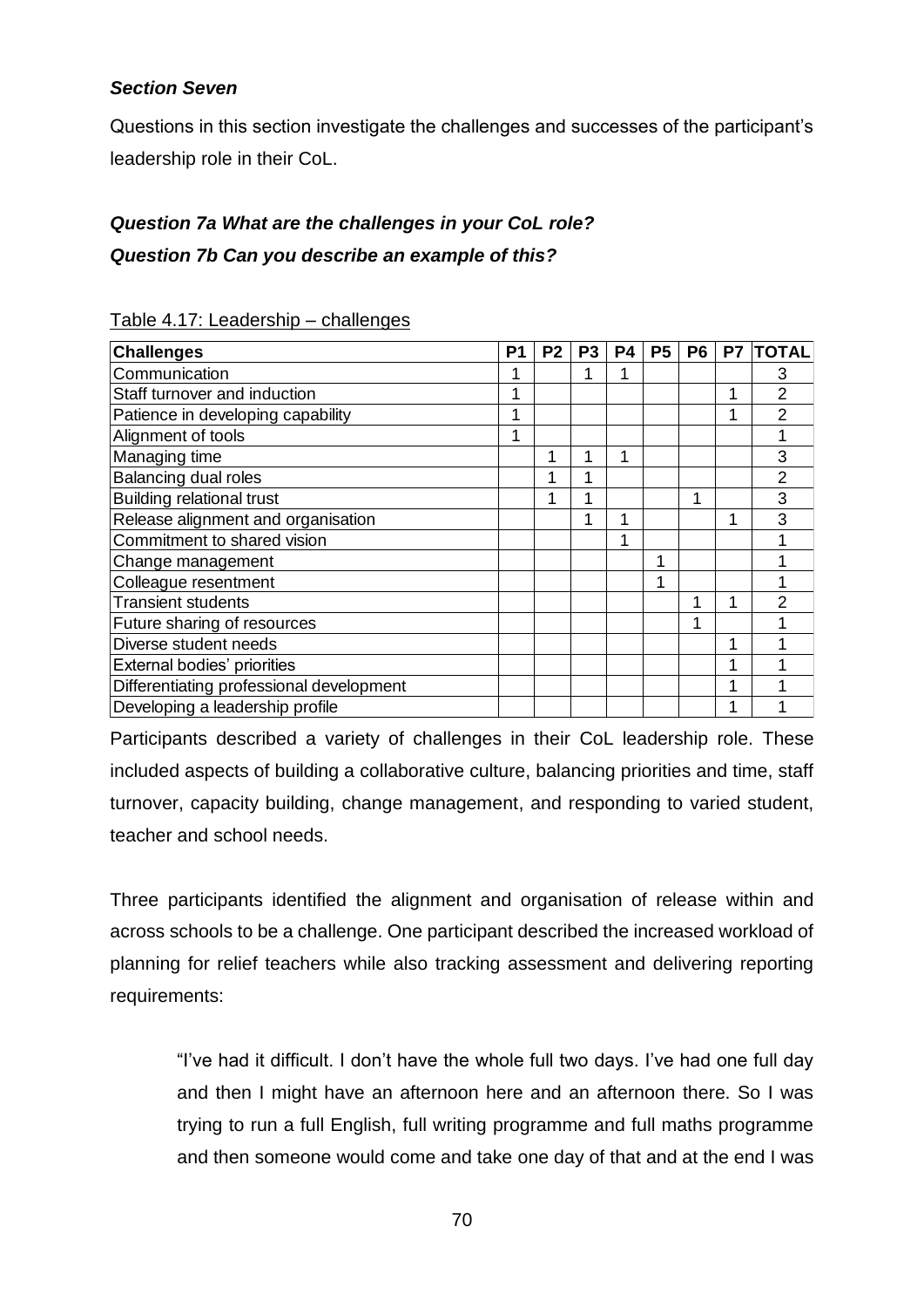***Section Seven***

Questions in this section investigate the challenges and successes of the participant's leadership role in their CoL.

***Question 7a What are the challenges in your CoL role?***

***Question 7b Can you describe an example of this?***

Table 4.17: Leadership – challenges

| Challenges | P1 | P2 | P3 | P4 | P5 | P6 | P7 | TOTAL |
|---|---|---|---|---|---|---|---|---|
| Communication | 1 | | 1 | 1 | | | | 3 |
| Staff turnover and induction | 1 | | | | | | 1 | 2 |
| Patience in developing capability | 1 | | | | | | 1 | 2 |
| Alignment of tools | 1 | | | | | | | 1 |
| Managing time | | 1 | 1 | 1 | | | | 3 |
| Balancing dual roles | | 1 | 1 | | | | | 2 |
| Building relational trust | | 1 | 1 | | | 1 | | 3 |
| Release alignment and organisation | | | 1 | 1 | | | 1 | 3 |
| Commitment to shared vision | | | | 1 | | | | 1 |
| Change management | | | | | 1 | | | 1 |
| Colleague resentment | | | | | 1 | | | 1 |
| Transient students | | | | | | 1 | 1 | 2 |
| Future sharing of resources | | | | | | 1 | | 1 |
| Diverse student needs | | | | | | | 1 | 1 |
| External bodies' priorities | | | | | | | 1 | 1 |
| Differentiating professional development | | | | | | | 1 | 1 |
| Developing a leadership profile | | | | | | | 1 | 1 |

Participants described a variety of challenges in their CoL leadership role. These included aspects of building a collaborative culture, balancing priorities and time, staff turnover, capacity building, change management, and responding to varied student, teacher and school needs.

Three participants identified the alignment and organisation of release within and across schools to be a challenge. One participant described the increased workload of planning for relief teachers while also tracking assessment and delivering reporting requirements:

> "I've had it difficult. I don't have the whole full two days. I've had one full day and then I might have an afternoon here and an afternoon there. So I was trying to run a full English, full writing programme and full maths programme and then someone would come and take one day of that and at the end I was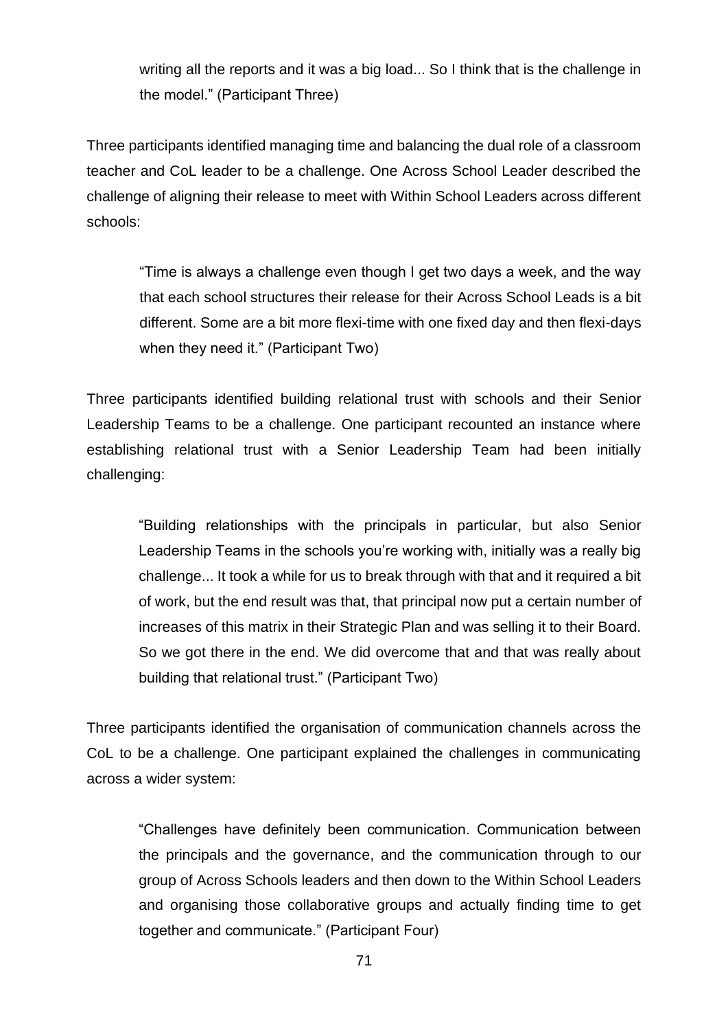> writing all the reports and it was a big load... So I think that is the challenge in the model." (Participant Three)

Three participants identified managing time and balancing the dual role of a classroom teacher and CoL leader to be a challenge. One Across School Leader described the challenge of aligning their release to meet with Within School Leaders across different schools:

> "Time is always a challenge even though I get two days a week, and the way that each school structures their release for their Across School Leads is a bit different. Some are a bit more flexi-time with one fixed day and then flexi-days when they need it." (Participant Two)

Three participants identified building relational trust with schools and their Senior Leadership Teams to be a challenge. One participant recounted an instance where establishing relational trust with a Senior Leadership Team had been initially challenging:

> "Building relationships with the principals in particular, but also Senior Leadership Teams in the schools you're working with, initially was a really big challenge... It took a while for us to break through with that and it required a bit of work, but the end result was that, that principal now put a certain number of increases of this matrix in their Strategic Plan and was selling it to their Board. So we got there in the end. We did overcome that and that was really about building that relational trust." (Participant Two)

Three participants identified the organisation of communication channels across the CoL to be a challenge. One participant explained the challenges in communicating across a wider system:

> "Challenges have definitely been communication. Communication between the principals and the governance, and the communication through to our group of Across Schools leaders and then down to the Within School Leaders and organising those collaborative groups and actually finding time to get together and communicate." (Participant Four)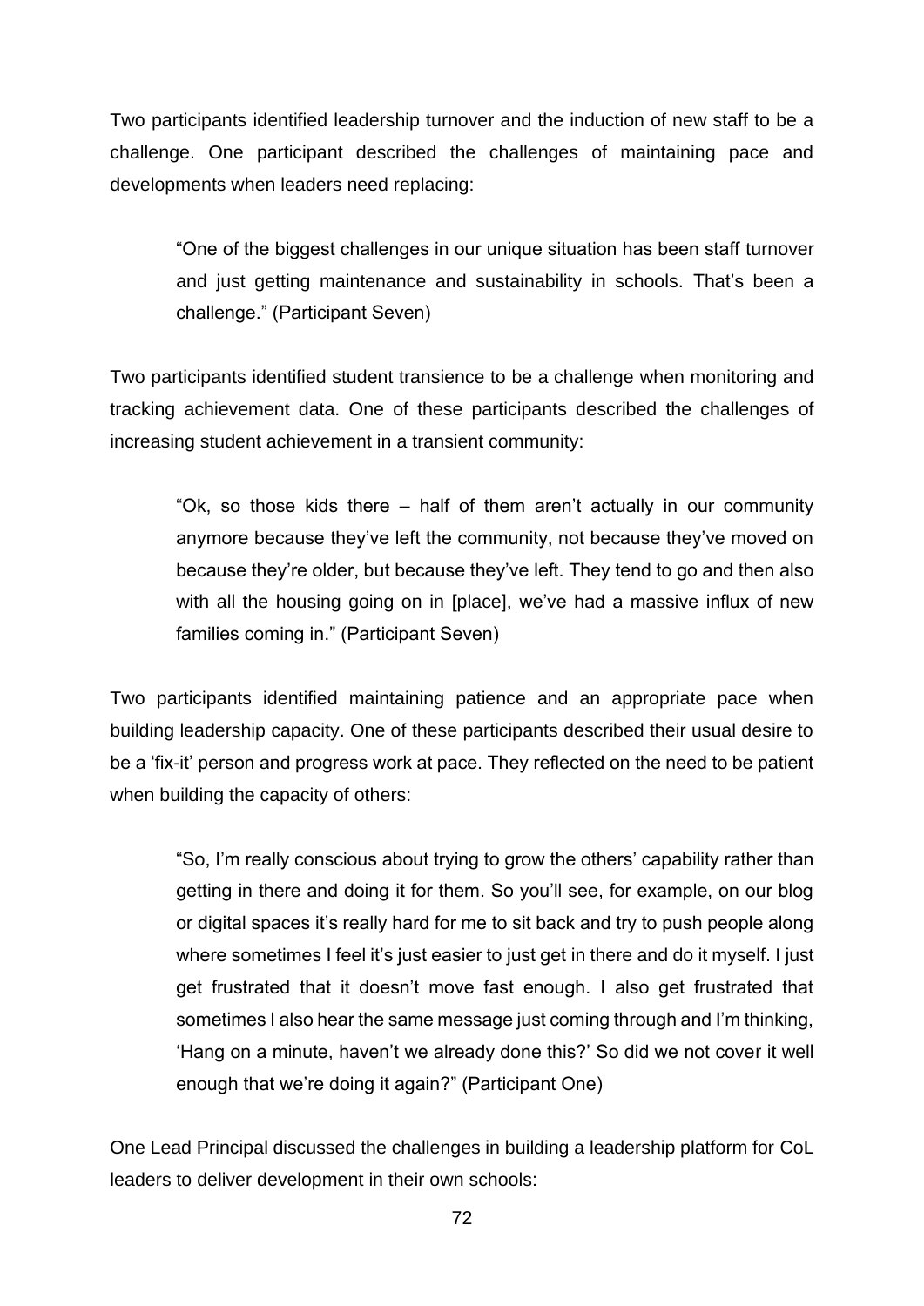Two participants identified leadership turnover and the induction of new staff to be a challenge. One participant described the challenges of maintaining pace and developments when leaders need replacing:

> "One of the biggest challenges in our unique situation has been staff turnover and just getting maintenance and sustainability in schools. That's been a challenge." (Participant Seven)

Two participants identified student transience to be a challenge when monitoring and tracking achievement data. One of these participants described the challenges of increasing student achievement in a transient community:

> "Ok, so those kids there – half of them aren't actually in our community anymore because they've left the community, not because they've moved on because they're older, but because they've left. They tend to go and then also with all the housing going on in [place], we've had a massive influx of new families coming in." (Participant Seven)

Two participants identified maintaining patience and an appropriate pace when building leadership capacity. One of these participants described their usual desire to be a 'fix-it' person and progress work at pace. They reflected on the need to be patient when building the capacity of others:

> "So, I'm really conscious about trying to grow the others' capability rather than getting in there and doing it for them. So you'll see, for example, on our blog or digital spaces it's really hard for me to sit back and try to push people along where sometimes I feel it's just easier to just get in there and do it myself. I just get frustrated that it doesn't move fast enough. I also get frustrated that sometimes I also hear the same message just coming through and I'm thinking, 'Hang on a minute, haven't we already done this?' So did we not cover it well enough that we're doing it again?" (Participant One)

One Lead Principal discussed the challenges in building a leadership platform for CoL leaders to deliver development in their own schools: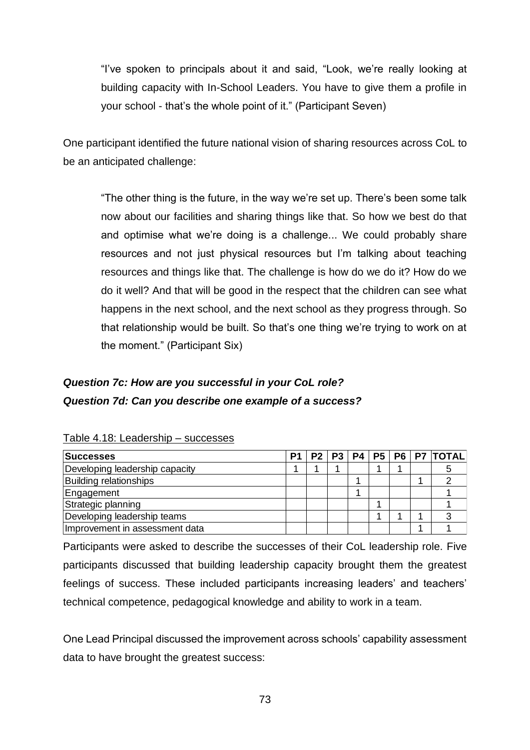"I've spoken to principals about it and said, "Look, we're really looking at building capacity with In-School Leaders. You have to give them a profile in your school - that's the whole point of it." (Participant Seven)

One participant identified the future national vision of sharing resources across CoL to be an anticipated challenge:

"The other thing is the future, in the way we're set up. There's been some talk now about our facilities and sharing things like that. So how we best do that and optimise what we're doing is a challenge... We could probably share resources and not just physical resources but I'm talking about teaching resources and things like that. The challenge is how do we do it? How do we do it well? And that will be good in the respect that the children can see what happens in the next school, and the next school as they progress through. So that relationship would be built. So that's one thing we're trying to work on at the moment." (Participant Six)

***Question 7c: How are you successful in your CoL role?***
***Question 7d: Can you describe one example of a success?***

Table 4.18: Leadership – successes

| Successes | P1 | P2 | P3 | P4 | P5 | P6 | P7 | TOTAL |
|---|---|---|---|---|---|---|---|---|
| Developing leadership capacity | 1 | 1 | 1 | | 1 | 1 | | 5 |
| Building relationships | | | | 1 | | | 1 | 2 |
| Engagement | | | | 1 | | | | 1 |
| Strategic planning | | | | | 1 | | | 1 |
| Developing leadership teams | | | | | 1 | 1 | 1 | 3 |
| Improvement in assessment data | | | | | | | 1 | 1 |

Participants were asked to describe the successes of their CoL leadership role. Five participants discussed that building leadership capacity brought them the greatest feelings of success. These included participants increasing leaders' and teachers' technical competence, pedagogical knowledge and ability to work in a team.

One Lead Principal discussed the improvement across schools' capability assessment data to have brought the greatest success: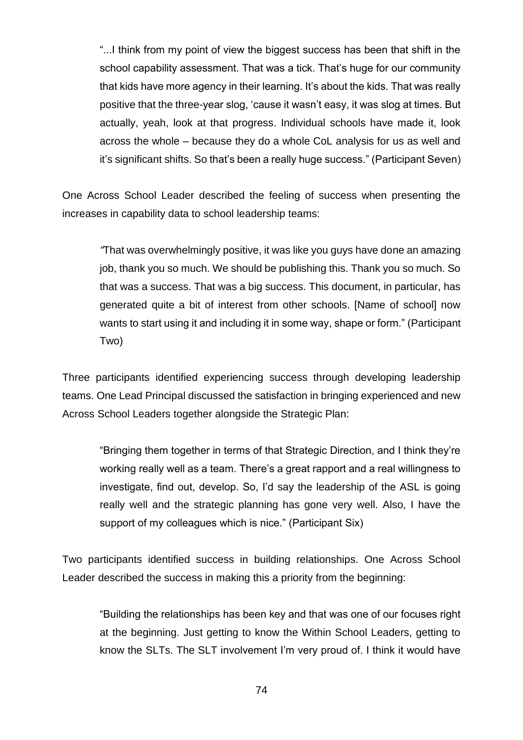> "...I think from my point of view the biggest success has been that shift in the school capability assessment. That was a tick. That's huge for our community that kids have more agency in their learning. It's about the kids. That was really positive that the three-year slog, 'cause it wasn't easy, it was slog at times. But actually, yeah, look at that progress. Individual schools have made it, look across the whole – because they do a whole CoL analysis for us as well and it's significant shifts. So that's been a really huge success." (Participant Seven)

One Across School Leader described the feeling of success when presenting the increases in capability data to school leadership teams:

> *"*That was overwhelmingly positive, it was like you guys have done an amazing job, thank you so much. We should be publishing this. Thank you so much. So that was a success. That was a big success. This document, in particular, has generated quite a bit of interest from other schools. [Name of school] now wants to start using it and including it in some way, shape or form." (Participant Two)

Three participants identified experiencing success through developing leadership teams. One Lead Principal discussed the satisfaction in bringing experienced and new Across School Leaders together alongside the Strategic Plan:

> "Bringing them together in terms of that Strategic Direction, and I think they're working really well as a team. There's a great rapport and a real willingness to investigate, find out, develop. So, I'd say the leadership of the ASL is going really well and the strategic planning has gone very well. Also, I have the support of my colleagues which is nice." (Participant Six)

Two participants identified success in building relationships. One Across School Leader described the success in making this a priority from the beginning:

> "Building the relationships has been key and that was one of our focuses right at the beginning. Just getting to know the Within School Leaders, getting to know the SLTs. The SLT involvement I'm very proud of. I think it would have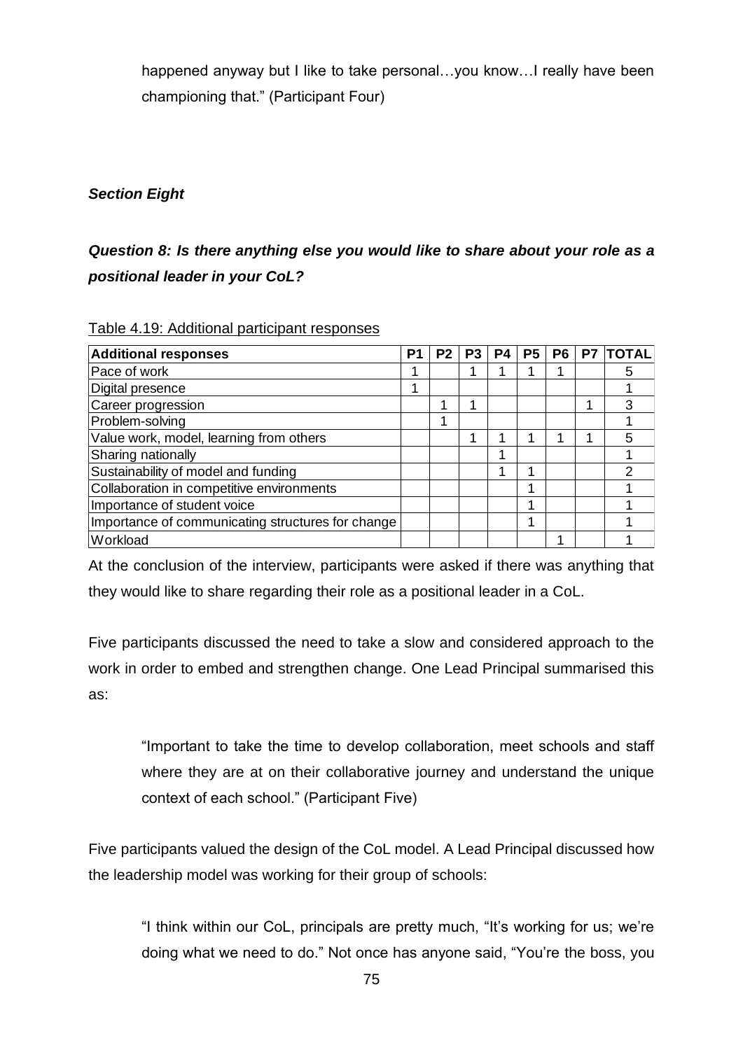happened anyway but I like to take personal…you know…I really have been championing that." (Participant Four)

***Section Eight***

***Question 8: Is there anything else you would like to share about your role as a positional leader in your CoL?***

Table 4.19: Additional participant responses

| Additional responses | P1 | P2 | P3 | P4 | P5 | P6 | P7 | TOTAL |
|---|---|---|---|---|---|---|---|---|
| Pace of work | 1 | | 1 | 1 | 1 | 1 | | 5 |
| Digital presence | 1 | | | | | | | 1 |
| Career progression | | 1 | 1 | | | | 1 | 3 |
| Problem-solving | | 1 | | | | | | 1 |
| Value work, model, learning from others | | | 1 | 1 | 1 | 1 | 1 | 5 |
| Sharing nationally | | | | 1 | | | | 1 |
| Sustainability of model and funding | | | | 1 | 1 | | | 2 |
| Collaboration in competitive environments | | | | | 1 | | | 1 |
| Importance of student voice | | | | | 1 | | | 1 |
| Importance of communicating structures for change | | | | | 1 | | | 1 |
| Workload | | | | | | 1 | | 1 |

At the conclusion of the interview, participants were asked if there was anything that they would like to share regarding their role as a positional leader in a CoL.

Five participants discussed the need to take a slow and considered approach to the work in order to embed and strengthen change. One Lead Principal summarised this as:

> "Important to take the time to develop collaboration, meet schools and staff where they are at on their collaborative journey and understand the unique context of each school." (Participant Five)

Five participants valued the design of the CoL model. A Lead Principal discussed how the leadership model was working for their group of schools:

> "I think within our CoL, principals are pretty much, "It's working for us; we're doing what we need to do." Not once has anyone said, "You're the boss, you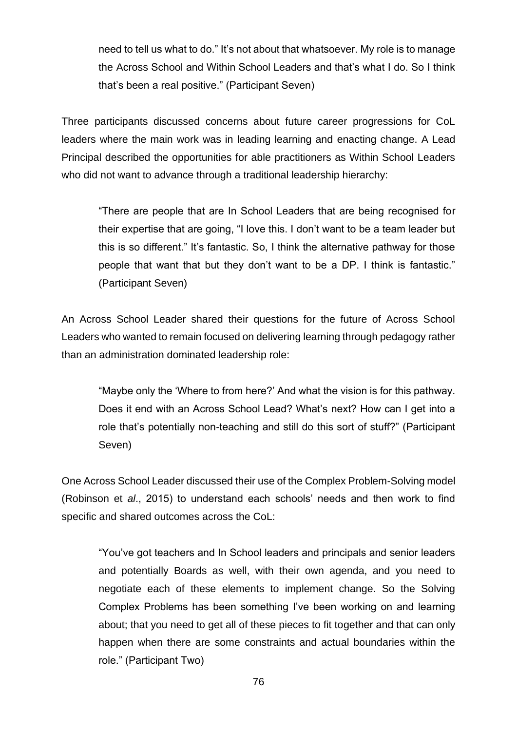need to tell us what to do." It's not about that whatsoever. My role is to manage the Across School and Within School Leaders and that's what I do. So I think that's been a real positive." (Participant Seven)

Three participants discussed concerns about future career progressions for CoL leaders where the main work was in leading learning and enacting change. A Lead Principal described the opportunities for able practitioners as Within School Leaders who did not want to advance through a traditional leadership hierarchy:

> "There are people that are In School Leaders that are being recognised for their expertise that are going, "I love this. I don't want to be a team leader but this is so different." It's fantastic. So, I think the alternative pathway for those people that want that but they don't want to be a DP. I think is fantastic." (Participant Seven)

An Across School Leader shared their questions for the future of Across School Leaders who wanted to remain focused on delivering learning through pedagogy rather than an administration dominated leadership role:

> "Maybe only the 'Where to from here?' And what the vision is for this pathway. Does it end with an Across School Lead? What's next? How can I get into a role that's potentially non-teaching and still do this sort of stuff?" (Participant Seven)

One Across School Leader discussed their use of the Complex Problem-Solving model (Robinson et *al*., 2015) to understand each schools' needs and then work to find specific and shared outcomes across the CoL:

> "You've got teachers and In School leaders and principals and senior leaders and potentially Boards as well, with their own agenda, and you need to negotiate each of these elements to implement change. So the Solving Complex Problems has been something I've been working on and learning about; that you need to get all of these pieces to fit together and that can only happen when there are some constraints and actual boundaries within the role." (Participant Two)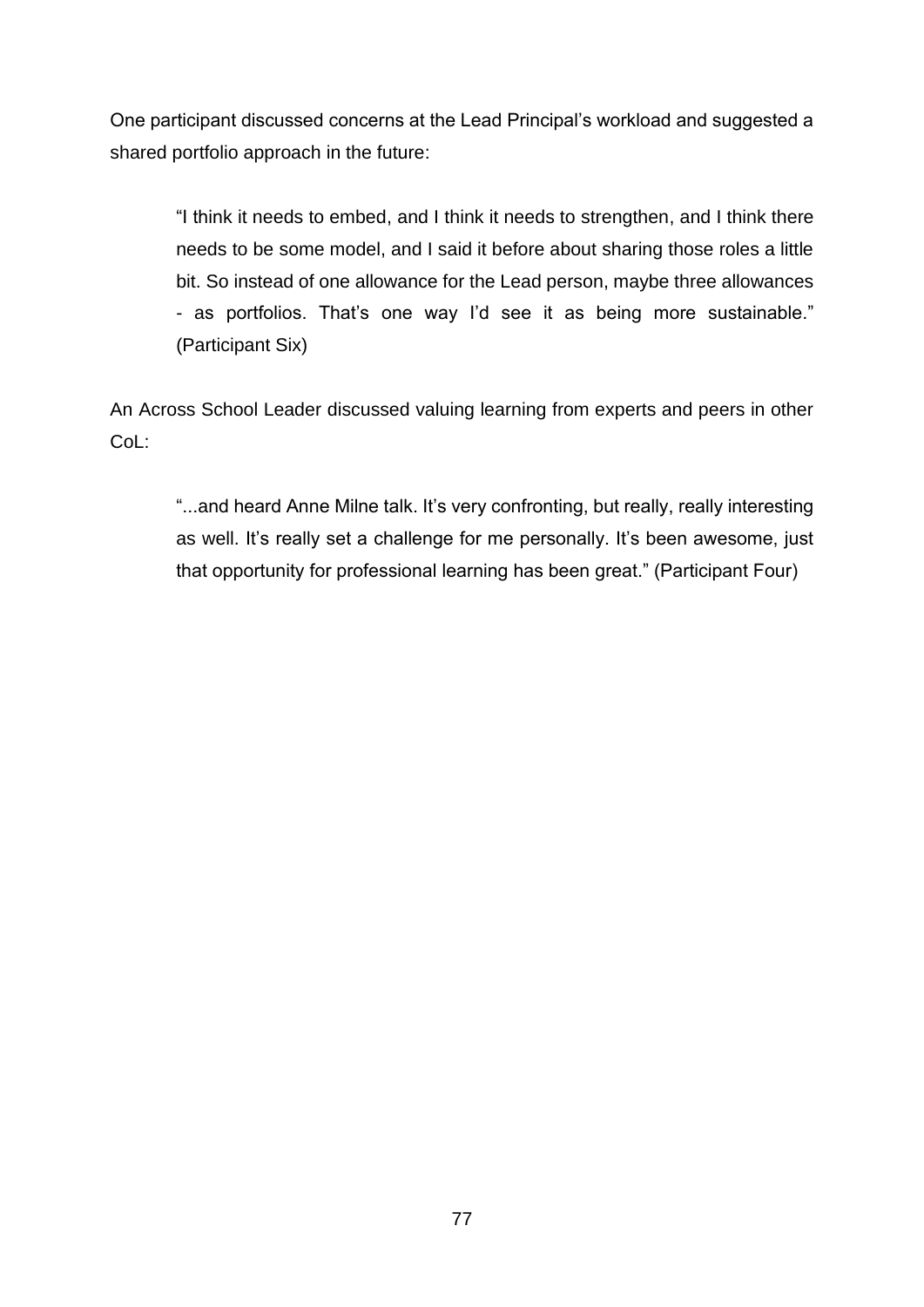One participant discussed concerns at the Lead Principal's workload and suggested a shared portfolio approach in the future:

> "I think it needs to embed, and I think it needs to strengthen, and I think there needs to be some model, and I said it before about sharing those roles a little bit. So instead of one allowance for the Lead person, maybe three allowances - as portfolios. That's one way I'd see it as being more sustainable." (Participant Six)

An Across School Leader discussed valuing learning from experts and peers in other CoL:

> "...and heard Anne Milne talk. It's very confronting, but really, really interesting as well. It's really set a challenge for me personally. It's been awesome, just that opportunity for professional learning has been great." (Participant Four)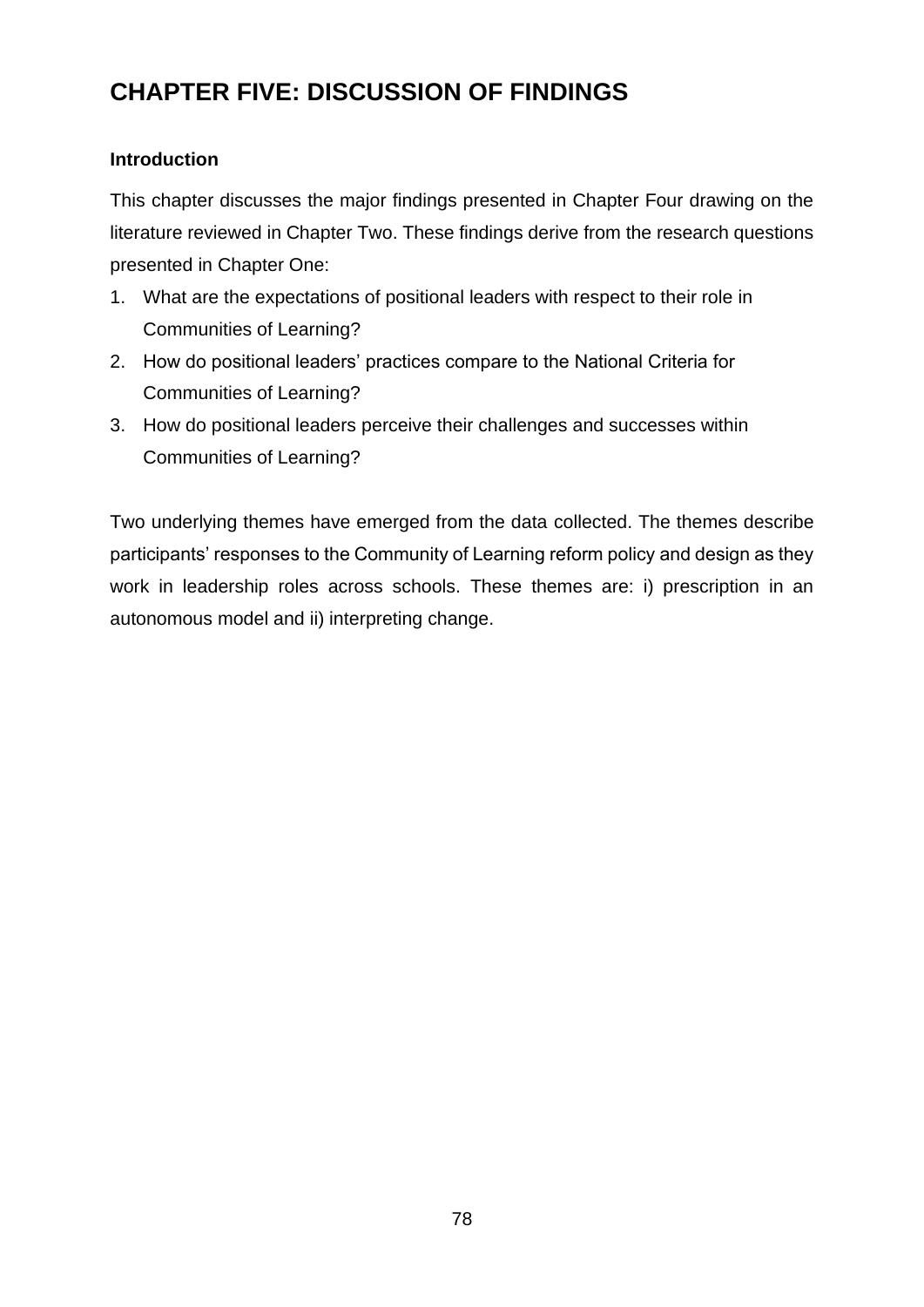# CHAPTER FIVE: DISCUSSION OF FINDINGS

### Introduction

This chapter discusses the major findings presented in Chapter Four drawing on the literature reviewed in Chapter Two. These findings derive from the research questions presented in Chapter One:

1. What are the expectations of positional leaders with respect to their role in Communities of Learning?
2. How do positional leaders' practices compare to the National Criteria for Communities of Learning?
3. How do positional leaders perceive their challenges and successes within Communities of Learning?

Two underlying themes have emerged from the data collected. The themes describe participants' responses to the Community of Learning reform policy and design as they work in leadership roles across schools. These themes are: i) prescription in an autonomous model and ii) interpreting change.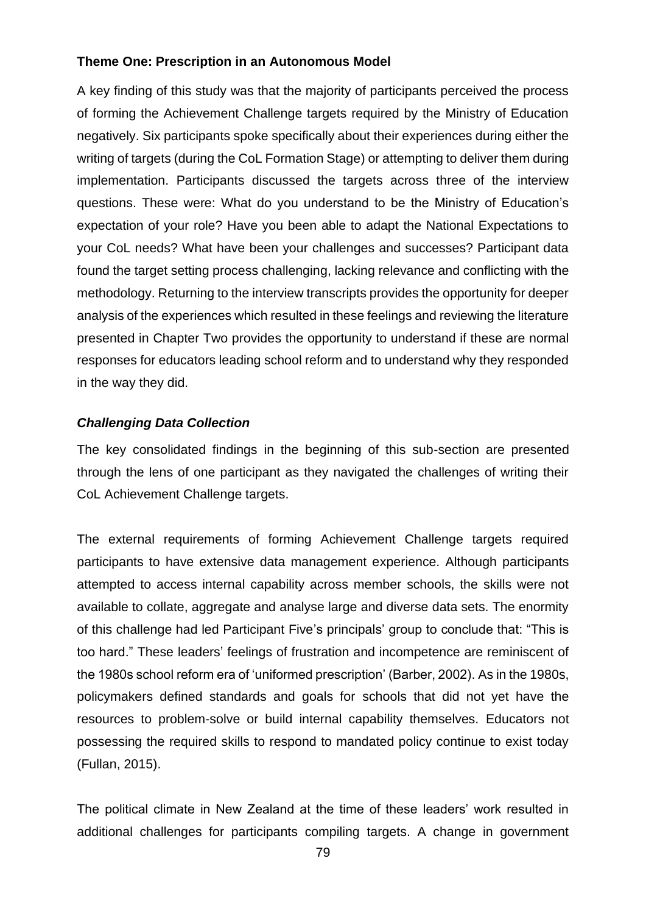### Theme One: Prescription in an Autonomous Model

A key finding of this study was that the majority of participants perceived the process of forming the Achievement Challenge targets required by the Ministry of Education negatively. Six participants spoke specifically about their experiences during either the writing of targets (during the CoL Formation Stage) or attempting to deliver them during implementation. Participants discussed the targets across three of the interview questions. These were: What do you understand to be the Ministry of Education's expectation of your role? Have you been able to adapt the National Expectations to your CoL needs? What have been your challenges and successes? Participant data found the target setting process challenging, lacking relevance and conflicting with the methodology. Returning to the interview transcripts provides the opportunity for deeper analysis of the experiences which resulted in these feelings and reviewing the literature presented in Chapter Two provides the opportunity to understand if these are normal responses for educators leading school reform and to understand why they responded in the way they did.

#### *Challenging Data Collection*

The key consolidated findings in the beginning of this sub-section are presented through the lens of one participant as they navigated the challenges of writing their CoL Achievement Challenge targets.

The external requirements of forming Achievement Challenge targets required participants to have extensive data management experience. Although participants attempted to access internal capability across member schools, the skills were not available to collate, aggregate and analyse large and diverse data sets. The enormity of this challenge had led Participant Five's principals' group to conclude that: "This is too hard." These leaders' feelings of frustration and incompetence are reminiscent of the 1980s school reform era of 'uniformed prescription' (Barber, 2002). As in the 1980s, policymakers defined standards and goals for schools that did not yet have the resources to problem-solve or build internal capability themselves. Educators not possessing the required skills to respond to mandated policy continue to exist today (Fullan, 2015).

The political climate in New Zealand at the time of these leaders' work resulted in additional challenges for participants compiling targets. A change in government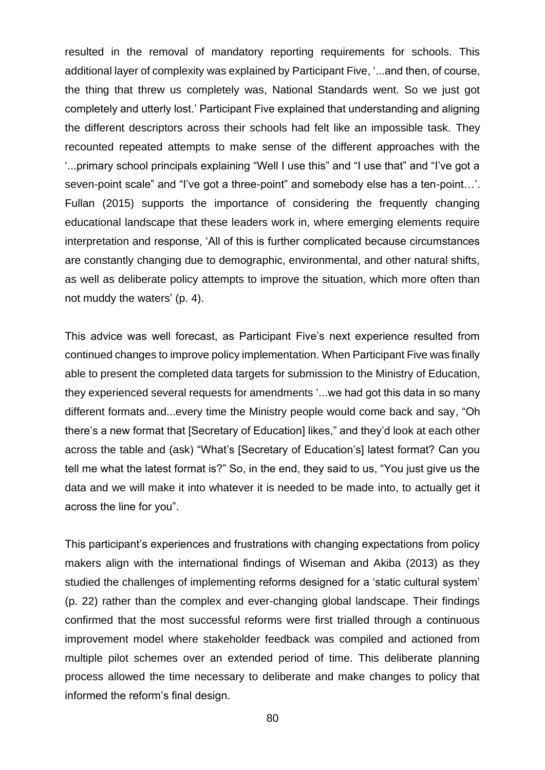resulted in the removal of mandatory reporting requirements for schools. This additional layer of complexity was explained by Participant Five, '...and then, of course, the thing that threw us completely was, National Standards went. So we just got completely and utterly lost.' Participant Five explained that understanding and aligning the different descriptors across their schools had felt like an impossible task. They recounted repeated attempts to make sense of the different approaches with the '...primary school principals explaining "Well I use this" and "I use that" and "I've got a seven-point scale" and "I've got a three-point" and somebody else has a ten-point…'. Fullan (2015) supports the importance of considering the frequently changing educational landscape that these leaders work in, where emerging elements require interpretation and response, 'All of this is further complicated because circumstances are constantly changing due to demographic, environmental, and other natural shifts, as well as deliberate policy attempts to improve the situation, which more often than not muddy the waters' (p. 4).

This advice was well forecast, as Participant Five's next experience resulted from continued changes to improve policy implementation. When Participant Five was finally able to present the completed data targets for submission to the Ministry of Education, they experienced several requests for amendments '...we had got this data in so many different formats and...every time the Ministry people would come back and say, "Oh there's a new format that [Secretary of Education] likes," and they'd look at each other across the table and (ask) "What's [Secretary of Education's] latest format? Can you tell me what the latest format is?" So, in the end, they said to us, "You just give us the data and we will make it into whatever it is needed to be made into, to actually get it across the line for you".

This participant's experiences and frustrations with changing expectations from policy makers align with the international findings of Wiseman and Akiba (2013) as they studied the challenges of implementing reforms designed for a 'static cultural system' (p. 22) rather than the complex and ever-changing global landscape. Their findings confirmed that the most successful reforms were first trialled through a continuous improvement model where stakeholder feedback was compiled and actioned from multiple pilot schemes over an extended period of time. This deliberate planning process allowed the time necessary to deliberate and make changes to policy that informed the reform's final design.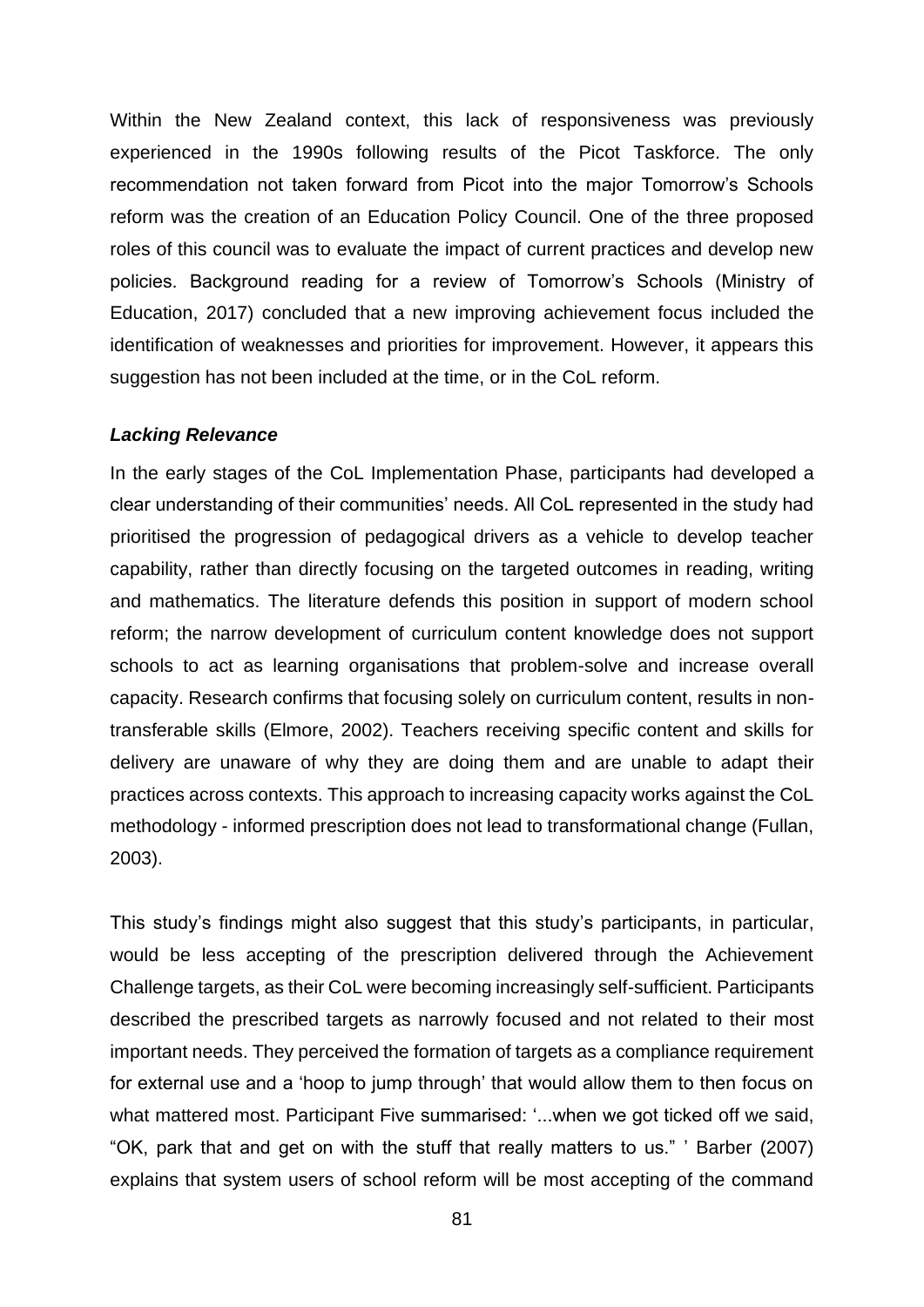Within the New Zealand context, this lack of responsiveness was previously experienced in the 1990s following results of the Picot Taskforce. The only recommendation not taken forward from Picot into the major Tomorrow's Schools reform was the creation of an Education Policy Council. One of the three proposed roles of this council was to evaluate the impact of current practices and develop new policies. Background reading for a review of Tomorrow's Schools (Ministry of Education, 2017) concluded that a new improving achievement focus included the identification of weaknesses and priorities for improvement. However, it appears this suggestion has not been included at the time, or in the CoL reform.

***Lacking Relevance***

In the early stages of the CoL Implementation Phase, participants had developed a clear understanding of their communities' needs. All CoL represented in the study had prioritised the progression of pedagogical drivers as a vehicle to develop teacher capability, rather than directly focusing on the targeted outcomes in reading, writing and mathematics. The literature defends this position in support of modern school reform; the narrow development of curriculum content knowledge does not support schools to act as learning organisations that problem-solve and increase overall capacity. Research confirms that focusing solely on curriculum content, results in non-transferable skills (Elmore, 2002). Teachers receiving specific content and skills for delivery are unaware of why they are doing them and are unable to adapt their practices across contexts. This approach to increasing capacity works against the CoL methodology - informed prescription does not lead to transformational change (Fullan, 2003).

This study's findings might also suggest that this study's participants, in particular, would be less accepting of the prescription delivered through the Achievement Challenge targets, as their CoL were becoming increasingly self-sufficient. Participants described the prescribed targets as narrowly focused and not related to their most important needs. They perceived the formation of targets as a compliance requirement for external use and a 'hoop to jump through' that would allow them to then focus on what mattered most. Participant Five summarised: '...when we got ticked off we said, "OK, park that and get on with the stuff that really matters to us." ' Barber (2007) explains that system users of school reform will be most accepting of the command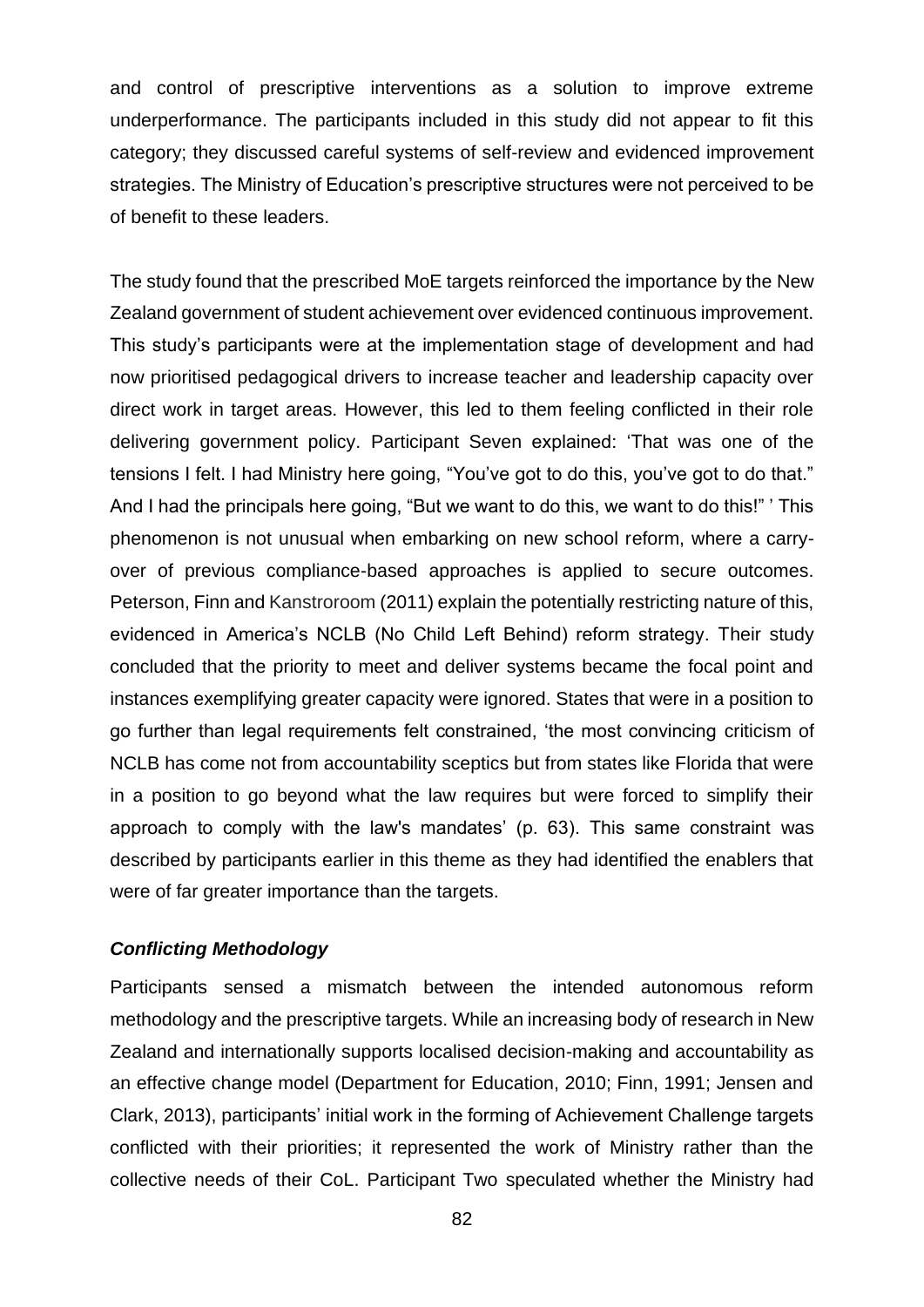and control of prescriptive interventions as a solution to improve extreme underperformance. The participants included in this study did not appear to fit this category; they discussed careful systems of self-review and evidenced improvement strategies. The Ministry of Education's prescriptive structures were not perceived to be of benefit to these leaders.

The study found that the prescribed MoE targets reinforced the importance by the New Zealand government of student achievement over evidenced continuous improvement. This study's participants were at the implementation stage of development and had now prioritised pedagogical drivers to increase teacher and leadership capacity over direct work in target areas. However, this led to them feeling conflicted in their role delivering government policy. Participant Seven explained: 'That was one of the tensions I felt. I had Ministry here going, "You've got to do this, you've got to do that." And I had the principals here going, "But we want to do this, we want to do this!" ' This phenomenon is not unusual when embarking on new school reform, where a carry-over of previous compliance-based approaches is applied to secure outcomes. Peterson, Finn and Kanstroroom (2011) explain the potentially restricting nature of this, evidenced in America's NCLB (No Child Left Behind) reform strategy. Their study concluded that the priority to meet and deliver systems became the focal point and instances exemplifying greater capacity were ignored. States that were in a position to go further than legal requirements felt constrained, 'the most convincing criticism of NCLB has come not from accountability sceptics but from states like Florida that were in a position to go beyond what the law requires but were forced to simplify their approach to comply with the law's mandates' (p. 63). This same constraint was described by participants earlier in this theme as they had identified the enablers that were of far greater importance than the targets.

### *Conflicting Methodology*

Participants sensed a mismatch between the intended autonomous reform methodology and the prescriptive targets. While an increasing body of research in New Zealand and internationally supports localised decision-making and accountability as an effective change model (Department for Education, 2010; Finn, 1991; Jensen and Clark, 2013), participants' initial work in the forming of Achievement Challenge targets conflicted with their priorities; it represented the work of Ministry rather than the collective needs of their CoL. Participant Two speculated whether the Ministry had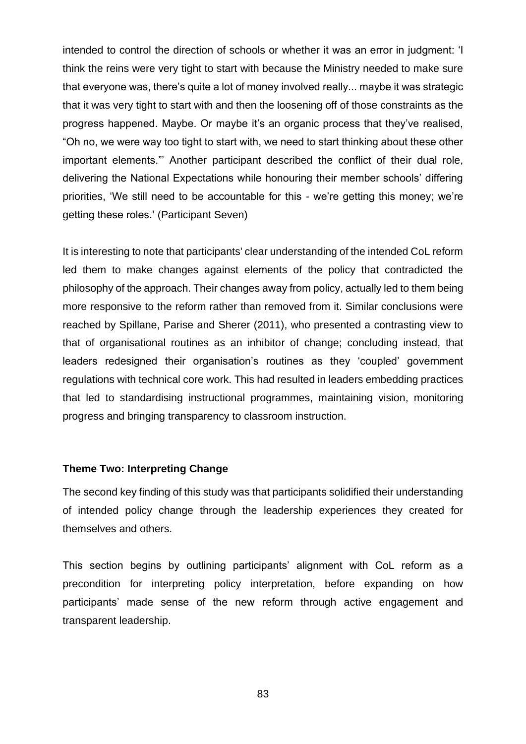intended to control the direction of schools or whether it was an error in judgment: 'I think the reins were very tight to start with because the Ministry needed to make sure that everyone was, there's quite a lot of money involved really... maybe it was strategic that it was very tight to start with and then the loosening off of those constraints as the progress happened. Maybe. Or maybe it's an organic process that they've realised, "Oh no, we were way too tight to start with, we need to start thinking about these other important elements."' Another participant described the conflict of their dual role, delivering the National Expectations while honouring their member schools' differing priorities, 'We still need to be accountable for this - we're getting this money; we're getting these roles.' (Participant Seven)

It is interesting to note that participants' clear understanding of the intended CoL reform led them to make changes against elements of the policy that contradicted the philosophy of the approach. Their changes away from policy, actually led to them being more responsive to the reform rather than removed from it. Similar conclusions were reached by Spillane, Parise and Sherer (2011), who presented a contrasting view to that of organisational routines as an inhibitor of change; concluding instead, that leaders redesigned their organisation's routines as they 'coupled' government regulations with technical core work. This had resulted in leaders embedding practices that led to standardising instructional programmes, maintaining vision, monitoring progress and bringing transparency to classroom instruction.

**Theme Two: Interpreting Change**

The second key finding of this study was that participants solidified their understanding of intended policy change through the leadership experiences they created for themselves and others.

This section begins by outlining participants' alignment with CoL reform as a precondition for interpreting policy interpretation, before expanding on how participants' made sense of the new reform through active engagement and transparent leadership.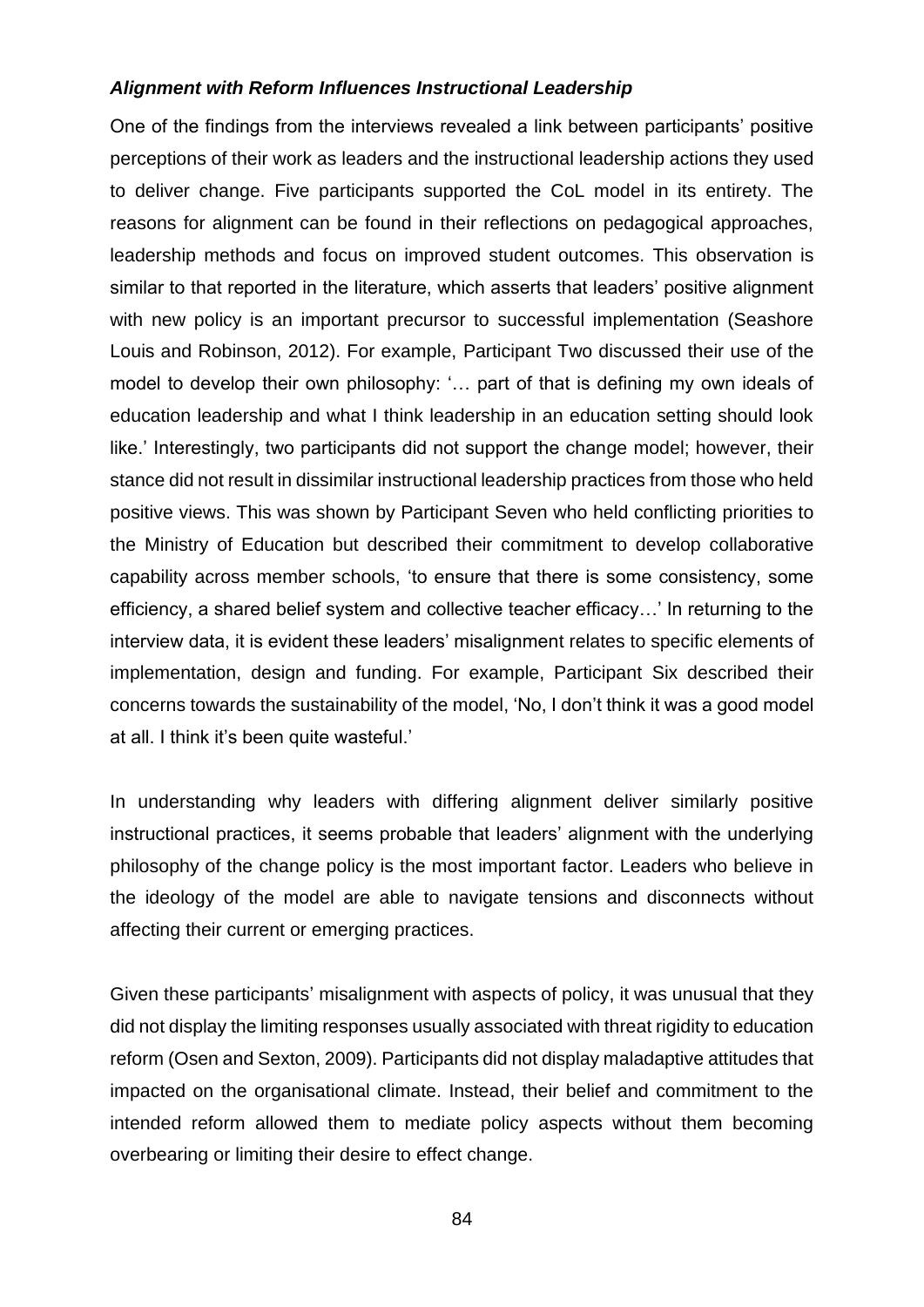### *Alignment with Reform Influences Instructional Leadership*

One of the findings from the interviews revealed a link between participants' positive perceptions of their work as leaders and the instructional leadership actions they used to deliver change. Five participants supported the CoL model in its entirety. The reasons for alignment can be found in their reflections on pedagogical approaches, leadership methods and focus on improved student outcomes. This observation is similar to that reported in the literature, which asserts that leaders' positive alignment with new policy is an important precursor to successful implementation (Seashore Louis and Robinson, 2012). For example, Participant Two discussed their use of the model to develop their own philosophy: '… part of that is defining my own ideals of education leadership and what I think leadership in an education setting should look like.' Interestingly, two participants did not support the change model; however, their stance did not result in dissimilar instructional leadership practices from those who held positive views. This was shown by Participant Seven who held conflicting priorities to the Ministry of Education but described their commitment to develop collaborative capability across member schools, 'to ensure that there is some consistency, some efficiency, a shared belief system and collective teacher efficacy…' In returning to the interview data, it is evident these leaders' misalignment relates to specific elements of implementation, design and funding. For example, Participant Six described their concerns towards the sustainability of the model, 'No, I don't think it was a good model at all. I think it's been quite wasteful.'

In understanding why leaders with differing alignment deliver similarly positive instructional practices, it seems probable that leaders' alignment with the underlying philosophy of the change policy is the most important factor. Leaders who believe in the ideology of the model are able to navigate tensions and disconnects without affecting their current or emerging practices.

Given these participants' misalignment with aspects of policy, it was unusual that they did not display the limiting responses usually associated with threat rigidity to education reform (Osen and Sexton, 2009). Participants did not display maladaptive attitudes that impacted on the organisational climate. Instead, their belief and commitment to the intended reform allowed them to mediate policy aspects without them becoming overbearing or limiting their desire to effect change.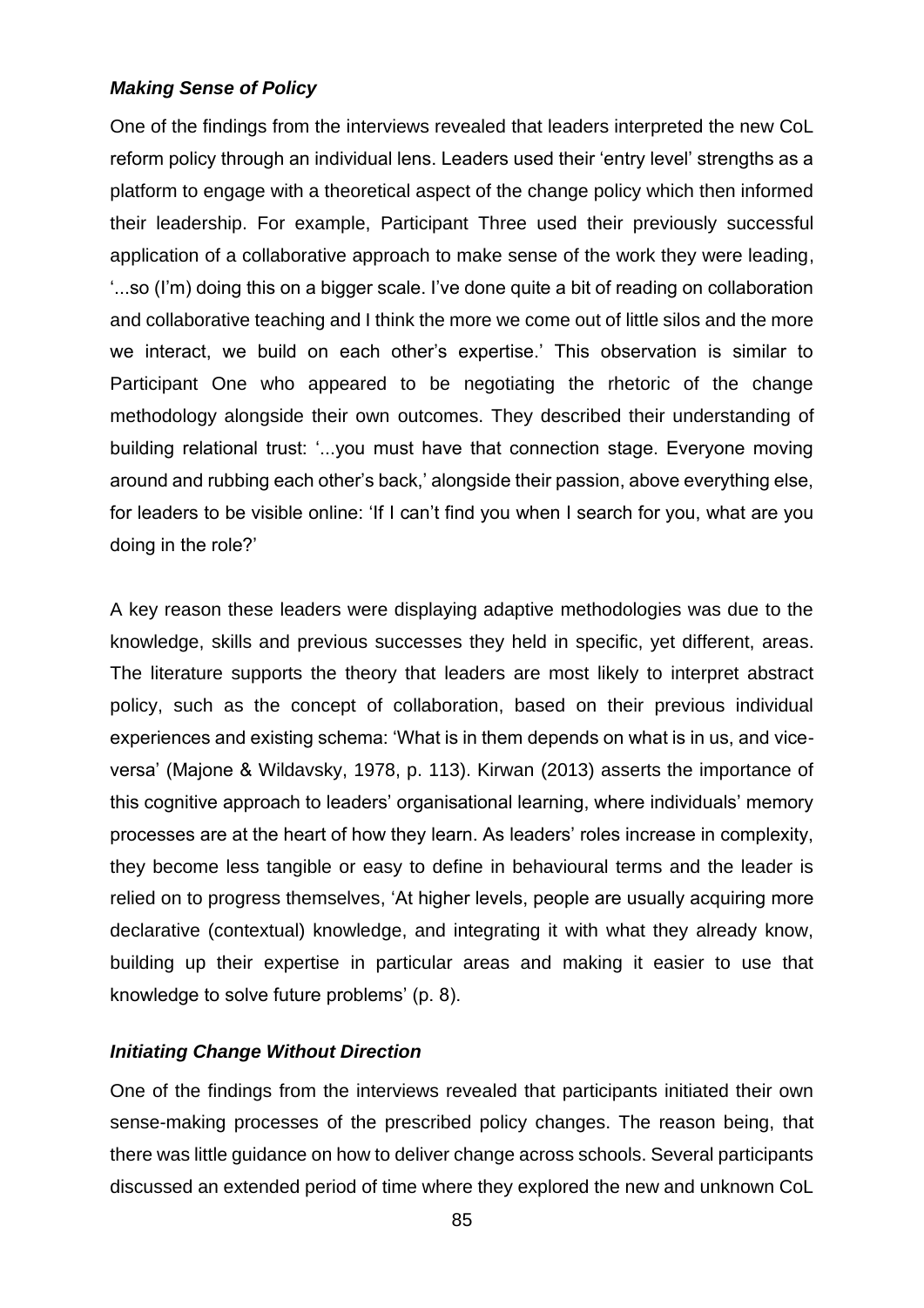### *Making Sense of Policy*

One of the findings from the interviews revealed that leaders interpreted the new CoL reform policy through an individual lens. Leaders used their 'entry level' strengths as a platform to engage with a theoretical aspect of the change policy which then informed their leadership. For example, Participant Three used their previously successful application of a collaborative approach to make sense of the work they were leading, '...so (I'm) doing this on a bigger scale. I've done quite a bit of reading on collaboration and collaborative teaching and I think the more we come out of little silos and the more we interact, we build on each other's expertise.' This observation is similar to Participant One who appeared to be negotiating the rhetoric of the change methodology alongside their own outcomes. They described their understanding of building relational trust: '...you must have that connection stage. Everyone moving around and rubbing each other's back,' alongside their passion, above everything else, for leaders to be visible online: 'If I can't find you when I search for you, what are you doing in the role?'

A key reason these leaders were displaying adaptive methodologies was due to the knowledge, skills and previous successes they held in specific, yet different, areas. The literature supports the theory that leaders are most likely to interpret abstract policy, such as the concept of collaboration, based on their previous individual experiences and existing schema: 'What is in them depends on what is in us, and vice-versa' (Majone & Wildavsky, 1978, p. 113). Kirwan (2013) asserts the importance of this cognitive approach to leaders' organisational learning, where individuals' memory processes are at the heart of how they learn. As leaders' roles increase in complexity, they become less tangible or easy to define in behavioural terms and the leader is relied on to progress themselves, 'At higher levels, people are usually acquiring more declarative (contextual) knowledge, and integrating it with what they already know, building up their expertise in particular areas and making it easier to use that knowledge to solve future problems' (p. 8).

### *Initiating Change Without Direction*

One of the findings from the interviews revealed that participants initiated their own sense-making processes of the prescribed policy changes. The reason being, that there was little guidance on how to deliver change across schools. Several participants discussed an extended period of time where they explored the new and unknown CoL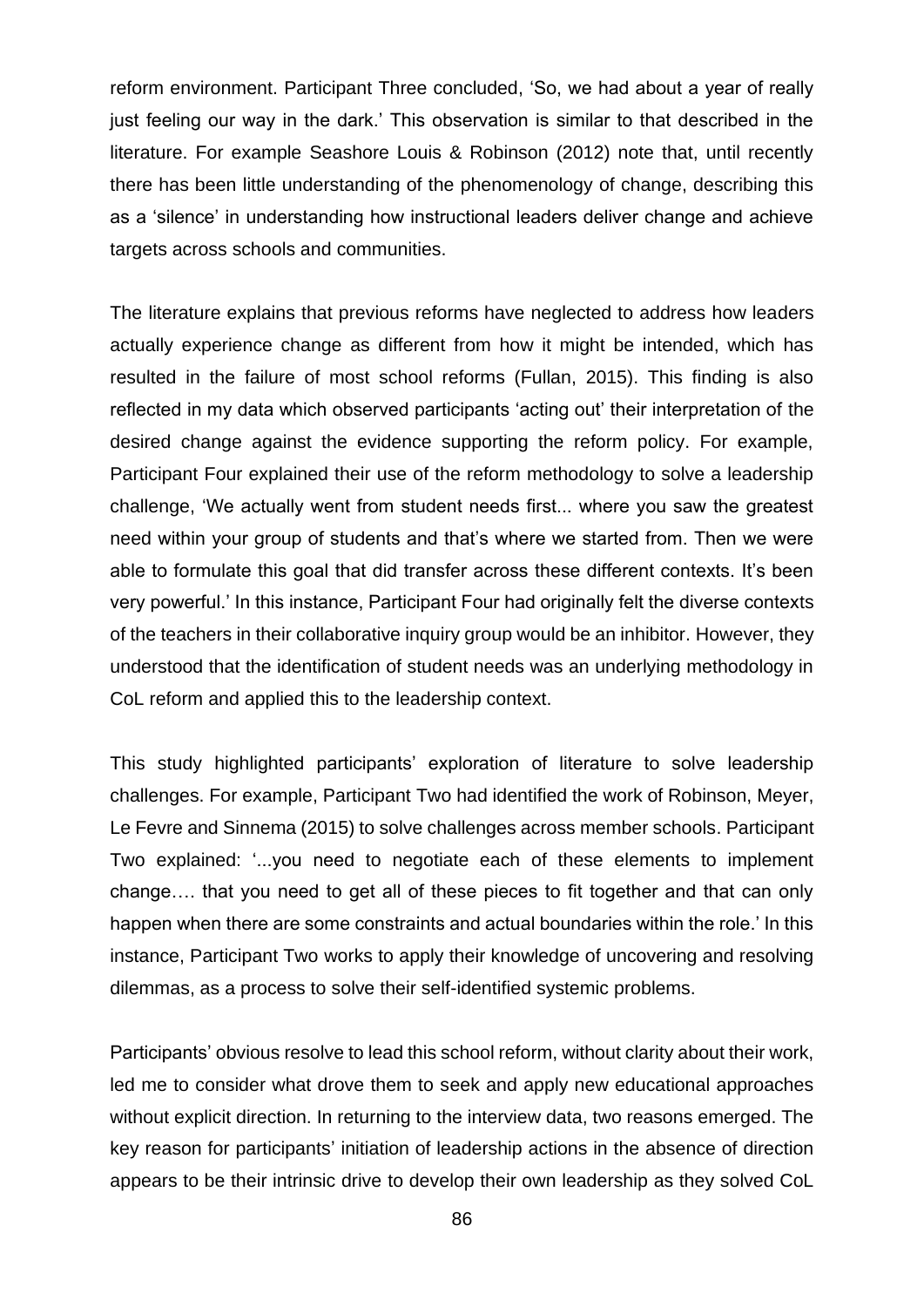reform environment. Participant Three concluded, 'So, we had about a year of really just feeling our way in the dark.' This observation is similar to that described in the literature. For example Seashore Louis & Robinson (2012) note that, until recently there has been little understanding of the phenomenology of change, describing this as a 'silence' in understanding how instructional leaders deliver change and achieve targets across schools and communities.

The literature explains that previous reforms have neglected to address how leaders actually experience change as different from how it might be intended, which has resulted in the failure of most school reforms (Fullan, 2015). This finding is also reflected in my data which observed participants 'acting out' their interpretation of the desired change against the evidence supporting the reform policy. For example, Participant Four explained their use of the reform methodology to solve a leadership challenge, 'We actually went from student needs first... where you saw the greatest need within your group of students and that's where we started from. Then we were able to formulate this goal that did transfer across these different contexts. It's been very powerful.' In this instance, Participant Four had originally felt the diverse contexts of the teachers in their collaborative inquiry group would be an inhibitor. However, they understood that the identification of student needs was an underlying methodology in CoL reform and applied this to the leadership context.

This study highlighted participants' exploration of literature to solve leadership challenges. For example, Participant Two had identified the work of Robinson, Meyer, Le Fevre and Sinnema (2015) to solve challenges across member schools. Participant Two explained: '...you need to negotiate each of these elements to implement change…. that you need to get all of these pieces to fit together and that can only happen when there are some constraints and actual boundaries within the role.' In this instance, Participant Two works to apply their knowledge of uncovering and resolving dilemmas, as a process to solve their self-identified systemic problems.

Participants' obvious resolve to lead this school reform, without clarity about their work, led me to consider what drove them to seek and apply new educational approaches without explicit direction. In returning to the interview data, two reasons emerged. The key reason for participants' initiation of leadership actions in the absence of direction appears to be their intrinsic drive to develop their own leadership as they solved CoL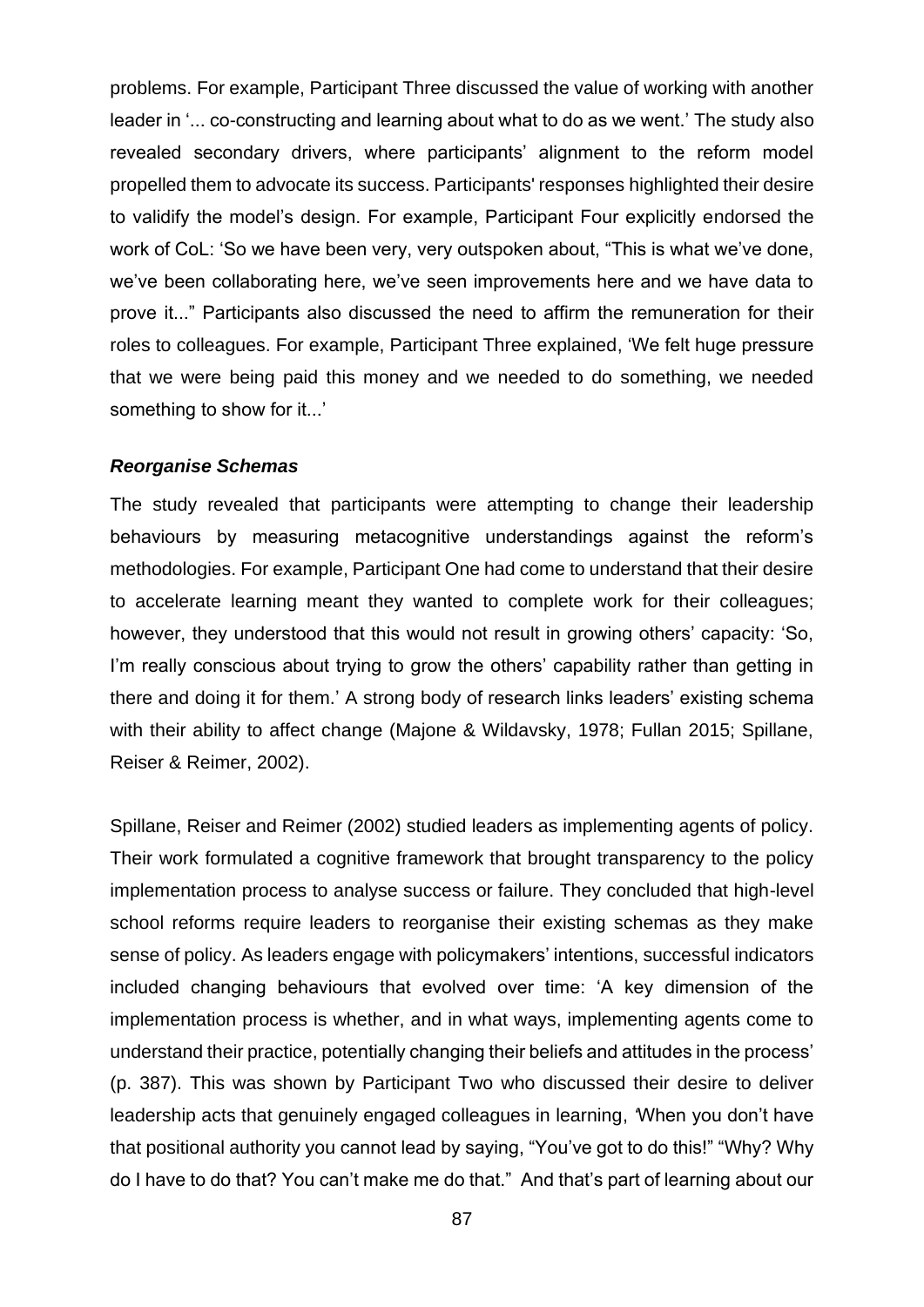problems. For example, Participant Three discussed the value of working with another leader in '... co-constructing and learning about what to do as we went.' The study also revealed secondary drivers, where participants' alignment to the reform model propelled them to advocate its success. Participants' responses highlighted their desire to validify the model's design. For example, Participant Four explicitly endorsed the work of CoL: 'So we have been very, very outspoken about, "This is what we've done, we've been collaborating here, we've seen improvements here and we have data to prove it..." Participants also discussed the need to affirm the remuneration for their roles to colleagues. For example, Participant Three explained, 'We felt huge pressure that we were being paid this money and we needed to do something, we needed something to show for it...'

***Reorganise Schemas***

The study revealed that participants were attempting to change their leadership behaviours by measuring metacognitive understandings against the reform's methodologies. For example, Participant One had come to understand that their desire to accelerate learning meant they wanted to complete work for their colleagues; however, they understood that this would not result in growing others' capacity: 'So, I'm really conscious about trying to grow the others' capability rather than getting in there and doing it for them.' A strong body of research links leaders' existing schema with their ability to affect change (Majone & Wildavsky, 1978; Fullan 2015; Spillane, Reiser & Reimer, 2002).

Spillane, Reiser and Reimer (2002) studied leaders as implementing agents of policy. Their work formulated a cognitive framework that brought transparency to the policy implementation process to analyse success or failure. They concluded that high-level school reforms require leaders to reorganise their existing schemas as they make sense of policy. As leaders engage with policymakers' intentions, successful indicators included changing behaviours that evolved over time: 'A key dimension of the implementation process is whether, and in what ways, implementing agents come to understand their practice, potentially changing their beliefs and attitudes in the process' (p. 387). This was shown by Participant Two who discussed their desire to deliver leadership acts that genuinely engaged colleagues in learning, 'When you don't have that positional authority you cannot lead by saying, "You've got to do this!" "Why? Why do I have to do that? You can't make me do that." And that's part of learning about our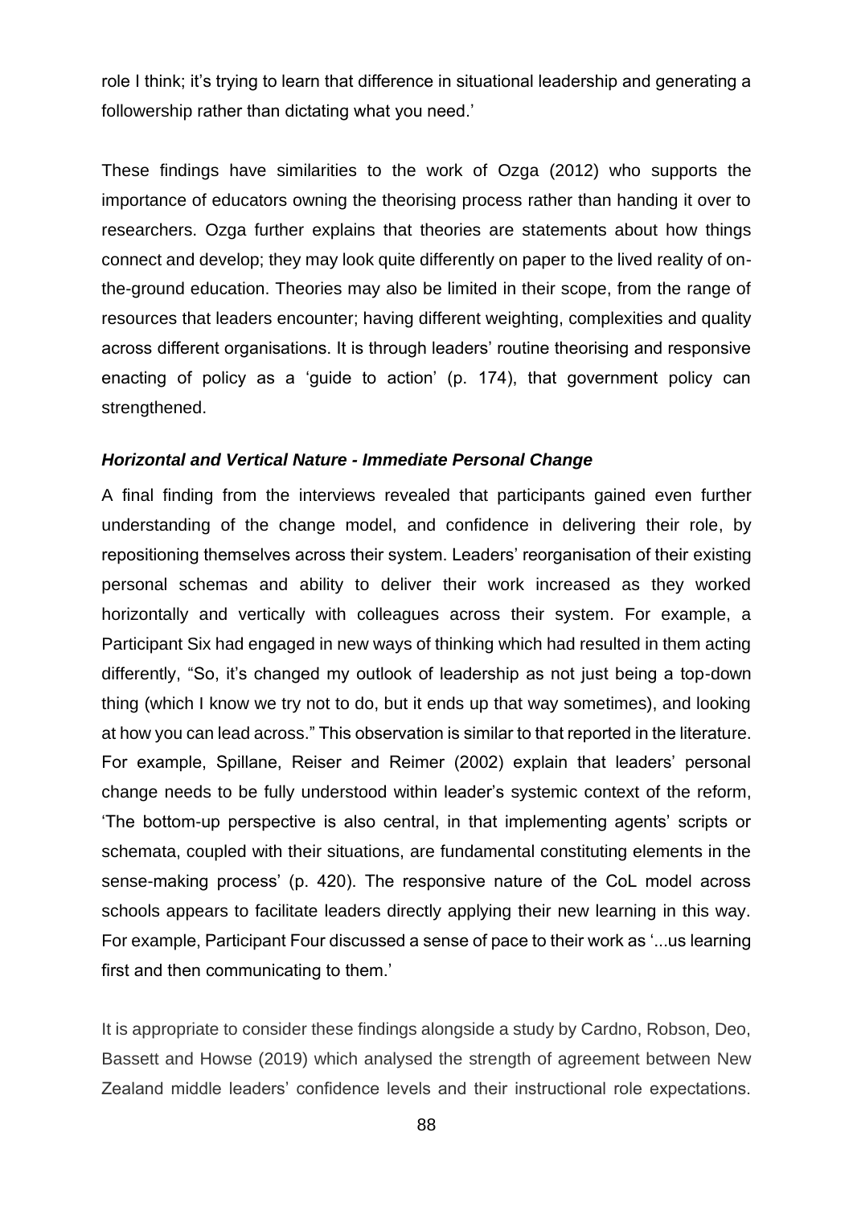role I think; it's trying to learn that difference in situational leadership and generating a followership rather than dictating what you need.'

These findings have similarities to the work of Ozga (2012) who supports the importance of educators owning the theorising process rather than handing it over to researchers. Ozga further explains that theories are statements about how things connect and develop; they may look quite differently on paper to the lived reality of on-the-ground education. Theories may also be limited in their scope, from the range of resources that leaders encounter; having different weighting, complexities and quality across different organisations. It is through leaders' routine theorising and responsive enacting of policy as a 'guide to action' (p. 174), that government policy can strengthened.

### *Horizontal and Vertical Nature - Immediate Personal Change*

A final finding from the interviews revealed that participants gained even further understanding of the change model, and confidence in delivering their role, by repositioning themselves across their system. Leaders' reorganisation of their existing personal schemas and ability to deliver their work increased as they worked horizontally and vertically with colleagues across their system. For example, a Participant Six had engaged in new ways of thinking which had resulted in them acting differently, "So, it's changed my outlook of leadership as not just being a top-down thing (which I know we try not to do, but it ends up that way sometimes), and looking at how you can lead across." This observation is similar to that reported in the literature. For example, Spillane, Reiser and Reimer (2002) explain that leaders' personal change needs to be fully understood within leader's systemic context of the reform, 'The bottom-up perspective is also central, in that implementing agents' scripts or schemata, coupled with their situations, are fundamental constituting elements in the sense-making process' (p. 420). The responsive nature of the CoL model across schools appears to facilitate leaders directly applying their new learning in this way. For example, Participant Four discussed a sense of pace to their work as '...us learning first and then communicating to them.'

It is appropriate to consider these findings alongside a study by Cardno, Robson, Deo, Bassett and Howse (2019) which analysed the strength of agreement between New Zealand middle leaders' confidence levels and their instructional role expectations.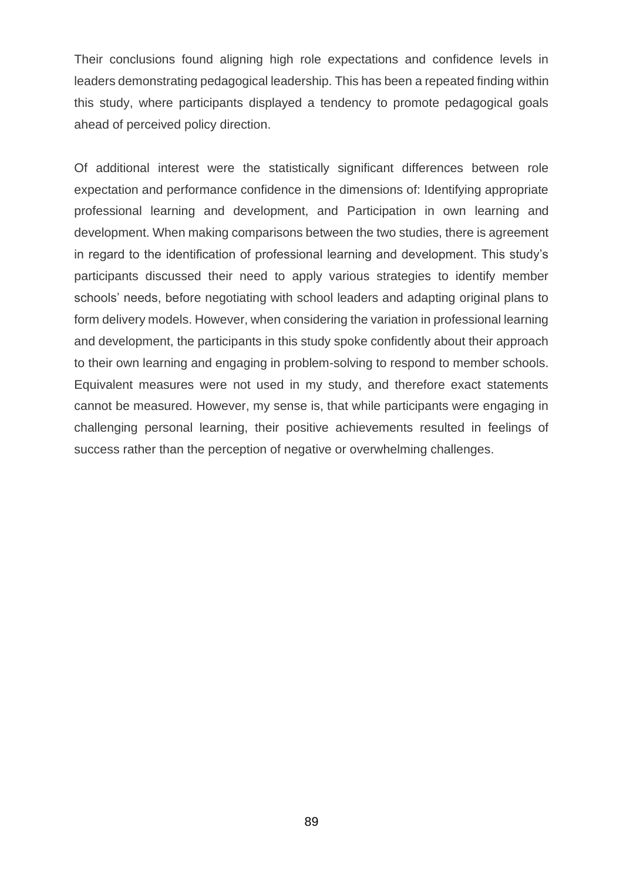Their conclusions found aligning high role expectations and confidence levels in leaders demonstrating pedagogical leadership. This has been a repeated finding within this study, where participants displayed a tendency to promote pedagogical goals ahead of perceived policy direction.

Of additional interest were the statistically significant differences between role expectation and performance confidence in the dimensions of: Identifying appropriate professional learning and development, and Participation in own learning and development. When making comparisons between the two studies, there is agreement in regard to the identification of professional learning and development. This study's participants discussed their need to apply various strategies to identify member schools' needs, before negotiating with school leaders and adapting original plans to form delivery models. However, when considering the variation in professional learning and development, the participants in this study spoke confidently about their approach to their own learning and engaging in problem-solving to respond to member schools. Equivalent measures were not used in my study, and therefore exact statements cannot be measured. However, my sense is, that while participants were engaging in challenging personal learning, their positive achievements resulted in feelings of success rather than the perception of negative or overwhelming challenges.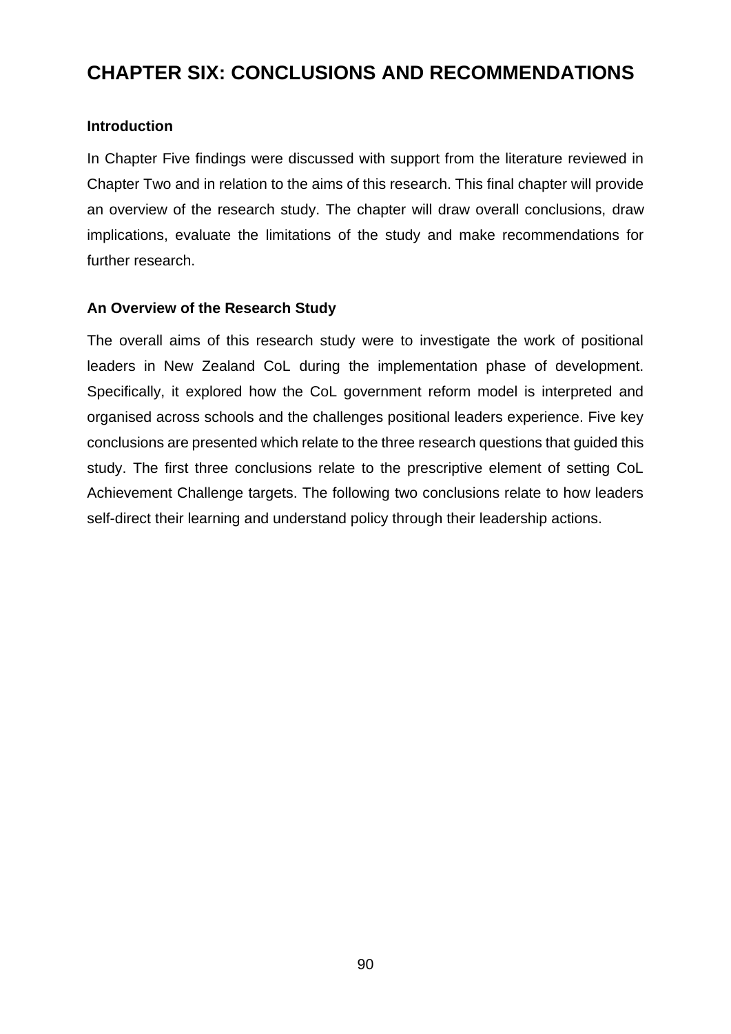# CHAPTER SIX: CONCLUSIONS AND RECOMMENDATIONS

### Introduction

In Chapter Five findings were discussed with support from the literature reviewed in Chapter Two and in relation to the aims of this research. This final chapter will provide an overview of the research study. The chapter will draw overall conclusions, draw implications, evaluate the limitations of the study and make recommendations for further research.

### An Overview of the Research Study

The overall aims of this research study were to investigate the work of positional leaders in New Zealand CoL during the implementation phase of development. Specifically, it explored how the CoL government reform model is interpreted and organised across schools and the challenges positional leaders experience. Five key conclusions are presented which relate to the three research questions that guided this study. The first three conclusions relate to the prescriptive element of setting CoL Achievement Challenge targets. The following two conclusions relate to how leaders self-direct their learning and understand policy through their leadership actions.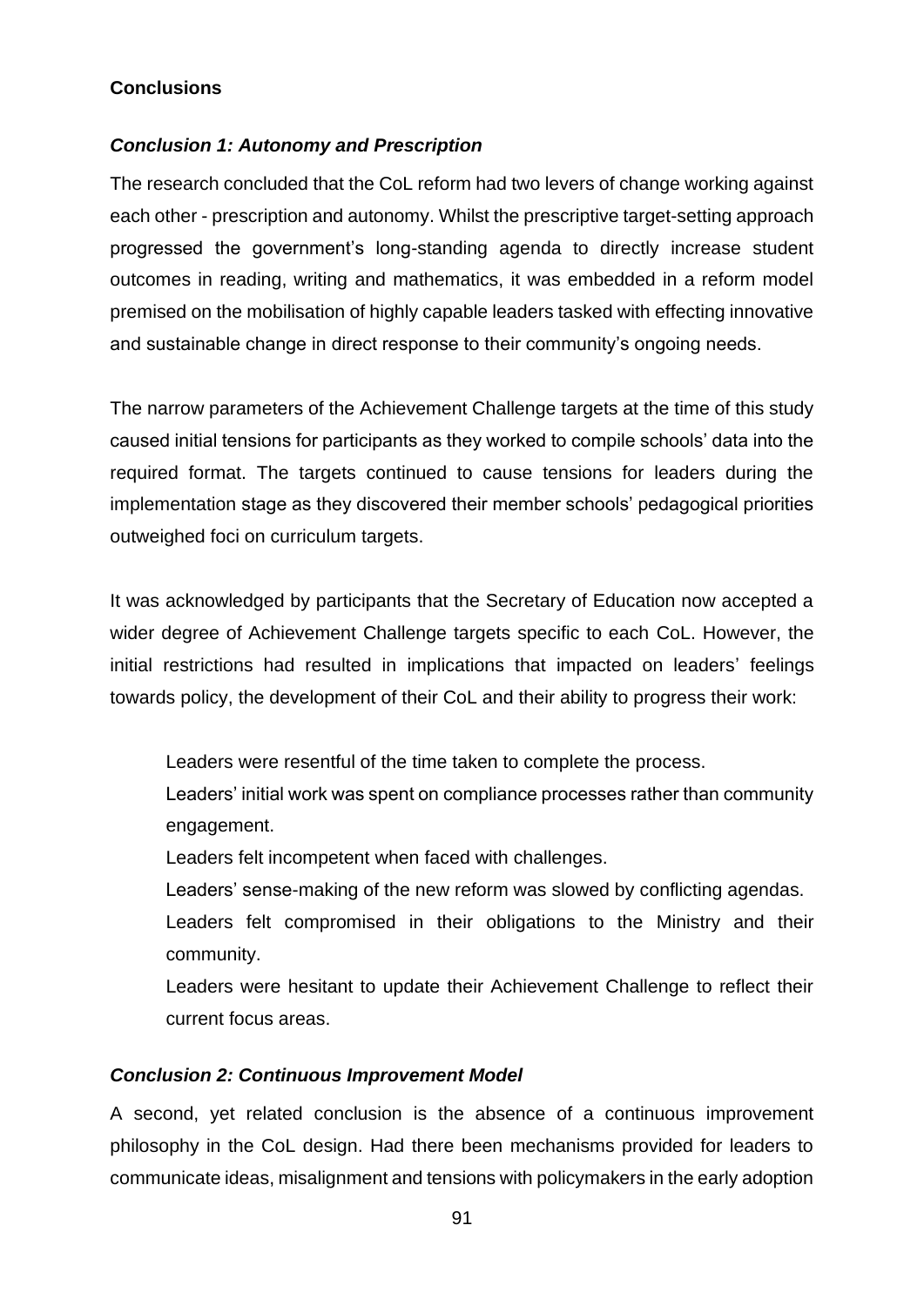**Conclusions**

***Conclusion 1: Autonomy and Prescription***

The research concluded that the CoL reform had two levers of change working against each other - prescription and autonomy. Whilst the prescriptive target-setting approach progressed the government's long-standing agenda to directly increase student outcomes in reading, writing and mathematics, it was embedded in a reform model premised on the mobilisation of highly capable leaders tasked with effecting innovative and sustainable change in direct response to their community's ongoing needs.

The narrow parameters of the Achievement Challenge targets at the time of this study caused initial tensions for participants as they worked to compile schools' data into the required format. The targets continued to cause tensions for leaders during the implementation stage as they discovered their member schools' pedagogical priorities outweighed foci on curriculum targets.

It was acknowledged by participants that the Secretary of Education now accepted a wider degree of Achievement Challenge targets specific to each CoL. However, the initial restrictions had resulted in implications that impacted on leaders' feelings towards policy, the development of their CoL and their ability to progress their work:

- Leaders were resentful of the time taken to complete the process.
- Leaders' initial work was spent on compliance processes rather than community engagement.
- Leaders felt incompetent when faced with challenges.
- Leaders' sense-making of the new reform was slowed by conflicting agendas.
- Leaders felt compromised in their obligations to the Ministry and their community.
- Leaders were hesitant to update their Achievement Challenge to reflect their current focus areas.

***Conclusion 2: Continuous Improvement Model***

A second, yet related conclusion is the absence of a continuous improvement philosophy in the CoL design. Had there been mechanisms provided for leaders to communicate ideas, misalignment and tensions with policymakers in the early adoption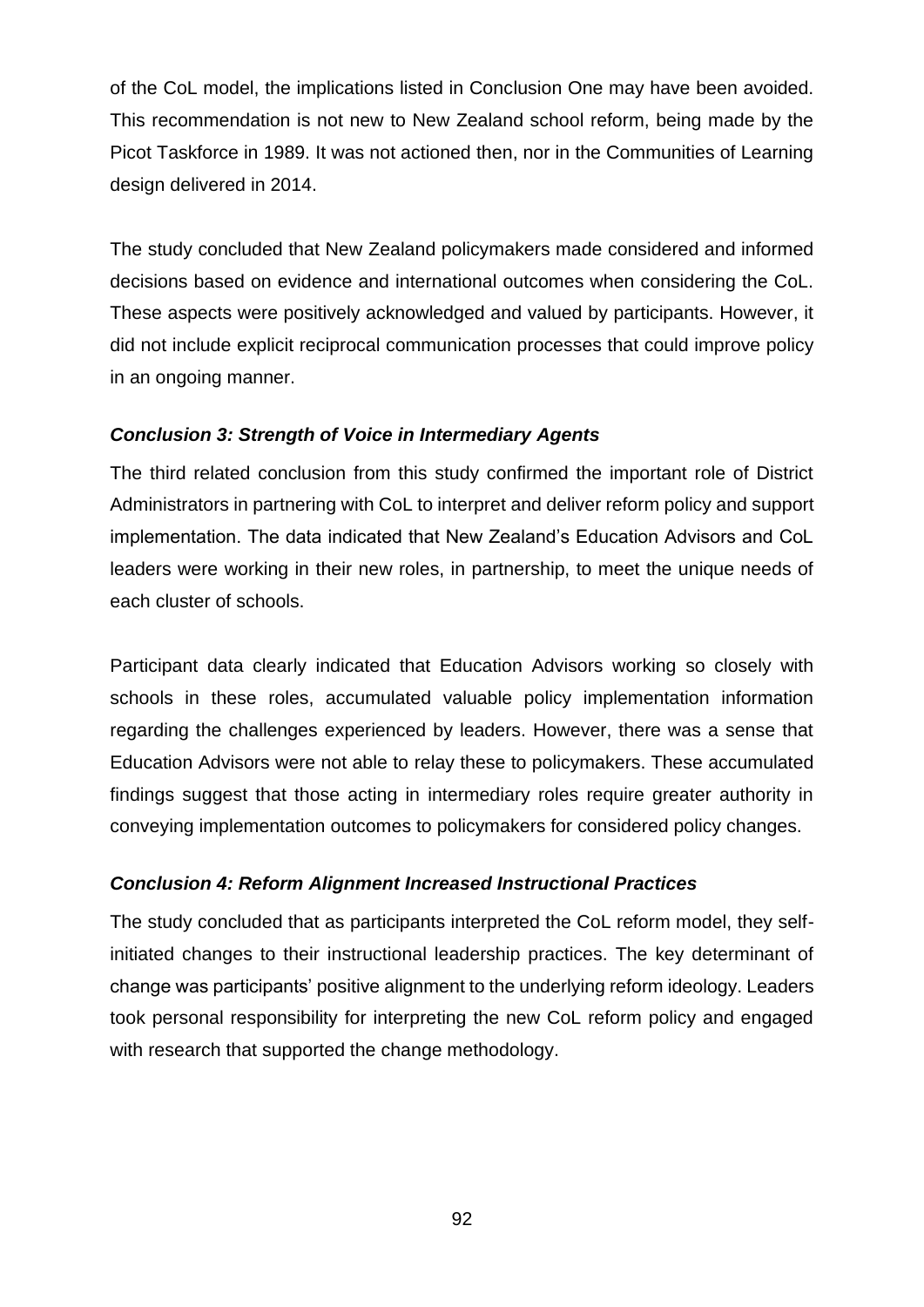of the CoL model, the implications listed in Conclusion One may have been avoided. This recommendation is not new to New Zealand school reform, being made by the Picot Taskforce in 1989. It was not actioned then, nor in the Communities of Learning design delivered in 2014.

The study concluded that New Zealand policymakers made considered and informed decisions based on evidence and international outcomes when considering the CoL. These aspects were positively acknowledged and valued by participants. However, it did not include explicit reciprocal communication processes that could improve policy in an ongoing manner.

### *Conclusion 3: Strength of Voice in Intermediary Agents*

The third related conclusion from this study confirmed the important role of District Administrators in partnering with CoL to interpret and deliver reform policy and support implementation. The data indicated that New Zealand's Education Advisors and CoL leaders were working in their new roles, in partnership, to meet the unique needs of each cluster of schools.

Participant data clearly indicated that Education Advisors working so closely with schools in these roles, accumulated valuable policy implementation information regarding the challenges experienced by leaders. However, there was a sense that Education Advisors were not able to relay these to policymakers. These accumulated findings suggest that those acting in intermediary roles require greater authority in conveying implementation outcomes to policymakers for considered policy changes.

### *Conclusion 4: Reform Alignment Increased Instructional Practices*

The study concluded that as participants interpreted the CoL reform model, they self-initiated changes to their instructional leadership practices. The key determinant of change was participants' positive alignment to the underlying reform ideology. Leaders took personal responsibility for interpreting the new CoL reform policy and engaged with research that supported the change methodology.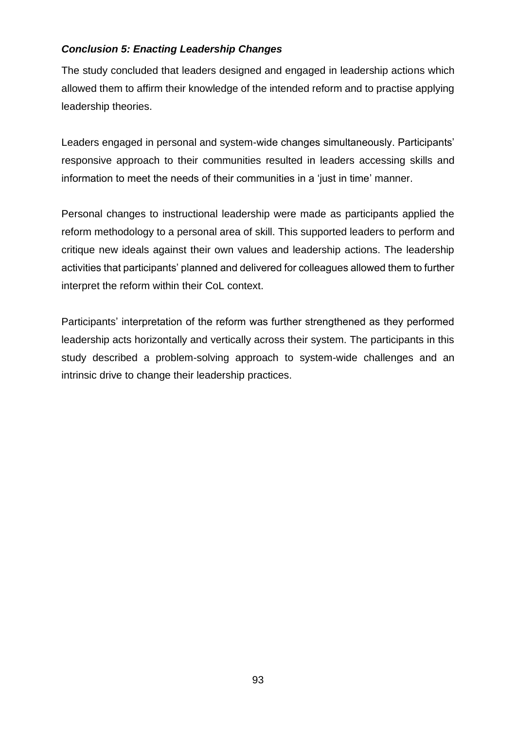### ***Conclusion 5: Enacting Leadership Changes***

The study concluded that leaders designed and engaged in leadership actions which allowed them to affirm their knowledge of the intended reform and to practise applying leadership theories.

Leaders engaged in personal and system-wide changes simultaneously. Participants' responsive approach to their communities resulted in leaders accessing skills and information to meet the needs of their communities in a 'just in time' manner.

Personal changes to instructional leadership were made as participants applied the reform methodology to a personal area of skill. This supported leaders to perform and critique new ideals against their own values and leadership actions. The leadership activities that participants' planned and delivered for colleagues allowed them to further interpret the reform within their CoL context.

Participants' interpretation of the reform was further strengthened as they performed leadership acts horizontally and vertically across their system. The participants in this study described a problem-solving approach to system-wide challenges and an intrinsic drive to change their leadership practices.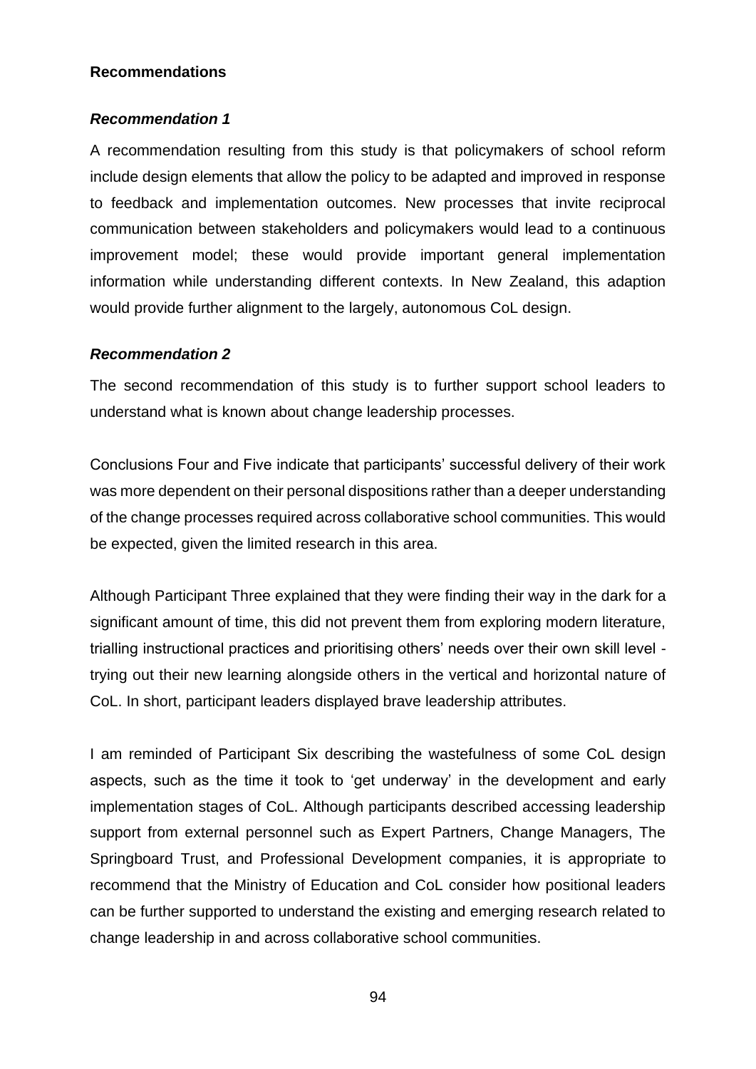**Recommendations**

***Recommendation 1***

A recommendation resulting from this study is that policymakers of school reform include design elements that allow the policy to be adapted and improved in response to feedback and implementation outcomes. New processes that invite reciprocal communication between stakeholders and policymakers would lead to a continuous improvement model; these would provide important general implementation information while understanding different contexts. In New Zealand, this adaption would provide further alignment to the largely, autonomous CoL design.

***Recommendation 2***

The second recommendation of this study is to further support school leaders to understand what is known about change leadership processes.

Conclusions Four and Five indicate that participants' successful delivery of their work was more dependent on their personal dispositions rather than a deeper understanding of the change processes required across collaborative school communities. This would be expected, given the limited research in this area.

Although Participant Three explained that they were finding their way in the dark for a significant amount of time, this did not prevent them from exploring modern literature, trialling instructional practices and prioritising others' needs over their own skill level - trying out their new learning alongside others in the vertical and horizontal nature of CoL. In short, participant leaders displayed brave leadership attributes.

I am reminded of Participant Six describing the wastefulness of some CoL design aspects, such as the time it took to 'get underway' in the development and early implementation stages of CoL. Although participants described accessing leadership support from external personnel such as Expert Partners, Change Managers, The Springboard Trust, and Professional Development companies, it is appropriate to recommend that the Ministry of Education and CoL consider how positional leaders can be further supported to understand the existing and emerging research related to change leadership in and across collaborative school communities.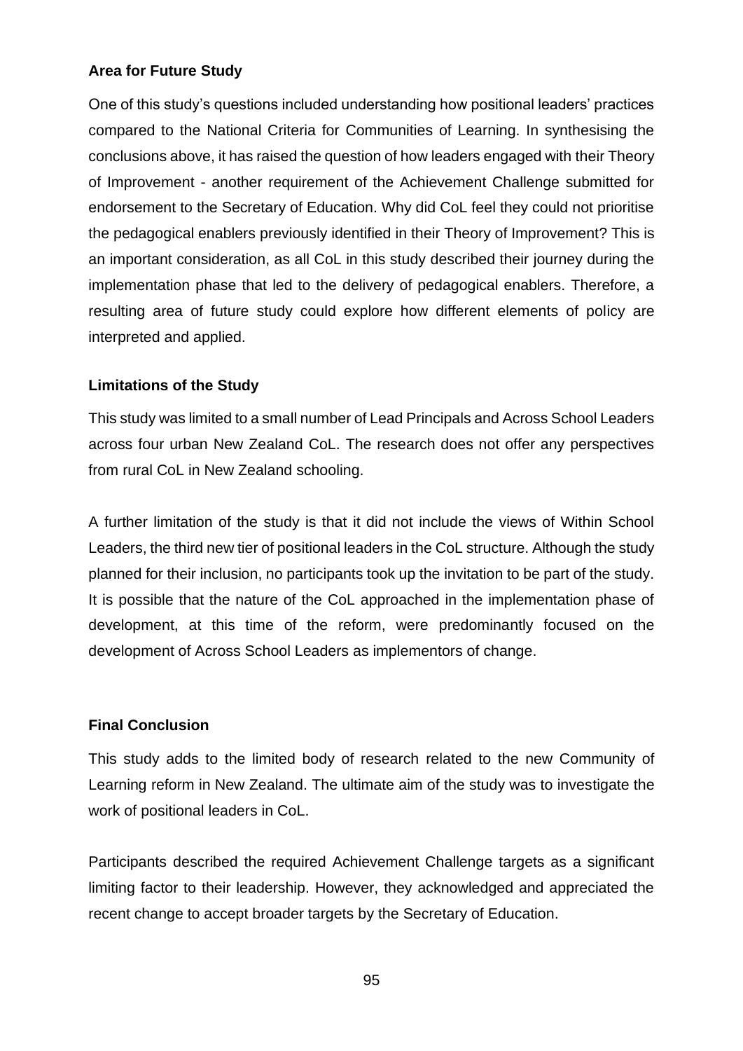### Area for Future Study

One of this study's questions included understanding how positional leaders' practices compared to the National Criteria for Communities of Learning. In synthesising the conclusions above, it has raised the question of how leaders engaged with their Theory of Improvement - another requirement of the Achievement Challenge submitted for endorsement to the Secretary of Education. Why did CoL feel they could not prioritise the pedagogical enablers previously identified in their Theory of Improvement? This is an important consideration, as all CoL in this study described their journey during the implementation phase that led to the delivery of pedagogical enablers. Therefore, a resulting area of future study could explore how different elements of policy are interpreted and applied.

### Limitations of the Study

This study was limited to a small number of Lead Principals and Across School Leaders across four urban New Zealand CoL. The research does not offer any perspectives from rural CoL in New Zealand schooling.

A further limitation of the study is that it did not include the views of Within School Leaders, the third new tier of positional leaders in the CoL structure. Although the study planned for their inclusion, no participants took up the invitation to be part of the study. It is possible that the nature of the CoL approached in the implementation phase of development, at this time of the reform, were predominantly focused on the development of Across School Leaders as implementors of change.

### Final Conclusion

This study adds to the limited body of research related to the new Community of Learning reform in New Zealand. The ultimate aim of the study was to investigate the work of positional leaders in CoL.

Participants described the required Achievement Challenge targets as a significant limiting factor to their leadership. However, they acknowledged and appreciated the recent change to accept broader targets by the Secretary of Education.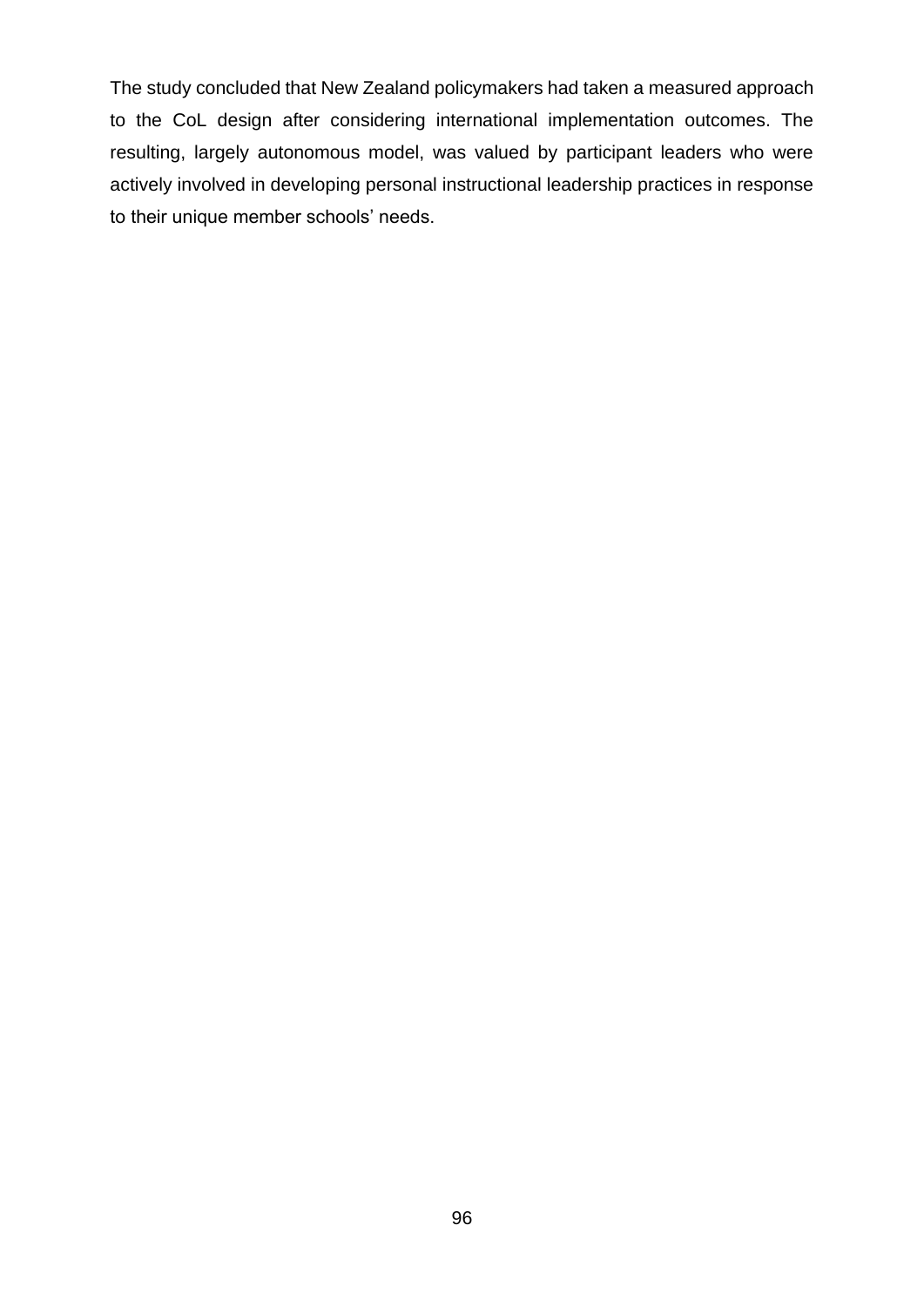The study concluded that New Zealand policymakers had taken a measured approach to the CoL design after considering international implementation outcomes. The resulting, largely autonomous model, was valued by participant leaders who were actively involved in developing personal instructional leadership practices in response to their unique member schools' needs.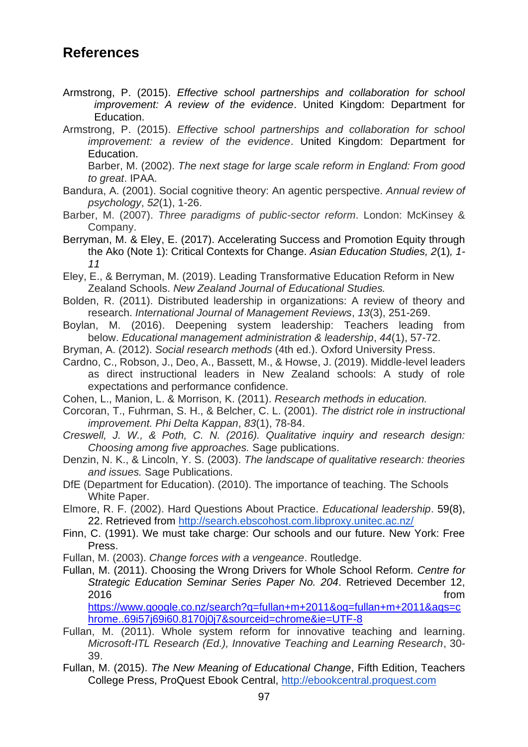## References

Armstrong, P. (2015). *Effective school partnerships and collaboration for school improvement: A review of the evidence*. United Kingdom: Department for Education.

Armstrong, P. (2015). *Effective school partnerships and collaboration for school improvement: a review of the evidence*. United Kingdom: Department for Education.

Barber, M. (2002). *The next stage for large scale reform in England: From good to great*. IPAA.

Bandura, A. (2001). Social cognitive theory: An agentic perspective. *Annual review of psychology*, *52*(1), 1-26.

Barber, M. (2007). *Three paradigms of public-sector reform*. London: McKinsey & Company.

Berryman, M. & Eley, E. (2017). Accelerating Success and Promotion Equity through the Ako (Note 1): Critical Contexts for Change. *Asian Education Studies, 2*(1)*, 1-11*

Eley, E., & Berryman, M. (2019). Leading Transformative Education Reform in New Zealand Schools. *New Zealand Journal of Educational Studies.*

Bolden, R. (2011). Distributed leadership in organizations: A review of theory and research. *International Journal of Management Reviews*, *13*(3), 251-269.

Boylan, M. (2016). Deepening system leadership: Teachers leading from below. *Educational management administration & leadership*, *44*(1), 57-72.

Bryman, A. (2012). *Social research methods* (4th ed.). Oxford University Press.

Cardno, C., Robson, J., Deo, A., Bassett, M., & Howse, J. (2019). Middle-level leaders as direct instructional leaders in New Zealand schools: A study of role expectations and performance confidence.

Cohen, L., Manion, L. & Morrison, K. (2011). *Research methods in education.*

Corcoran, T., Fuhrman, S. H., & Belcher, C. L. (2001). *The district role in instructional improvement. Phi Delta Kappan*, *83*(1), 78-84.

*Creswell, J. W., & Poth, C. N. (2016). Qualitative inquiry and research design: Choosing among five approaches.* Sage publications.

Denzin, N. K., & Lincoln, Y. S. (2003). *The landscape of qualitative research: theories and issues.* Sage Publications.

DfE (Department for Education). (2010). The importance of teaching. The Schools White Paper.

Elmore, R. F. (2002). Hard Questions About Practice. *Educational leadership*. 59(8), 22. Retrieved from http://search.ebscohost.com.libproxy.unitec.ac.nz/

Finn, C. (1991). We must take charge: Our schools and our future. New York: Free Press.

Fullan, M. (2003). *Change forces with a vengeance*. Routledge.

Fullan, M. (2011). Choosing the Wrong Drivers for Whole School Reform. *Centre for Strategic Education Seminar Series Paper No. 204*. Retrieved December 12, 2016 from https://www.google.co.nz/search?q=fullan+m+2011&oq=fullan+m+2011&aqs=chrome..69i57j69i60.8170j0j7&sourceid=chrome&ie=UTF-8

Fullan, M. (2011). Whole system reform for innovative teaching and learning. *Microsoft-ITL Research (Ed.), Innovative Teaching and Learning Research*, 30-39.

Fullan, M. (2015). *The New Meaning of Educational Change*, Fifth Edition, Teachers College Press, ProQuest Ebook Central, http://ebookcentral.proquest.com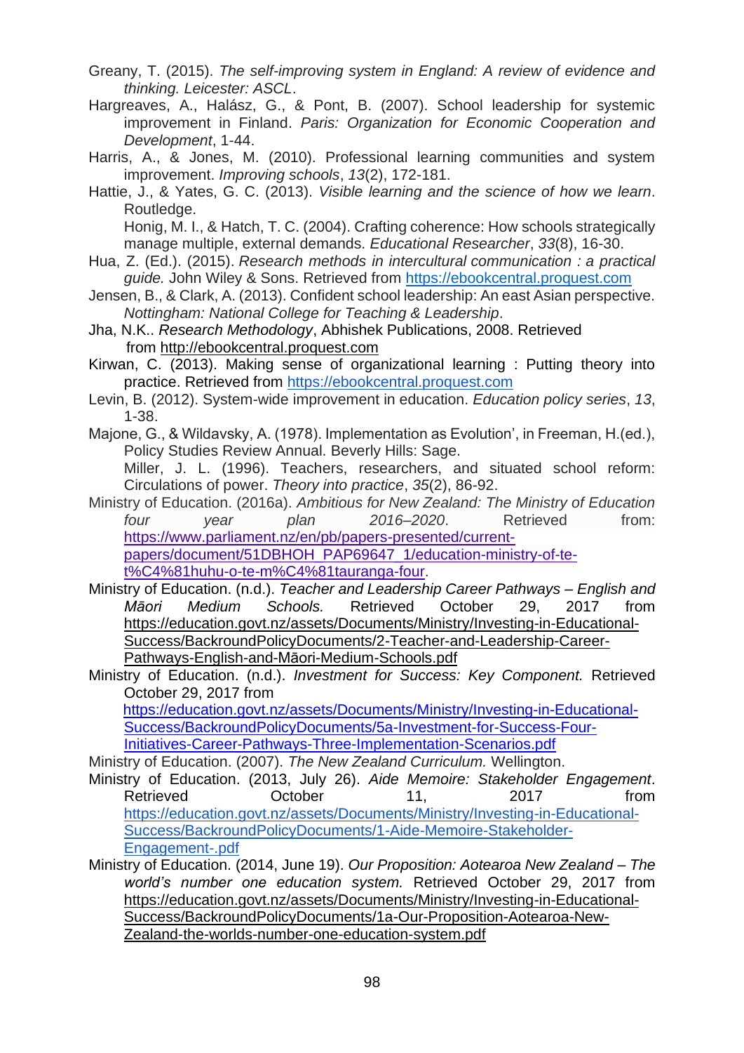Greany, T. (2015). *The self-improving system in England: A review of evidence and thinking. Leicester: ASCL*.

Hargreaves, A., Halász, G., & Pont, B. (2007). School leadership for systemic improvement in Finland. *Paris: Organization for Economic Cooperation and Development*, 1-44.

Harris, A., & Jones, M. (2010). Professional learning communities and system improvement. *Improving schools*, *13*(2), 172-181.

Hattie, J., & Yates, G. C. (2013). *Visible learning and the science of how we learn*. Routledge.

Honig, M. I., & Hatch, T. C. (2004). Crafting coherence: How schools strategically manage multiple, external demands. *Educational Researcher*, *33*(8), 16-30.

Hua, Z. (Ed.). (2015). *Research methods in intercultural communication : a practical guide.* John Wiley & Sons. Retrieved from https://ebookcentral.proquest.com

Jensen, B., & Clark, A. (2013). Confident school leadership: An east Asian perspective. *Nottingham: National College for Teaching & Leadership*.

Jha, N.K.. *Research Methodology*, Abhishek Publications, 2008. Retrieved from http://ebookcentral.proquest.com

Kirwan, C. (2013). Making sense of organizational learning : Putting theory into practice. Retrieved from https://ebookcentral.proquest.com

Levin, B. (2012). System-wide improvement in education. *Education policy series*, *13*, 1-38.

Majone, G., & Wildavsky, A. (1978). Implementation as Evolution', in Freeman, H.(ed.), Policy Studies Review Annual. Beverly Hills: Sage.

Miller, J. L. (1996). Teachers, researchers, and situated school reform: Circulations of power. *Theory into practice*, *35*(2), 86-92.

Ministry of Education. (2016a). *Ambitious for New Zealand: The Ministry of Education four year plan 2016–2020*. Retrieved from: https://www.parliament.nz/en/pb/papers-presented/current-papers/document/51DBHOH_PAP69647_1/education-ministry-of-te-t%C4%81huhu-o-te-m%C4%81tauranga-four.

Ministry of Education. (n.d.). *Teacher and Leadership Career Pathways – English and Māori Medium Schools.* Retrieved October 29, 2017 from https://education.govt.nz/assets/Documents/Ministry/Investing-in-Educational-Success/BackroundPolicyDocuments/2-Teacher-and-Leadership-Career-Pathways-English-and-Māori-Medium-Schools.pdf

Ministry of Education. (n.d.). *Investment for Success: Key Component.* Retrieved October 29, 2017 from https://education.govt.nz/assets/Documents/Ministry/Investing-in-Educational-Success/BackroundPolicyDocuments/5a-Investment-for-Success-Four-Initiatives-Career-Pathways-Three-Implementation-Scenarios.pdf

Ministry of Education. (2007). *The New Zealand Curriculum.* Wellington.

Ministry of Education. (2013, July 26). *Aide Memoire: Stakeholder Engagement*. Retrieved October 11, 2017 from https://education.govt.nz/assets/Documents/Ministry/Investing-in-Educational-Success/BackroundPolicyDocuments/1-Aide-Memoire-Stakeholder-Engagement-.pdf

Ministry of Education. (2014, June 19). *Our Proposition: Aotearoa New Zealand – The world's number one education system.* Retrieved October 29, 2017 from https://education.govt.nz/assets/Documents/Ministry/Investing-in-Educational-Success/BackroundPolicyDocuments/1a-Our-Proposition-Aotearoa-New-Zealand-the-worlds-number-one-education-system.pdf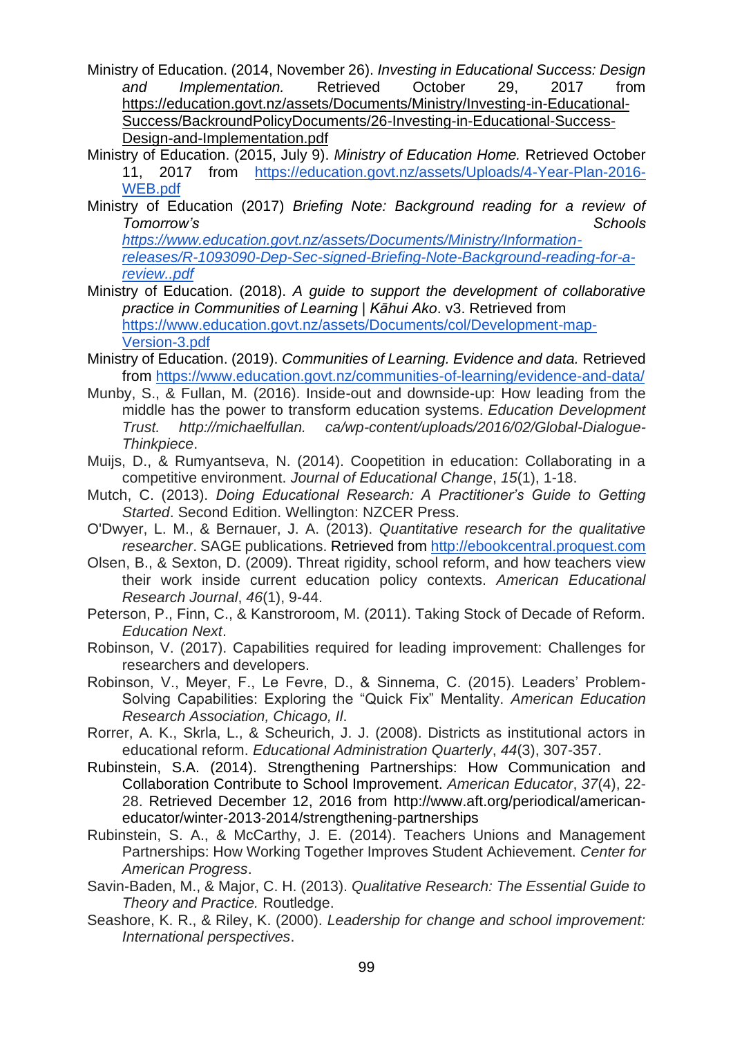Ministry of Education. (2014, November 26). *Investing in Educational Success: Design and Implementation.* Retrieved October 29, 2017 from https://education.govt.nz/assets/Documents/Ministry/Investing-in-Educational-Success/BackroundPolicyDocuments/26-Investing-in-Educational-Success-Design-and-Implementation.pdf

Ministry of Education. (2015, July 9). *Ministry of Education Home.* Retrieved October 11, 2017 from https://education.govt.nz/assets/Uploads/4-Year-Plan-2016-WEB.pdf

Ministry of Education (2017) *Briefing Note: Background reading for a review of Tomorrow's Schools* *https://www.education.govt.nz/assets/Documents/Ministry/Information-releases/R-1093090-Dep-Sec-signed-Briefing-Note-Background-reading-for-a-review..pdf*

Ministry of Education. (2018). *A guide to support the development of collaborative practice in Communities of Learning | Kāhui Ako*. v3. Retrieved from https://www.education.govt.nz/assets/Documents/col/Development-map-Version-3.pdf

Ministry of Education. (2019). *Communities of Learning. Evidence and data.* Retrieved from https://www.education.govt.nz/communities-of-learning/evidence-and-data/

Munby, S., & Fullan, M. (2016). Inside-out and downside-up: How leading from the middle has the power to transform education systems. *Education Development Trust. http://michaelfullan. ca/wp-content/uploads/2016/02/Global-Dialogue-Thinkpiece*.

Muijs, D., & Rumyantseva, N. (2014). Coopetition in education: Collaborating in a competitive environment. *Journal of Educational Change*, *15*(1), 1-18.

Mutch, C. (2013). *Doing Educational Research: A Practitioner's Guide to Getting Started*. Second Edition. Wellington: NZCER Press.

O'Dwyer, L. M., & Bernauer, J. A. (2013). *Quantitative research for the qualitative researcher*. SAGE publications. Retrieved from http://ebookcentral.proquest.com

Olsen, B., & Sexton, D. (2009). Threat rigidity, school reform, and how teachers view their work inside current education policy contexts. *American Educational Research Journal*, *46*(1), 9-44.

Peterson, P., Finn, C., & Kanstroroom, M. (2011). Taking Stock of Decade of Reform. *Education Next*.

Robinson, V. (2017). Capabilities required for leading improvement: Challenges for researchers and developers.

Robinson, V., Meyer, F., Le Fevre, D., & Sinnema, C. (2015). Leaders' Problem-Solving Capabilities: Exploring the "Quick Fix" Mentality. *American Education Research Association, Chicago, Il*.

Rorrer, A. K., Skrla, L., & Scheurich, J. J. (2008). Districts as institutional actors in educational reform. *Educational Administration Quarterly*, *44*(3), 307-357.

Rubinstein, S.A. (2014). Strengthening Partnerships: How Communication and Collaboration Contribute to School Improvement. *American Educator*, *37*(4), 22-28. Retrieved December 12, 2016 from http://www.aft.org/periodical/american-educator/winter-2013-2014/strengthening-partnerships

Rubinstein, S. A., & McCarthy, J. E. (2014). Teachers Unions and Management Partnerships: How Working Together Improves Student Achievement. *Center for American Progress*.

Savin-Baden, M., & Major, C. H. (2013). *Qualitative Research: The Essential Guide to Theory and Practice.* Routledge.

Seashore, K. R., & Riley, K. (2000). *Leadership for change and school improvement: International perspectives*.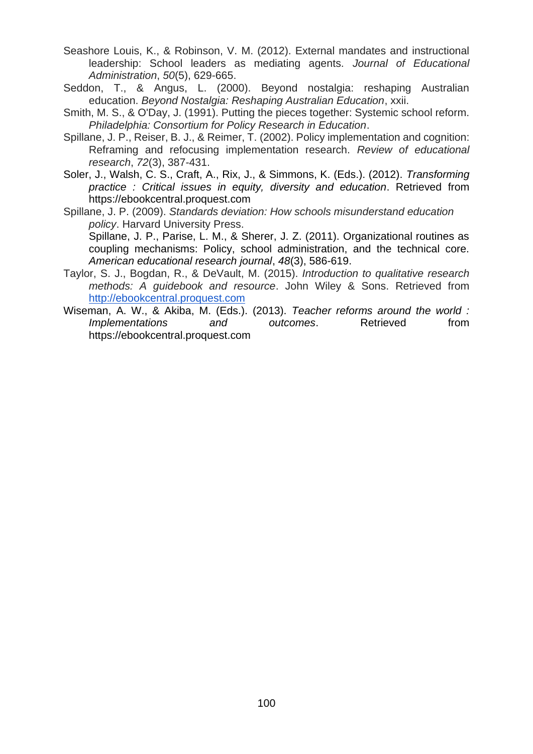Seashore Louis, K., & Robinson, V. M. (2012). External mandates and instructional leadership: School leaders as mediating agents. *Journal of Educational Administration*, *50*(5), 629-665.

Seddon, T., & Angus, L. (2000). Beyond nostalgia: reshaping Australian education. *Beyond Nostalgia: Reshaping Australian Education*, xxii.

Smith, M. S., & O'Day, J. (1991). Putting the pieces together: Systemic school reform. *Philadelphia: Consortium for Policy Research in Education*.

Spillane, J. P., Reiser, B. J., & Reimer, T. (2002). Policy implementation and cognition: Reframing and refocusing implementation research. *Review of educational research*, *72*(3), 387-431.

Soler, J., Walsh, C. S., Craft, A., Rix, J., & Simmons, K. (Eds.). (2012). *Transforming practice : Critical issues in equity, diversity and education*. Retrieved from https://ebookcentral.proquest.com

Spillane, J. P. (2009). *Standards deviation: How schools misunderstand education policy*. Harvard University Press.

Spillane, J. P., Parise, L. M., & Sherer, J. Z. (2011). Organizational routines as coupling mechanisms: Policy, school administration, and the technical core. *American educational research journal*, *48*(3), 586-619.

Taylor, S. J., Bogdan, R., & DeVault, M. (2015). *Introduction to qualitative research methods: A guidebook and resource*. John Wiley & Sons. Retrieved from http://ebookcentral.proquest.com

Wiseman, A. W., & Akiba, M. (Eds.). (2013). *Teacher reforms around the world : Implementations and outcomes*. Retrieved from https://ebookcentral.proquest.com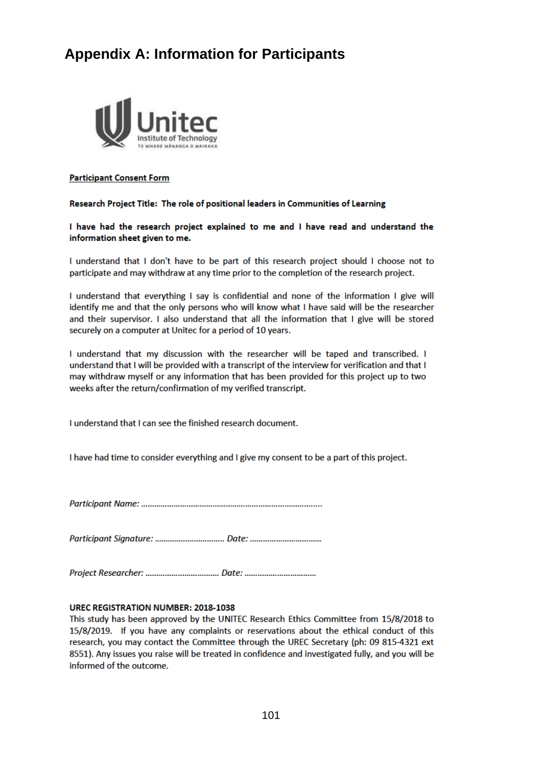## Appendix A: Information for Participants

**Participant Consent Form**

**Research Project Title: The role of positional leaders in Communities of Learning**

**I have had the research project explained to me and I have read and understand the information sheet given to me.**

I understand that I don't have to be part of this research project should I choose not to participate and may withdraw at any time prior to the completion of the research project.

I understand that everything I say is confidential and none of the information I give will identify me and that the only persons who will know what I have said will be the researcher and their supervisor. I also understand that all the information that I give will be stored securely on a computer at Unitec for a period of 10 years.

I understand that my discussion with the researcher will be taped and transcribed. I understand that I will be provided with a transcript of the interview for verification and that I may withdraw myself or any information that has been provided for this project up to two weeks after the return/confirmation of my verified transcript.

I understand that I can see the finished research document.

I have had time to consider everything and I give my consent to be a part of this project.

*Participant Name:* ………………………………………………………………………..

*Participant Signature:* ……………………………. *Date:* ……………………………

*Project Researcher:* …………………………….. *Date:* ……………………………

**UREC REGISTRATION NUMBER: 2018-1038**

This study has been approved by the UNITEC Research Ethics Committee from 15/8/2018 to 15/8/2019. If you have any complaints or reservations about the ethical conduct of this research, you may contact the Committee through the UREC Secretary (ph: 09 815-4321 ext 8551). Any issues you raise will be treated in confidence and investigated fully, and you will be informed of the outcome.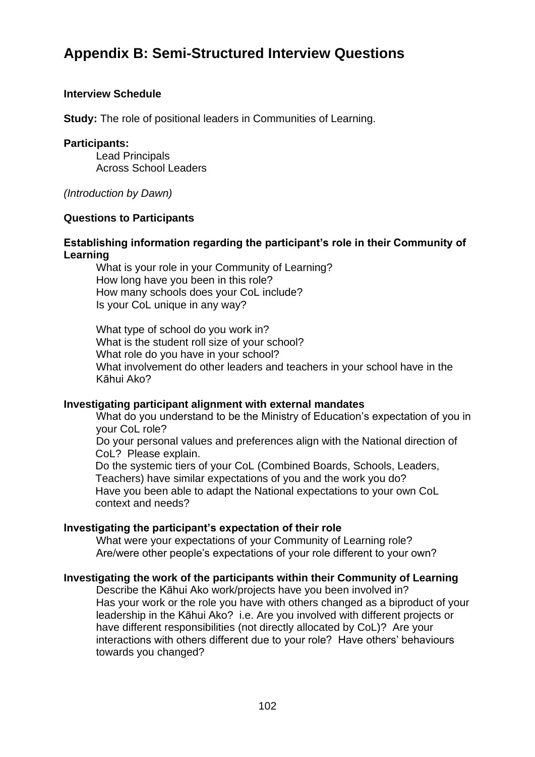# Appendix B: Semi-Structured Interview Questions

**Interview Schedule**

**Study:** The role of positional leaders in Communities of Learning.

**Participants:**

Lead Principals
Across School Leaders

*(Introduction by Dawn)*

**Questions to Participants**

**Establishing information regarding the participant's role in their Community of Learning**

What is your role in your Community of Learning?
How long have you been in this role?
How many schools does your CoL include?
Is your CoL unique in any way?

What type of school do you work in?
What is the student roll size of your school?
What role do you have in your school?
What involvement do other leaders and teachers in your school have in the Kāhui Ako?

**Investigating participant alignment with external mandates**

What do you understand to be the Ministry of Education's expectation of you in your CoL role?
Do your personal values and preferences align with the National direction of CoL? Please explain.
Do the systemic tiers of your CoL (Combined Boards, Schools, Leaders, Teachers) have similar expectations of you and the work you do?
Have you been able to adapt the National expectations to your own CoL context and needs?

**Investigating the participant's expectation of their role**

What were your expectations of your Community of Learning role?
Are/were other people's expectations of your role different to your own?

**Investigating the work of the participants within their Community of Learning**

Describe the Kāhui Ako work/projects have you been involved in?
Has your work or the role you have with others changed as a biproduct of your leadership in the Kāhui Ako? i.e. Are you involved with different projects or have different responsibilities (not directly allocated by CoL)? Are your interactions with others different due to your role? Have others' behaviours towards you changed?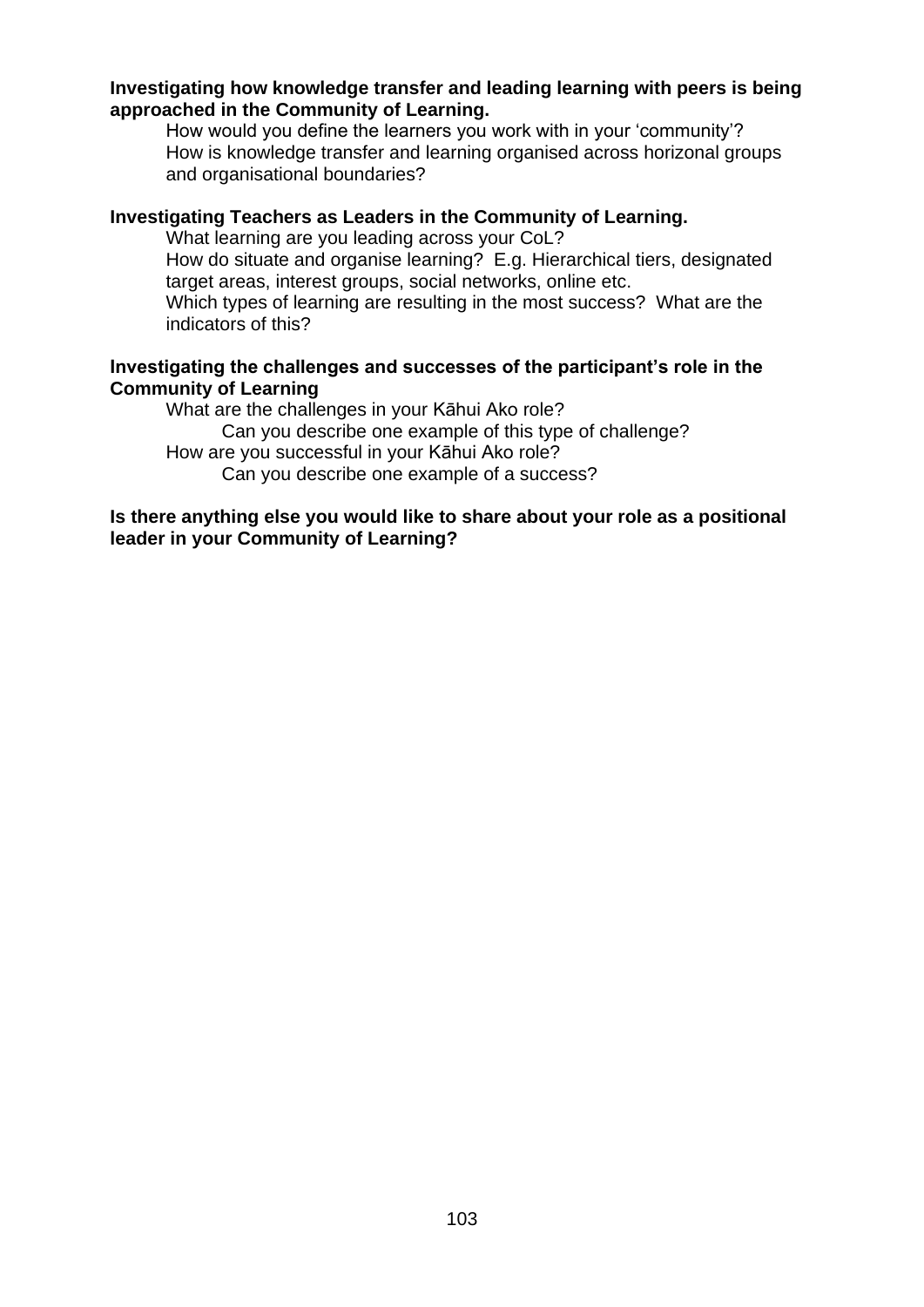**Investigating how knowledge transfer and leading learning with peers is being approached in the Community of Learning.**

How would you define the learners you work with in your 'community'?
How is knowledge transfer and learning organised across horizonal groups and organisational boundaries?

**Investigating Teachers as Leaders in the Community of Learning.**

What learning are you leading across your CoL?
How do situate and organise learning? E.g. Hierarchical tiers, designated target areas, interest groups, social networks, online etc.
Which types of learning are resulting in the most success? What are the indicators of this?

**Investigating the challenges and successes of the participant's role in the Community of Learning**

What are the challenges in your Kāhui Ako role?
- Can you describe one example of this type of challenge?

How are you successful in your Kāhui Ako role?
- Can you describe one example of a success?

**Is there anything else you would like to share about your role as a positional leader in your Community of Learning?**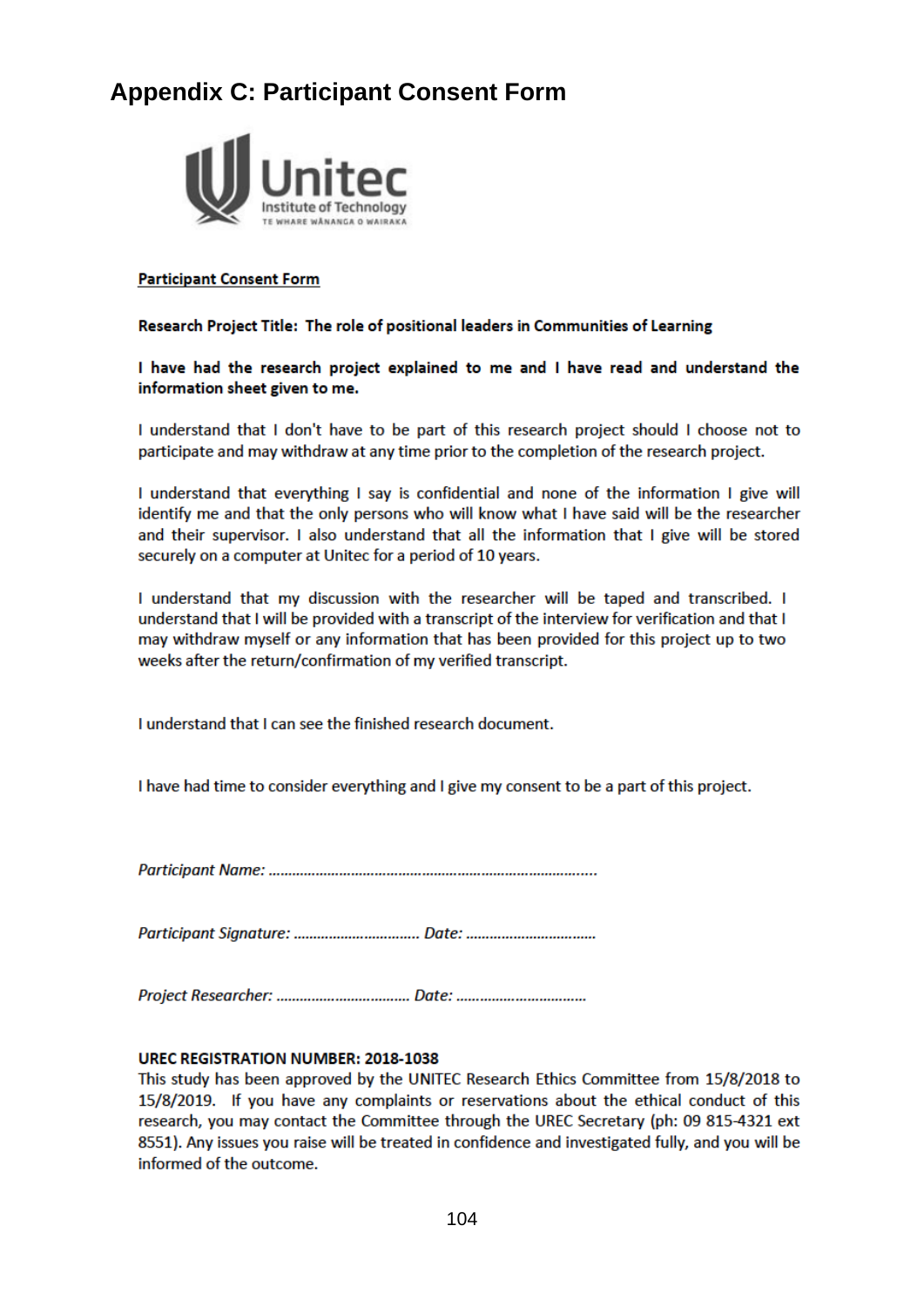# Appendix C: Participant Consent Form

Unitec
Institute of Technology
TE WHARE WĀNANGA O WAIRAKA

**Participant Consent Form**

**Research Project Title: The role of positional leaders in Communities of Learning**

**I have had the research project explained to me and I have read and understand the information sheet given to me.**

I understand that I don't have to be part of this research project should I choose not to participate and may withdraw at any time prior to the completion of the research project.

I understand that everything I say is confidential and none of the information I give will identify me and that the only persons who will know what I have said will be the researcher and their supervisor. I also understand that all the information that I give will be stored securely on a computer at Unitec for a period of 10 years.

I understand that my discussion with the researcher will be taped and transcribed. I understand that I will be provided with a transcript of the interview for verification and that I may withdraw myself or any information that has been provided for this project up to two weeks after the return/confirmation of my verified transcript.

I understand that I can see the finished research document.

I have had time to consider everything and I give my consent to be a part of this project.

*Participant Name: ..............................................................................*

*Participant Signature: ............................... Date: ...............................*

*Project Researcher: ................................ Date: ...............................*

**UREC REGISTRATION NUMBER: 2018-1038**

This study has been approved by the UNITEC Research Ethics Committee from 15/8/2018 to 15/8/2019. If you have any complaints or reservations about the ethical conduct of this research, you may contact the Committee through the UREC Secretary (ph: 09 815-4321 ext 8551). Any issues you raise will be treated in confidence and investigated fully, and you will be informed of the outcome.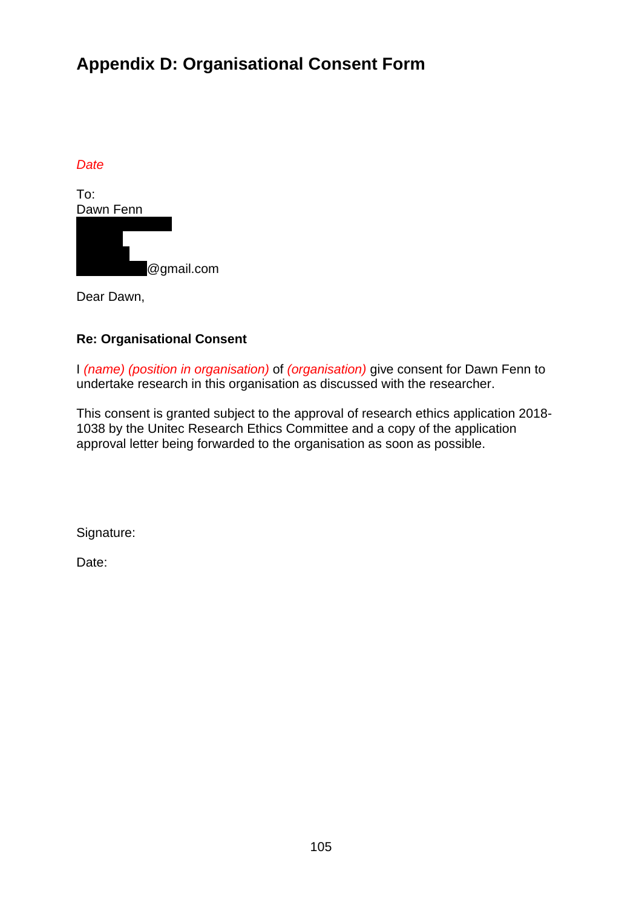# Appendix D: Organisational Consent Form

*Date*

To:
Dawn Fenn

@gmail.com

Dear Dawn,

**Re: Organisational Consent**

I *(name) (position in organisation)* of *(organisation)* give consent for Dawn Fenn to undertake research in this organisation as discussed with the researcher.

This consent is granted subject to the approval of research ethics application 2018-1038 by the Unitec Research Ethics Committee and a copy of the application approval letter being forwarded to the organisation as soon as possible.

Signature:

Date: